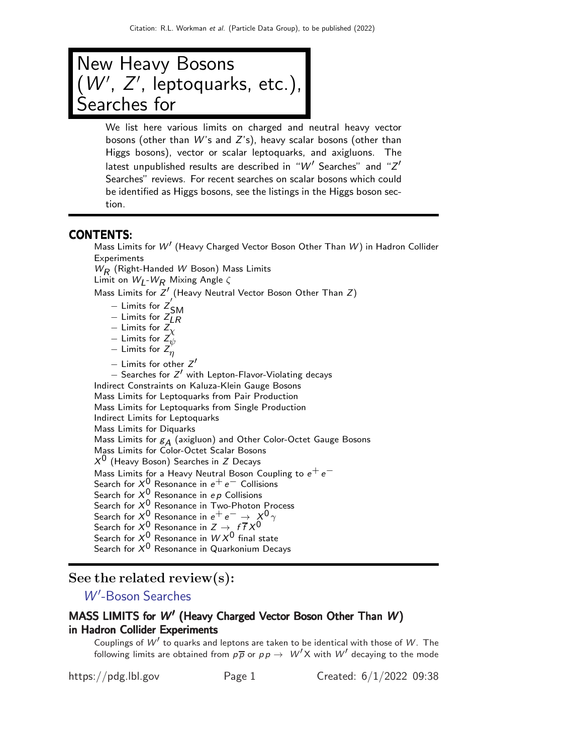# New Heavy Bosons ($W'$, $Z'$, leptoquarks, etc.), Searches for

We list here various limits on charged and neutral heavy vector bosons (other than $W$'s and $Z$'s), heavy scalar bosons (other than Higgs bosons), vector or scalar leptoquarks, and axigluons. The latest unpublished results are described in "$W'$ Searches" and "$Z'$ Searches" reviews. For recent searches on scalar bosons which could be identified as Higgs bosons, see the listings in the Higgs boson section.

## CONTENTS:

- Mass Limits for $W'$ (Heavy Charged Vector Boson Other Than $W$) in Hadron Collider Experiments
- $W_R$ (Right-Handed $W$ Boson) Mass Limits
- Limit on $W_L$-$W_R$ Mixing Angle $\zeta$
- Mass Limits for $Z'$ (Heavy Neutral Vector Boson Other Than $Z$)
  - Limits for $Z'_{SM}$
  - Limits for $Z_{LR}$
  - Limits for $Z_\chi$
  - Limits for $Z_\psi$
  - Limits for $Z_\eta$
  - Limits for other $Z'$
  - Searches for $Z'$ with Lepton-Flavor-Violating decays
- Indirect Constraints on Kaluza-Klein Gauge Bosons
- Mass Limits for Leptoquarks from Pair Production
- Mass Limits for Leptoquarks from Single Production
- Indirect Limits for Leptoquarks
- Mass Limits for Diquarks
- Mass Limits for $g_A$ (axigluon) and Other Color-Octet Gauge Bosons
- Mass Limits for Color-Octet Scalar Bosons
- $X^0$ (Heavy Boson) Searches in $Z$ Decays
- Mass Limits for a Heavy Neutral Boson Coupling to $e^+e^-$
- Search for $X^0$ Resonance in $e^+e^-$ Collisions
- Search for $X^0$ Resonance in $ep$ Collisions
- Search for $X^0$ Resonance in Two-Photon Process
- Search for $X^0$ Resonance in $e^+e^- \rightarrow X^0\gamma$
- Search for $X^0$ Resonance in $Z \rightarrow f\overline{f}X^0$
- Search for $X^0$ Resonance in $WX^0$ final state
- Search for $X^0$ Resonance in Quarkonium Decays

## See the related review(s):

$W'$-Boson Searches

### MASS LIMITS for $W'$ (Heavy Charged Vector Boson Other Than $W$) in Hadron Collider Experiments

Couplings of $W'$ to quarks and leptons are taken to be identical with those of $W$. The following limits are obtained from $p\overline{p}$ or $pp \rightarrow W'X$ with $W'$ decaying to the mode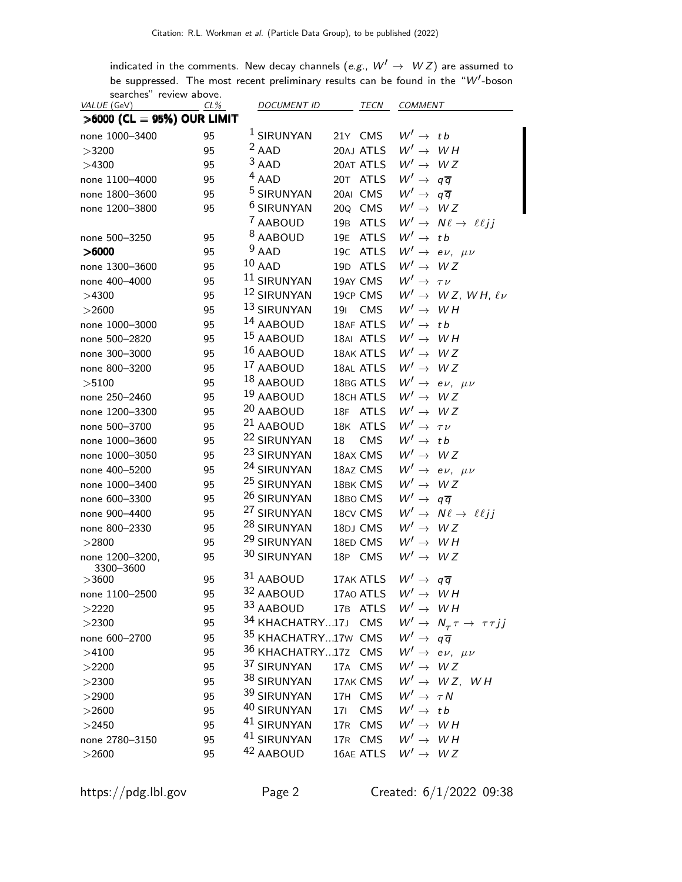indicated in the comments. New decay channels (*e.g.*, $W' \to WZ$) are assumed to be suppressed. The most recent preliminary results can be found in the "$W'$-boson searches" review above.

| VALUE (GeV) | CL% | DOCUMENT ID | | TECN | COMMENT |
|---|---|---|---|---|---|
| **>6000 (CL = 95%) OUR LIMIT** | | | | | |
| none 1000–3400 | 95 | [1] SIRUNYAN | 21Y | CMS | $W' \to tb$ |
| >3200 | 95 | [2] AAD | 20AJ | ATLS | $W' \to WH$ |
| >4300 | 95 | [3] AAD | 20AT | ATLS | $W' \to WZ$ |
| none 1100–4000 | 95 | [4] AAD | 20T | ATLS | $W' \to q\overline{q}$ |
| none 1800–3600 | 95 | [5] SIRUNYAN | 20AI | CMS | $W' \to q\overline{q}$ |
| none 1200–3800 | 95 | [6] SIRUNYAN | 20Q | CMS | $W' \to WZ$ |
| | | [7] AABOUD | 19B | ATLS | $W' \to N\ell \to \ell\ell jj$ |
| none 500–3250 | 95 | [8] AABOUD | 19E | ATLS | $W' \to tb$ |
| **>6000** | 95 | [9] AAD | 19C | ATLS | $W' \to e\nu,\ \mu\nu$ |
| none 1300–3600 | 95 | [10] AAD | 19D | ATLS | $W' \to WZ$ |
| none 400–4000 | 95 | [11] SIRUNYAN | 19AY | CMS | $W' \to \tau\nu$ |
| >4300 | 95 | [12] SIRUNYAN | 19CP | CMS | $W' \to WZ,\ WH,\ \ell\nu$ |
| >2600 | 95 | [13] SIRUNYAN | 19I | CMS | $W' \to WH$ |
| none 1000–3000 | 95 | [14] AABOUD | 18AF | ATLS | $W' \to tb$ |
| none 500–2820 | 95 | [15] AABOUD | 18AI | ATLS | $W' \to WH$ |
| none 300–3000 | 95 | [16] AABOUD | 18AK | ATLS | $W' \to WZ$ |
| none 800–3200 | 95 | [17] AABOUD | 18AL | ATLS | $W' \to WZ$ |
| >5100 | 95 | [18] AABOUD | 18BG | ATLS | $W' \to e\nu,\ \mu\nu$ |
| none 250–2460 | 95 | [19] AABOUD | 18CH | ATLS | $W' \to WZ$ |
| none 1200–3300 | 95 | [20] AABOUD | 18F | ATLS | $W' \to WZ$ |
| none 500–3700 | 95 | [21] AABOUD | 18K | ATLS | $W' \to \tau\nu$ |
| none 1000–3600 | 95 | [22] SIRUNYAN | 18 | CMS | $W' \to tb$ |
| none 1000–3050 | 95 | [23] SIRUNYAN | 18AX | CMS | $W' \to WZ$ |
| none 400–5200 | 95 | [24] SIRUNYAN | 18AZ | CMS | $W' \to e\nu,\ \mu\nu$ |
| none 1000–3400 | 95 | [25] SIRUNYAN | 18BK | CMS | $W' \to WZ$ |
| none 600–3300 | 95 | [26] SIRUNYAN | 18BO | CMS | $W' \to q\overline{q}$ |
| none 900–4400 | 95 | [27] SIRUNYAN | 18CV | CMS | $W' \to N\ell \to \ell\ell jj$ |
| none 800–2330 | 95 | [28] SIRUNYAN | 18DJ | CMS | $W' \to WZ$ |
| >2800 | 95 | [29] SIRUNYAN | 18ED | CMS | $W' \to WH$ |
| none 1200–3200, 3300–3600 | 95 | [30] SIRUNYAN | 18P | CMS | $W' \to WZ$ |
| >3600 | 95 | [31] AABOUD | 17AK | ATLS | $W' \to q\overline{q}$ |
| none 1100–2500 | 95 | [32] AABOUD | 17AO | ATLS | $W' \to WH$ |
| >2220 | 95 | [33] AABOUD | 17B | ATLS | $W' \to WH$ |
| >2300 | 95 | [34] KHACHATRY... | 17J | CMS | $W' \to N_\tau \tau \to \tau\tau jj$ |
| none 600–2700 | 95 | [35] KHACHATRY... | 17W | CMS | $W' \to q\overline{q}$ |
| >4100 | 95 | [36] KHACHATRY... | 17Z | CMS | $W' \to e\nu,\ \mu\nu$ |
| >2200 | 95 | [37] SIRUNYAN | 17A | CMS | $W' \to WZ$ |
| >2300 | 95 | [38] SIRUNYAN | 17AK | CMS | $W' \to WZ,\ WH$ |
| >2900 | 95 | [39] SIRUNYAN | 17H | CMS | $W' \to \tau N$ |
| >2600 | 95 | [40] SIRUNYAN | 17I | CMS | $W' \to tb$ |
| >2450 | 95 | [41] SIRUNYAN | 17R | CMS | $W' \to WH$ |
| none 2780–3150 | 95 | [41] SIRUNYAN | 17R | CMS | $W' \to WH$ |
| >2600 | 95 | [42] AABOUD | 16AE | ATLS | $W' \to WZ$ |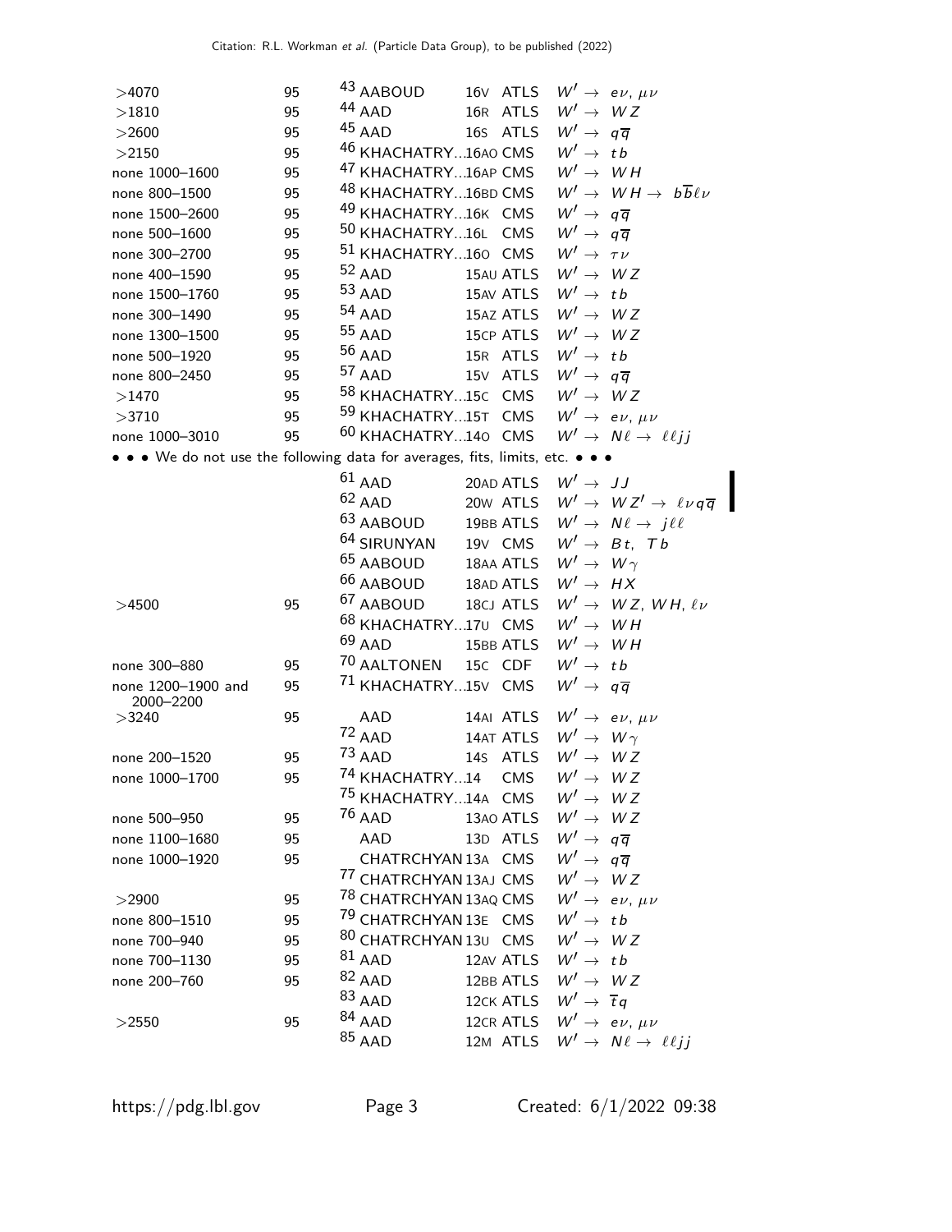| | | | | | |
|---|---|---|---|---|---|
| >4070 | 95 | [43] AABOUD | 16V | ATLS | $W' \to e\nu,\ \mu\nu$ |
| >1810 | 95 | [44] AAD | 16R | ATLS | $W' \to WZ$ |
| >2600 | 95 | [45] AAD | 16S | ATLS | $W' \to q\overline{q}$ |
| >2150 | 95 | [46] KHACHATRY...16AO | | CMS | $W' \to tb$ |
| none 1000–1600 | 95 | [47] KHACHATRY...16AP | | CMS | $W' \to WH$ |
| none 800–1500 | 95 | [48] KHACHATRY...16BD | | CMS | $W' \to WH \to b\overline{b}\ell\nu$ |
| none 1500–2600 | 95 | [49] KHACHATRY...16K | | CMS | $W' \to q\overline{q}$ |
| none 500–1600 | 95 | [50] KHACHATRY...16L | | CMS | $W' \to q\overline{q}$ |
| none 300–2700 | 95 | [51] KHACHATRY...16O | | CMS | $W' \to \tau\nu$ |
| none 400–1590 | 95 | [52] AAD | 15AU | ATLS | $W' \to WZ$ |
| none 1500–1760 | 95 | [53] AAD | 15AV | ATLS | $W' \to tb$ |
| none 300–1490 | 95 | [54] AAD | 15AZ | ATLS | $W' \to WZ$ |
| none 1300–1500 | 95 | [55] AAD | 15CP | ATLS | $W' \to WZ$ |
| none 500–1920 | 95 | [56] AAD | 15R | ATLS | $W' \to tb$ |
| none 800–2450 | 95 | [57] AAD | 15V | ATLS | $W' \to q\overline{q}$ |
| >1470 | 95 | [58] KHACHATRY...15C | | CMS | $W' \to WZ$ |
| >3710 | 95 | [59] KHACHATRY...15T | | CMS | $W' \to e\nu,\ \mu\nu$ |
| none 1000–3010 | 95 | [60] KHACHATRY...14O | | CMS | $W' \to N\ell \to \ell\ell jj$ |

• • • We do not use the following data for averages, fits, limits, etc. • • •

| | | | | | |
|---|---|---|---|---|---|
| | | [61] AAD | 20AD | ATLS | $W' \to JJ$ |
| | | [62] AAD | 20W | ATLS | $W' \to WZ' \to \ell\nu q\overline{q}$ |
| | | [63] AABOUD | 19BB | ATLS | $W' \to N\ell \to j\ell\ell$ |
| | | [64] SIRUNYAN | 19V | CMS | $W' \to Bt,\ Tb$ |
| | | [65] AABOUD | 18AA | ATLS | $W' \to W\gamma$ |
| | | [66] AABOUD | 18AD | ATLS | $W' \to HX$ |
| >4500 | 95 | [67] AABOUD | 18CJ | ATLS | $W' \to WZ,\ WH,\ \ell\nu$ |
| | | [68] KHACHATRY...17U | | CMS | $W' \to WH$ |
| | | [69] AAD | 15BB | ATLS | $W' \to WH$ |
| none 300–880 | 95 | [70] AALTONEN | 15C | CDF | $W' \to tb$ |
| none 1200–1900 and 2000–2200 | 95 | [71] KHACHATRY...15V | | CMS | $W' \to q\overline{q}$ |
| >3240 | 95 | AAD | 14AI | ATLS | $W' \to e\nu,\ \mu\nu$ |
| | | [72] AAD | 14AT | ATLS | $W' \to W\gamma$ |
| none 200–1520 | 95 | [73] AAD | 14S | ATLS | $W' \to WZ$ |
| none 1000–1700 | 95 | [74] KHACHATRY...14 | | CMS | $W' \to WZ$ |
| | | [75] KHACHATRY...14A | | CMS | $W' \to WZ$ |
| none 500–950 | 95 | [76] AAD | 13AO | ATLS | $W' \to WZ$ |
| none 1100–1680 | 95 | AAD | 13D | ATLS | $W' \to q\overline{q}$ |
| none 1000–1920 | 95 | CHATRCHYAN | 13A | CMS | $W' \to q\overline{q}$ |
| | | [77] CHATRCHYAN | 13AJ | CMS | $W' \to WZ$ |
| >2900 | 95 | [78] CHATRCHYAN | 13AQ | CMS | $W' \to e\nu,\ \mu\nu$ |
| none 800–1510 | 95 | [79] CHATRCHYAN | 13E | CMS | $W' \to tb$ |
| none 700–940 | 95 | [80] CHATRCHYAN | 13U | CMS | $W' \to WZ$ |
| none 700–1130 | 95 | [81] AAD | 12AV | ATLS | $W' \to tb$ |
| none 200–760 | 95 | [82] AAD | 12BB | ATLS | $W' \to WZ$ |
| | | [83] AAD | 12CK | ATLS | $W' \to \overline{t}q$ |
| >2550 | 95 | [84] AAD | 12CR | ATLS | $W' \to e\nu,\ \mu\nu$ |
| | | [85] AAD | 12M | ATLS | $W' \to N\ell \to \ell\ell jj$ |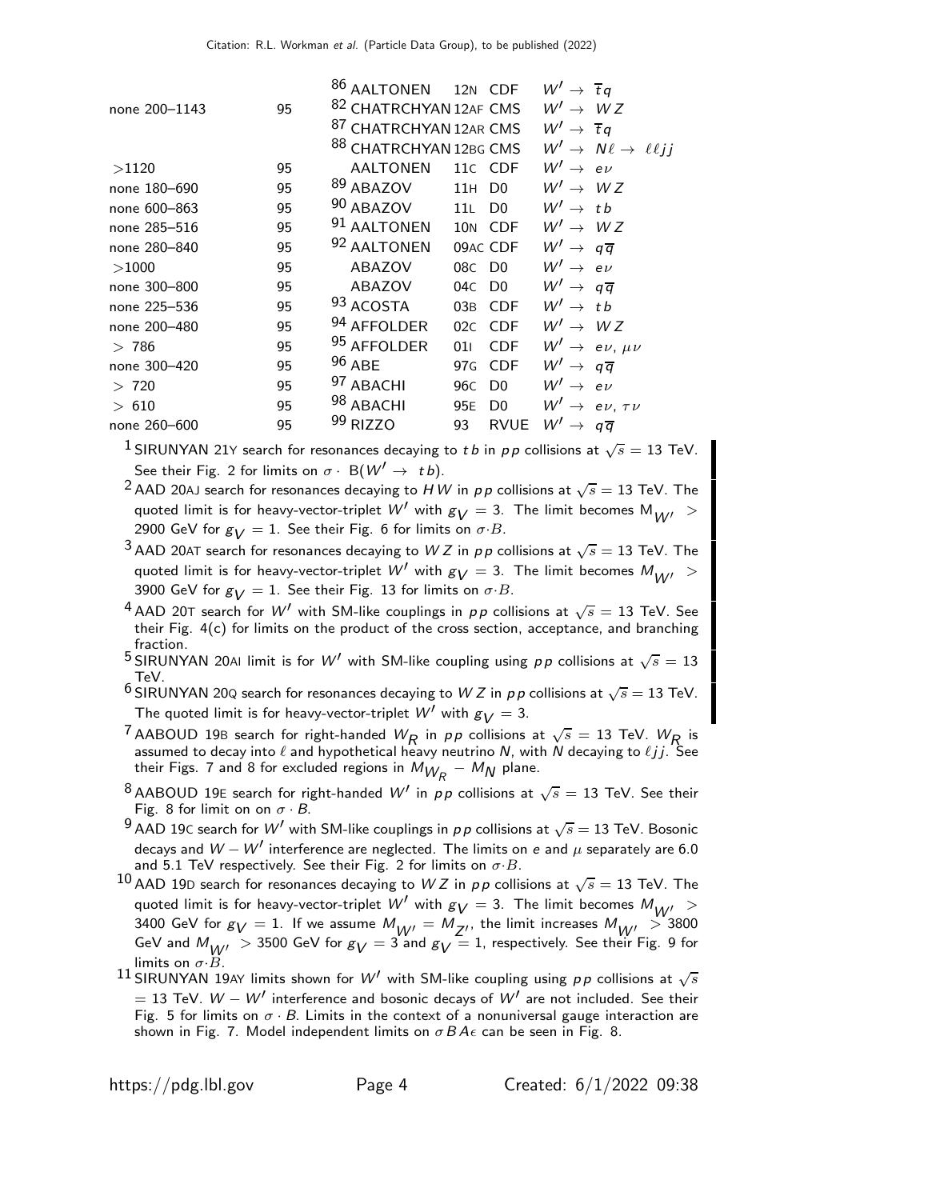| | | | | | |
|---|---|---|---|---|---|
| | | [86] AALTONEN | 12N | CDF | $W' \to \overline{t}q$ |
| none 200–1143 | 95 | [82] CHATRCHYAN | 12AF | CMS | $W' \to WZ$ |
| | | [87] CHATRCHYAN | 12AR | CMS | $W' \to \overline{t}q$ |
| | | [88] CHATRCHYAN | 12BG | CMS | $W' \to N\ell \to \ell\ell jj$ |
| >1120 | 95 | AALTONEN | 11C | CDF | $W' \to e\nu$ |
| none 180–690 | 95 | [89] ABAZOV | 11H | D0 | $W' \to WZ$ |
| none 600–863 | 95 | [90] ABAZOV | 11L | D0 | $W' \to tb$ |
| none 285–516 | 95 | [91] AALTONEN | 10N | CDF | $W' \to WZ$ |
| none 280–840 | 95 | [92] AALTONEN | 09AC | CDF | $W' \to q\overline{q}$ |
| >1000 | 95 | ABAZOV | 08C | D0 | $W' \to e\nu$ |
| none 300–800 | 95 | ABAZOV | 04C | D0 | $W' \to q\overline{q}$ |
| none 225–536 | 95 | [93] ACOSTA | 03B | CDF | $W' \to tb$ |
| none 200–480 | 95 | [94] AFFOLDER | 02C | CDF | $W' \to WZ$ |
| > 786 | 95 | [95] AFFOLDER | 01I | CDF | $W' \to e\nu,\ \mu\nu$ |
| none 300–420 | 95 | [96] ABE | 97G | CDF | $W' \to q\overline{q}$ |
| > 720 | 95 | [97] ABACHI | 96C | D0 | $W' \to e\nu$ |
| > 610 | 95 | [98] ABACHI | 95E | D0 | $W' \to e\nu,\ \tau\nu$ |
| none 260–600 | 95 | [99] RIZZO | 93 | RVUE | $W' \to q\overline{q}$ |

[1] SIRUNYAN 21Y search for resonances decaying to $tb$ in $pp$ collisions at $\sqrt{s} = 13$ TeV. See their Fig. 2 for limits on $\sigma \cdot$ B($W' \to tb$).

[2] AAD 20AJ search for resonances decaying to $HW$ in $pp$ collisions at $\sqrt{s} = 13$ TeV. The quoted limit is for heavy-vector-triplet $W'$ with $g_V = 3$. The limit becomes $M_{W'} >$ 2900 GeV for $g_V = 1$. See their Fig. 6 for limits on $\sigma{\cdot}B$.

[3] AAD 20AT search for resonances decaying to $WZ$ in $pp$ collisions at $\sqrt{s} = 13$ TeV. The quoted limit is for heavy-vector-triplet $W'$ with $g_V = 3$. The limit becomes $M_{W'} >$ 3900 GeV for $g_V = 1$. See their Fig. 13 for limits on $\sigma{\cdot}B$.

[4] AAD 20T search for $W'$ with SM-like couplings in $pp$ collisions at $\sqrt{s} = 13$ TeV. See their Fig. 4(c) for limits on the product of the cross section, acceptance, and branching fraction.

[5] SIRUNYAN 20AI limit is for $W'$ with SM-like coupling using $pp$ collisions at $\sqrt{s} = 13$ TeV.

[6] SIRUNYAN 20Q search for resonances decaying to $WZ$ in $pp$ collisions at $\sqrt{s} = 13$ TeV. The quoted limit is for heavy-vector-triplet $W'$ with $g_V = 3$.

[7] AABOUD 19B search for right-handed $W_R$ in $pp$ collisions at $\sqrt{s} = 13$ TeV. $W_R$ is assumed to decay into $\ell$ and hypothetical heavy neutrino $N$, with $N$ decaying to $\ell jj$. See their Figs. 7 and 8 for excluded regions in $M_{W_R} - M_N$ plane.

[8] AABOUD 19E search for right-handed $W'$ in $pp$ collisions at $\sqrt{s} = 13$ TeV. See their Fig. 8 for limit on on $\sigma \cdot B$.

[9] AAD 19C search for $W'$ with SM-like couplings in $pp$ collisions at $\sqrt{s} = 13$ TeV. Bosonic decays and $W - W'$ interference are neglected. The limits on $e$ and $\mu$ separately are 6.0 and 5.1 TeV respectively. See their Fig. 2 for limits on $\sigma{\cdot}B$.

[10] AAD 19D search for resonances decaying to $WZ$ in $pp$ collisions at $\sqrt{s} = 13$ TeV. The quoted limit is for heavy-vector-triplet $W'$ with $g_V = 3$. The limit becomes $M_{W'} >$ 3400 GeV for $g_V = 1$. If we assume $M_{W'} = M_{Z'}$, the limit increases $M_{W'} > 3800$ GeV and $M_{W'} > 3500$ GeV for $g_V = 3$ and $g_V = 1$, respectively. See their Fig. 9 for limits on $\sigma{\cdot}B$.

[11] SIRUNYAN 19AY limits shown for $W'$ with SM-like coupling using $pp$ collisions at $\sqrt{s} = 13$ TeV. $W - W'$ interference and bosonic decays of $W'$ are not included. See their Fig. 5 for limits on $\sigma \cdot B$. Limits in the context of a nonuniversal gauge interaction are shown in Fig. 7. Model independent limits on $\sigma B A \epsilon$ can be seen in Fig. 8.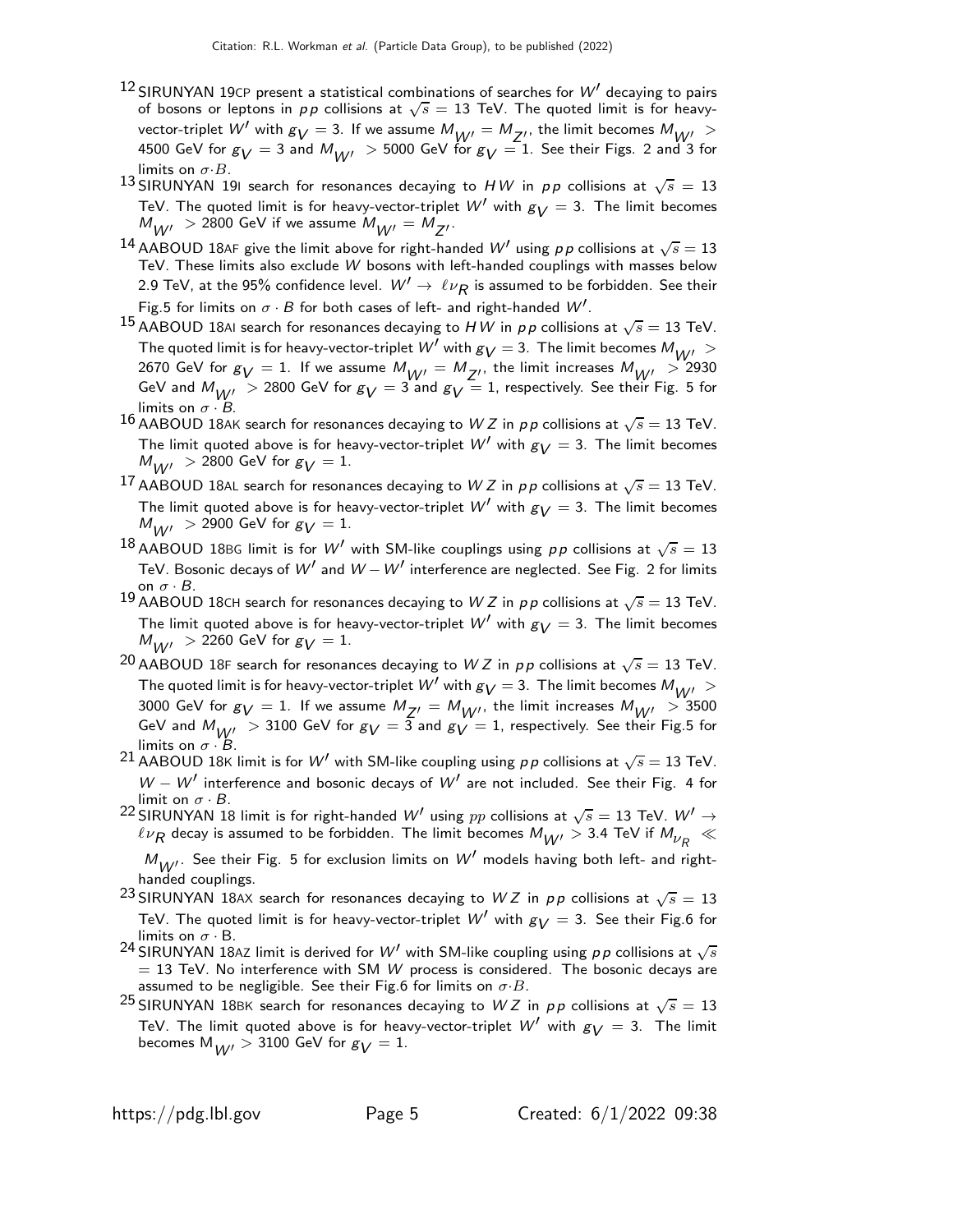[12] SIRUNYAN 19CP present a statistical combinations of searches for $W'$ decaying to pairs of bosons or leptons in $pp$ collisions at $\sqrt{s}$ = 13 TeV. The quoted limit is for heavy-vector-triplet $W'$ with $g_V = 3$. If we assume $M_{W'} = M_{Z'}$, the limit becomes $M_{W'} >$ 4500 GeV for $g_V = 3$ and $M_{W'} >$ 5000 GeV for $g_V = 1$. See their Figs. 2 and 3 for limits on $\sigma \cdot B$.

[13] SIRUNYAN 19I search for resonances decaying to $HW$ in $pp$ collisions at $\sqrt{s}$ = 13 TeV. The quoted limit is for heavy-vector-triplet $W'$ with $g_V = 3$. The limit becomes $M_{W'} >$ 2800 GeV if we assume $M_{W'} = M_{Z'}$.

[14] AABOUD 18AF give the limit above for right-handed $W'$ using $pp$ collisions at $\sqrt{s}$ = 13 TeV. These limits also exclude $W$ bosons with left-handed couplings with masses below 2.9 TeV, at the 95% confidence level. $W' \to \ell \nu_R$ is assumed to be forbidden. See their Fig.5 for limits on $\sigma \cdot B$ for both cases of left- and right-handed $W'$.

[15] AABOUD 18AI search for resonances decaying to $HW$ in $pp$ collisions at $\sqrt{s}$ = 13 TeV. The quoted limit is for heavy-vector-triplet $W'$ with $g_V = 3$. The limit becomes $M_{W'} >$ 2670 GeV for $g_V = 1$. If we assume $M_{W'} = M_{Z'}$, the limit increases $M_{W'} >$ 2930 GeV and $M_{W'} >$ 2800 GeV for $g_V = 3$ and $g_V = 1$, respectively. See their Fig. 5 for limits on $\sigma \cdot B$.

[16] AABOUD 18AK search for resonances decaying to $WZ$ in $pp$ collisions at $\sqrt{s}$ = 13 TeV. The limit quoted above is for heavy-vector-triplet $W'$ with $g_V = 3$. The limit becomes $M_{W'} >$ 2800 GeV for $g_V = 1$.

[17] AABOUD 18AL search for resonances decaying to $WZ$ in $pp$ collisions at $\sqrt{s}$ = 13 TeV. The limit quoted above is for heavy-vector-triplet $W'$ with $g_V = 3$. The limit becomes $M_{W'} >$ 2900 GeV for $g_V = 1$.

[18] AABOUD 18BG limit is for $W'$ with SM-like couplings using $pp$ collisions at $\sqrt{s}$ = 13 TeV. Bosonic decays of $W'$ and $W - W'$ interference are neglected. See Fig. 2 for limits on $\sigma \cdot B$.

[19] AABOUD 18CH search for resonances decaying to $WZ$ in $pp$ collisions at $\sqrt{s}$ = 13 TeV. The limit quoted above is for heavy-vector-triplet $W'$ with $g_V = 3$. The limit becomes $M_{W'} >$ 2260 GeV for $g_V = 1$.

[20] AABOUD 18F search for resonances decaying to $WZ$ in $pp$ collisions at $\sqrt{s}$ = 13 TeV. The quoted limit is for heavy-vector-triplet $W'$ with $g_V = 3$. The limit becomes $M_{W'} >$ 3000 GeV for $g_V = 1$. If we assume $M_{Z'} = M_{W'}$, the limit increases $M_{W'} >$ 3500 GeV and $M_{W'} >$ 3100 GeV for $g_V = 3$ and $g_V = 1$, respectively. See their Fig.5 for limits on $\sigma \cdot B$.

[21] AABOUD 18K limit is for $W'$ with SM-like coupling using $pp$ collisions at $\sqrt{s}$ = 13 TeV. $W - W'$ interference and bosonic decays of $W'$ are not included. See their Fig. 4 for limit on $\sigma \cdot B$.

[22] SIRUNYAN 18 limit is for right-handed $W'$ using $pp$ collisions at $\sqrt{s}$ = 13 TeV. $W' \to \ell \nu_R$ decay is assumed to be forbidden. The limit becomes $M_{W'} >$ 3.4 TeV if $M_{\nu_R} \ll M_{W'}$. See their Fig. 5 for exclusion limits on $W'$ models having both left- and right-handed couplings.

[23] SIRUNYAN 18AX search for resonances decaying to $WZ$ in $pp$ collisions at $\sqrt{s}$ = 13 TeV. The quoted limit is for heavy-vector-triplet $W'$ with $g_V = 3$. See their Fig.6 for limits on $\sigma \cdot$ B.

[24] SIRUNYAN 18AZ limit is derived for $W'$ with SM-like coupling using $pp$ collisions at $\sqrt{s}$ = 13 TeV. No interference with SM $W$ process is considered. The bosonic decays are assumed to be negligible. See their Fig.6 for limits on $\sigma \cdot B$.

[25] SIRUNYAN 18BK search for resonances decaying to $WZ$ in $pp$ collisions at $\sqrt{s}$ = 13 TeV. The limit quoted above is for heavy-vector-triplet $W'$ with $g_V = 3$. The limit becomes $M_{W'} >$ 3100 GeV for $g_V = 1$.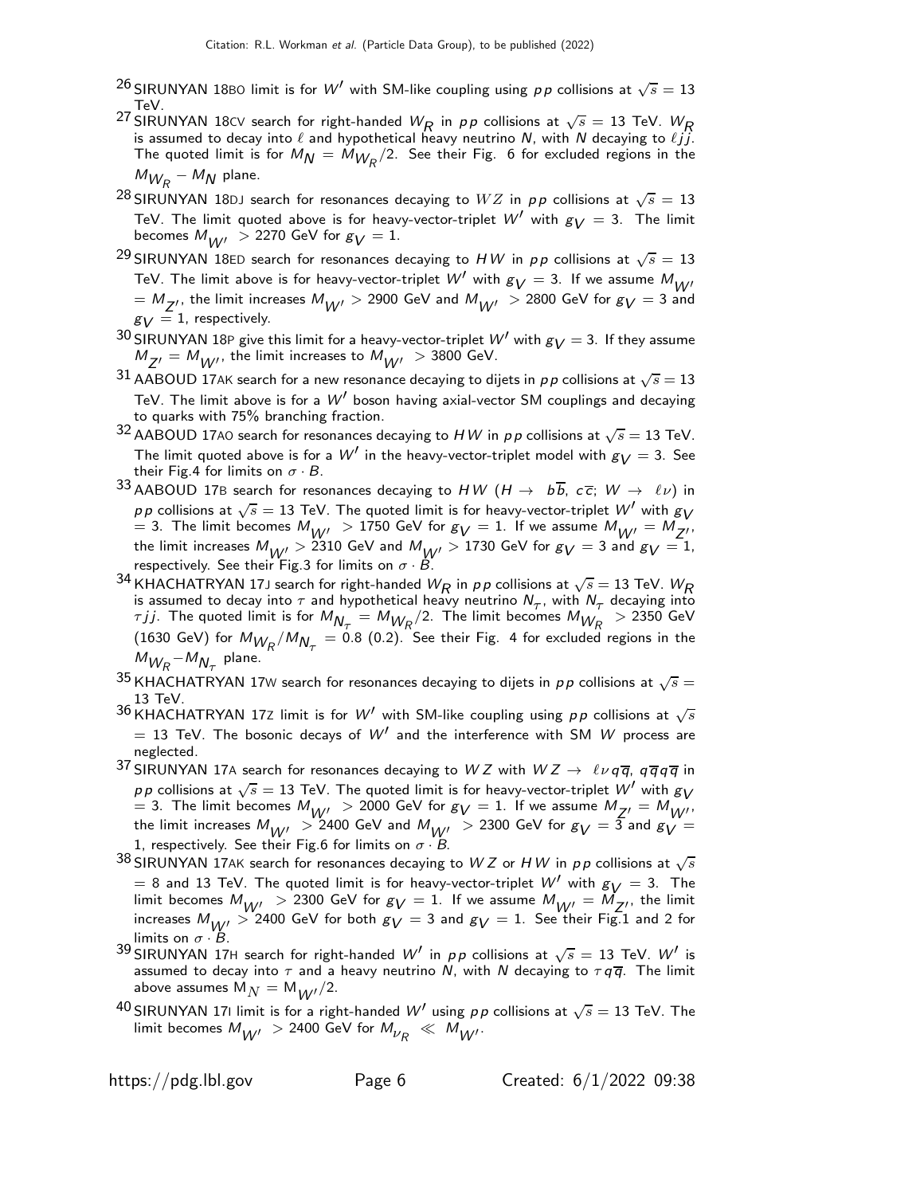[26] SIRUNYAN 18BO limit is for $W'$ with SM-like coupling using $pp$ collisions at $\sqrt{s} = 13$ TeV.

[27] SIRUNYAN 18CV search for right-handed $W_R$ in $pp$ collisions at $\sqrt{s} = 13$ TeV. $W_R$ is assumed to decay into $\ell$ and hypothetical heavy neutrino $N$, with $N$ decaying to $\ell jj$. The quoted limit is for $M_N = M_{W_R}/2$. See their Fig. 6 for excluded regions in the $M_{W_R} - M_N$ plane.

[28] SIRUNYAN 18DJ search for resonances decaying to $WZ$ in $pp$ collisions at $\sqrt{s} = 13$ TeV. The limit quoted above is for heavy-vector-triplet $W'$ with $g_V = 3$. The limit becomes $M_{W'} > 2270$ GeV for $g_V = 1$.

[29] SIRUNYAN 18ED search for resonances decaying to $HW$ in $pp$ collisions at $\sqrt{s} = 13$ TeV. The limit above is for heavy-vector-triplet $W'$ with $g_V = 3$. If we assume $M_{W'} = M_{Z'}$, the limit increases $M_{W'} > 2900$ GeV and $M_{W'} > 2800$ GeV for $g_V = 3$ and $g_V = 1$, respectively.

[30] SIRUNYAN 18P give this limit for a heavy-vector-triplet $W'$ with $g_V = 3$. If they assume $M_{Z'} = M_{W'}$, the limit increases to $M_{W'} > 3800$ GeV.

[31] AABOUD 17AK search for a new resonance decaying to dijets in $pp$ collisions at $\sqrt{s} = 13$ TeV. The limit above is for a $W'$ boson having axial-vector SM couplings and decaying to quarks with 75% branching fraction.

[32] AABOUD 17AO search for resonances decaying to $HW$ in $pp$ collisions at $\sqrt{s} = 13$ TeV. The limit quoted above is for a $W'$ in the heavy-vector-triplet model with $g_V = 3$. See their Fig.4 for limits on $\sigma \cdot B$.

[33] AABOUD 17B search for resonances decaying to $HW$ ($H \to b\overline{b}$, $c\overline{c}$; $W \to \ell\nu$) in $pp$ collisions at $\sqrt{s} = 13$ TeV. The quoted limit is for heavy-vector-triplet $W'$ with $g_V = 3$. The limit becomes $M_{W'} > 1750$ GeV for $g_V = 1$. If we assume $M_{W'} = M_{Z'}$, the limit increases $M_{W'} > 2310$ GeV and $M_{W'} > 1730$ GeV for $g_V = 3$ and $g_V = 1$, respectively. See their Fig.3 for limits on $\sigma \cdot B$.

[34] KHACHATRYAN 17J search for right-handed $W_R$ in $pp$ collisions at $\sqrt{s} = 13$ TeV. $W_R$ is assumed to decay into $\tau$ and hypothetical heavy neutrino $N_\tau$, with $N_\tau$ decaying into $\tau jj$. The quoted limit is for $M_{N_\tau} = M_{W_R}/2$. The limit becomes $M_{W_R} > 2350$ GeV (1630 GeV) for $M_{W_R}/M_{N_\tau} = 0.8$ (0.2). See their Fig. 4 for excluded regions in the $M_{W_R}-M_{N_\tau}$ plane.

[35] KHACHATRYAN 17W search for resonances decaying to dijets in $pp$ collisions at $\sqrt{s} = 13$ TeV.

[36] KHACHATRYAN 17Z limit is for $W'$ with SM-like coupling using $pp$ collisions at $\sqrt{s} = 13$ TeV. The bosonic decays of $W'$ and the interference with SM $W$ process are neglected.

[37] SIRUNYAN 17A search for resonances decaying to $WZ$ with $WZ \to \ell\nu q\overline{q}$, $q\overline{q}q\overline{q}$ in $pp$ collisions at $\sqrt{s} = 13$ TeV. The quoted limit is for heavy-vector-triplet $W'$ with $g_V = 3$. The limit becomes $M_{W'} > 2000$ GeV for $g_V = 1$. If we assume $M_{Z'} = M_{W'}$, the limit increases $M_{W'} > 2400$ GeV and $M_{W'} > 2300$ GeV for $g_V = 3$ and $g_V = 1$, respectively. See their Fig.6 for limits on $\sigma \cdot B$.

[38] SIRUNYAN 17AK search for resonances decaying to $WZ$ or $HW$ in $pp$ collisions at $\sqrt{s} = 8$ and 13 TeV. The quoted limit is for heavy-vector-triplet $W'$ with $g_V = 3$. The limit becomes $M_{W'} > 2300$ GeV for $g_V = 1$. If we assume $M_{W'} = M_{Z'}$, the limit increases $M_{W'} > 2400$ GeV for both $g_V = 3$ and $g_V = 1$. See their Fig.1 and 2 for limits on $\sigma \cdot B$.

[39] SIRUNYAN 17H search for right-handed $W'$ in $pp$ collisions at $\sqrt{s} = 13$ TeV. $W'$ is assumed to decay into $\tau$ and a heavy neutrino $N$, with $N$ decaying to $\tau q\overline{q}$. The limit above assumes $M_N = M_{W'}/2$.

[40] SIRUNYAN 17I limit is for a right-handed $W'$ using $pp$ collisions at $\sqrt{s} = 13$ TeV. The limit becomes $M_{W'} > 2400$ GeV for $M_{\nu_R} \ll M_{W'}$.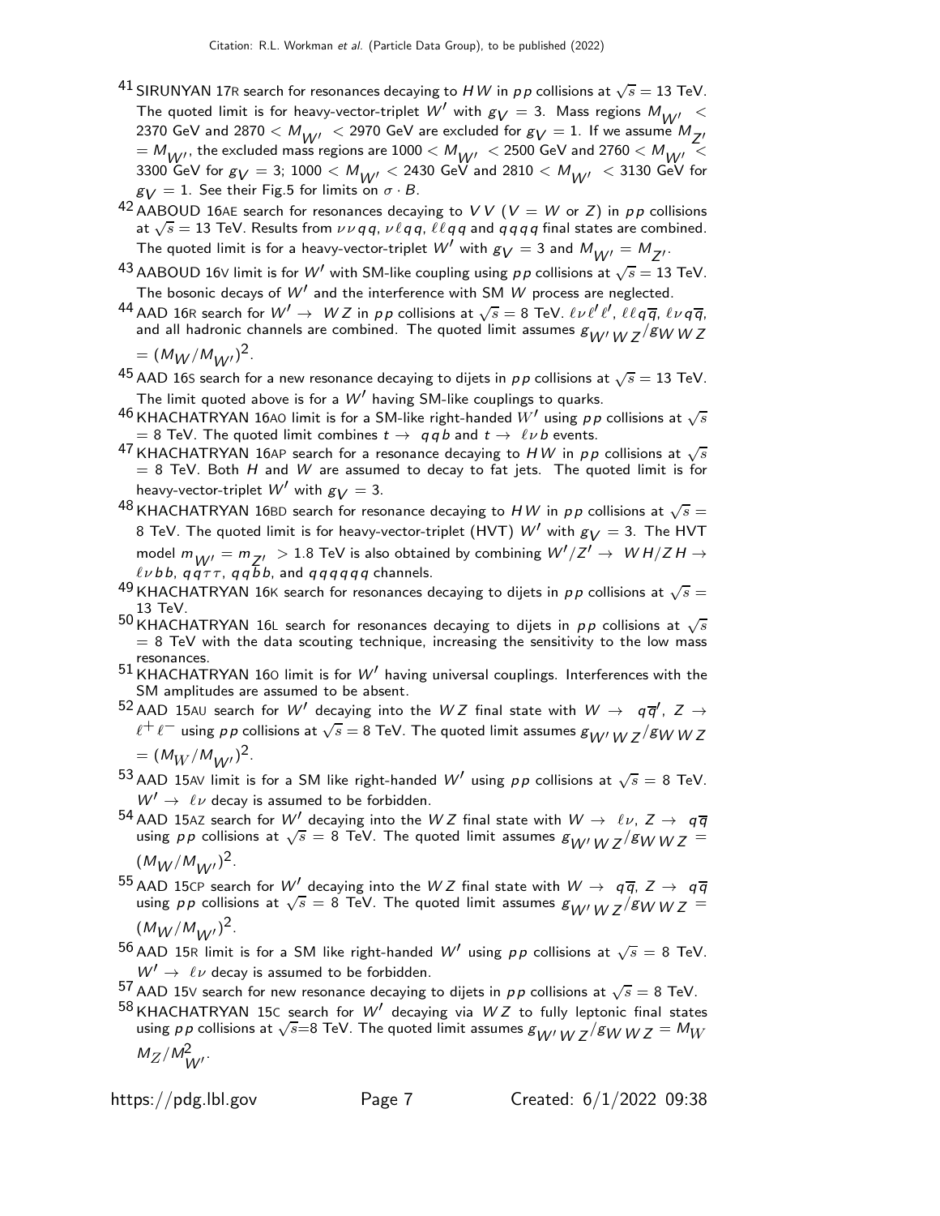[41] SIRUNYAN 17R search for resonances decaying to $HW$ in $pp$ collisions at $\sqrt{s} = 13$ TeV. The quoted limit is for heavy-vector-triplet $W'$ with $g_V = 3$. Mass regions $M_{W'} < 2370$ GeV and $2870 < M_{W'} < 2970$ GeV are excluded for $g_V = 1$. If we assume $M_{Z'} = M_{W'}$, the excluded mass regions are $1000 < M_{W'} < 2500$ GeV and $2760 < M_{W'} < 3300$ GeV for $g_V = 3$; $1000 < M_{W'} < 2430$ GeV and $2810 < M_{W'} < 3130$ GeV for $g_V = 1$. See their Fig.5 for limits on $\sigma \cdot B$.

[42] AABOUD 16AE search for resonances decaying to $VV$ ($V = W$ or $Z$) in $pp$ collisions at $\sqrt{s} = 13$ TeV. Results from $\nu\nu qq$, $\nu\ell qq$, $\ell\ell qq$ and $qqqq$ final states are combined. The quoted limit is for a heavy-vector-triplet $W'$ with $g_V = 3$ and $M_{W'} = M_{Z'}$.

[43] AABOUD 16V limit is for $W'$ with SM-like coupling using $pp$ collisions at $\sqrt{s} = 13$ TeV. The bosonic decays of $W'$ and the interference with SM $W$ process are neglected.

[44] AAD 16R search for $W' \rightarrow WZ$ in $pp$ collisions at $\sqrt{s} = 8$ TeV. $\ell\nu\ell'\ell'$, $\ell\ell q\overline{q}$, $\ell\nu q\overline{q}$, and all hadronic channels are combined. The quoted limit assumes $g_{W'WZ}/g_{WWZ} = (M_W/M_{W'})^2$.

[45] AAD 16S search for a new resonance decaying to dijets in $pp$ collisions at $\sqrt{s} = 13$ TeV. The limit quoted above is for a $W'$ having SM-like couplings to quarks.

[46] KHACHATRYAN 16AO limit is for a SM-like right-handed $W'$ using $pp$ collisions at $\sqrt{s} = 8$ TeV. The quoted limit combines $t \rightarrow qqb$ and $t \rightarrow \ell\nu b$ events.

[47] KHACHATRYAN 16AP search for a resonance decaying to $HW$ in $pp$ collisions at $\sqrt{s} = 8$ TeV. Both $H$ and $W$ are assumed to decay to fat jets. The quoted limit is for heavy-vector-triplet $W'$ with $g_V = 3$.

[48] KHACHATRYAN 16BD search for resonance decaying to $HW$ in $pp$ collisions at $\sqrt{s} = 8$ TeV. The quoted limit is for heavy-vector-triplet (HVT) $W'$ with $g_V = 3$. The HVT model $m_{W'} = m_{Z'} > 1.8$ TeV is also obtained by combining $W'/Z' \rightarrow WH/ZH \rightarrow \ell\nu bb$, $qq\tau\tau$, $qqbb$, and $qqqqqq$ channels.

[49] KHACHATRYAN 16K search for resonances decaying to dijets in $pp$ collisions at $\sqrt{s} = 13$ TeV.

[50] KHACHATRYAN 16L search for resonances decaying to dijets in $pp$ collisions at $\sqrt{s} = 8$ TeV with the data scouting technique, increasing the sensitivity to the low mass resonances.

[51] KHACHATRYAN 16O limit is for $W'$ having universal couplings. Interferences with the SM amplitudes are assumed to be absent.

[52] AAD 15AU search for $W'$ decaying into the $WZ$ final state with $W \rightarrow q\overline{q}'$, $Z \rightarrow \ell^+\ell^-$ using $pp$ collisions at $\sqrt{s} = 8$ TeV. The quoted limit assumes $g_{W'WZ}/g_{WWZ} = (M_W/M_{W'})^2$.

[53] AAD 15AV limit is for a SM like right-handed $W'$ using $pp$ collisions at $\sqrt{s} = 8$ TeV. $W' \rightarrow \ell\nu$ decay is assumed to be forbidden.

[54] AAD 15AZ search for $W'$ decaying into the $WZ$ final state with $W \rightarrow \ell\nu$, $Z \rightarrow q\overline{q}$ using $pp$ collisions at $\sqrt{s} = 8$ TeV. The quoted limit assumes $g_{W'WZ}/g_{WWZ} = (M_W/M_{W'})^2$.

[55] AAD 15CP search for $W'$ decaying into the $WZ$ final state with $W \rightarrow q\overline{q}$, $Z \rightarrow q\overline{q}$ using $pp$ collisions at $\sqrt{s} = 8$ TeV. The quoted limit assumes $g_{W'WZ}/g_{WWZ} = (M_W/M_{W'})^2$.

[56] AAD 15R limit is for a SM like right-handed $W'$ using $pp$ collisions at $\sqrt{s} = 8$ TeV. $W' \rightarrow \ell\nu$ decay is assumed to be forbidden.

[57] AAD 15V search for new resonance decaying to dijets in $pp$ collisions at $\sqrt{s} = 8$ TeV.

[58] KHACHATRYAN 15C search for $W'$ decaying via $WZ$ to fully leptonic final states using $pp$ collisions at $\sqrt{s}$=8 TeV. The quoted limit assumes $g_{W'WZ}/g_{WWZ} = M_W M_Z/M^2_{W'}$.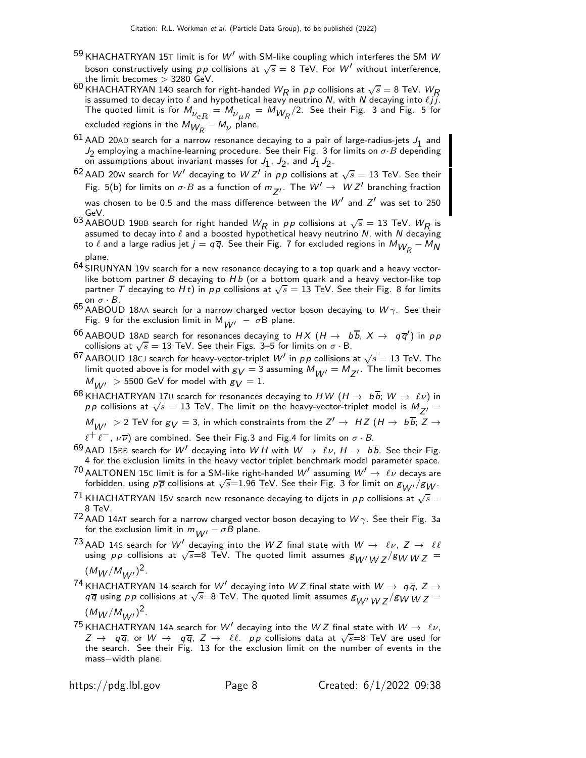[59] KHACHATRYAN 15T limit is for $W'$ with SM-like coupling which interferes the SM $W$ boson constructively using $pp$ collisions at $\sqrt{s} = 8$ TeV. For $W'$ without interference, the limit becomes $> 3280$ GeV.

[60] KHACHATRYAN 14O search for right-handed $W_R$ in $pp$ collisions at $\sqrt{s} = 8$ TeV. $W_R$ is assumed to decay into $\ell$ and hypothetical heavy neutrino $N$, with $N$ decaying into $\ell jj$. The quoted limit is for $M_{\nu_{eR}} = M_{\nu_{\mu R}} = M_{W_R}/2$. See their Fig. 3 and Fig. 5 for excluded regions in the $M_{W_R} - M_\nu$ plane.

[61] AAD 20AD search for a narrow resonance decaying to a pair of large-radius-jets $J_1$ and $J_2$ employing a machine-learning procedure. See their Fig. 3 for limits on $\sigma \cdot B$ depending on assumptions about invariant masses for $J_1$, $J_2$, and $J_1 J_2$.

[62] AAD 20W search for $W'$ decaying to $WZ'$ in $pp$ collisions at $\sqrt{s} = 13$ TeV. See their Fig. 5(b) for limits on $\sigma \cdot B$ as a function of $m_{Z'}$. The $W' \rightarrow WZ'$ branching fraction was chosen to be 0.5 and the mass difference between the $W'$ and $Z'$ was set to 250 GeV.

[63] AABOUD 19BB search for right handed $W_R$ in $pp$ collisions at $\sqrt{s} = 13$ TeV. $W_R$ is assumed to decay into $\ell$ and a boosted hypothetical heavy neutrino $N$, with $N$ decaying to $\ell$ and a large radius jet $j = q\overline{q}$. See their Fig. 7 for excluded regions in $M_{W_R} - M_N$ plane.

[64] SIRUNYAN 19V search for a new resonance decaying to a top quark and a heavy vector-like bottom partner $B$ decaying to $Hb$ (or a bottom quark and a heavy vector-like top partner $T$ decaying to $Ht$) in $pp$ collisions at $\sqrt{s} = 13$ TeV. See their Fig. 8 for limits on $\sigma \cdot B$.

[65] AABOUD 18AA search for a narrow charged vector boson decaying to $W\gamma$. See their Fig. 9 for the exclusion limit in $M_{W'} - \sigma B$ plane.

[66] AABOUD 18AD search for resonances decaying to $HX$ ($H \rightarrow b\overline{b}$, $X \rightarrow q\overline{q}'$) in $pp$ collisions at $\sqrt{s} = 13$ TeV. See their Figs. 3–5 for limits on $\sigma \cdot$ B.

[67] AABOUD 18CJ search for heavy-vector-triplet $W'$ in $pp$ collisions at $\sqrt{s} = 13$ TeV. The limit quoted above is for model with $g_V = 3$ assuming $M_{W'} = M_{Z'}$. The limit becomes $M_{W'} > 5500$ GeV for model with $g_V = 1$.

[68] KHACHATRYAN 17U search for resonances decaying to $HW$ ($H \rightarrow b\overline{b}$; $W \rightarrow \ell\nu$) in $pp$ collisions at $\sqrt{s} = 13$ TeV. The limit on the heavy-vector-triplet model is $M_{Z'} = M_{W'} > 2$ TeV for $g_V = 3$, in which constraints from the $Z' \rightarrow HZ$ ($H \rightarrow b\overline{b}$; $Z \rightarrow \ell^+\ell^-$, $\nu\overline{\nu}$) are combined. See their Fig.3 and Fig.4 for limits on $\sigma \cdot B$.

[69] AAD 15BB search for $W'$ decaying into $WH$ with $W \rightarrow \ell\nu$, $H \rightarrow b\overline{b}$. See their Fig. 4 for the exclusion limits in the heavy vector triplet benchmark model parameter space.

[70] AALTONEN 15C limit is for a SM-like right-handed $W'$ assuming $W' \rightarrow \ell\nu$ decays are forbidden, using $p\overline{p}$ collisions at $\sqrt{s}$=1.96 TeV. See their Fig. 3 for limit on $g_{W'}/g_W$.

[71] KHACHATRYAN 15V search new resonance decaying to dijets in $pp$ collisions at $\sqrt{s} = 8$ TeV.

[72] AAD 14AT search for a narrow charged vector boson decaying to $W\gamma$. See their Fig. 3a for the exclusion limit in $m_{W'} - \sigma B$ plane.

[73] AAD 14S search for $W'$ decaying into the $WZ$ final state with $W \rightarrow \ell\nu$, $Z \rightarrow \ell\ell$ using $pp$ collisions at $\sqrt{s}$=8 TeV. The quoted limit assumes $g_{W'WZ}/g_{WWZ} = (M_W/M_{W'})^2$.

[74] KHACHATRYAN 14 search for $W'$ decaying into $WZ$ final state with $W \rightarrow q\overline{q}$, $Z \rightarrow q\overline{q}$ using $pp$ collisions at $\sqrt{s}$=8 TeV. The quoted limit assumes $g_{W'WZ}/g_{WWZ} = (M_W/M_{W'})^2$.

[75] KHACHATRYAN 14A search for $W'$ decaying into the $WZ$ final state with $W \rightarrow \ell\nu$, $Z \rightarrow q\overline{q}$, or $W \rightarrow q\overline{q}$, $Z \rightarrow \ell\ell$. $pp$ collisions data at $\sqrt{s}$=8 TeV are used for the search. See their Fig. 13 for the exclusion limit on the number of events in the mass−width plane.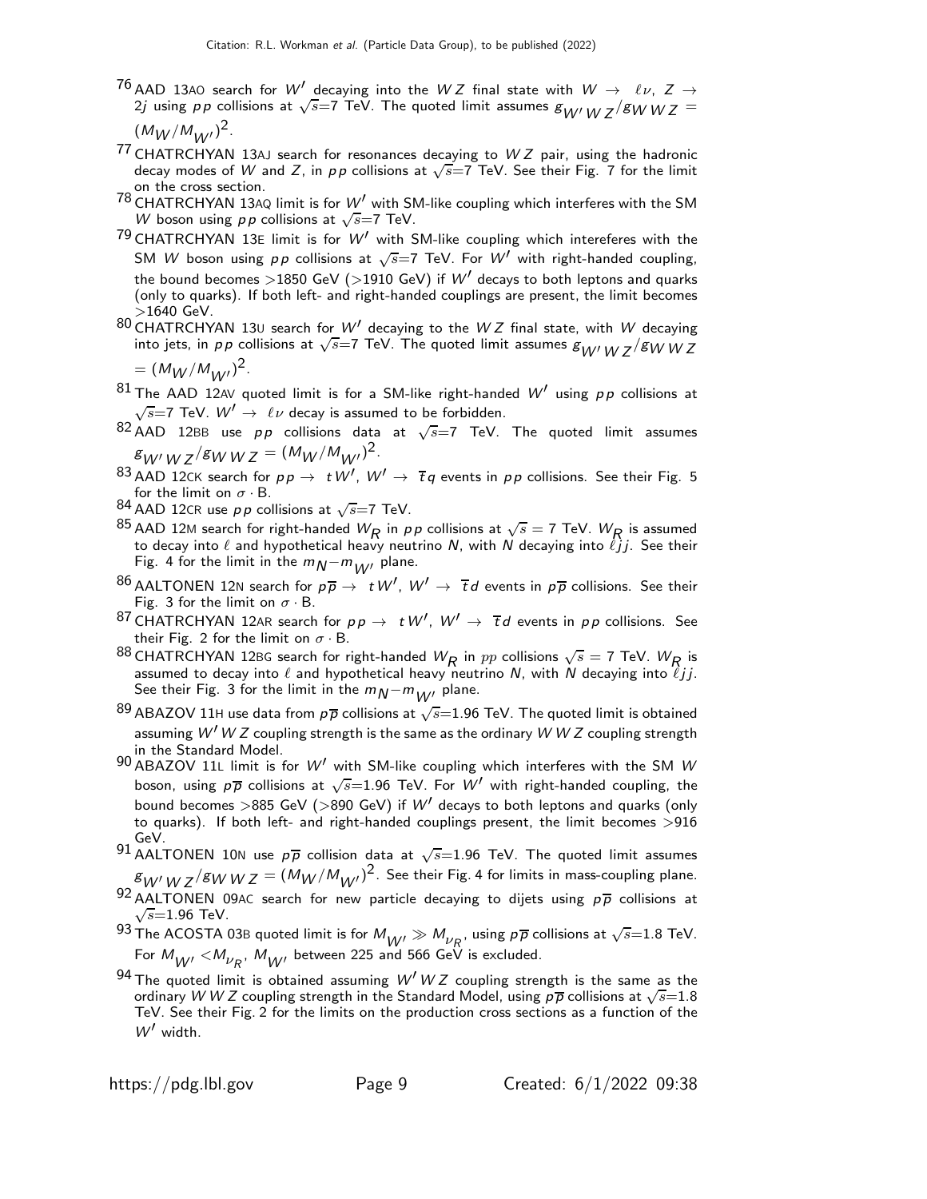[76] AAD 13AO search for $W'$ decaying into the $WZ$ final state with $W \rightarrow \ell\nu$, $Z \rightarrow 2j$ using $pp$ collisions at $\sqrt{s}$=7 TeV. The quoted limit assumes $g_{W'WZ}/g_{WWZ} = (M_W/M_{W'})^2$.

[77] CHATRCHYAN 13AJ search for resonances decaying to $WZ$ pair, using the hadronic decay modes of $W$ and $Z$, in $pp$ collisions at $\sqrt{s}$=7 TeV. See their Fig. 7 for the limit on the cross section.

[78] CHATRCHYAN 13AQ limit is for $W'$ with SM-like coupling which interferes with the SM $W$ boson using $pp$ collisions at $\sqrt{s}$=7 TeV.

[79] CHATRCHYAN 13E limit is for $W'$ with SM-like coupling which intereferes with the SM $W$ boson using $pp$ collisions at $\sqrt{s}$=7 TeV. For $W'$ with right-handed coupling, the bound becomes >1850 GeV (>1910 GeV) if $W'$ decays to both leptons and quarks (only to quarks). If both left- and right-handed couplings are present, the limit becomes >1640 GeV.

[80] CHATRCHYAN 13U search for $W'$ decaying to the $WZ$ final state, with $W$ decaying into jets, in $pp$ collisions at $\sqrt{s}$=7 TeV. The quoted limit assumes $g_{W'WZ}/g_{WWZ} = (M_W/M_{W'})^2$.

[81] The AAD 12AV quoted limit is for a SM-like right-handed $W'$ using $pp$ collisions at $\sqrt{s}$=7 TeV. $W' \rightarrow \ell\nu$ decay is assumed to be forbidden.

[82] AAD 12BB use $pp$ collisions data at $\sqrt{s}$=7 TeV. The quoted limit assumes $g_{W'WZ}/g_{WWZ} = (M_W/M_{W'})^2$.

[83] AAD 12CK search for $pp \rightarrow tW'$, $W' \rightarrow \overline{t}q$ events in $pp$ collisions. See their Fig. 5 for the limit on $\sigma \cdot$ B.

[84] AAD 12CR use $pp$ collisions at $\sqrt{s}$=7 TeV.

[85] AAD 12M search for right-handed $W_R$ in $pp$ collisions at $\sqrt{s}$ = 7 TeV. $W_R$ is assumed to decay into $\ell$ and hypothetical heavy neutrino $N$, with $N$ decaying into $\ell jj$. See their Fig. 4 for the limit in the $m_N - m_{W'}$ plane.

[86] AALTONEN 12N search for $p\overline{p} \rightarrow tW'$, $W' \rightarrow \overline{t}d$ events in $p\overline{p}$ collisions. See their Fig. 3 for the limit on $\sigma \cdot$ B.

[87] CHATRCHYAN 12AR search for $pp \rightarrow tW'$, $W' \rightarrow \overline{t}d$ events in $pp$ collisions. See their Fig. 2 for the limit on $\sigma \cdot$ B.

[88] CHATRCHYAN 12BG search for right-handed $W_R$ in $pp$ collisions $\sqrt{s}$ = 7 TeV. $W_R$ is assumed to decay into $\ell$ and hypothetical heavy neutrino $N$, with $N$ decaying into $\ell jj$. See their Fig. 3 for the limit in the $m_N - m_{W'}$ plane.

[89] ABAZOV 11H use data from $p\overline{p}$ collisions at $\sqrt{s}$=1.96 TeV. The quoted limit is obtained assuming $W'WZ$ coupling strength is the same as the ordinary $WWZ$ coupling strength in the Standard Model.

[90] ABAZOV 11L limit is for $W'$ with SM-like coupling which interferes with the SM $W$ boson, using $p\overline{p}$ collisions at $\sqrt{s}$=1.96 TeV. For $W'$ with right-handed coupling, the bound becomes >885 GeV (>890 GeV) if $W'$ decays to both leptons and quarks (only to quarks). If both left- and right-handed couplings present, the limit becomes >916 GeV.

[91] AALTONEN 10N use $p\overline{p}$ collision data at $\sqrt{s}$=1.96 TeV. The quoted limit assumes $g_{W'WZ}/g_{WWZ} = (M_W/M_{W'})^2$. See their Fig. 4 for limits in mass-coupling plane.

[92] AALTONEN 09AC search for new particle decaying to dijets using $p\overline{p}$ collisions at $\sqrt{s}$=1.96 TeV.

[93] The ACOSTA 03B quoted limit is for $M_{W'} \gg M_{\nu_R}$, using $p\overline{p}$ collisions at $\sqrt{s}$=1.8 TeV. For $M_{W'} < M_{\nu_R}$, $M_{W'}$ between 225 and 566 GeV is excluded.

[94] The quoted limit is obtained assuming $W'WZ$ coupling strength is the same as the ordinary $WWZ$ coupling strength in the Standard Model, using $p\overline{p}$ collisions at $\sqrt{s}$=1.8 TeV. See their Fig. 2 for the limits on the production cross sections as a function of the $W'$ width.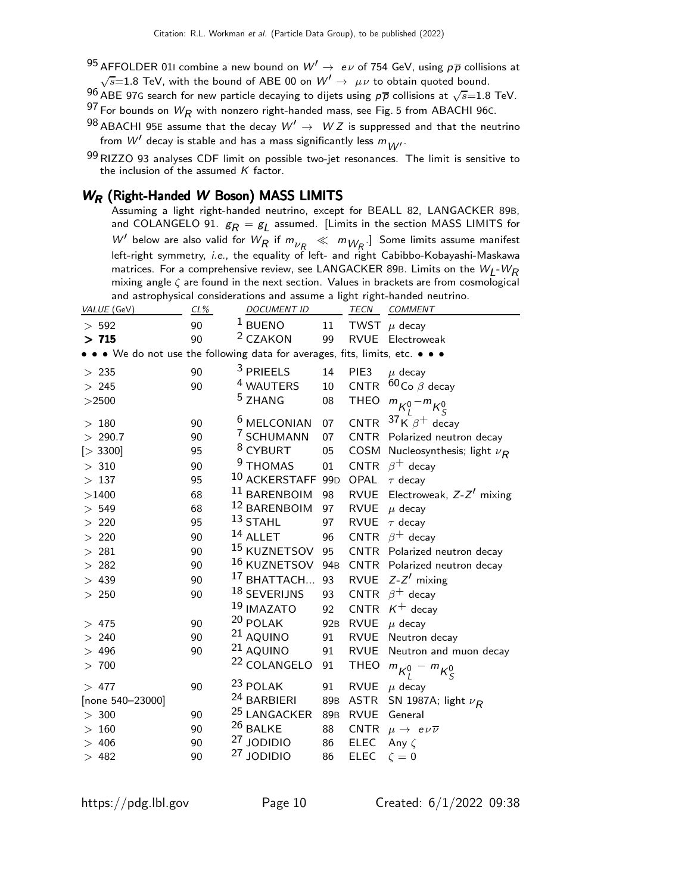[95] AFFOLDER 01I combine a new bound on $W' \rightarrow e\nu$ of 754 GeV, using $p\overline{p}$ collisions at $\sqrt{s}$=1.8 TeV, with the bound of ABE 00 on $W' \rightarrow \mu\nu$ to obtain quoted bound.

[96] ABE 97G search for new particle decaying to dijets using $p\overline{p}$ collisions at $\sqrt{s}$=1.8 TeV.

[97] For bounds on $W_R$ with nonzero right-handed mass, see Fig. 5 from ABACHI 96C.

[98] ABACHI 95E assume that the decay $W' \rightarrow WZ$ is suppressed and that the neutrino from $W'$ decay is stable and has a mass significantly less $m_{W'}$.

[99] RIZZO 93 analyses CDF limit on possible two-jet resonances. The limit is sensitive to the inclusion of the assumed $K$ factor.

## $W_R$ (Right-Handed $W$ Boson) MASS LIMITS

Assuming a light right-handed neutrino, except for BEALL 82, LANGACKER 89B, and COLANGELO 91. $g_R = g_L$ assumed. [Limits in the section MASS LIMITS for $W'$ below are also valid for $W_R$ if $m_{\nu_R} \ll m_{W_R}$.] Some limits assume manifest left-right symmetry, *i.e.*, the equality of left- and right Cabibbo-Kobayashi-Maskawa matrices. For a comprehensive review, see LANGACKER 89B. Limits on the $W_L$-$W_R$ mixing angle $\zeta$ are found in the next section. Values in brackets are from cosmological and astrophysical considerations and assume a light right-handed neutrino.

| VALUE (GeV) | CL% | DOCUMENT ID | | TECN | COMMENT |
|---|---|---|---|---|---|
| > 592 | 90 | [1] BUENO | 11 | TWST | $\mu$ decay |
| **> 715** | 90 | [2] CZAKON | 99 | RVUE | Electroweak |
| • • • We do not use the following data for averages, fits, limits, etc. • • • | | | | | |
| > 235 | 90 | [3] PRIEELS | 14 | PIE3 | $\mu$ decay |
| > 245 | 90 | [4] WAUTERS | 10 | CNTR | $^{60}$Co $\beta$ decay |
| >2500 | | [5] ZHANG | 08 | THEO | $m_{K^0_L} - m_{K^0_S}$ |
| > 180 | 90 | [6] MELCONIAN | 07 | CNTR | $^{37}$K $\beta^+$ decay |
| > 290.7 | 90 | [7] SCHUMANN | 07 | CNTR | Polarized neutron decay |
| [> 3300] | 95 | [8] CYBURT | 05 | COSM | Nucleosynthesis; light $\nu_R$ |
| > 310 | 90 | [9] THOMAS | 01 | CNTR | $\beta^+$ decay |
| > 137 | 95 | [10] ACKERSTAFF | 99D | OPAL | $\tau$ decay |
| >1400 | 68 | [11] BARENBOIM | 98 | RVUE | Electroweak, $Z$-$Z'$ mixing |
| > 549 | 68 | [12] BARENBOIM | 97 | RVUE | $\mu$ decay |
| > 220 | 95 | [13] STAHL | 97 | RVUE | $\tau$ decay |
| > 220 | 90 | [14] ALLET | 96 | CNTR | $\beta^+$ decay |
| > 281 | 90 | [15] KUZNETSOV | 95 | CNTR | Polarized neutron decay |
| > 282 | 90 | [16] KUZNETSOV | 94B | CNTR | Polarized neutron decay |
| > 439 | 90 | [17] BHATTACH... | 93 | RVUE | $Z$-$Z'$ mixing |
| > 250 | 90 | [18] SEVERIJNS | 93 | CNTR | $\beta^+$ decay |
| | | [19] IMAZATO | 92 | CNTR | $K^+$ decay |
| > 475 | 90 | [20] POLAK | 92B | RVUE | $\mu$ decay |
| > 240 | 90 | [21] AQUINO | 91 | RVUE | Neutron decay |
| > 496 | 90 | [21] AQUINO | 91 | RVUE | Neutron and muon decay |
| > 700 | | [22] COLANGELO | 91 | THEO | $m_{K^0_L} - m_{K^0_S}$ |
| > 477 | 90 | [23] POLAK | 91 | RVUE | $\mu$ decay |
| [none 540–23000] | | [24] BARBIERI | 89B | ASTR | SN 1987A; light $\nu_R$ |
| > 300 | 90 | [25] LANGACKER | 89B | RVUE | General |
| > 160 | 90 | [26] BALKE | 88 | CNTR | $\mu \rightarrow e\nu\overline{\nu}$ |
| > 406 | 90 | [27] JODIDIO | 86 | ELEC | Any $\zeta$ |
| > 482 | 90 | [27] JODIDIO | 86 | ELEC | $\zeta = 0$ |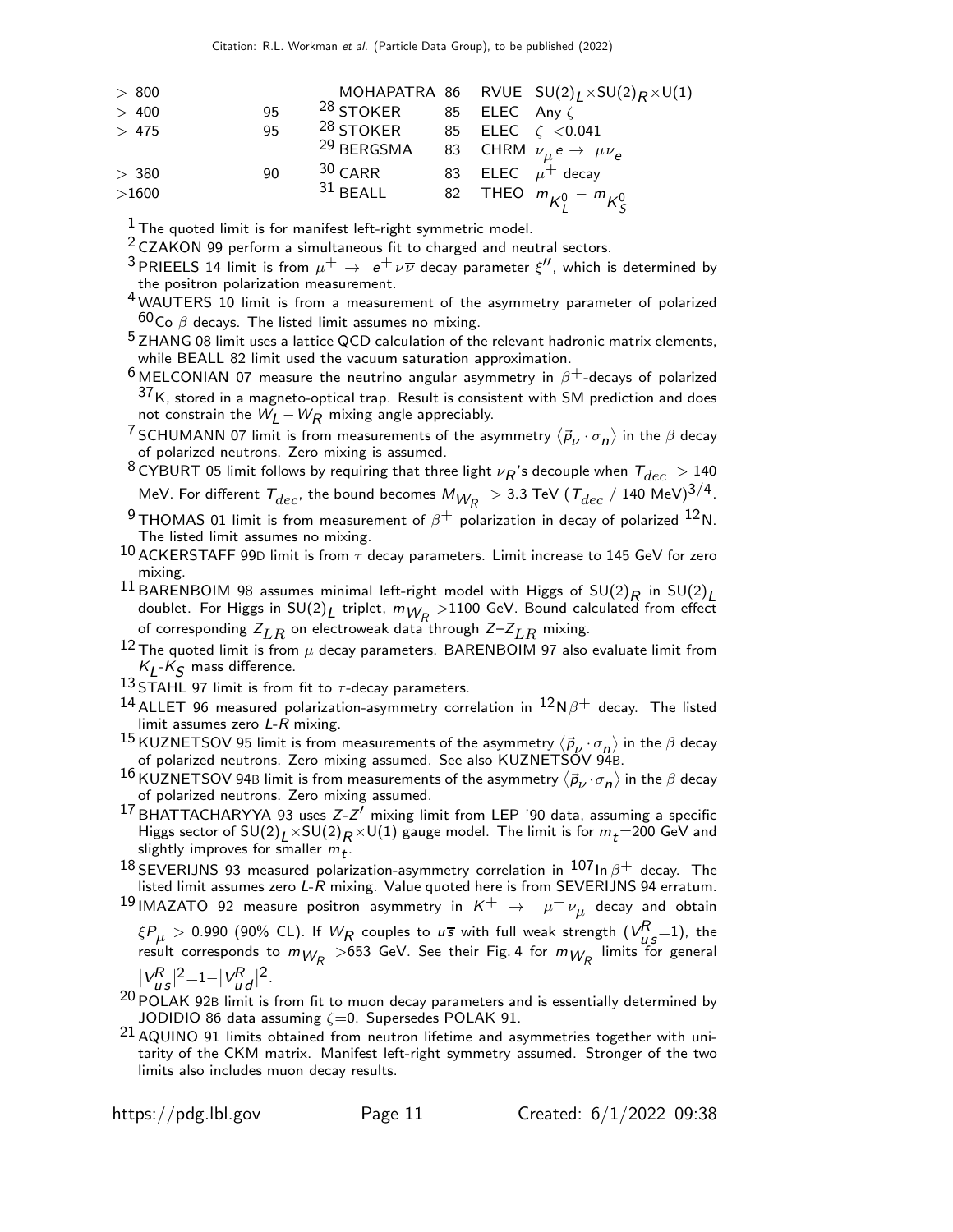| VALUE | CL% | DOCUMENT ID | | TECN | COMMENT |
|---|---|---|---|---|---|
| > 800 | | MOHAPATRA | 86 | RVUE | $SU(2)_L \times SU(2)_R \times U(1)$ |
| > 400 | 95 | [28] STOKER | 85 | ELEC | Any $\zeta$ |
| > 475 | 95 | [28] STOKER | 85 | ELEC | $\zeta$ <0.041 |
| | | [29] BERGSMA | 83 | CHRM | $\nu_\mu e \rightarrow \mu \nu_e$ |
| > 380 | 90 | [30] CARR | 83 | ELEC | $\mu^+$ decay |
| >1600 | | [31] BEALL | 82 | THEO | $m_{K_L^0} - m_{K_S^0}$ |

[1] The quoted limit is for manifest left-right symmetric model.

[2] CZAKON 99 perform a simultaneous fit to charged and neutral sectors.

[3] PRIEELS 14 limit is from $\mu^+ \rightarrow e^+ \nu \overline{\nu}$ decay parameter $\xi''$, which is determined by the positron polarization measurement.

[4] WAUTERS 10 limit is from a measurement of the asymmetry parameter of polarized $^{60}$Co $\beta$ decays. The listed limit assumes no mixing.

[5] ZHANG 08 limit uses a lattice QCD calculation of the relevant hadronic matrix elements, while BEALL 82 limit used the vacuum saturation approximation.

[6] MELCONIAN 07 measure the neutrino angular asymmetry in $\beta^+$-decays of polarized $^{37}$K, stored in a magneto-optical trap. Result is consistent with SM prediction and does not constrain the $W_L - W_R$ mixing angle appreciably.

[7] SCHUMANN 07 limit is from measurements of the asymmetry $\langle \vec{p}_\nu \cdot \sigma_n \rangle$ in the $\beta$ decay of polarized neutrons. Zero mixing is assumed.

[8] CYBURT 05 limit follows by requiring that three light $\nu_R$'s decouple when $T_{dec}$ > 140 MeV. For different $T_{dec}$, the bound becomes $M_{W_R}$ > 3.3 TeV ($T_{dec}$ / 140 MeV)$^{3/4}$.

[9] THOMAS 01 limit is from measurement of $\beta^+$ polarization in decay of polarized $^{12}$N. The listed limit assumes no mixing.

[10] ACKERSTAFF 99D limit is from $\tau$ decay parameters. Limit increase to 145 GeV for zero mixing.

[11] BARENBOIM 98 assumes minimal left-right model with Higgs of $SU(2)_R$ in $SU(2)_L$ doublet. For Higgs in $SU(2)_L$ triplet, $m_{W_R}$ >1100 GeV. Bound calculated from effect of corresponding $Z_{LR}$ on electroweak data through $Z$–$Z_{LR}$ mixing.

[12] The quoted limit is from $\mu$ decay parameters. BARENBOIM 97 also evaluate limit from $K_L$-$K_S$ mass difference.

[13] STAHL 97 limit is from fit to $\tau$-decay parameters.

[14] ALLET 96 measured polarization-asymmetry correlation in $^{12}$N$\beta^+$ decay. The listed limit assumes zero $L$-$R$ mixing.

[15] KUZNETSOV 95 limit is from measurements of the asymmetry $\langle \vec{p}_\nu \cdot \sigma_n \rangle$ in the $\beta$ decay of polarized neutrons. Zero mixing assumed. See also KUZNETSOV 94B.

[16] KUZNETSOV 94B limit is from measurements of the asymmetry $\langle \vec{p}_\nu \cdot \sigma_n \rangle$ in the $\beta$ decay of polarized neutrons. Zero mixing assumed.

[17] BHATTACHARYYA 93 uses $Z$-$Z'$ mixing limit from LEP '90 data, assuming a specific Higgs sector of $SU(2)_L \times SU(2)_R \times U(1)$ gauge model. The limit is for $m_t$=200 GeV and slightly improves for smaller $m_t$.

[18] SEVERIJNS 93 measured polarization-asymmetry correlation in $^{107}$In$\beta^+$ decay. The listed limit assumes zero $L$-$R$ mixing. Value quoted here is from SEVERIJNS 94 erratum.

[19] IMAZATO 92 measure positron asymmetry in $K^+ \rightarrow \mu^+ \nu_\mu$ decay and obtain $\xi P_\mu$ > 0.990 (90% CL). If $W_R$ couples to $u\overline{s}$ with full weak strength ($V^R_{us}$=1), the result corresponds to $m_{W_R}$ >653 GeV. See their Fig. 4 for $m_{W_R}$ limits for general $|V^R_{us}|^2$=1$-|V^R_{ud}|^2$.

[20] POLAK 92B limit is from fit to muon decay parameters and is essentially determined by JODIDIO 86 data assuming $\zeta$=0. Supersedes POLAK 91.

[21] AQUINO 91 limits obtained from neutron lifetime and asymmetries together with unitarity of the CKM matrix. Manifest left-right symmetry assumed. Stronger of the two limits also includes muon decay results.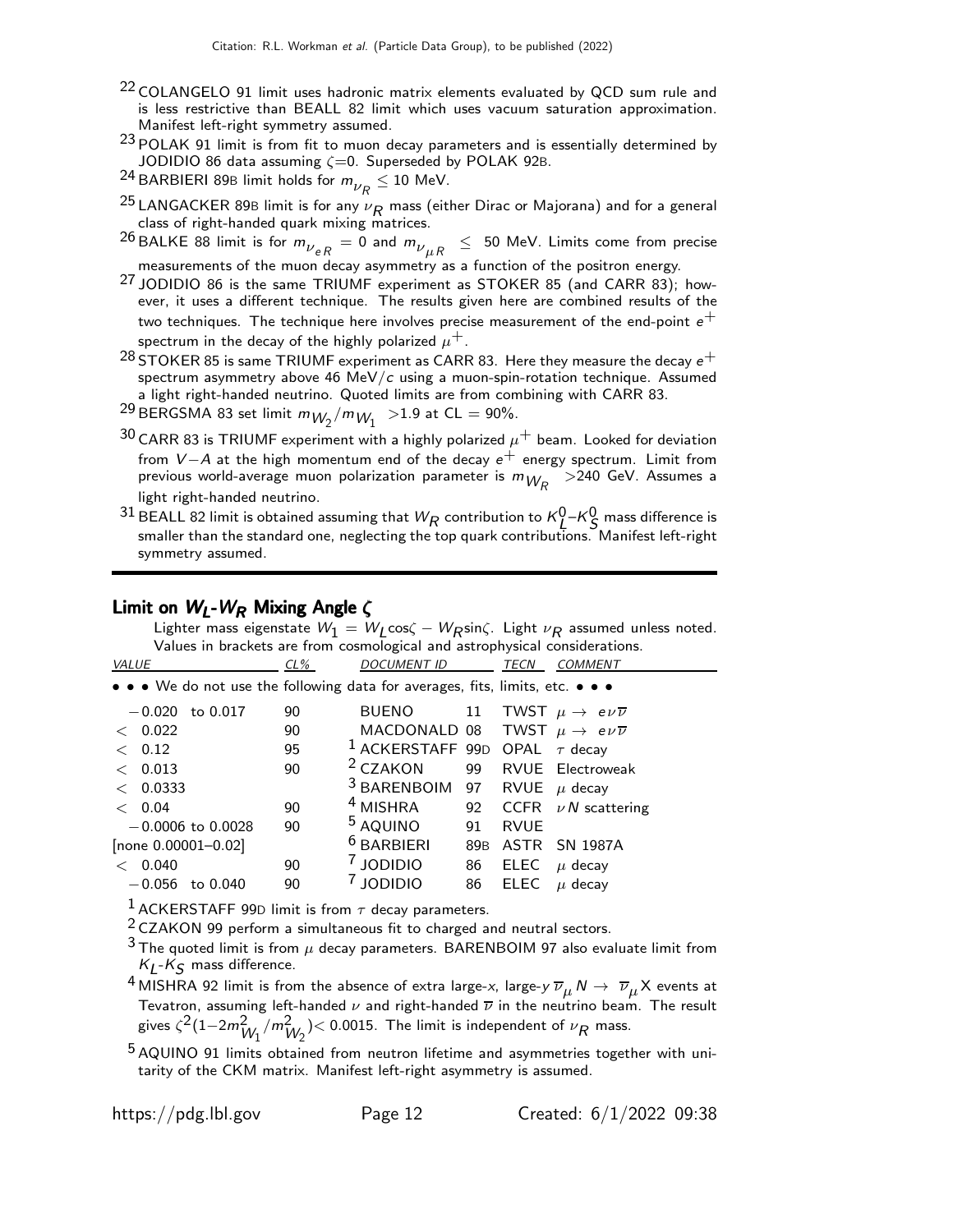[22] COLANGELO 91 limit uses hadronic matrix elements evaluated by QCD sum rule and is less restrictive than BEALL 82 limit which uses vacuum saturation approximation. Manifest left-right symmetry assumed.

[23] POLAK 91 limit is from fit to muon decay parameters and is essentially determined by JODIDIO 86 data assuming $\zeta$=0. Superseded by POLAK 92B.

[24] BARBIERI 89B limit holds for $m_{\nu_R} \leq 10$ MeV.

[25] LANGACKER 89B limit is for any $\nu_R$ mass (either Dirac or Majorana) and for a general class of right-handed quark mixing matrices.

[26] BALKE 88 limit is for $m_{\nu_{eR}} = 0$ and $m_{\nu_{\mu R}} \leq 50$ MeV. Limits come from precise measurements of the muon decay asymmetry as a function of the positron energy.

[27] JODIDIO 86 is the same TRIUMF experiment as STOKER 85 (and CARR 83); however, it uses a different technique. The results given here are combined results of the two techniques. The technique here involves precise measurement of the end-point $e^+$ spectrum in the decay of the highly polarized $\mu^+$.

[28] STOKER 85 is same TRIUMF experiment as CARR 83. Here they measure the decay $e^+$ spectrum asymmetry above 46 MeV/$c$ using a muon-spin-rotation technique. Assumed a light right-handed neutrino. Quoted limits are from combining with CARR 83.

[29] BERGSMA 83 set limit $m_{W_2}/m_{W_1} > 1.9$ at CL = 90%.

[30] CARR 83 is TRIUMF experiment with a highly polarized $\mu^+$ beam. Looked for deviation from $V-A$ at the high momentum end of the decay $e^+$ energy spectrum. Limit from previous world-average muon polarization parameter is $m_{W_R} > 240$ GeV. Assumes a light right-handed neutrino.

[31] BEALL 82 limit is obtained assuming that $W_R$ contribution to $K^0_L$–$K^0_S$ mass difference is smaller than the standard one, neglecting the top quark contributions. Manifest left-right symmetry assumed.

## Limit on $W_L$-$W_R$ Mixing Angle $\zeta$

Lighter mass eigenstate $W_1 = W_L \cos\zeta - W_R \sin\zeta$. Light $\nu_R$ assumed unless noted. Values in brackets are from cosmological and astrophysical considerations.

| VALUE | CL% | DOCUMENT ID | | TECN | COMMENT |
|---|---|---|---|---|---|
| • • • We do not use the following data for averages, fits, limits, etc. • • • | | | | | |
| $-0.020$ to 0.017 | 90 | BUENO | 11 | TWST | $\mu \to e\nu\overline{\nu}$ |
| < 0.022 | 90 | MACDONALD | 08 | TWST | $\mu \to e\nu\overline{\nu}$ |
| < 0.12 | 95 | [1] ACKERSTAFF | 99D | OPAL | $\tau$ decay |
| < 0.013 | 90 | [2] CZAKON | 99 | RVUE | Electroweak |
| < 0.0333 | | [3] BARENBOIM | 97 | RVUE | $\mu$ decay |
| < 0.04 | 90 | [4] MISHRA | 92 | CCFR | $\nu N$ scattering |
| $-0.0006$ to 0.0028 | 90 | [5] AQUINO | 91 | RVUE | |
| [none 0.00001–0.02] | | [6] BARBIERI | 89B | ASTR | SN 1987A |
| < 0.040 | 90 | [7] JODIDIO | 86 | ELEC | $\mu$ decay |
| $-0.056$ to 0.040 | 90 | [7] JODIDIO | 86 | ELEC | $\mu$ decay |

[1] ACKERSTAFF 99D limit is from $\tau$ decay parameters.

[2] CZAKON 99 perform a simultaneous fit to charged and neutral sectors.

[3] The quoted limit is from $\mu$ decay parameters. BARENBOIM 97 also evaluate limit from $K_L$-$K_S$ mass difference.

[4] MISHRA 92 limit is from the absence of extra large-$x$, large-$y$ $\overline{\nu}_\mu N \to \overline{\nu}_\mu X$ events at Tevatron, assuming left-handed $\nu$ and right-handed $\overline{\nu}$ in the neutrino beam. The result gives $\zeta^2(1-2m^2_{W_1}/m^2_{W_2}) < 0.0015$. The limit is independent of $\nu_R$ mass.

[5] AQUINO 91 limits obtained from neutron lifetime and asymmetries together with unitarity of the CKM matrix. Manifest left-right asymmetry is assumed.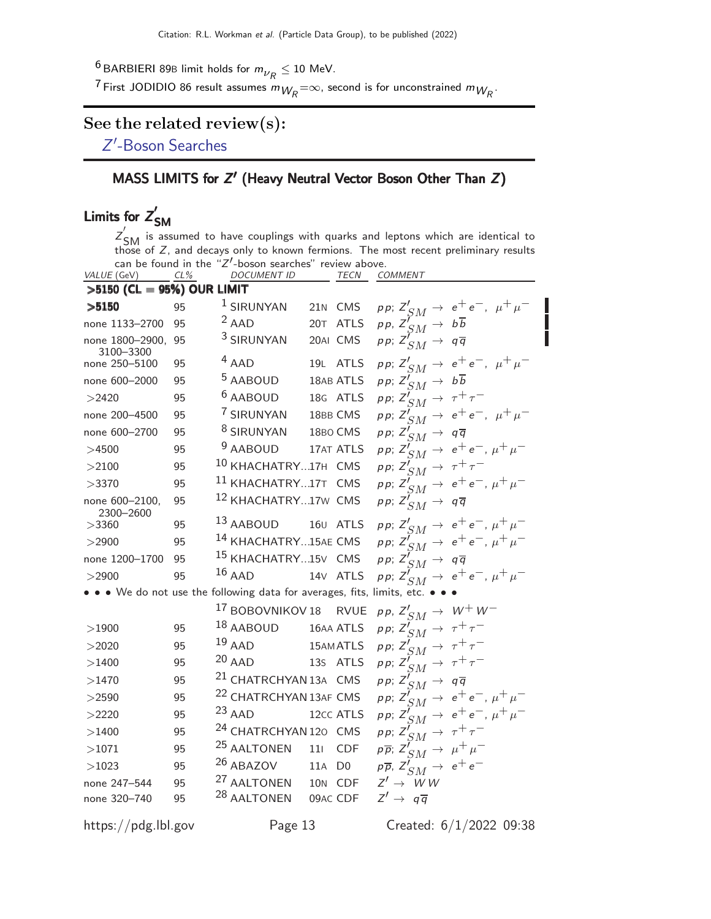[6] BARBIERI 89B limit holds for $m_{\nu_R} \leq 10$ MeV.

[7] First JODIDIO 86 result assumes $m_{W_R}=\infty$, second is for unconstrained $m_{W_R}$.

## See the related review(s):

$Z'$-Boson Searches

## MASS LIMITS for $Z'$ (Heavy Neutral Vector Boson Other Than $Z$)

### Limits for $Z'_{SM}$

$Z'_{SM}$ is assumed to have couplings with quarks and leptons which are identical to those of $Z$, and decays only to known fermions. The most recent preliminary results can be found in the "$Z'$-boson searches" review above.

| VALUE (GeV) | CL% | DOCUMENT ID | | TECN | COMMENT |
|---|---|---|---|---|---|
| **>5150 (CL = 95%) OUR LIMIT** | | | | | |
| **>5150** | 95 | [1] SIRUNYAN | 21N | CMS | $pp$; $Z'_{SM} \to e^+e^-$, $\mu^+\mu^-$ |
| none 1133–2700 | 95 | [2] AAD | 20T | ATLS | $pp$, $Z'_{SM} \to b\overline{b}$ |
| none 1800–2900, 3100–3300 | 95 | [3] SIRUNYAN | 20AI | CMS | $pp$; $Z'_{SM} \to q\overline{q}$ |
| none 250–5100 | 95 | [4] AAD | 19L | ATLS | $pp$; $Z'_{SM} \to e^+e^-$, $\mu^+\mu^-$ |
| none 600–2000 | 95 | [5] AABOUD | 18AB | ATLS | $pp$; $Z'_{SM} \to b\overline{b}$ |
| >2420 | 95 | [6] AABOUD | 18G | ATLS | $pp$; $Z'_{SM} \to \tau^+\tau^-$ |
| none 200–4500 | 95 | [7] SIRUNYAN | 18BB | CMS | $pp$; $Z'_{SM} \to e^+e^-$, $\mu^+\mu^-$ |
| none 600–2700 | 95 | [8] SIRUNYAN | 18BO | CMS | $pp$; $Z'_{SM} \to q\overline{q}$ |
| >4500 | 95 | [9] AABOUD | 17AT | ATLS | $pp$; $Z'_{SM} \to e^+e^-$, $\mu^+\mu^-$ |
| >2100 | 95 | [10] KHACHATRY... | 17H | CMS | $pp$; $Z'_{SM} \to \tau^+\tau^-$ |
| >3370 | 95 | [11] KHACHATRY... | 17T | CMS | $pp$; $Z'_{SM} \to e^+e^-$, $\mu^+\mu^-$ |
| none 600–2100, 2300–2600 | 95 | [12] KHACHATRY... | 17W | CMS | $pp$; $Z'_{SM} \to q\overline{q}$ |
| >3360 | 95 | [13] AABOUD | 16U | ATLS | $pp$; $Z'_{SM} \to e^+e^-$, $\mu^+\mu^-$ |
| >2900 | 95 | [14] KHACHATRY... | 15AE | CMS | $pp$; $Z'_{SM} \to e^+e^-$, $\mu^+\mu^-$ |
| none 1200–1700 | 95 | [15] KHACHATRY... | 15V | CMS | $pp$; $Z'_{SM} \to q\overline{q}$ |
| >2900 | 95 | [16] AAD | 14V | ATLS | $pp$; $Z'_{SM} \to e^+e^-$, $\mu^+\mu^-$ |
| • • • We do not use the following data for averages, fits, limits, etc. • • • | | | | | |
| | | [17] BOBOVNIKOV | 18 | RVUE | $pp$, $Z'_{SM} \to W^+W^-$ |
| >1900 | 95 | [18] AABOUD | 16AA | ATLS | $pp$; $Z'_{SM} \to \tau^+\tau^-$ |
| >2020 | 95 | [19] AAD | 15AM | ATLS | $pp$; $Z'_{SM} \to \tau^+\tau^-$ |
| >1400 | 95 | [20] AAD | 13S | ATLS | $pp$; $Z'_{SM} \to \tau^+\tau^-$ |
| >1470 | 95 | [21] CHATRCHYAN | 13A | CMS | $pp$; $Z'_{SM} \to q\overline{q}$ |
| >2590 | 95 | [22] CHATRCHYAN | 13AF | CMS | $pp$; $Z'_{SM} \to e^+e^-$, $\mu^+\mu^-$ |
| >2220 | 95 | [23] AAD | 12CC | ATLS | $pp$; $Z'_{SM} \to e^+e^-$, $\mu^+\mu^-$ |
| >1400 | 95 | [24] CHATRCHYAN | 12O | CMS | $pp$; $Z'_{SM} \to \tau^+\tau^-$ |
| >1071 | 95 | [25] AALTONEN | 11I | CDF | $p\overline{p}$; $Z'_{SM} \to \mu^+\mu^-$ |
| >1023 | 95 | [26] ABAZOV | 11A | D0 | $p\overline{p}$, $Z'_{SM} \to e^+e^-$ |
| none 247–544 | 95 | [27] AALTONEN | 10N | CDF | $Z' \to WW$ |
| none 320–740 | 95 | [28] AALTONEN | 09AC | CDF | $Z' \to q\overline{q}$ |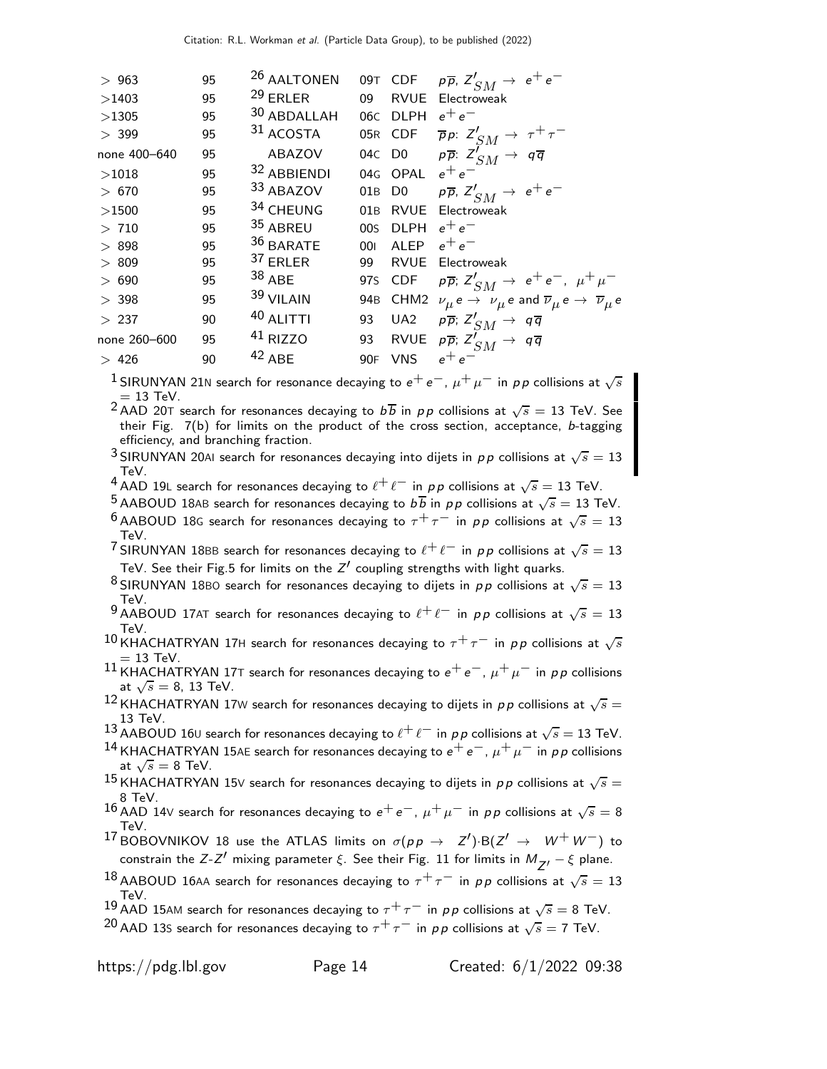| | | | | | |
|---|---|---|---|---|---|
| > 963 | 95 | [26] AALTONEN | 09T | CDF | $p\overline{p}$, $Z'_{SM} \rightarrow e^+e^-$ |
| >1403 | 95 | [29] ERLER | 09 | RVUE | Electroweak |
| >1305 | 95 | [30] ABDALLAH | 06C | DLPH | $e^+e^-$ |
| > 399 | 95 | [31] ACOSTA | 05R | CDF | $\overline{p}p$: $Z'_{SM} \rightarrow \tau^+\tau^-$ |
| none 400–640 | 95 | ABAZOV | 04C | D0 | $p\overline{p}$: $Z'_{SM} \rightarrow q\overline{q}$ |
| >1018 | 95 | [32] ABBIENDI | 04G | OPAL | $e^+e^-$ |
| > 670 | 95 | [33] ABAZOV | 01B | D0 | $p\overline{p}$, $Z'_{SM} \rightarrow e^+e^-$ |
| >1500 | 95 | [34] CHEUNG | 01B | RVUE | Electroweak |
| > 710 | 95 | [35] ABREU | 00S | DLPH | $e^+e^-$ |
| > 898 | 95 | [36] BARATE | 00I | ALEP | $e^+e^-$ |
| > 809 | 95 | [37] ERLER | 99 | RVUE | Electroweak |
| > 690 | 95 | [38] ABE | 97S | CDF | $p\overline{p}$; $Z'_{SM} \rightarrow e^+e^-$, $\mu^+\mu^-$ |
| > 398 | 95 | [39] VILAIN | 94B | CHM2 | $\nu_\mu e \rightarrow \nu_\mu e$ and $\overline{\nu}_\mu e \rightarrow \overline{\nu}_\mu e$ |
| > 237 | 90 | [40] ALITTI | 93 | UA2 | $p\overline{p}$; $Z'_{SM} \rightarrow q\overline{q}$ |
| none 260–600 | 95 | [41] RIZZO | 93 | RVUE | $p\overline{p}$; $Z'_{SM} \rightarrow q\overline{q}$ |
| > 426 | 90 | [42] ABE | 90F | VNS | $e^+e^-$ |

[1] SIRUNYAN 21N search for resonance decaying to $e^+e^-$, $\mu^+\mu^-$ in $pp$ collisions at $\sqrt{s}$ = 13 TeV.

[2] AAD 20T search for resonances decaying to $b\overline{b}$ in $pp$ collisions at $\sqrt{s}$ = 13 TeV. See their Fig. 7(b) for limits on the product of the cross section, acceptance, $b$-tagging efficiency, and branching fraction.

[3] SIRUNYAN 20AI search for resonances decaying into dijets in $pp$ collisions at $\sqrt{s}$ = 13 TeV.

[4] AAD 19L search for resonances decaying to $\ell^+\ell^-$ in $pp$ collisions at $\sqrt{s}$ = 13 TeV.

[5] AABOUD 18AB search for resonances decaying to $b\overline{b}$ in $pp$ collisions at $\sqrt{s}$ = 13 TeV.

[6] AABOUD 18G search for resonances decaying to $\tau^+\tau^-$ in $pp$ collisions at $\sqrt{s}$ = 13 TeV.

[7] SIRUNYAN 18BB search for resonances decaying to $\ell^+\ell^-$ in $pp$ collisions at $\sqrt{s}$ = 13 TeV. See their Fig.5 for limits on the $Z'$ coupling strengths with light quarks.

[8] SIRUNYAN 18BO search for resonances decaying to dijets in $pp$ collisions at $\sqrt{s}$ = 13 TeV.

[9] AABOUD 17AT search for resonances decaying to $\ell^+\ell^-$ in $pp$ collisions at $\sqrt{s}$ = 13 TeV.

[10] KHACHATRYAN 17H search for resonances decaying to $\tau^+\tau^-$ in $pp$ collisions at $\sqrt{s}$ = 13 TeV.

[11] KHACHATRYAN 17T search for resonances decaying to $e^+e^-$, $\mu^+\mu^-$ in $pp$ collisions at $\sqrt{s}$ = 8, 13 TeV.

[12] KHACHATRYAN 17W search for resonances decaying to dijets in $pp$ collisions at $\sqrt{s}$ = 13 TeV.

[13] AABOUD 16U search for resonances decaying to $\ell^+\ell^-$ in $pp$ collisions at $\sqrt{s}$ = 13 TeV.

[14] KHACHATRYAN 15AE search for resonances decaying to $e^+e^-$, $\mu^+\mu^-$ in $pp$ collisions at $\sqrt{s}$ = 8 TeV.

[15] KHACHATRYAN 15V search for resonances decaying to dijets in $pp$ collisions at $\sqrt{s}$ = 8 TeV.

[16] AAD 14V search for resonances decaying to $e^+e^-$, $\mu^+\mu^-$ in $pp$ collisions at $\sqrt{s}$ = 8 TeV.

[17] BOBOVNIKOV 18 use the ATLAS limits on $\sigma(pp \rightarrow Z')\cdot B(Z' \rightarrow W^+W^-)$ to constrain the $Z$-$Z'$ mixing parameter $\xi$. See their Fig. 11 for limits in $M_{Z'} - \xi$ plane.

[18] AABOUD 16AA search for resonances decaying to $\tau^+\tau^-$ in $pp$ collisions at $\sqrt{s}$ = 13 TeV.

[19] AAD 15AM search for resonances decaying to $\tau^+\tau^-$ in $pp$ collisions at $\sqrt{s}$ = 8 TeV.

[20] AAD 13S search for resonances decaying to $\tau^+\tau^-$ in $pp$ collisions at $\sqrt{s}$ = 7 TeV.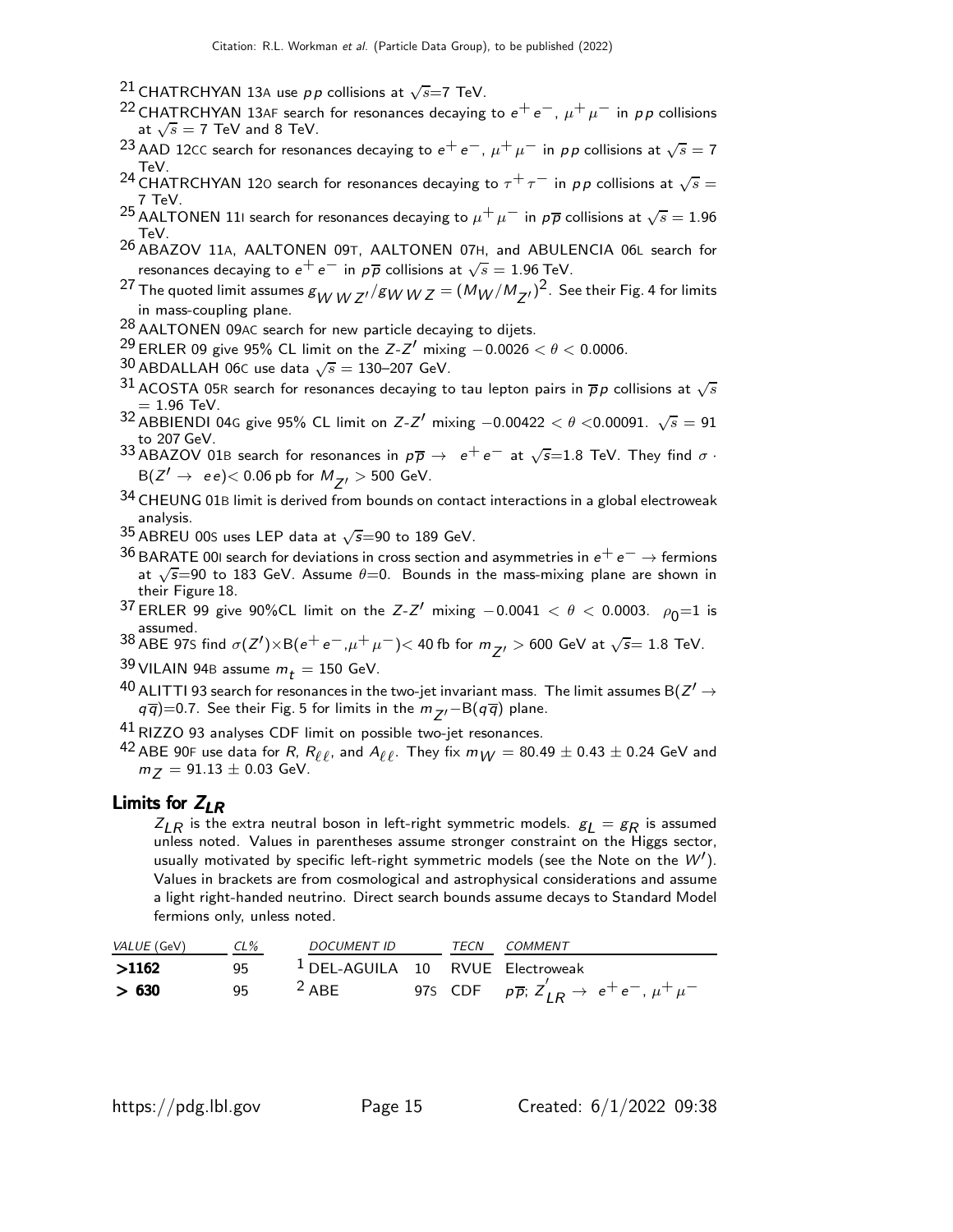[21] CHATRCHYAN 13A use $pp$ collisions at $\sqrt{s}$=7 TeV.

[22] CHATRCHYAN 13AF search for resonances decaying to $e^+ e^-$, $\mu^+ \mu^-$ in $pp$ collisions at $\sqrt{s}$ = 7 TeV and 8 TeV.

[23] AAD 12CC search for resonances decaying to $e^+ e^-$, $\mu^+ \mu^-$ in $pp$ collisions at $\sqrt{s}$ = 7 TeV.

[24] CHATRCHYAN 12O search for resonances decaying to $\tau^+ \tau^-$ in $pp$ collisions at $\sqrt{s}$ = 7 TeV.

[25] AALTONEN 11I search for resonances decaying to $\mu^+ \mu^-$ in $p\overline{p}$ collisions at $\sqrt{s}$ = 1.96 TeV.

[26] ABAZOV 11A, AALTONEN 09T, AALTONEN 07H, and ABULENCIA 06L search for resonances decaying to $e^+ e^-$ in $p\overline{p}$ collisions at $\sqrt{s}$ = 1.96 TeV.

[27] The quoted limit assumes $g_{WWZ'}/g_{WWZ} = (M_W/M_{Z'})^2$. See their Fig. 4 for limits in mass-coupling plane.

[28] AALTONEN 09AC search for new particle decaying to dijets.

[29] ERLER 09 give 95% CL limit on the $Z$-$Z'$ mixing $-0.0026 < \theta < 0.0006$.

[30] ABDALLAH 06C use data $\sqrt{s}$ = 130–207 GeV.

[31] ACOSTA 05R search for resonances decaying to tau lepton pairs in $\overline{p}p$ collisions at $\sqrt{s}$ = 1.96 TeV.

[32] ABBIENDI 04G give 95% CL limit on $Z$-$Z'$ mixing $-0.00422 < \theta < 0.00091$. $\sqrt{s}$ = 91 to 207 GeV.

[33] ABAZOV 01B search for resonances in $p\overline{p} \rightarrow e^+ e^-$ at $\sqrt{s}$=1.8 TeV. They find $\sigma \cdot$ B$(Z' \rightarrow ee)$< 0.06 pb for $M_{Z'} >$ 500 GeV.

[34] CHEUNG 01B limit is derived from bounds on contact interactions in a global electroweak analysis.

[35] ABREU 00S uses LEP data at $\sqrt{s}$=90 to 189 GeV.

[36] BARATE 00I search for deviations in cross section and asymmetries in $e^+ e^- \rightarrow$ fermions at $\sqrt{s}$=90 to 183 GeV. Assume $\theta$=0. Bounds in the mass-mixing plane are shown in their Figure 18.

[37] ERLER 99 give 90%CL limit on the $Z$-$Z'$ mixing $-0.0041 < \theta < 0.0003$. $\rho_0$=1 is assumed.

[38] ABE 97S find $\sigma(Z') \times$B$(e^+ e^-, \mu^+ \mu^-)$< 40 fb for $m_{Z'} >$ 600 GeV at $\sqrt{s}$= 1.8 TeV.

[39] VILAIN 94B assume $m_t$ = 150 GeV.

[40] ALITTI 93 search for resonances in the two-jet invariant mass. The limit assumes B$(Z' \rightarrow q\overline{q})$=0.7. See their Fig. 5 for limits in the $m_{Z'}$–B$(q\overline{q})$ plane.

[41] RIZZO 93 analyses CDF limit on possible two-jet resonances.

[42] ABE 90F use data for $R$, $R_{\ell\ell}$, and $A_{\ell\ell}$. They fix $m_W$ = 80.49 ± 0.43 ± 0.24 GeV and $m_Z$ = 91.13 ± 0.03 GeV.

## Limits for $Z_{LR}$

$Z_{LR}$ is the extra neutral boson in left-right symmetric models. $g_L = g_R$ is assumed unless noted. Values in parentheses assume stronger constraint on the Higgs sector, usually motivated by specific left-right symmetric models (see the Note on the $W'$). Values in brackets are from cosmological and astrophysical considerations and assume a light right-handed neutrino. Direct search bounds assume decays to Standard Model fermions only, unless noted.

| VALUE (GeV) | CL% | DOCUMENT ID | | TECN | COMMENT |
|---|---|---|---|---|---|
| **>1162** | 95 | [1] DEL-AGUILA | 10 | RVUE | Electroweak |
| **> 630** | 95 | [2] ABE | 97S | CDF | $p\overline{p}$; $Z'_{LR} \rightarrow e^+ e^-, \mu^+ \mu^-$ |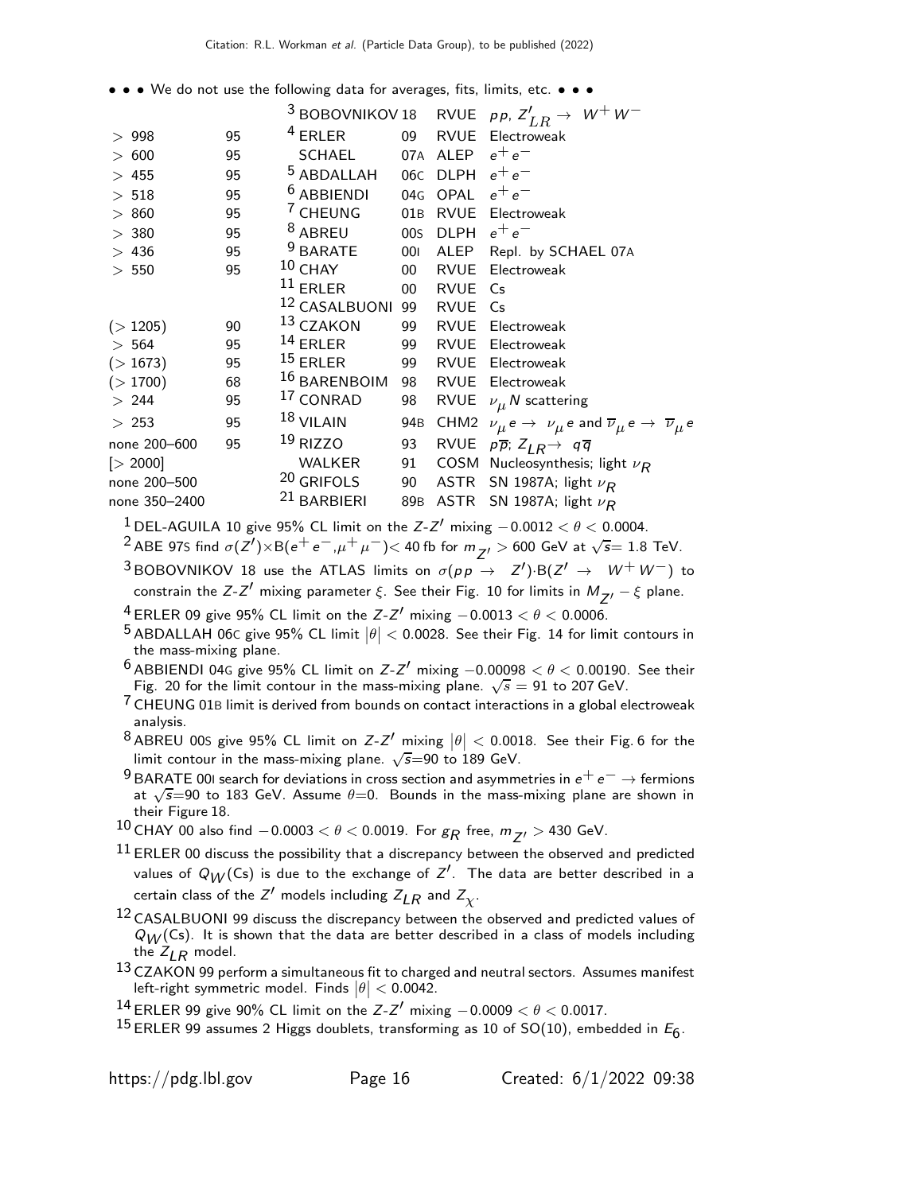• • • We do not use the following data for averages, fits, limits, etc. • • •

| | | | | | |
|---|---|---|---|---|---|
| | | [3] BOBOVNIKOV | 18 | RVUE | $pp$, $Z'_{LR} \rightarrow W^+W^-$ |
| $> 998$ | 95 | [4] ERLER | 09 | RVUE | Electroweak |
| $> 600$ | 95 | SCHAEL | 07A | ALEP | $e^+e^-$ |
| $> 455$ | 95 | [5] ABDALLAH | 06C | DLPH | $e^+e^-$ |
| $> 518$ | 95 | [6] ABBIENDI | 04G | OPAL | $e^+e^-$ |
| $> 860$ | 95 | [7] CHEUNG | 01B | RVUE | Electroweak |
| $> 380$ | 95 | [8] ABREU | 00S | DLPH | $e^+e^-$ |
| $> 436$ | 95 | [9] BARATE | 00I | ALEP | Repl. by SCHAEL 07A |
| $> 550$ | 95 | [10] CHAY | 00 | RVUE | Electroweak |
| | | [11] ERLER | 00 | RVUE | Cs |
| | | [12] CASALBUONI | 99 | RVUE | Cs |
| $(> 1205)$ | 90 | [13] CZAKON | 99 | RVUE | Electroweak |
| $> 564$ | 95 | [14] ERLER | 99 | RVUE | Electroweak |
| $(> 1673)$ | 95 | [15] ERLER | 99 | RVUE | Electroweak |
| $(> 1700)$ | 68 | [16] BARENBOIM | 98 | RVUE | Electroweak |
| $> 244$ | 95 | [17] CONRAD | 98 | RVUE | $\nu_\mu N$ scattering |
| $> 253$ | 95 | [18] VILAIN | 94B | CHM2 | $\nu_\mu e \rightarrow \nu_\mu e$ and $\overline{\nu}_\mu e \rightarrow \overline{\nu}_\mu e$ |
| none 200–600 | 95 | [19] RIZZO | 93 | RVUE | $p\overline{p}$; $Z_{LR} \rightarrow q\overline{q}$ |
| [> 2000] | | WALKER | 91 | COSM | Nucleosynthesis; light $\nu_R$ |
| none 200–500 | | [20] GRIFOLS | 90 | ASTR | SN 1987A; light $\nu_R$ |
| none 350–2400 | | [21] BARBIERI | 89B | ASTR | SN 1987A; light $\nu_R$ |

[1] DEL-AGUILA 10 give 95% CL limit on the $Z$-$Z'$ mixing $-0.0012 < \theta < 0.0004$.

[2] ABE 97S find $\sigma(Z')\times$B$(e^+e^-,\mu^+\mu^-)<$ 40 fb for $m_{Z'} > 600$ GeV at $\sqrt{s}=$ 1.8 TeV.

[3] BOBOVNIKOV 18 use the ATLAS limits on $\sigma(pp \rightarrow Z')\cdot$B$(Z' \rightarrow W^+W^-)$ to constrain the $Z$-$Z'$ mixing parameter $\xi$. See their Fig. 10 for limits in $M_{Z'} - \xi$ plane.

[4] ERLER 09 give 95% CL limit on the $Z$-$Z'$ mixing $-0.0013 < \theta < 0.0006$.

[5] ABDALLAH 06C give 95% CL limit $|\theta| < 0.0028$. See their Fig. 14 for limit contours in the mass-mixing plane.

[6] ABBIENDI 04G give 95% CL limit on $Z$-$Z'$ mixing $-0.00098 < \theta < 0.00190$. See their Fig. 20 for the limit contour in the mass-mixing plane. $\sqrt{s}$ = 91 to 207 GeV.

[7] CHEUNG 01B limit is derived from bounds on contact interactions in a global electroweak analysis.

[8] ABREU 00S give 95% CL limit on $Z$-$Z'$ mixing $|\theta| < 0.0018$. See their Fig. 6 for the limit contour in the mass-mixing plane. $\sqrt{s}$=90 to 189 GeV.

[9] BARATE 00I search for deviations in cross section and asymmetries in $e^+e^- \rightarrow$ fermions at $\sqrt{s}$=90 to 183 GeV. Assume $\theta$=0. Bounds in the mass-mixing plane are shown in their Figure 18.

[10] CHAY 00 also find $-0.0003 < \theta < 0.0019$. For $g_R$ free, $m_{Z'} > 430$ GeV.

[11] ERLER 00 discuss the possibility that a discrepancy between the observed and predicted values of $Q_W$(Cs) is due to the exchange of $Z'$. The data are better described in a certain class of the $Z'$ models including $Z_{LR}$ and $Z_\chi$.

[12] CASALBUONI 99 discuss the discrepancy between the observed and predicted values of $Q_W$(Cs). It is shown that the data are better described in a class of models including the $Z_{LR}$ model.

[13] CZAKON 99 perform a simultaneous fit to charged and neutral sectors. Assumes manifest left-right symmetric model. Finds $|\theta| < 0.0042$.

[14] ERLER 99 give 90% CL limit on the $Z$-$Z'$ mixing $-0.0009 < \theta < 0.0017$.

[15] ERLER 99 assumes 2 Higgs doublets, transforming as 10 of SO(10), embedded in $E_6$.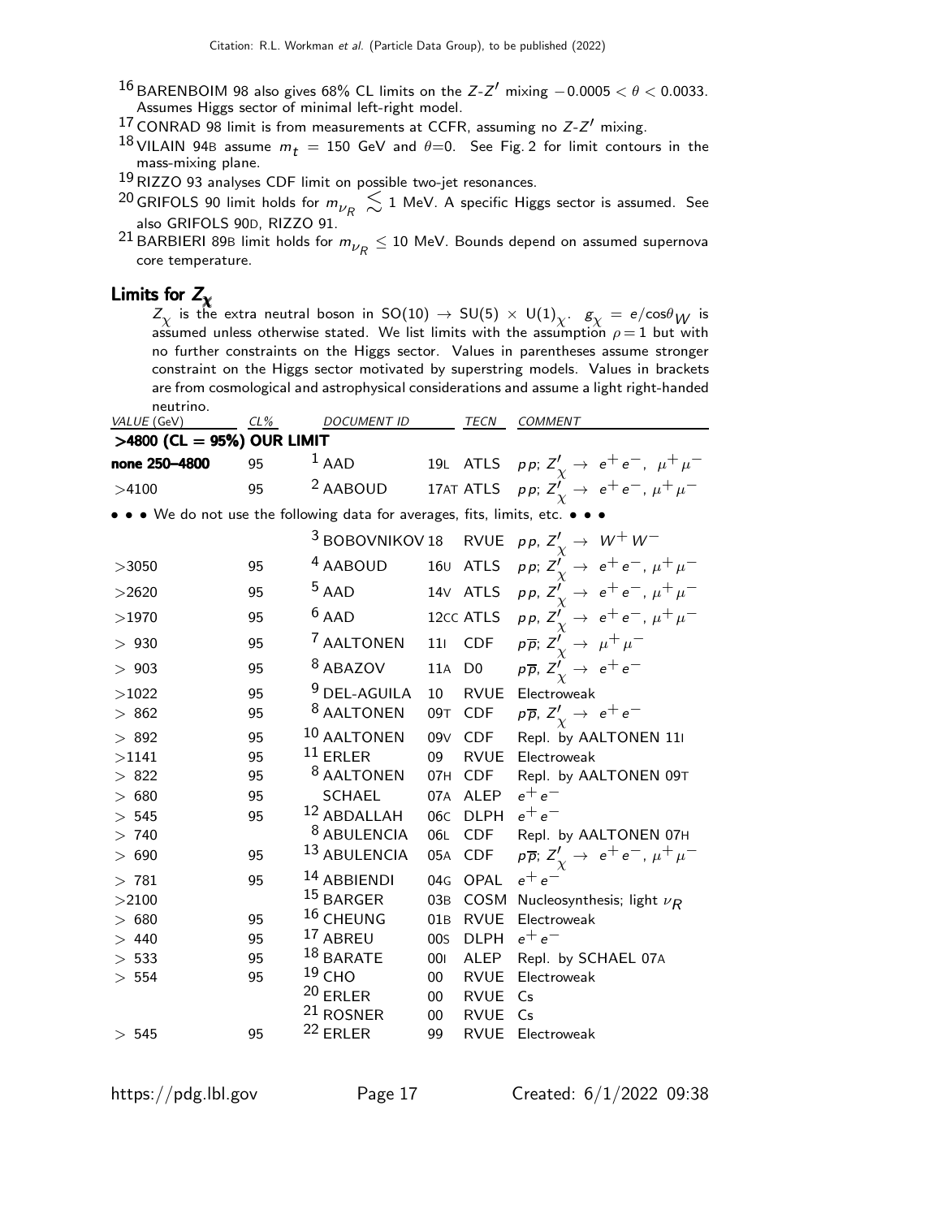[16] BARENBOIM 98 also gives 68% CL limits on the $Z$-$Z'$ mixing $-0.0005 < \theta < 0.0033$. Assumes Higgs sector of minimal left-right model.

[17] CONRAD 98 limit is from measurements at CCFR, assuming no $Z$-$Z'$ mixing.

[18] VILAIN 94B assume $m_t$ = 150 GeV and $\theta$=0. See Fig. 2 for limit contours in the mass-mixing plane.

[19] RIZZO 93 analyses CDF limit on possible two-jet resonances.

[20] GRIFOLS 90 limit holds for $m_{\nu_R} \lesssim 1$ MeV. A specific Higgs sector is assumed. See also GRIFOLS 90D, RIZZO 91.

[21] BARBIERI 89B limit holds for $m_{\nu_R} \leq 10$ MeV. Bounds depend on assumed supernova core temperature.

## Limits for $Z_\chi$

$Z_\chi$ is the extra neutral boson in SO(10) $\rightarrow$ SU(5) $\times$ U(1)$_\chi$. $g_\chi = e/\cos\theta_W$ is assumed unless otherwise stated. We list limits with the assumption $\rho = 1$ but with no further constraints on the Higgs sector. Values in parentheses assume stronger constraint on the Higgs sector motivated by superstring models. Values in brackets are from cosmological and astrophysical considerations and assume a light right-handed neutrino.

| VALUE (GeV) | CL% | DOCUMENT ID | | TECN | COMMENT |
|---|---|---|---|---|---|
| **>4800 (CL = 95%) OUR LIMIT** | | | | | |
| **none 250–4800** | 95 | [1] AAD | 19L | ATLS | $pp$; $Z'_\chi \rightarrow e^+e^-$, $\mu^+\mu^-$ |
| >4100 | 95 | [2] AABOUD | 17AT | ATLS | $pp$; $Z'_\chi \rightarrow e^+e^-$, $\mu^+\mu^-$ |
| • • • We do not use the following data for averages, fits, limits, etc. • • • | | | | | |
| | | [3] BOBOVNIKOV | 18 | RVUE | $pp$, $Z'_\chi \rightarrow W^+W^-$ |
| >3050 | 95 | [4] AABOUD | 16U | ATLS | $pp$; $Z'_\chi \rightarrow e^+e^-$, $\mu^+\mu^-$ |
| >2620 | 95 | [5] AAD | 14V | ATLS | $pp$, $Z'_\chi \rightarrow e^+e^-$, $\mu^+\mu^-$ |
| >1970 | 95 | [6] AAD | 12CC | ATLS | $pp$, $Z'_\chi \rightarrow e^+e^-$, $\mu^+\mu^-$ |
| > 930 | 95 | [7] AALTONEN | 11I | CDF | $p\overline{p}$; $Z'_\chi \rightarrow \mu^+\mu^-$ |
| > 903 | 95 | [8] ABAZOV | 11A | D0 | $p\overline{p}$, $Z'_\chi \rightarrow e^+e^-$ |
| >1022 | 95 | [9] DEL-AGUILA | 10 | RVUE | Electroweak |
| > 862 | 95 | [8] AALTONEN | 09T | CDF | $p\overline{p}$, $Z'_\chi \rightarrow e^+e^-$ |
| > 892 | 95 | [10] AALTONEN | 09V | CDF | Repl. by AALTONEN 11I |
| >1141 | 95 | [11] ERLER | 09 | RVUE | Electroweak |
| > 822 | 95 | [8] AALTONEN | 07H | CDF | Repl. by AALTONEN 09T |
| > 680 | 95 | SCHAEL | 07A | ALEP | $e^+e^-$ |
| > 545 | 95 | [12] ABDALLAH | 06C | DLPH | $e^+e^-$ |
| > 740 | | [8] ABULENCIA | 06L | CDF | Repl. by AALTONEN 07H |
| > 690 | 95 | [13] ABULENCIA | 05A | CDF | $p\overline{p}$; $Z'_\chi \rightarrow e^+e^-$, $\mu^+\mu^-$ |
| > 781 | 95 | [14] ABBIENDI | 04G | OPAL | $e^+e^-$ |
| >2100 | | [15] BARGER | 03B | COSM | Nucleosynthesis; light $\nu_R$ |
| > 680 | 95 | [16] CHEUNG | 01B | RVUE | Electroweak |
| > 440 | 95 | [17] ABREU | 00S | DLPH | $e^+e^-$ |
| > 533 | 95 | [18] BARATE | 00I | ALEP | Repl. by SCHAEL 07A |
| > 554 | 95 | [19] CHO | 00 | RVUE | Electroweak |
| | | [20] ERLER | 00 | RVUE | Cs |
| | | [21] ROSNER | 00 | RVUE | Cs |
| > 545 | 95 | [22] ERLER | 99 | RVUE | Electroweak |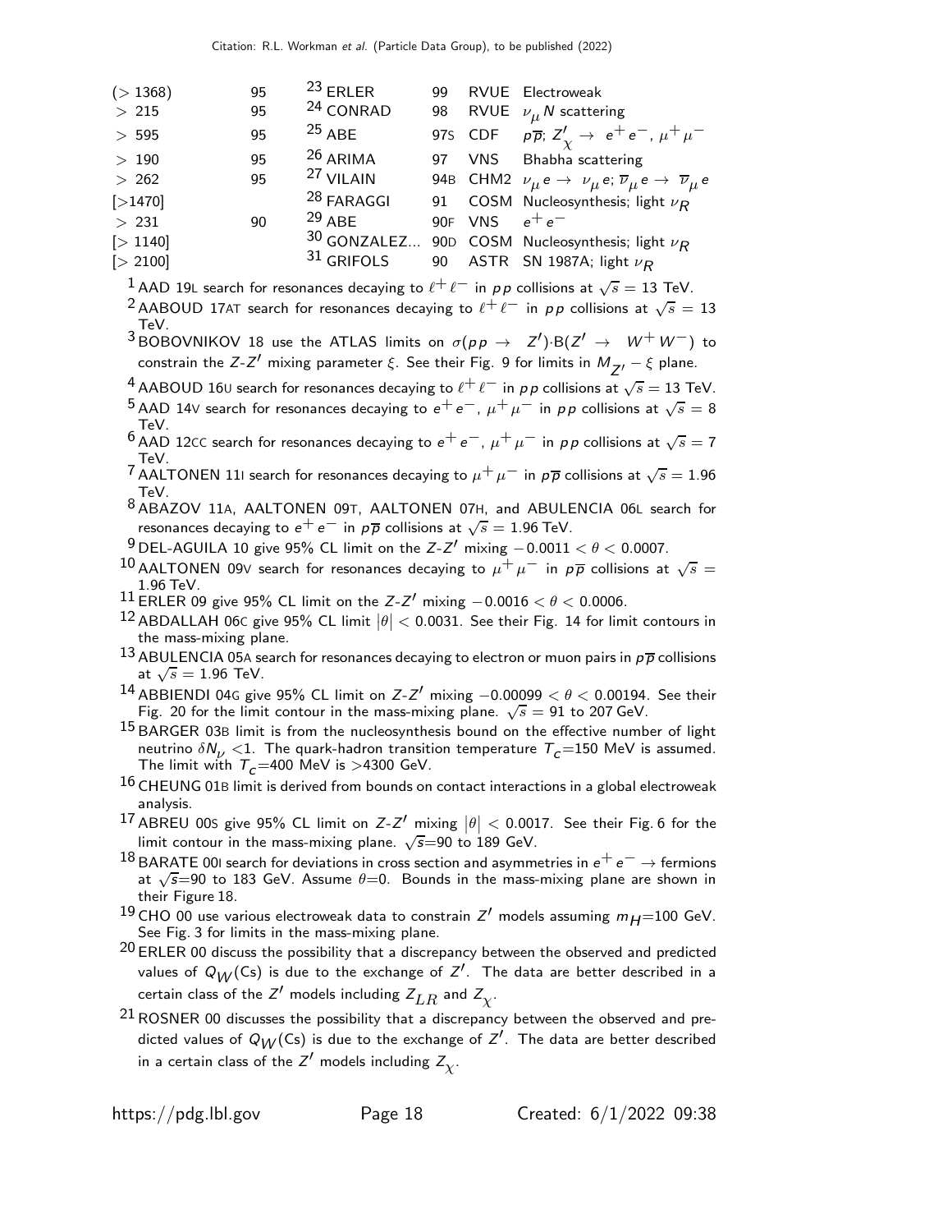| | | | | | |
|---|---|---|---|---|---|
| (> 1368) | 95 | [23] ERLER | 99 | RVUE | Electroweak |
| > 215 | 95 | [24] CONRAD | 98 | RVUE | $\nu_\mu N$ scattering |
| > 595 | 95 | [25] ABE | 97S | CDF | $p\overline{p}$; $Z'_\chi \rightarrow e^+e^-$, $\mu^+\mu^-$ |
| > 190 | 95 | [26] ARIMA | 97 | VNS | Bhabha scattering |
| > 262 | 95 | [27] VILAIN | 94B | CHM2 | $\nu_\mu e \rightarrow \nu_\mu e$; $\overline{\nu}_\mu e \rightarrow \overline{\nu}_\mu e$ |
| [>1470] | | [28] FARAGGI | 91 | COSM | Nucleosynthesis; light $\nu_R$ |
| > 231 | 90 | [29] ABE | 90F | VNS | $e^+e^-$ |
| [> 1140] | | [30] GONZALEZ... | 90D | COSM | Nucleosynthesis; light $\nu_R$ |
| [> 2100] | | [31] GRIFOLS | 90 | ASTR | SN 1987A; light $\nu_R$ |

[1] AAD 19L search for resonances decaying to $\ell^+\ell^-$ in $pp$ collisions at $\sqrt{s} = 13$ TeV.

[2] AABOUD 17AT search for resonances decaying to $\ell^+\ell^-$ in $pp$ collisions at $\sqrt{s} = 13$ TeV.

[3] BOBOVNIKOV 18 use the ATLAS limits on $\sigma(pp \rightarrow Z')\cdot$B$(Z' \rightarrow W^+W^-)$ to constrain the $Z$-$Z'$ mixing parameter $\xi$. See their Fig. 9 for limits in $M_{Z'} - \xi$ plane.

[4] AABOUD 16U search for resonances decaying to $\ell^+\ell^-$ in $pp$ collisions at $\sqrt{s} = 13$ TeV.

[5] AAD 14V search for resonances decaying to $e^+e^-$, $\mu^+\mu^-$ in $pp$ collisions at $\sqrt{s} = 8$ TeV.

[6] AAD 12CC search for resonances decaying to $e^+e^-$, $\mu^+\mu^-$ in $pp$ collisions at $\sqrt{s} = 7$ TeV.

[7] AALTONEN 11I search for resonances decaying to $\mu^+\mu^-$ in $p\overline{p}$ collisions at $\sqrt{s} = 1.96$ TeV.

[8] ABAZOV 11A, AALTONEN 09T, AALTONEN 07H, and ABULENCIA 06L search for resonances decaying to $e^+e^-$ in $p\overline{p}$ collisions at $\sqrt{s} = 1.96$ TeV.

[9] DEL-AGUILA 10 give 95% CL limit on the $Z$-$Z'$ mixing $-0.0011 < \theta < 0.0007$.

[10] AALTONEN 09V search for resonances decaying to $\mu^+\mu^-$ in $p\overline{p}$ collisions at $\sqrt{s} = 1.96$ TeV.

[11] ERLER 09 give 95% CL limit on the $Z$-$Z'$ mixing $-0.0016 < \theta < 0.0006$.

[12] ABDALLAH 06C give 95% CL limit $|\theta| < 0.0031$. See their Fig. 14 for limit contours in the mass-mixing plane.

[13] ABULENCIA 05A search for resonances decaying to electron or muon pairs in $p\overline{p}$ collisions at $\sqrt{s} = 1.96$ TeV.

[14] ABBIENDI 04G give 95% CL limit on $Z$-$Z'$ mixing $-0.00099 < \theta < 0.00194$. See their Fig. 20 for the limit contour in the mass-mixing plane. $\sqrt{s} = 91$ to 207 GeV.

[15] BARGER 03B limit is from the nucleosynthesis bound on the effective number of light neutrino $\delta N_\nu < 1$. The quark-hadron transition temperature $T_c$=150 MeV is assumed. The limit with $T_c$=400 MeV is >4300 GeV.

[16] CHEUNG 01B limit is derived from bounds on contact interactions in a global electroweak analysis.

[17] ABREU 00S give 95% CL limit on $Z$-$Z'$ mixing $|\theta| < 0.0017$. See their Fig. 6 for the limit contour in the mass-mixing plane. $\sqrt{s}$=90 to 189 GeV.

[18] BARATE 00I search for deviations in cross section and asymmetries in $e^+e^- \rightarrow$ fermions at $\sqrt{s}$=90 to 183 GeV. Assume $\theta$=0. Bounds in the mass-mixing plane are shown in their Figure 18.

[19] CHO 00 use various electroweak data to constrain $Z'$ models assuming $m_H$=100 GeV. See Fig. 3 for limits in the mass-mixing plane.

[20] ERLER 00 discuss the possibility that a discrepancy between the observed and predicted values of $Q_W$(Cs) is due to the exchange of $Z'$. The data are better described in a certain class of the $Z'$ models including $Z_{LR}$ and $Z_\chi$.

[21] ROSNER 00 discusses the possibility that a discrepancy between the observed and predicted values of $Q_W$(Cs) is due to the exchange of $Z'$. The data are better described in a certain class of the $Z'$ models including $Z_\chi$.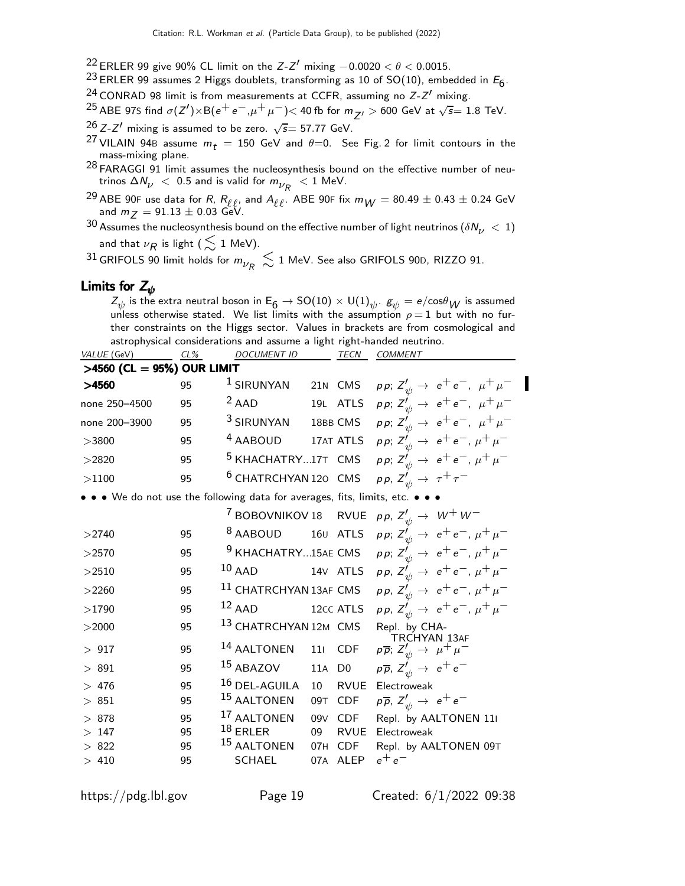[22] ERLER 99 give 90% CL limit on the $Z$-$Z'$ mixing $-0.0020 < \theta < 0.0015$.

[23] ERLER 99 assumes 2 Higgs doublets, transforming as 10 of SO(10), embedded in $E_6$.

[24] CONRAD 98 limit is from measurements at CCFR, assuming no $Z$-$Z'$ mixing.

[25] ABE 97S find $\sigma(Z')\times B(e^+e^-,\mu^+\mu^-) <$ 40 fb for $m_{Z'} >$ 600 GeV at $\sqrt{s}$= 1.8 TeV.

[26] $Z$-$Z'$ mixing is assumed to be zero. $\sqrt{s}$= 57.77 GeV.

[27] VILAIN 94B assume $m_t$ = 150 GeV and $\theta$=0. See Fig. 2 for limit contours in the mass-mixing plane.

[28] FARAGGI 91 limit assumes the nucleosynthesis bound on the effective number of neutrinos $\Delta N_\nu$ < 0.5 and is valid for $m_{\nu_R}$ < 1 MeV.

[29] ABE 90F use data for $R$, $R_{\ell\ell}$, and $A_{\ell\ell}$. ABE 90F fix $m_W$ = 80.49 ± 0.43 ± 0.24 GeV and $m_Z$ = 91.13 ± 0.03 GeV.

[30] Assumes the nucleosynthesis bound on the effective number of light neutrinos ($\delta N_\nu$ < 1) and that $\nu_R$ is light ($\lesssim$ 1 MeV).

[31] GRIFOLS 90 limit holds for $m_{\nu_R} \lesssim$ 1 MeV. See also GRIFOLS 90D, RIZZO 91.

## Limits for $Z_\psi$

$Z_\psi$ is the extra neutral boson in $E_6 \to SO(10) \times U(1)_\psi$. $g_\psi = e/\cos\theta_W$ is assumed unless otherwise stated. We list limits with the assumption $\rho = 1$ but with no further constraints on the Higgs sector. Values in brackets are from cosmological and astrophysical considerations and assume a light right-handed neutrino.

| VALUE (GeV) | CL% | DOCUMENT ID | | TECN | COMMENT |
|---|---|---|---|---|---|
| **>4560 (CL = 95%) OUR LIMIT** | | | | | |
| **>4560** | 95 | [1] SIRUNYAN | 21N | CMS | $pp$; $Z'_\psi \to e^+e^-$, $\mu^+\mu^-$ |
| none 250–4500 | 95 | [2] AAD | 19L | ATLS | $pp$; $Z'_\psi \to e^+e^-$, $\mu^+\mu^-$ |
| none 200–3900 | 95 | [3] SIRUNYAN | 18BB | CMS | $pp$; $Z'_\psi \to e^+e^-$, $\mu^+\mu^-$ |
| >3800 | 95 | [4] AABOUD | 17AT | ATLS | $pp$; $Z'_\psi \to e^+e^-$, $\mu^+\mu^-$ |
| >2820 | 95 | [5] KHACHATRY... | 17T | CMS | $pp$; $Z'_\psi \to e^+e^-$, $\mu^+\mu^-$ |
| >1100 | 95 | [6] CHATRCHYAN | 12O | CMS | $pp$, $Z'_\psi \to \tau^+\tau^-$ |
| • • • We do not use the following data for averages, fits, limits, etc. • • • | | | | | |
| | | [7] BOBOVNIKOV | 18 | RVUE | $pp$, $Z'_\psi \to W^+W^-$ |
| >2740 | 95 | [8] AABOUD | 16U | ATLS | $pp$; $Z'_\psi \to e^+e^-$, $\mu^+\mu^-$ |
| >2570 | 95 | [9] KHACHATRY... | 15AE | CMS | $pp$; $Z'_\psi \to e^+e^-$, $\mu^+\mu^-$ |
| >2510 | 95 | [10] AAD | 14V | ATLS | $pp$, $Z'_\psi \to e^+e^-$, $\mu^+\mu^-$ |
| >2260 | 95 | [11] CHATRCHYAN | 13AF | CMS | $pp$, $Z'_\psi \to e^+e^-$, $\mu^+\mu^-$ |
| >1790 | 95 | [12] AAD | 12CC | ATLS | $pp$, $Z'_\psi \to e^+e^-$, $\mu^+\mu^-$ |
| >2000 | 95 | [13] CHATRCHYAN | 12M | CMS | Repl. by CHATRCHYAN 13AF |
| > 917 | 95 | [14] AALTONEN | 11I | CDF | $p\overline{p}$; $Z'_\psi \to \mu^+\mu^-$ |
| > 891 | 95 | [15] ABAZOV | 11A | D0 | $p\overline{p}$, $Z'_\psi \to e^+e^-$ |
| > 476 | 95 | [16] DEL-AGUILA | 10 | RVUE | Electroweak |
| > 851 | 95 | [15] AALTONEN | 09T | CDF | $p\overline{p}$, $Z'_\psi \to e^+e^-$ |
| > 878 | 95 | [17] AALTONEN | 09V | CDF | Repl. by AALTONEN 11I |
| > 147 | 95 | [18] ERLER | 09 | RVUE | Electroweak |
| > 822 | 95 | [15] AALTONEN | 07H | CDF | Repl. by AALTONEN 09T |
| > 410 | 95 | SCHAEL | 07A | ALEP | $e^+e^-$ |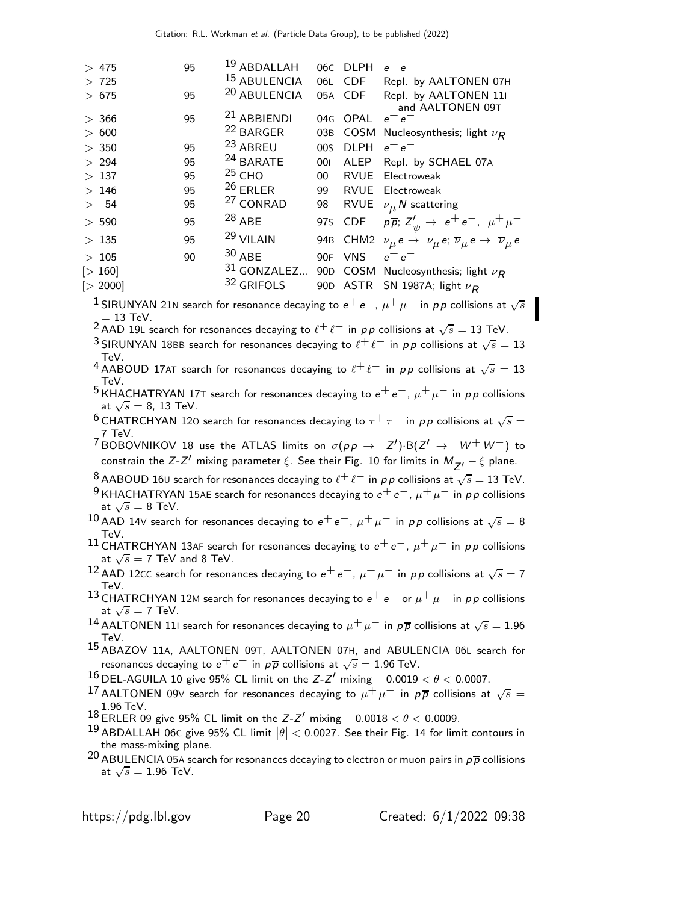| | | | | | |
|---|---|---|---|---|---|
| > 475 | 95 | ABDALLAH [19] | 06C | DLPH | $e^+e^-$ |
| > 725 | | ABULENCIA [15] | 06L | CDF | Repl. by AALTONEN 07H |
| > 675 | 95 | ABULENCIA [20] | 05A | CDF | Repl. by AALTONEN 11I and AALTONEN 09T |
| > 366 | 95 | ABBIENDI [21] | 04G | OPAL | $e^+e^-$ |
| > 600 | | BARGER [22] | 03B | COSM | Nucleosynthesis; light $\nu_R$ |
| > 350 | 95 | ABREU [23] | 00S | DLPH | $e^+e^-$ |
| > 294 | 95 | BARATE [24] | 00I | ALEP | Repl. by SCHAEL 07A |
| > 137 | 95 | CHO [25] | 00 | RVUE | Electroweak |
| > 146 | 95 | ERLER [26] | 99 | RVUE | Electroweak |
| > 54 | 95 | CONRAD [27] | 98 | RVUE | $\nu_\mu N$ scattering |
| > 590 | 95 | ABE [28] | 97S | CDF | $p\overline{p}$; $Z'_\psi \to e^+e^-, \mu^+\mu^-$ |
| > 135 | 95 | VILAIN [29] | 94B | CHM2 | $\nu_\mu e \to \nu_\mu e$; $\overline{\nu}_\mu e \to \overline{\nu}_\mu e$ |
| > 105 | 90 | ABE [30] | 90F | VNS | $e^+e^-$ |
| [> 160] | | GONZALEZ... [31] | 90D | COSM | Nucleosynthesis; light $\nu_R$ |
| [> 2000] | | GRIFOLS [32] | 90D | ASTR | SN 1987A; light $\nu_R$ |

[1] SIRUNYAN 21N search for resonance decaying to $e^+e^-$, $\mu^+\mu^-$ in $pp$ collisions at $\sqrt{s}$ = 13 TeV.

[2] AAD 19L search for resonances decaying to $\ell^+\ell^-$ in $pp$ collisions at $\sqrt{s}$ = 13 TeV.

[3] SIRUNYAN 18BB search for resonances decaying to $\ell^+\ell^-$ in $pp$ collisions at $\sqrt{s}$ = 13 TeV.

[4] AABOUD 17AT search for resonances decaying to $\ell^+\ell^-$ in $pp$ collisions at $\sqrt{s}$ = 13 TeV.

[5] KHACHATRYAN 17T search for resonances decaying to $e^+e^-$, $\mu^+\mu^-$ in $pp$ collisions at $\sqrt{s}$ = 8, 13 TeV.

[6] CHATRCHYAN 12O search for resonances decaying to $\tau^+\tau^-$ in $pp$ collisions at $\sqrt{s}$ = 7 TeV.

[7] BOBOVNIKOV 18 use the ATLAS limits on $\sigma(pp \to Z')\cdot B(Z' \to W^+W^-)$ to constrain the $Z$-$Z'$ mixing parameter $\xi$. See their Fig. 10 for limits in $M_{Z'} - \xi$ plane.

[8] AABOUD 16U search for resonances decaying to $\ell^+\ell^-$ in $pp$ collisions at $\sqrt{s}$ = 13 TeV.

[9] KHACHATRYAN 15AE search for resonances decaying to $e^+e^-$, $\mu^+\mu^-$ in $pp$ collisions at $\sqrt{s}$ = 8 TeV.

[10] AAD 14V search for resonances decaying to $e^+e^-$, $\mu^+\mu^-$ in $pp$ collisions at $\sqrt{s}$ = 8 TeV.

[11] CHATRCHYAN 13AF search for resonances decaying to $e^+e^-$, $\mu^+\mu^-$ in $pp$ collisions at $\sqrt{s}$ = 7 TeV and 8 TeV.

[12] AAD 12CC search for resonances decaying to $e^+e^-$, $\mu^+\mu^-$ in $pp$ collisions at $\sqrt{s}$ = 7 TeV.

[13] CHATRCHYAN 12M search for resonances decaying to $e^+e^-$ or $\mu^+\mu^-$ in $pp$ collisions at $\sqrt{s}$ = 7 TeV.

[14] AALTONEN 11I search for resonances decaying to $\mu^+\mu^-$ in $p\overline{p}$ collisions at $\sqrt{s}$ = 1.96 TeV.

[15] ABAZOV 11A, AALTONEN 09T, AALTONEN 07H, and ABULENCIA 06L search for resonances decaying to $e^+e^-$ in $p\overline{p}$ collisions at $\sqrt{s}$ = 1.96 TeV.

[16] DEL-AGUILA 10 give 95% CL limit on the $Z$-$Z'$ mixing $-0.0019 < \theta < 0.0007$.

[17] AALTONEN 09V search for resonances decaying to $\mu^+\mu^-$ in $p\overline{p}$ collisions at $\sqrt{s}$ = 1.96 TeV.

[18] ERLER 09 give 95% CL limit on the $Z$-$Z'$ mixing $-0.0018 < \theta < 0.0009$.

[19] ABDALLAH 06C give 95% CL limit $|\theta| < 0.0027$. See their Fig. 14 for limit contours in the mass-mixing plane.

[20] ABULENCIA 05A search for resonances decaying to electron or muon pairs in $p\overline{p}$ collisions at $\sqrt{s}$ = 1.96 TeV.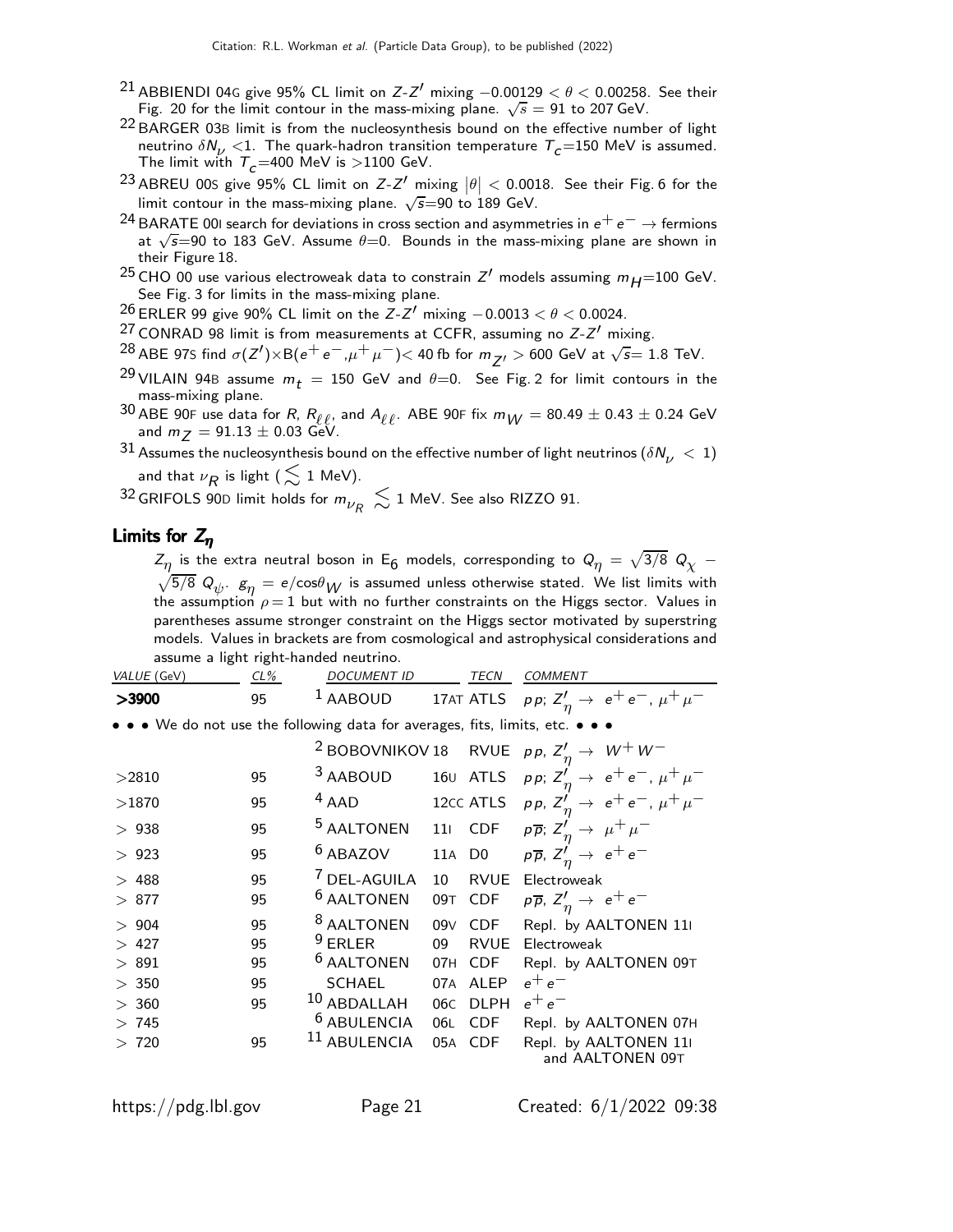[21] ABBIENDI 04G give 95% CL limit on $Z$-$Z'$ mixing $-0.00129 < \theta < 0.00258$. See their Fig. 20 for the limit contour in the mass-mixing plane. $\sqrt{s}$ = 91 to 207 GeV.

[22] BARGER 03B limit is from the nucleosynthesis bound on the effective number of light neutrino $\delta N_{\nu} < 1$. The quark-hadron transition temperature $T_c$=150 MeV is assumed. The limit with $T_c$=400 MeV is >1100 GeV.

[23] ABREU 00S give 95% CL limit on $Z$-$Z'$ mixing $|\theta| < 0.0018$. See their Fig. 6 for the limit contour in the mass-mixing plane. $\sqrt{s}$=90 to 189 GeV.

[24] BARATE 00I search for deviations in cross section and asymmetries in $e^+ e^- \rightarrow$ fermions at $\sqrt{s}$=90 to 183 GeV. Assume $\theta$=0. Bounds in the mass-mixing plane are shown in their Figure 18.

[25] CHO 00 use various electroweak data to constrain $Z'$ models assuming $m_H$=100 GeV. See Fig. 3 for limits in the mass-mixing plane.

[26] ERLER 99 give 90% CL limit on the $Z$-$Z'$ mixing $-0.0013 < \theta < 0.0024$.

[27] CONRAD 98 limit is from measurements at CCFR, assuming no $Z$-$Z'$ mixing.

[28] ABE 97S find $\sigma(Z') \times$B$(e^+ e^-, \mu^+ \mu^-)$< 40 fb for $m_{Z'} > 600$ GeV at $\sqrt{s}$= 1.8 TeV.

[29] VILAIN 94B assume $m_t$ = 150 GeV and $\theta$=0. See Fig. 2 for limit contours in the mass-mixing plane.

[30] ABE 90F use data for $R$, $R_{\ell\ell}$, and $A_{\ell\ell}$. ABE 90F fix $m_W = 80.49 \pm 0.43 \pm 0.24$ GeV and $m_Z = 91.13 \pm 0.03$ GeV.

[31] Assumes the nucleosynthesis bound on the effective number of light neutrinos ($\delta N_{\nu} < 1$) and that $\nu_R$ is light ($\lesssim$ 1 MeV).

[32] GRIFOLS 90D limit holds for $m_{\nu_R} \lesssim 1$ MeV. See also RIZZO 91.

## Limits for $Z_\eta$

$Z_\eta$ is the extra neutral boson in E$_6$ models, corresponding to $Q_\eta = \sqrt{3/8}\ Q_\chi - \sqrt{5/8}\ Q_\psi$. $g_\eta = e/\cos\theta_W$ is assumed unless otherwise stated. We list limits with the assumption $\rho = 1$ but with no further constraints on the Higgs sector. Values in parentheses assume stronger constraint on the Higgs sector motivated by superstring models. Values in brackets are from cosmological and astrophysical considerations and assume a light right-handed neutrino.

| VALUE (GeV) | CL% | DOCUMENT ID | | TECN | COMMENT |
|---|---|---|---|---|---|
| **>3900** | 95 | [1] AABOUD | 17AT | ATLS | $pp$; $Z'_\eta \rightarrow e^+ e^-, \mu^+ \mu^-$ |
| • • • We do not use the following data for averages, fits, limits, etc. • • • | | | | | |
| | | [2] BOBOVNIKOV | 18 | RVUE | $pp$, $Z'_\eta \rightarrow W^+ W^-$ |
| >2810 | 95 | [3] AABOUD | 16U | ATLS | $pp$; $Z'_\eta \rightarrow e^+ e^-, \mu^+ \mu^-$ |
| >1870 | 95 | [4] AAD | 12CC | ATLS | $pp$, $Z'_\eta \rightarrow e^+ e^-, \mu^+ \mu^-$ |
| > 938 | 95 | [5] AALTONEN | 11I | CDF | $p\overline{p}$; $Z'_\eta \rightarrow \mu^+ \mu^-$ |
| > 923 | 95 | [6] ABAZOV | 11A | D0 | $p\overline{p}$, $Z'_\eta \rightarrow e^+ e^-$ |
| > 488 | 95 | [7] DEL-AGUILA | 10 | RVUE | Electroweak |
| > 877 | 95 | [6] AALTONEN | 09T | CDF | $p\overline{p}$, $Z'_\eta \rightarrow e^+ e^-$ |
| > 904 | 95 | [8] AALTONEN | 09V | CDF | Repl. by AALTONEN 11I |
| > 427 | 95 | [9] ERLER | 09 | RVUE | Electroweak |
| > 891 | 95 | [6] AALTONEN | 07H | CDF | Repl. by AALTONEN 09T |
| > 350 | 95 | SCHAEL | 07A | ALEP | $e^+ e^-$ |
| > 360 | 95 | [10] ABDALLAH | 06C | DLPH | $e^+ e^-$ |
| > 745 | | [6] ABULENCIA | 06L | CDF | Repl. by AALTONEN 07H |
| > 720 | 95 | [11] ABULENCIA | 05A | CDF | Repl. by AALTONEN 11I and AALTONEN 09T |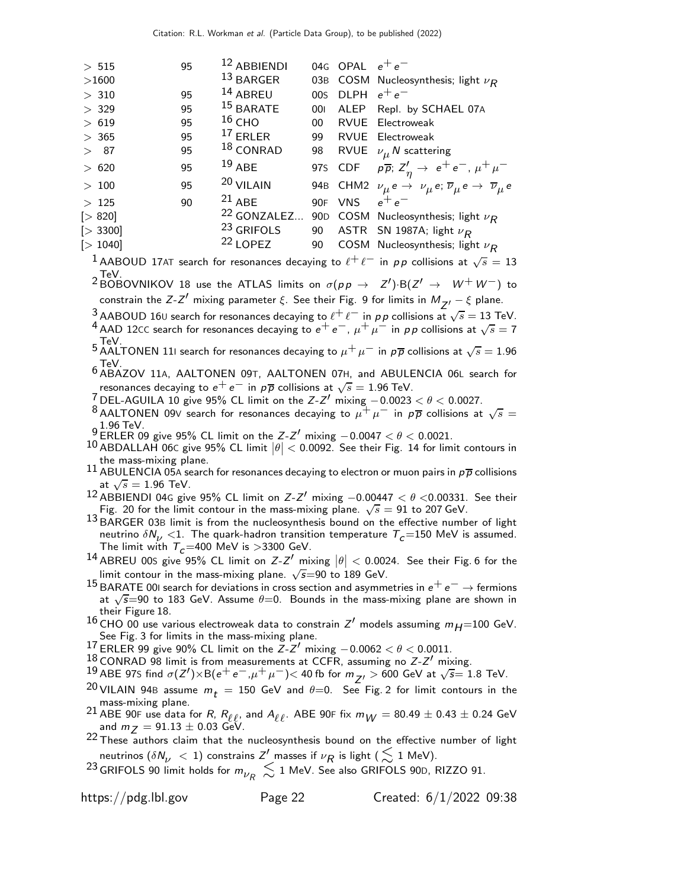| | | | | | |
|---|---|---|---|---|---|
| > 515 | 95 | [12] ABBIENDI | 04G | OPAL | $e^+e^-$ |
| >1600 | | [13] BARGER | 03B | COSM | Nucleosynthesis; light $\nu_R$ |
| > 310 | 95 | [14] ABREU | 00S | DLPH | $e^+e^-$ |
| > 329 | 95 | [15] BARATE | 00I | ALEP | Repl. by SCHAEL 07A |
| > 619 | 95 | [16] CHO | 00 | RVUE | Electroweak |
| > 365 | 95 | [17] ERLER | 99 | RVUE | Electroweak |
| > 87 | 95 | [18] CONRAD | 98 | RVUE | $\nu_\mu N$ scattering |
| > 620 | 95 | [19] ABE | 97S | CDF | $p\overline{p}$; $Z'_\eta \rightarrow e^+e^-, \mu^+\mu^-$ |
| > 100 | 95 | [20] VILAIN | 94B | CHM2 | $\nu_\mu e \rightarrow \nu_\mu e$; $\overline{\nu}_\mu e \rightarrow \overline{\nu}_\mu e$ |
| > 125 | 90 | [21] ABE | 90F | VNS | $e^+e^-$ |
| [> 820] | | [22] GONZALEZ... | 90D | COSM | Nucleosynthesis; light $\nu_R$ |
| [> 3300] | | [23] GRIFOLS | 90 | ASTR | SN 1987A; light $\nu_R$ |
| [> 1040] | | [22] LOPEZ | 90 | COSM | Nucleosynthesis; light $\nu_R$ |

[1] AABOUD 17AT search for resonances decaying to $\ell^+\ell^-$ in $pp$ collisions at $\sqrt{s} = 13$ TeV.

[2] BOBOVNIKOV 18 use the ATLAS limits on $\sigma(pp \rightarrow Z')\cdot B(Z' \rightarrow W^+W^-)$ to constrain the $Z$-$Z'$ mixing parameter $\xi$. See their Fig. 9 for limits in $M_{Z'} - \xi$ plane.

[3] AABOUD 16U search for resonances decaying to $\ell^+\ell^-$ in $pp$ collisions at $\sqrt{s} = 13$ TeV.

[4] AAD 12CC search for resonances decaying to $e^+e^-$, $\mu^+\mu^-$ in $pp$ collisions at $\sqrt{s} = 7$ TeV.

[5] AALTONEN 11I search for resonances decaying to $\mu^+\mu^-$ in $p\overline{p}$ collisions at $\sqrt{s} = 1.96$ TeV.

[6] ABAZOV 11A, AALTONEN 09T, AALTONEN 07H, and ABULENCIA 06L search for resonances decaying to $e^+e^-$ in $p\overline{p}$ collisions at $\sqrt{s} = 1.96$ TeV.

[7] DEL-AGUILA 10 give 95% CL limit on the $Z$-$Z'$ mixing $-0.0023 < \theta < 0.0027$.

[8] AALTONEN 09V search for resonances decaying to $\mu^+\mu^-$ in $p\overline{p}$ collisions at $\sqrt{s} = 1.96$ TeV.

[9] ERLER 09 give 95% CL limit on the $Z$-$Z'$ mixing $-0.0047 < \theta < 0.0021$.

[10] ABDALLAH 06C give 95% CL limit $|\theta| < 0.0092$. See their Fig. 14 for limit contours in the mass-mixing plane.

[11] ABULENCIA 05A search for resonances decaying to electron or muon pairs in $p\overline{p}$ collisions at $\sqrt{s} = 1.96$ TeV.

[12] ABBIENDI 04G give 95% CL limit on $Z$-$Z'$ mixing $-0.00447 < \theta < 0.00331$. See their Fig. 20 for the limit contour in the mass-mixing plane. $\sqrt{s} = 91$ to 207 GeV.

[13] BARGER 03B limit is from the nucleosynthesis bound on the effective number of light neutrino $\delta N_\nu < 1$. The quark-hadron transition temperature $T_c$=150 MeV is assumed. The limit with $T_c$=400 MeV is >3300 GeV.

[14] ABREU 00S give 95% CL limit on $Z$-$Z'$ mixing $|\theta| < 0.0024$. See their Fig. 6 for the limit contour in the mass-mixing plane. $\sqrt{s}$=90 to 189 GeV.

[15] BARATE 00I search for deviations in cross section and asymmetries in $e^+e^- \rightarrow$ fermions at $\sqrt{s}$=90 to 183 GeV. Assume $\theta$=0. Bounds in the mass-mixing plane are shown in their Figure 18.

[16] CHO 00 use various electroweak data to constrain $Z'$ models assuming $m_H$=100 GeV. See Fig. 3 for limits in the mass-mixing plane.

[17] ERLER 99 give 90% CL limit on the $Z$-$Z'$ mixing $-0.0062 < \theta < 0.0011$.

[18] CONRAD 98 limit is from measurements at CCFR, assuming no $Z$-$Z'$ mixing.

[19] ABE 97S find $\sigma(Z')\times B(e^+e^-,\mu^+\mu^-)$< 40 fb for $m_{Z'} > 600$ GeV at $\sqrt{s}$= 1.8 TeV.

[20] VILAIN 94B assume $m_t$ = 150 GeV and $\theta$=0. See Fig. 2 for limit contours in the mass-mixing plane.

[21] ABE 90F use data for $R$, $R_{\ell\ell}$, and $A_{\ell\ell}$. ABE 90F fix $m_W = 80.49 \pm 0.43 \pm 0.24$ GeV and $m_Z = 91.13 \pm 0.03$ GeV.

[22] These authors claim that the nucleosynthesis bound on the effective number of light neutrinos ($\delta N_\nu < 1$) constrains $Z'$ masses if $\nu_R$ is light ($\lesssim$ 1 MeV).

[23] GRIFOLS 90 limit holds for $m_{\nu_R} \lesssim$ 1 MeV. See also GRIFOLS 90D, RIZZO 91.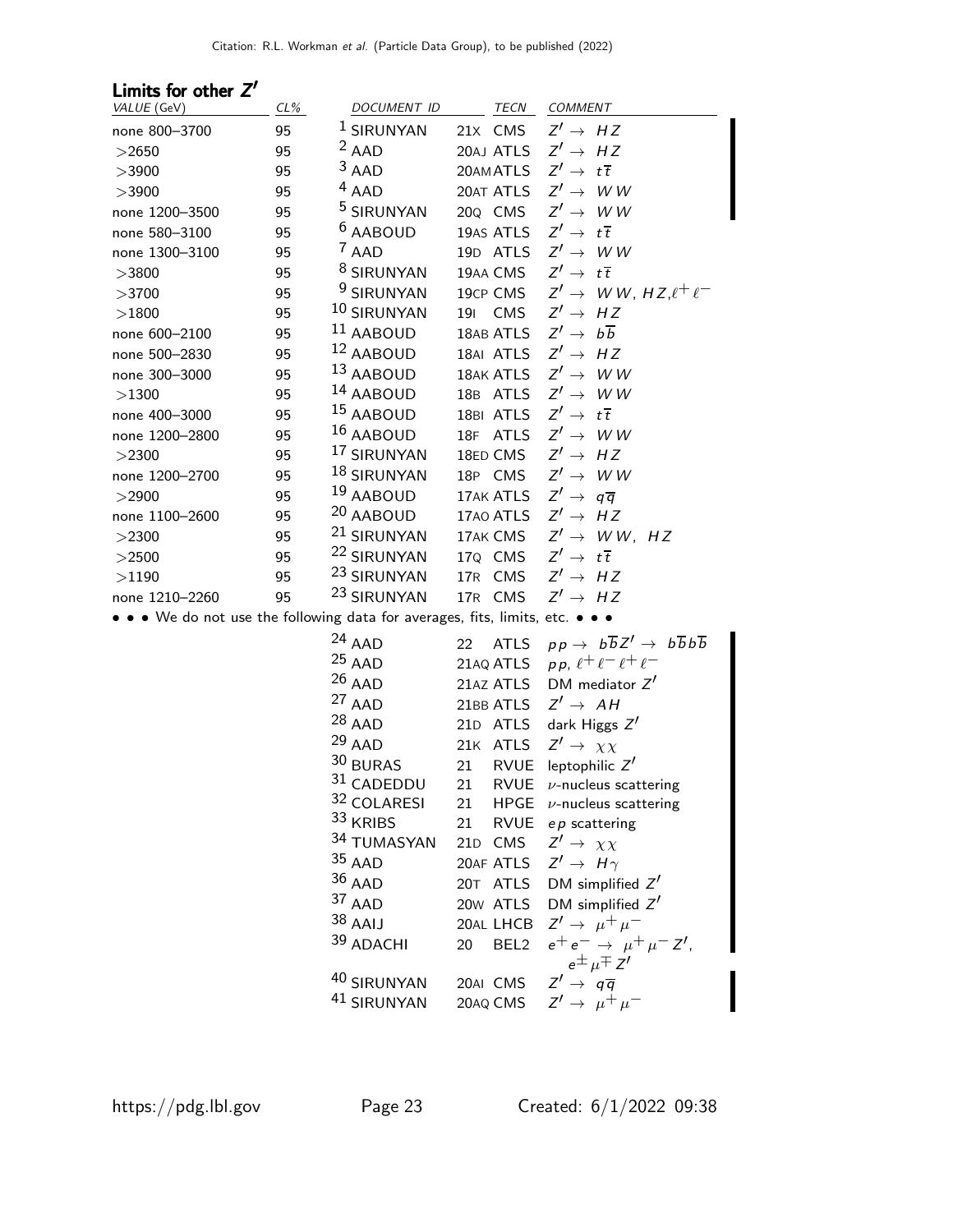## Limits for other $Z'$

| VALUE (GeV) | CL% | DOCUMENT ID | | TECN | COMMENT |
|---|---|---|---|---|---|
| none 800–3700 | 95 | [1] SIRUNYAN | 21X | CMS | $Z' \rightarrow HZ$ |
| >2650 | 95 | [2] AAD | 20AJ | ATLS | $Z' \rightarrow HZ$ |
| >3900 | 95 | [3] AAD | 20AM | ATLS | $Z' \rightarrow t\overline{t}$ |
| >3900 | 95 | [4] AAD | 20AT | ATLS | $Z' \rightarrow WW$ |
| none 1200–3500 | 95 | [5] SIRUNYAN | 20Q | CMS | $Z' \rightarrow WW$ |
| none 580–3100 | 95 | [6] AABOUD | 19AS | ATLS | $Z' \rightarrow t\overline{t}$ |
| none 1300–3100 | 95 | [7] AAD | 19D | ATLS | $Z' \rightarrow WW$ |
| >3800 | 95 | [8] SIRUNYAN | 19AA | CMS | $Z' \rightarrow t\overline{t}$ |
| >3700 | 95 | [9] SIRUNYAN | 19CP | CMS | $Z' \rightarrow WW,\ HZ, \ell^+\ell^-$ |
| >1800 | 95 | [10] SIRUNYAN | 19I | CMS | $Z' \rightarrow HZ$ |
| none 600–2100 | 95 | [11] AABOUD | 18AB | ATLS | $Z' \rightarrow b\overline{b}$ |
| none 500–2830 | 95 | [12] AABOUD | 18AI | ATLS | $Z' \rightarrow HZ$ |
| none 300–3000 | 95 | [13] AABOUD | 18AK | ATLS | $Z' \rightarrow WW$ |
| >1300 | 95 | [14] AABOUD | 18B | ATLS | $Z' \rightarrow WW$ |
| none 400–3000 | 95 | [15] AABOUD | 18BI | ATLS | $Z' \rightarrow t\overline{t}$ |
| none 1200–2800 | 95 | [16] AABOUD | 18F | ATLS | $Z' \rightarrow WW$ |
| >2300 | 95 | [17] SIRUNYAN | 18ED | CMS | $Z' \rightarrow HZ$ |
| none 1200–2700 | 95 | [18] SIRUNYAN | 18P | CMS | $Z' \rightarrow WW$ |
| >2900 | 95 | [19] AABOUD | 17AK | ATLS | $Z' \rightarrow q\overline{q}$ |
| none 1100–2600 | 95 | [20] AABOUD | 17AO | ATLS | $Z' \rightarrow HZ$ |
| >2300 | 95 | [21] SIRUNYAN | 17AK | CMS | $Z' \rightarrow WW,\ HZ$ |
| >2500 | 95 | [22] SIRUNYAN | 17Q | CMS | $Z' \rightarrow t\overline{t}$ |
| >1190 | 95 | [23] SIRUNYAN | 17R | CMS | $Z' \rightarrow HZ$ |
| none 1210–2260 | 95 | [23] SIRUNYAN | 17R | CMS | $Z' \rightarrow HZ$ |

• • • We do not use the following data for averages, fits, limits, etc. • • •

| VALUE (GeV) | CL% | DOCUMENT ID | | TECN | COMMENT |
|---|---|---|---|---|---|
| | | [24] AAD | 22 | ATLS | $pp \rightarrow b\overline{b}Z' \rightarrow b\overline{b}b\overline{b}$ |
| | | [25] AAD | 21AQ | ATLS | $pp,\ \ell^+\ell^-\ell^+\ell^-$ |
| | | [26] AAD | 21AZ | ATLS | DM mediator $Z'$ |
| | | [27] AAD | 21BB | ATLS | $Z' \rightarrow AH$ |
| | | [28] AAD | 21D | ATLS | dark Higgs $Z'$ |
| | | [29] AAD | 21K | ATLS | $Z' \rightarrow \chi\chi$ |
| | | [30] BURAS | 21 | RVUE | leptophilic $Z'$ |
| | | [31] CADEDDU | 21 | RVUE | $\nu$-nucleus scattering |
| | | [32] COLARESI | 21 | HPGE | $\nu$-nucleus scattering |
| | | [33] KRIBS | 21 | RVUE | $ep$ scattering |
| | | [34] TUMASYAN | 21D | CMS | $Z' \rightarrow \chi\chi$ |
| | | [35] AAD | 20AF | ATLS | $Z' \rightarrow H\gamma$ |
| | | [36] AAD | 20T | ATLS | DM simplified $Z'$ |
| | | [37] AAD | 20W | ATLS | DM simplified $Z'$ |
| | | [38] AAIJ | 20AL | LHCB | $Z' \rightarrow \mu^+\mu^-$ |
| | | [39] ADACHI | 20 | BEL2 | $e^+e^- \rightarrow \mu^+\mu^- Z'$, $e^\pm\mu^\mp Z'$ |
| | | [40] SIRUNYAN | 20AI | CMS | $Z' \rightarrow q\overline{q}$ |
| | | [41] SIRUNYAN | 20AQ | CMS | $Z' \rightarrow \mu^+\mu^-$ |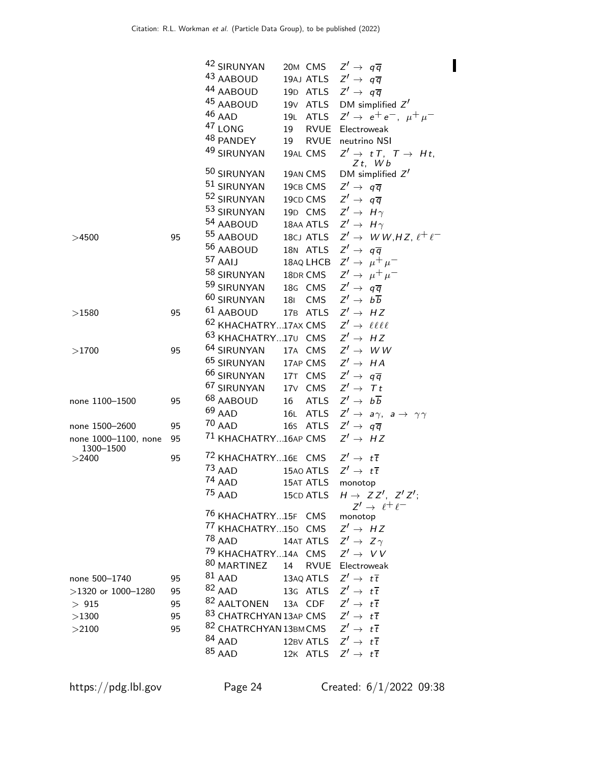| VALUE (GeV) | CL% | DOCUMENT ID | | TECN | COMMENT |
|---|---|---|---|---|---|
| | | [42] SIRUNYAN | 20M | CMS | $Z' \rightarrow q\overline{q}$ |
| | | [43] AABOUD | 19AJ | ATLS | $Z' \rightarrow q\overline{q}$ |
| | | [44] AABOUD | 19D | ATLS | $Z' \rightarrow q\overline{q}$ |
| | | [45] AABOUD | 19V | ATLS | DM simplified $Z'$ |
| | | [46] AAD | 19L | ATLS | $Z' \rightarrow e^+e^-,\ \mu^+\mu^-$ |
| | | [47] LONG | 19 | RVUE | Electroweak |
| | | [48] PANDEY | 19 | RVUE | neutrino NSI |
| | | [49] SIRUNYAN | 19AL | CMS | $Z' \rightarrow tT,\ T \rightarrow Ht,\ Zt,\ Wb$ |
| | | [50] SIRUNYAN | 19AN | CMS | DM simplified $Z'$ |
| | | [51] SIRUNYAN | 19CB | CMS | $Z' \rightarrow q\overline{q}$ |
| | | [52] SIRUNYAN | 19CD | CMS | $Z' \rightarrow q\overline{q}$ |
| | | [53] SIRUNYAN | 19D | CMS | $Z' \rightarrow H\gamma$ |
| | | [54] AABOUD | 18AA | ATLS | $Z' \rightarrow H\gamma$ |
| >4500 | 95 | [55] AABOUD | 18CJ | ATLS | $Z' \rightarrow WW, HZ, \ell^+\ell^-$ |
| | | [56] AABOUD | 18N | ATLS | $Z' \rightarrow q\overline{q}$ |
| | | [57] AAIJ | 18AQ | LHCB | $Z' \rightarrow \mu^+\mu^-$ |
| | | [58] SIRUNYAN | 18DR | CMS | $Z' \rightarrow \mu^+\mu^-$ |
| | | [59] SIRUNYAN | 18G | CMS | $Z' \rightarrow q\overline{q}$ |
| | | [60] SIRUNYAN | 18I | CMS | $Z' \rightarrow b\overline{b}$ |
| >1580 | 95 | [61] AABOUD | 17B | ATLS | $Z' \rightarrow HZ$ |
| | | [62] KHACHATRY... | 17AX | CMS | $Z' \rightarrow \ell\ell\ell\ell$ |
| | | [63] KHACHATRY... | 17U | CMS | $Z' \rightarrow HZ$ |
| >1700 | 95 | [64] SIRUNYAN | 17A | CMS | $Z' \rightarrow WW$ |
| | | [65] SIRUNYAN | 17AP | CMS | $Z' \rightarrow HA$ |
| | | [66] SIRUNYAN | 17T | CMS | $Z' \rightarrow q\overline{q}$ |
| | | [67] SIRUNYAN | 17V | CMS | $Z' \rightarrow Tt$ |
| none 1100–1500 | 95 | [68] AABOUD | 16 | ATLS | $Z' \rightarrow b\overline{b}$ |
| | | [69] AAD | 16L | ATLS | $Z' \rightarrow a\gamma,\ a \rightarrow \gamma\gamma$ |
| none 1500–2600 | 95 | [70] AAD | 16S | ATLS | $Z' \rightarrow q\overline{q}$ |
| none 1000–1100, none 1300–1500 | 95 | [71] KHACHATRY... | 16AP | CMS | $Z' \rightarrow HZ$ |
| >2400 | 95 | [72] KHACHATRY... | 16E | CMS | $Z' \rightarrow t\overline{t}$ |
| | | [73] AAD | 15AO | ATLS | $Z' \rightarrow t\overline{t}$ |
| | | [74] AAD | 15AT | ATLS | monotop |
| | | [75] AAD | 15CD | ATLS | $H \rightarrow ZZ',\ Z'Z';\ Z' \rightarrow \ell^+\ell^-$ |
| | | [76] KHACHATRY... | 15F | CMS | monotop |
| | | [77] KHACHATRY... | 15O | CMS | $Z' \rightarrow HZ$ |
| | | [78] AAD | 14AT | ATLS | $Z' \rightarrow Z\gamma$ |
| | | [79] KHACHATRY... | 14A | CMS | $Z' \rightarrow VV$ |
| | | [80] MARTINEZ | 14 | RVUE | Electroweak |
| none 500–1740 | 95 | [81] AAD | 13AQ | ATLS | $Z' \rightarrow t\overline{t}$ |
| >1320 or 1000–1280 | 95 | [82] AAD | 13G | ATLS | $Z' \rightarrow t\overline{t}$ |
| > 915 | 95 | [82] AALTONEN | 13A | CDF | $Z' \rightarrow t\overline{t}$ |
| >1300 | 95 | [83] CHATRCHYAN | 13AP | CMS | $Z' \rightarrow t\overline{t}$ |
| >2100 | 95 | [82] CHATRCHYAN | 13BM | CMS | $Z' \rightarrow t\overline{t}$ |
| | | [84] AAD | 12BV | ATLS | $Z' \rightarrow t\overline{t}$ |
| | | [85] AAD | 12K | ATLS | $Z' \rightarrow t\overline{t}$ |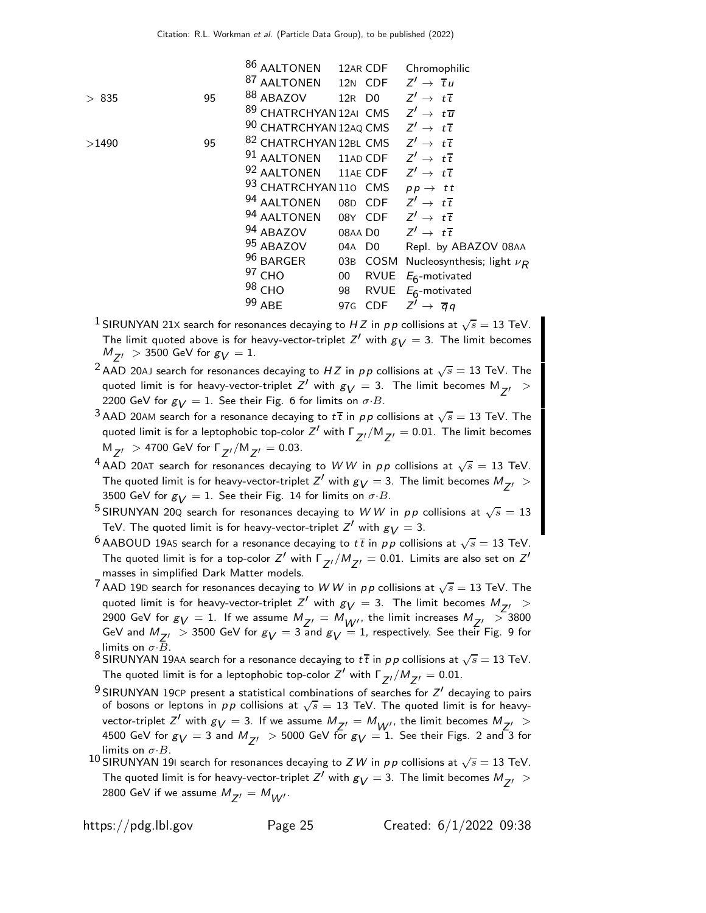| VALUE (GeV) | CL% | DOCUMENT ID | | TECN | COMMENT |
|---|---|---|---|---|---|
| | | [86] AALTONEN | 12AR | CDF | Chromophilic |
| | | [87] AALTONEN | 12N | CDF | $Z' \rightarrow \overline{t} u$ |
| > 835 | 95 | [88] ABAZOV | 12R | D0 | $Z' \rightarrow t\overline{t}$ |
| | | [89] CHATRCHYAN | 12AI | CMS | $Z' \rightarrow t\overline{u}$ |
| | | [90] CHATRCHYAN | 12AQ | CMS | $Z' \rightarrow t\overline{t}$ |
| >1490 | 95 | [82] CHATRCHYAN | 12BL | CMS | $Z' \rightarrow t\overline{t}$ |
| | | [91] AALTONEN | 11AD | CDF | $Z' \rightarrow t\overline{t}$ |
| | | [92] AALTONEN | 11AE | CDF | $Z' \rightarrow t\overline{t}$ |
| | | [93] CHATRCHYAN | 11O | CMS | $pp \rightarrow tt$ |
| | | [94] AALTONEN | 08D | CDF | $Z' \rightarrow t\overline{t}$ |
| | | [94] AALTONEN | 08Y | CDF | $Z' \rightarrow t\overline{t}$ |
| | | [94] ABAZOV | 08AA | D0 | $Z' \rightarrow t\overline{t}$ |
| | | [95] ABAZOV | 04A | D0 | Repl. by ABAZOV 08AA |
| | | [96] BARGER | 03B | COSM | Nucleosynthesis; light $\nu_R$ |
| | | [97] CHO | 00 | RVUE | $E_6$-motivated |
| | | [98] CHO | 98 | RVUE | $E_6$-motivated |
| | | [99] ABE | 97G | CDF | $Z' \rightarrow \overline{q}q$ |

[1] SIRUNYAN 21X search for resonances decaying to $HZ$ in $pp$ collisions at $\sqrt{s}$ = 13 TeV. The limit quoted above is for heavy-vector-triplet $Z'$ with $g_V$ = 3. The limit becomes $M_{Z'}$ > 3500 GeV for $g_V$ = 1.

[2] AAD 20AJ search for resonances decaying to $HZ$ in $pp$ collisions at $\sqrt{s}$ = 13 TeV. The quoted limit is for heavy-vector-triplet $Z'$ with $g_V$ = 3. The limit becomes $M_{Z'}$ > 2200 GeV for $g_V$ = 1. See their Fig. 6 for limits on $\sigma \cdot B$.

[3] AAD 20AM search for a resonance decaying to $t\overline{t}$ in $pp$ collisions at $\sqrt{s}$ = 13 TeV. The quoted limit is for a leptophobic top-color $Z'$ with $\Gamma_{Z'}/M_{Z'}$ = 0.01. The limit becomes $M_{Z'}$ > 4700 GeV for $\Gamma_{Z'}/M_{Z'}$ = 0.03.

[4] AAD 20AT search for resonances decaying to $WW$ in $pp$ collisions at $\sqrt{s}$ = 13 TeV. The quoted limit is for heavy-vector-triplet $Z'$ with $g_V$ = 3. The limit becomes $M_{Z'}$ > 3500 GeV for $g_V$ = 1. See their Fig. 14 for limits on $\sigma \cdot B$.

[5] SIRUNYAN 20Q search for resonances decaying to $WW$ in $pp$ collisions at $\sqrt{s}$ = 13 TeV. The quoted limit is for heavy-vector-triplet $Z'$ with $g_V$ = 3.

[6] AABOUD 19AS search for a resonance decaying to $t\overline{t}$ in $pp$ collisions at $\sqrt{s}$ = 13 TeV. The quoted limit is for a top-color $Z'$ with $\Gamma_{Z'}/M_{Z'}$ = 0.01. Limits are also set on $Z'$ masses in simplified Dark Matter models.

[7] AAD 19D search for resonances decaying to $WW$ in $pp$ collisions at $\sqrt{s}$ = 13 TeV. The quoted limit is for heavy-vector-triplet $Z'$ with $g_V$ = 3. The limit becomes $M_{Z'}$ > 2900 GeV for $g_V$ = 1. If we assume $M_{Z'} = M_{W'}$, the limit increases $M_{Z'}$ > 3800 GeV and $M_{Z'}$ > 3500 GeV for $g_V$ = 3 and $g_V$ = 1, respectively. See their Fig. 9 for limits on $\sigma \cdot B$.

[8] SIRUNYAN 19AA search for a resonance decaying to $t\overline{t}$ in $pp$ collisions at $\sqrt{s}$ = 13 TeV. The quoted limit is for a leptophobic top-color $Z'$ with $\Gamma_{Z'}/M_{Z'}$ = 0.01.

[9] SIRUNYAN 19CP present a statistical combinations of searches for $Z'$ decaying to pairs of bosons or leptons in $pp$ collisions at $\sqrt{s}$ = 13 TeV. The quoted limit is for heavy-vector-triplet $Z'$ with $g_V$ = 3. If we assume $M_{Z'} = M_{W'}$, the limit becomes $M_{Z'}$ > 4500 GeV for $g_V$ = 3 and $M_{Z'}$ > 5000 GeV for $g_V$ = 1. See their Figs. 2 and 3 for limits on $\sigma \cdot B$.

[10] SIRUNYAN 19I search for resonances decaying to $ZW$ in $pp$ collisions at $\sqrt{s}$ = 13 TeV. The quoted limit is for heavy-vector-triplet $Z'$ with $g_V$ = 3. The limit becomes $M_{Z'}$ > 2800 GeV if we assume $M_{Z'} = M_{W'}$.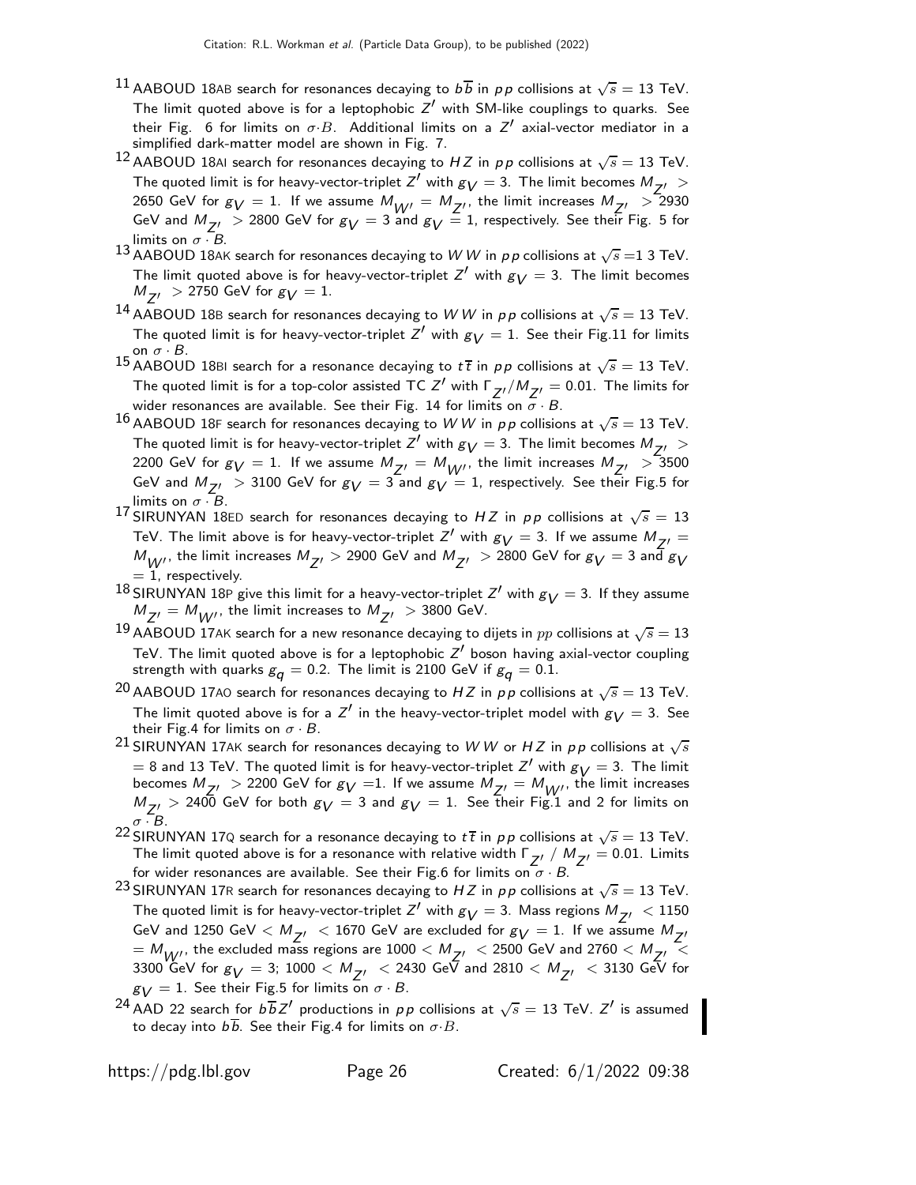[11] AABOUD 18AB search for resonances decaying to $b\overline{b}$ in $pp$ collisions at $\sqrt{s} = 13$ TeV. The limit quoted above is for a leptophobic $Z'$ with SM-like couplings to quarks. See their Fig. 6 for limits on $\sigma \cdot B$. Additional limits on a $Z'$ axial-vector mediator in a simplified dark-matter model are shown in Fig. 7.

[12] AABOUD 18AI search for resonances decaying to $HZ$ in $pp$ collisions at $\sqrt{s} = 13$ TeV. The quoted limit is for heavy-vector-triplet $Z'$ with $g_V = 3$. The limit becomes $M_{Z'} >$ 2650 GeV for $g_V = 1$. If we assume $M_{W'} = M_{Z'}$, the limit increases $M_{Z'} > 2930$ GeV and $M_{Z'} > 2800$ GeV for $g_V = 3$ and $g_V = 1$, respectively. See their Fig. 5 for limits on $\sigma \cdot B$.

[13] AABOUD 18AK search for resonances decaying to $WW$ in $pp$ collisions at $\sqrt{s}$ =1 3 TeV. The limit quoted above is for heavy-vector-triplet $Z'$ with $g_V = 3$. The limit becomes $M_{Z'} > 2750$ GeV for $g_V = 1$.

[14] AABOUD 18B search for resonances decaying to $WW$ in $pp$ collisions at $\sqrt{s} = 13$ TeV. The quoted limit is for heavy-vector-triplet $Z'$ with $g_V = 1$. See their Fig.11 for limits on $\sigma \cdot B$.

[15] AABOUD 18BI search for a resonance decaying to $t\overline{t}$ in $pp$ collisions at $\sqrt{s} = 13$ TeV. The quoted limit is for a top-color assisted TC $Z'$ with $\Gamma_{Z'}/M_{Z'} = 0.01$. The limits for wider resonances are available. See their Fig. 14 for limits on $\sigma \cdot B$.

[16] AABOUD 18F search for resonances decaying to $WW$ in $pp$ collisions at $\sqrt{s} = 13$ TeV. The quoted limit is for heavy-vector-triplet $Z'$ with $g_V = 3$. The limit becomes $M_{Z'} >$ 2200 GeV for $g_V = 1$. If we assume $M_{Z'} = M_{W'}$, the limit increases $M_{Z'} > 3500$ GeV and $M_{Z'} > 3100$ GeV for $g_V = 3$ and $g_V = 1$, respectively. See their Fig.5 for limits on $\sigma \cdot B$.

[17] SIRUNYAN 18ED search for resonances decaying to $HZ$ in $pp$ collisions at $\sqrt{s} = 13$ TeV. The limit above is for heavy-vector-triplet $Z'$ with $g_V = 3$. If we assume $M_{Z'} = M_{W'}$, the limit increases $M_{Z'} > 2900$ GeV and $M_{Z'} > 2800$ GeV for $g_V = 3$ and $g_V = 1$, respectively.

[18] SIRUNYAN 18P give this limit for a heavy-vector-triplet $Z'$ with $g_V = 3$. If they assume $M_{Z'} = M_{W'}$, the limit increases to $M_{Z'} > 3800$ GeV.

[19] AABOUD 17AK search for a new resonance decaying to dijets in $pp$ collisions at $\sqrt{s} = 13$ TeV. The limit quoted above is for a leptophobic $Z'$ boson having axial-vector coupling strength with quarks $g_q = 0.2$. The limit is 2100 GeV if $g_q = 0.1$.

[20] AABOUD 17AO search for resonances decaying to $HZ$ in $pp$ collisions at $\sqrt{s} = 13$ TeV. The limit quoted above is for a $Z'$ in the heavy-vector-triplet model with $g_V = 3$. See their Fig.4 for limits on $\sigma \cdot B$.

[21] SIRUNYAN 17AK search for resonances decaying to $WW$ or $HZ$ in $pp$ collisions at $\sqrt{s}$ = 8 and 13 TeV. The quoted limit is for heavy-vector-triplet $Z'$ with $g_V = 3$. The limit becomes $M_{Z'} > 2200$ GeV for $g_V$ =1. If we assume $M_{Z'} = M_{W'}$, the limit increases $M_{Z'} > 2400$ GeV for both $g_V = 3$ and $g_V = 1$. See their Fig.1 and 2 for limits on $\sigma \cdot B$.

[22] SIRUNYAN 17Q search for a resonance decaying to $t\overline{t}$ in $pp$ collisions at $\sqrt{s} = 13$ TeV. The limit quoted above is for a resonance with relative width $\Gamma_{Z'} / M_{Z'} = 0.01$. Limits for wider resonances are available. See their Fig.6 for limits on $\sigma \cdot B$.

[23] SIRUNYAN 17R search for resonances decaying to $HZ$ in $pp$ collisions at $\sqrt{s} = 13$ TeV. The quoted limit is for heavy-vector-triplet $Z'$ with $g_V = 3$. Mass regions $M_{Z'} < 1150$ GeV and 1250 GeV $< M_{Z'} < 1670$ GeV are excluded for $g_V = 1$. If we assume $M_{Z'} = M_{W'}$, the excluded mass regions are $1000 < M_{Z'} < 2500$ GeV and $2760 < M_{Z'} <$ 3300 GeV for $g_V = 3$; $1000 < M_{Z'} < 2430$ GeV and $2810 < M_{Z'} < 3130$ GeV for $g_V = 1$. See their Fig.5 for limits on $\sigma \cdot B$.

[24] AAD 22 search for $b\overline{b}Z'$ productions in $pp$ collisions at $\sqrt{s} = 13$ TeV. $Z'$ is assumed to decay into $b\overline{b}$. See their Fig.4 for limits on $\sigma \cdot B$.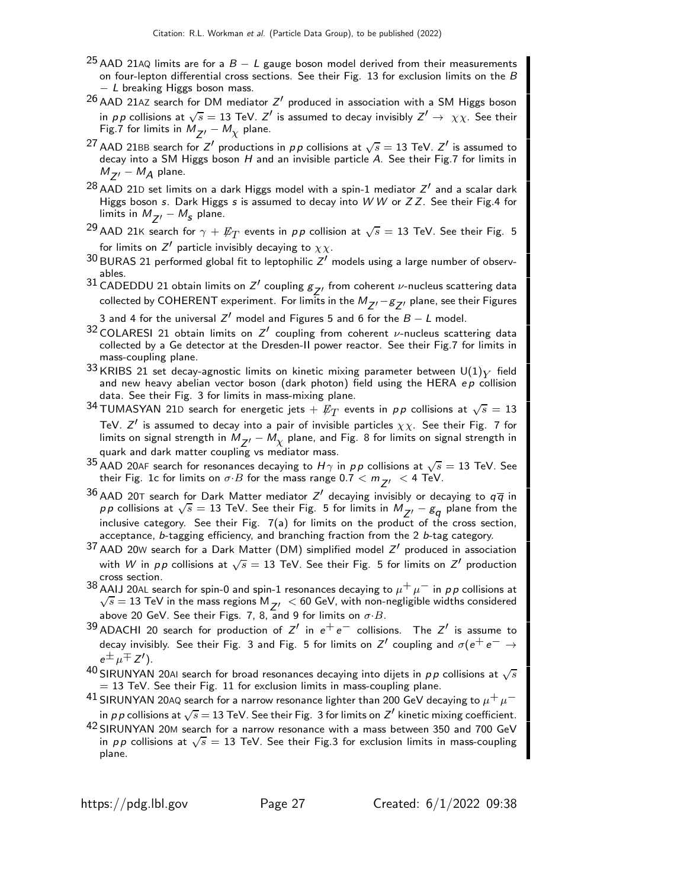[25] AAD 21AQ limits are for a $B-L$ gauge boson model derived from their measurements on four-lepton differential cross sections. See their Fig. 13 for exclusion limits on the $B-L$ breaking Higgs boson mass.

[26] AAD 21AZ search for DM mediator $Z'$ produced in association with a SM Higgs boson in $pp$ collisions at $\sqrt{s} = 13$ TeV. $Z'$ is assumed to decay invisibly $Z' \to \chi\chi$. See their Fig.7 for limits in $M_{Z'} - M_\chi$ plane.

[27] AAD 21BB search for $Z'$ productions in $pp$ collisions at $\sqrt{s} = 13$ TeV. $Z'$ is assumed to decay into a SM Higgs boson $H$ and an invisible particle $A$. See their Fig.7 for limits in $M_{Z'} - M_A$ plane.

[28] AAD 21D set limits on a dark Higgs model with a spin-1 mediator $Z'$ and a scalar dark Higgs boson $s$. Dark Higgs $s$ is assumed to decay into $WW$ or $ZZ$. See their Fig.4 for limits in $M_{Z'} - M_s$ plane.

[29] AAD 21K search for $\gamma + \not{E}_T$ events in $pp$ collision at $\sqrt{s} = 13$ TeV. See their Fig. 5 for limits on $Z'$ particle invisibly decaying to $\chi\chi$.

[30] BURAS 21 performed global fit to leptophilic $Z'$ models using a large number of observables.

[31] CADEDDU 21 obtain limits on $Z'$ coupling $g_{Z'}$ from coherent $\nu$-nucleus scattering data collected by COHERENT experiment. For limits in the $M_{Z'} - g_{Z'}$ plane, see their Figures 3 and 4 for the universal $Z'$ model and Figures 5 and 6 for the $B-L$ model.

[32] COLARESI 21 obtain limits on $Z'$ coupling from coherent $\nu$-nucleus scattering data collected by a Ge detector at the Dresden-II power reactor. See their Fig.7 for limits in mass-coupling plane.

[33] KRIBS 21 set decay-agnostic limits on kinetic mixing parameter between $\mathrm{U}(1)_Y$ field and new heavy abelian vector boson (dark photon) field using the HERA $ep$ collision data. See their Fig. 3 for limits in mass-mixing plane.

[34] TUMASYAN 21D search for energetic jets $+ \not{E}_T$ events in $pp$ collisions at $\sqrt{s} = 13$ TeV. $Z'$ is assumed to decay into a pair of invisible particles $\chi\chi$. See their Fig. 7 for limits on signal strength in $M_{Z'} - M_\chi$ plane, and Fig. 8 for limits on signal strength in quark and dark matter coupling vs mediator mass.

[35] AAD 20AF search for resonances decaying to $H\gamma$ in $pp$ collisions at $\sqrt{s} = 13$ TeV. See their Fig. 1c for limits on $\sigma \cdot B$ for the mass range $0.7 < m_{Z'} < 4$ TeV.

[36] AAD 20T search for Dark Matter mediator $Z'$ decaying invisibly or decaying to $q\overline{q}$ in $pp$ collisions at $\sqrt{s} = 13$ TeV. See their Fig. 5 for limits in $M_{Z'} - g_q$ plane from the inclusive category. See their Fig. 7(a) for limits on the product of the cross section, acceptance, $b$-tagging efficiency, and branching fraction from the 2 $b$-tag category.

[37] AAD 20W search for a Dark Matter (DM) simplified model $Z'$ produced in association with $W$ in $pp$ collisions at $\sqrt{s} = 13$ TeV. See their Fig. 5 for limits on $Z'$ production cross section.

[38] AAIJ 20AL search for spin-0 and spin-1 resonances decaying to $\mu^+\mu^-$ in $pp$ collisions at $\sqrt{s} = 13$ TeV in the mass regions $\mathrm{M}_{Z'} < 60$ GeV, with non-negligible widths considered above 20 GeV. See their Figs. 7, 8, and 9 for limits on $\sigma \cdot B$.

[39] ADACHI 20 search for production of $Z'$ in $e^+e^-$ collisions. The $Z'$ is assume to decay invisibly. See their Fig. 3 and Fig. 5 for limits on $Z'$ coupling and $\sigma(e^+e^- \to e^\pm\mu^\mp Z')$.

[40] SIRUNYAN 20AI search for broad resonances decaying into dijets in $pp$ collisions at $\sqrt{s} = 13$ TeV. See their Fig. 11 for exclusion limits in mass-coupling plane.

[41] SIRUNYAN 20AQ search for a narrow resonance lighter than 200 GeV decaying to $\mu^+\mu^-$ in $pp$ collisions at $\sqrt{s} = 13$ TeV. See their Fig. 3 for limits on $Z'$ kinetic mixing coefficient.

[42] SIRUNYAN 20M search for a narrow resonance with a mass between 350 and 700 GeV in $pp$ collisions at $\sqrt{s} = 13$ TeV. See their Fig.3 for exclusion limits in mass-coupling plane.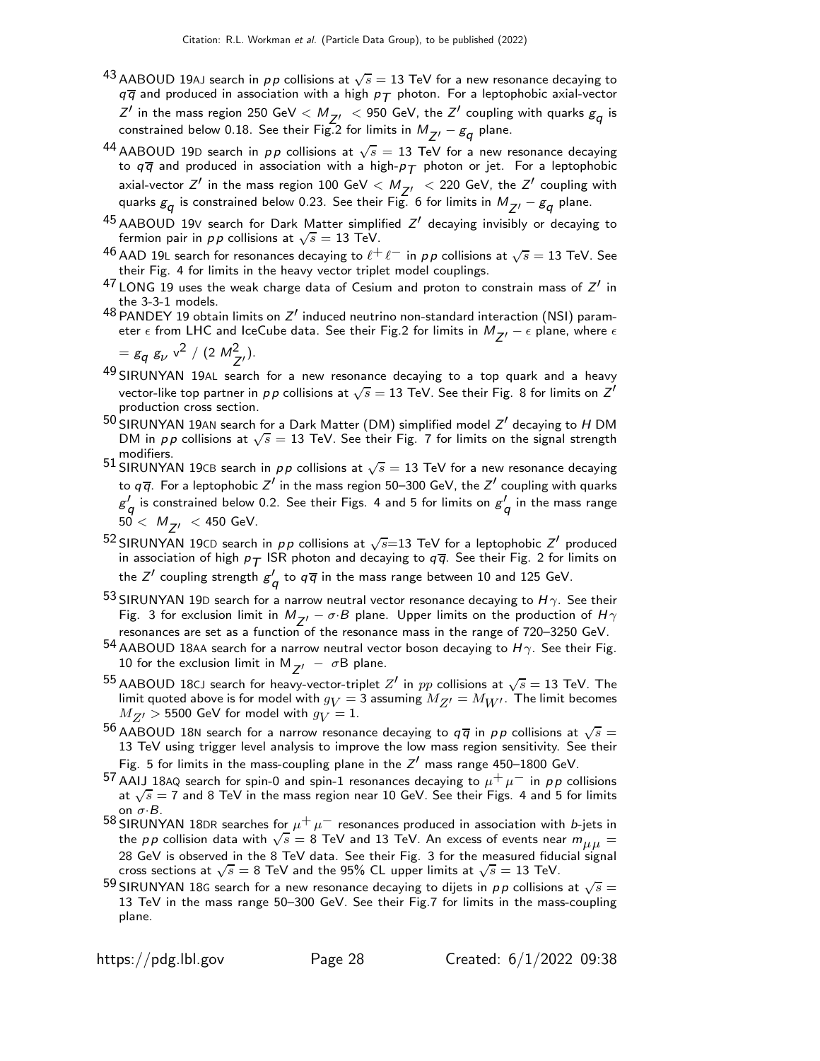[43] AABOUD 19AJ search in $pp$ collisions at $\sqrt{s} = 13$ TeV for a new resonance decaying to $q\overline{q}$ and produced in association with a high $p_T$ photon. For a leptophobic axial-vector $Z'$ in the mass region 250 GeV $< M_{Z'} <$ 950 GeV, the $Z'$ coupling with quarks $g_q$ is constrained below 0.18. See their Fig.2 for limits in $M_{Z'} - g_q$ plane.

[44] AABOUD 19D search in $pp$ collisions at $\sqrt{s} = 13$ TeV for a new resonance decaying to $q\overline{q}$ and produced in association with a high-$p_T$ photon or jet. For a leptophobic axial-vector $Z'$ in the mass region 100 GeV $< M_{Z'} <$ 220 GeV, the $Z'$ coupling with quarks $g_q$ is constrained below 0.23. See their Fig. 6 for limits in $M_{Z'} - g_q$ plane.

[45] AABOUD 19V search for Dark Matter simplified $Z'$ decaying invisibly or decaying to fermion pair in $pp$ collisions at $\sqrt{s} = 13$ TeV.

[46] AAD 19L search for resonances decaying to $\ell^+ \ell^-$ in $pp$ collisions at $\sqrt{s} = 13$ TeV. See their Fig. 4 for limits in the heavy vector triplet model couplings.

[47] LONG 19 uses the weak charge data of Cesium and proton to constrain mass of $Z'$ in the 3-3-1 models.

[48] PANDEY 19 obtain limits on $Z'$ induced neutrino non-standard interaction (NSI) parameter $\epsilon$ from LHC and IceCube data. See their Fig.2 for limits in $M_{Z'} - \epsilon$ plane, where $\epsilon = g_q \, g_\nu \, v^2 \, / \, (2 \, M^2_{Z'})$.

[49] SIRUNYAN 19AL search for a new resonance decaying to a top quark and a heavy vector-like top partner in $pp$ collisions at $\sqrt{s} = 13$ TeV. See their Fig. 8 for limits on $Z'$ production cross section.

[50] SIRUNYAN 19AN search for a Dark Matter (DM) simplified model $Z'$ decaying to $H$ DM DM in $pp$ collisions at $\sqrt{s} = 13$ TeV. See their Fig. 7 for limits on the signal strength modifiers.

[51] SIRUNYAN 19CB search in $pp$ collisions at $\sqrt{s} = 13$ TeV for a new resonance decaying to $q\overline{q}$. For a leptophobic $Z'$ in the mass region 50–300 GeV, the $Z'$ coupling with quarks $g'_q$ is constrained below 0.2. See their Figs. 4 and 5 for limits on $g'_q$ in the mass range $50 < M_{Z'} <$ 450 GeV.

[52] SIRUNYAN 19CD search in $pp$ collisions at $\sqrt{s}$=13 TeV for a leptophobic $Z'$ produced in association of high $p_T$ ISR photon and decaying to $q\overline{q}$. See their Fig. 2 for limits on the $Z'$ coupling strength $g'_q$ to $q\overline{q}$ in the mass range between 10 and 125 GeV.

[53] SIRUNYAN 19D search for a narrow neutral vector resonance decaying to $H\gamma$. See their Fig. 3 for exclusion limit in $M_{Z'} - \sigma{\cdot}B$ plane. Upper limits on the production of $H\gamma$ resonances are set as a function of the resonance mass in the range of 720–3250 GeV.

[54] AABOUD 18AA search for a narrow neutral vector boson decaying to $H\gamma$. See their Fig. 10 for the exclusion limit in $M_{Z'} - \sigma B$ plane.

[55] AABOUD 18CJ search for heavy-vector-triplet $Z'$ in $pp$ collisions at $\sqrt{s} = 13$ TeV. The limit quoted above is for model with $g_V = 3$ assuming $M_{Z'} = M_{W'}$. The limit becomes $M_{Z'} >$ 5500 GeV for model with $g_V = 1$.

[56] AABOUD 18N search for a narrow resonance decaying to $q\overline{q}$ in $pp$ collisions at $\sqrt{s} =$ 13 TeV using trigger level analysis to improve the low mass region sensitivity. See their Fig. 5 for limits in the mass-coupling plane in the $Z'$ mass range 450–1800 GeV.

[57] AAIJ 18AQ search for spin-0 and spin-1 resonances decaying to $\mu^+ \mu^-$ in $pp$ collisions at $\sqrt{s} = 7$ and 8 TeV in the mass region near 10 GeV. See their Figs. 4 and 5 for limits on $\sigma{\cdot}B$.

[58] SIRUNYAN 18DR searches for $\mu^+ \mu^-$ resonances produced in association with $b$-jets in the $pp$ collision data with $\sqrt{s} = 8$ TeV and 13 TeV. An excess of events near $m_{\mu\mu} =$ 28 GeV is observed in the 8 TeV data. See their Fig. 3 for the measured fiducial signal cross sections at $\sqrt{s} = 8$ TeV and the 95% CL upper limits at $\sqrt{s} = 13$ TeV.

[59] SIRUNYAN 18G search for a new resonance decaying to dijets in $pp$ collisions at $\sqrt{s} =$ 13 TeV in the mass range 50–300 GeV. See their Fig.7 for limits in the mass-coupling plane.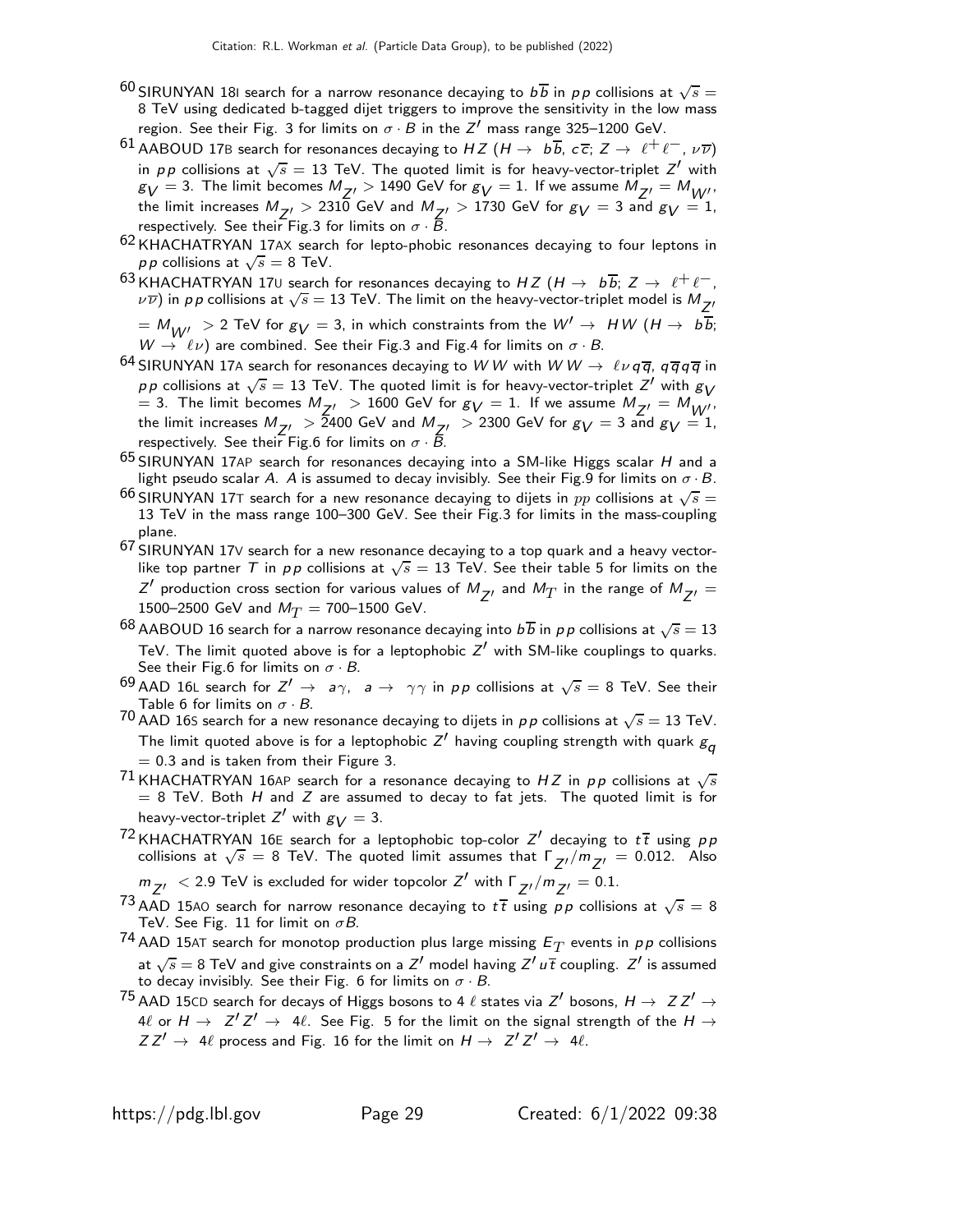[60] SIRUNYAN 18I search for a narrow resonance decaying to $b\overline{b}$ in $pp$ collisions at $\sqrt{s}$ = 8 TeV using dedicated b-tagged dijet triggers to improve the sensitivity in the low mass region. See their Fig. 3 for limits on $\sigma \cdot B$ in the $Z'$ mass range 325–1200 GeV.

[61] AABOUD 17B search for resonances decaying to $HZ$ ($H \rightarrow b\overline{b}$, $c\overline{c}$; $Z \rightarrow \ell^+\ell^-$, $\nu\overline{\nu}$) in $pp$ collisions at $\sqrt{s}$ = 13 TeV. The quoted limit is for heavy-vector-triplet $Z'$ with $g_V$ = 3. The limit becomes $M_{Z'} > 1490$ GeV for $g_V$ = 1. If we assume $M_{Z'} = M_{W'}$, the limit increases $M_{Z'} > 2310$ GeV and $M_{Z'} > 1730$ GeV for $g_V$ = 3 and $g_V$ = 1, respectively. See their Fig.3 for limits on $\sigma \cdot B$.

[62] KHACHATRYAN 17AX search for lepto-phobic resonances decaying to four leptons in $pp$ collisions at $\sqrt{s}$ = 8 TeV.

[63] KHACHATRYAN 17U search for resonances decaying to $HZ$ ($H \rightarrow b\overline{b}$; $Z \rightarrow \ell^+\ell^-$, $\nu\overline{\nu}$) in $pp$ collisions at $\sqrt{s}$ = 13 TeV. The limit on the heavy-vector-triplet model is $M_{Z'} = M_{W'} > 2$ TeV for $g_V$ = 3, in which constraints from the $W' \rightarrow HW$ ($H \rightarrow b\overline{b}$; $W \rightarrow \ell\nu$) are combined. See their Fig.3 and Fig.4 for limits on $\sigma \cdot B$.

[64] SIRUNYAN 17A search for resonances decaying to $WW$ with $WW \rightarrow \ell\nu q\overline{q}$, $q\overline{q}q\overline{q}$ in $pp$ collisions at $\sqrt{s}$ = 13 TeV. The quoted limit is for heavy-vector-triplet $Z'$ with $g_V$ = 3. The limit becomes $M_{Z'} > 1600$ GeV for $g_V$ = 1. If we assume $M_{Z'} = M_{W'}$, the limit increases $M_{Z'} > 2400$ GeV and $M_{Z'} > 2300$ GeV for $g_V$ = 3 and $g_V$ = 1, respectively. See their Fig.6 for limits on $\sigma \cdot B$.

[65] SIRUNYAN 17AP search for resonances decaying into a SM-like Higgs scalar $H$ and a light pseudo scalar $A$. $A$ is assumed to decay invisibly. See their Fig.9 for limits on $\sigma \cdot B$.

[66] SIRUNYAN 17T search for a new resonance decaying to dijets in $pp$ collisions at $\sqrt{s}$ = 13 TeV in the mass range 100–300 GeV. See their Fig.3 for limits in the mass-coupling plane.

[67] SIRUNYAN 17V search for a new resonance decaying to a top quark and a heavy vector-like top partner $T$ in $pp$ collisions at $\sqrt{s}$ = 13 TeV. See their table 5 for limits on the $Z'$ production cross section for various values of $M_{Z'}$ and $M_T$ in the range of $M_{Z'}$ = 1500–2500 GeV and $M_T$ = 700–1500 GeV.

[68] AABOUD 16 search for a narrow resonance decaying into $b\overline{b}$ in $pp$ collisions at $\sqrt{s}$ = 13 TeV. The limit quoted above is for a leptophobic $Z'$ with SM-like couplings to quarks. See their Fig.6 for limits on $\sigma \cdot B$.

[69] AAD 16L search for $Z' \rightarrow a\gamma$, $a \rightarrow \gamma\gamma$ in $pp$ collisions at $\sqrt{s}$ = 8 TeV. See their Table 6 for limits on $\sigma \cdot B$.

[70] AAD 16S search for a new resonance decaying to dijets in $pp$ collisions at $\sqrt{s}$ = 13 TeV. The limit quoted above is for a leptophobic $Z'$ having coupling strength with quark $g_q$ = 0.3 and is taken from their Figure 3.

[71] KHACHATRYAN 16AP search for a resonance decaying to $HZ$ in $pp$ collisions at $\sqrt{s}$ = 8 TeV. Both $H$ and $Z$ are assumed to decay to fat jets. The quoted limit is for heavy-vector-triplet $Z'$ with $g_V$ = 3.

[72] KHACHATRYAN 16E search for a leptophobic top-color $Z'$ decaying to $t\overline{t}$ using $pp$ collisions at $\sqrt{s}$ = 8 TeV. The quoted limit assumes that $\Gamma_{Z'}/m_{Z'}$ = 0.012. Also $m_{Z'} < 2.9$ TeV is excluded for wider topcolor $Z'$ with $\Gamma_{Z'}/m_{Z'}$ = 0.1.

[73] AAD 15AO search for narrow resonance decaying to $t\overline{t}$ using $pp$ collisions at $\sqrt{s}$ = 8 TeV. See Fig. 11 for limit on $\sigma B$.

[74] AAD 15AT search for monotop production plus large missing $E_T$ events in $pp$ collisions at $\sqrt{s}$ = 8 TeV and give constraints on a $Z'$ model having $Z' u\overline{t}$ coupling. $Z'$ is assumed to decay invisibly. See their Fig. 6 for limits on $\sigma \cdot B$.

[75] AAD 15CD search for decays of Higgs bosons to 4 $\ell$ states via $Z'$ bosons, $H \rightarrow ZZ' \rightarrow 4\ell$ or $H \rightarrow Z'Z' \rightarrow 4\ell$. See Fig. 5 for the limit on the signal strength of the $H \rightarrow ZZ' \rightarrow 4\ell$ process and Fig. 16 for the limit on $H \rightarrow Z'Z' \rightarrow 4\ell$.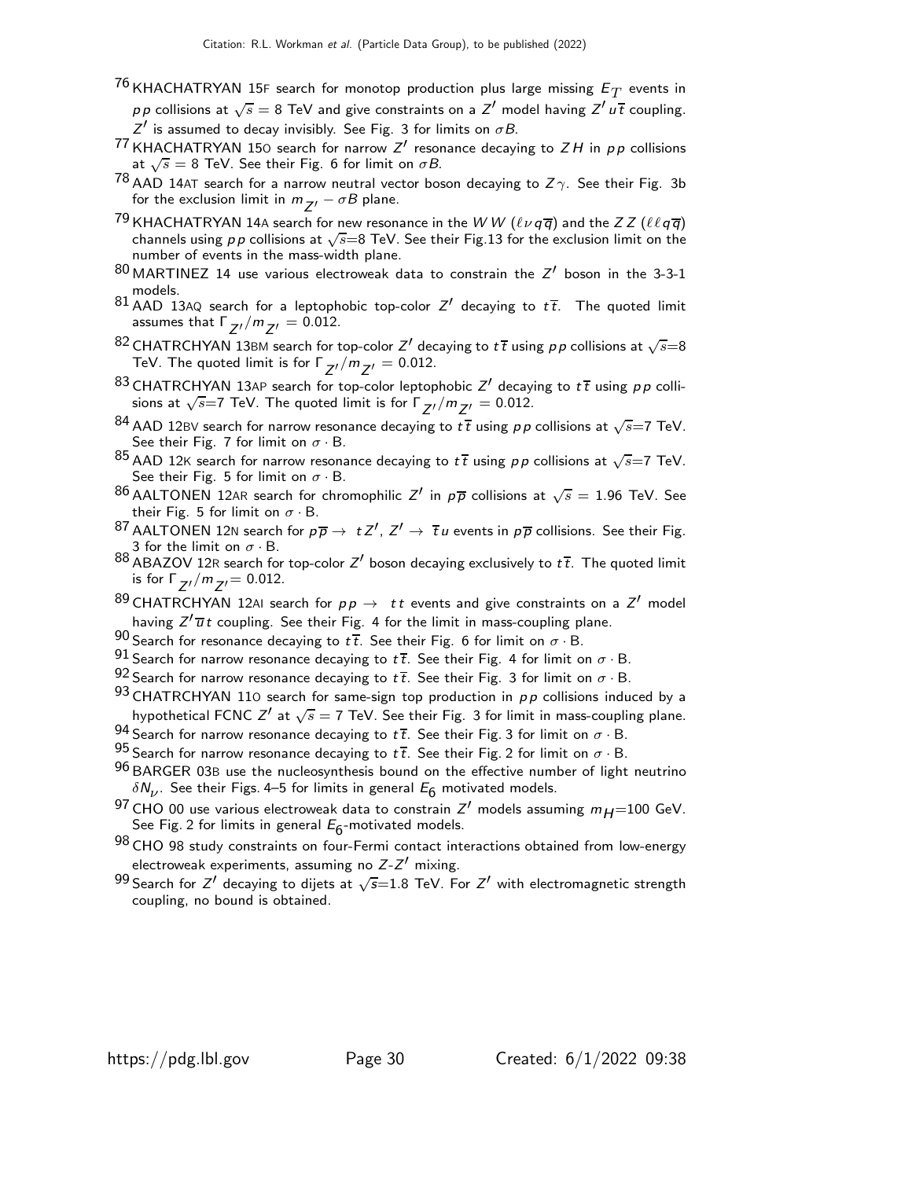[76] KHACHATRYAN 15F search for monotop production plus large missing $E_T$ events in $pp$ collisions at $\sqrt{s} = 8$ TeV and give constraints on a $Z'$ model having $Z' u \overline{t}$ coupling. $Z'$ is assumed to decay invisibly. See Fig. 3 for limits on $\sigma B$.

[77] KHACHATRYAN 15O search for narrow $Z'$ resonance decaying to $ZH$ in $pp$ collisions at $\sqrt{s} = 8$ TeV. See their Fig. 6 for limit on $\sigma B$.

[78] AAD 14AT search for a narrow neutral vector boson decaying to $Z\gamma$. See their Fig. 3b for the exclusion limit in $m_{Z'} - \sigma B$ plane.

[79] KHACHATRYAN 14A search for new resonance in the $WW$ ($\ell\nu q\overline{q}$) and the $ZZ$ ($\ell\ell q\overline{q}$) channels using $pp$ collisions at $\sqrt{s}$=8 TeV. See their Fig.13 for the exclusion limit on the number of events in the mass-width plane.

[80] MARTINEZ 14 use various electroweak data to constrain the $Z'$ boson in the 3-3-1 models.

[81] AAD 13AQ search for a leptophobic top-color $Z'$ decaying to $t\overline{t}$. The quoted limit assumes that $\Gamma_{Z'}/m_{Z'} = 0.012$.

[82] CHATRCHYAN 13BM search for top-color $Z'$ decaying to $t\overline{t}$ using $pp$ collisions at $\sqrt{s}$=8 TeV. The quoted limit is for $\Gamma_{Z'}/m_{Z'} = 0.012$.

[83] CHATRCHYAN 13AP search for top-color leptophobic $Z'$ decaying to $t\overline{t}$ using $pp$ collisions at $\sqrt{s}$=7 TeV. The quoted limit is for $\Gamma_{Z'}/m_{Z'} = 0.012$.

[84] AAD 12BV search for narrow resonance decaying to $t\overline{t}$ using $pp$ collisions at $\sqrt{s}$=7 TeV. See their Fig. 7 for limit on $\sigma \cdot$ B.

[85] AAD 12K search for narrow resonance decaying to $t\overline{t}$ using $pp$ collisions at $\sqrt{s}$=7 TeV. See their Fig. 5 for limit on $\sigma \cdot$ B.

[86] AALTONEN 12AR search for chromophilic $Z'$ in $p\overline{p}$ collisions at $\sqrt{s} = 1.96$ TeV. See their Fig. 5 for limit on $\sigma \cdot$ B.

[87] AALTONEN 12N search for $p\overline{p} \rightarrow tZ'$, $Z' \rightarrow \overline{t}u$ events in $p\overline{p}$ collisions. See their Fig. 3 for the limit on $\sigma \cdot$ B.

[88] ABAZOV 12R search for top-color $Z'$ boson decaying exclusively to $t\overline{t}$. The quoted limit is for $\Gamma_{Z'}/m_{Z'}$= 0.012.

[89] CHATRCHYAN 12AI search for $pp \rightarrow tt$ events and give constraints on a $Z'$ model having $Z'\overline{u}t$ coupling. See their Fig. 4 for the limit in mass-coupling plane.

[90] Search for resonance decaying to $t\overline{t}$. See their Fig. 6 for limit on $\sigma \cdot$ B.

[91] Search for narrow resonance decaying to $t\overline{t}$. See their Fig. 4 for limit on $\sigma \cdot$ B.

[92] Search for narrow resonance decaying to $t\overline{t}$. See their Fig. 3 for limit on $\sigma \cdot$ B.

[93] CHATRCHYAN 11O search for same-sign top production in $pp$ collisions induced by a hypothetical FCNC $Z'$ at $\sqrt{s} = 7$ TeV. See their Fig. 3 for limit in mass-coupling plane.

[94] Search for narrow resonance decaying to $t\overline{t}$. See their Fig. 3 for limit on $\sigma \cdot$ B.

[95] Search for narrow resonance decaying to $t\overline{t}$. See their Fig. 2 for limit on $\sigma \cdot$ B.

[96] BARGER 03B use the nucleosynthesis bound on the effective number of light neutrino $\delta N_\nu$. See their Figs. 4–5 for limits in general $E_6$ motivated models.

[97] CHO 00 use various electroweak data to constrain $Z'$ models assuming $m_H$=100 GeV. See Fig. 2 for limits in general $E_6$-motivated models.

[98] CHO 98 study constraints on four-Fermi contact interactions obtained from low-energy electroweak experiments, assuming no $Z$-$Z'$ mixing.

[99] Search for $Z'$ decaying to dijets at $\sqrt{s}$=1.8 TeV. For $Z'$ with electromagnetic strength coupling, no bound is obtained.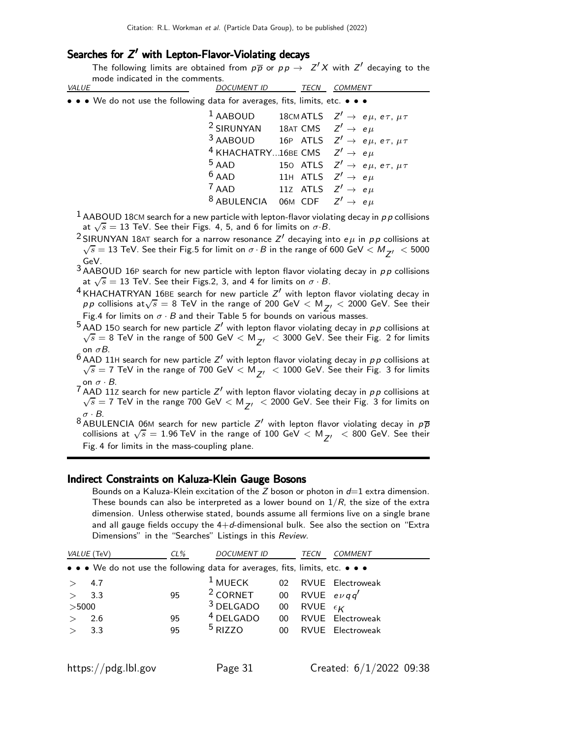## Searches for $Z'$ with Lepton-Flavor-Violating decays

The following limits are obtained from $p\overline{p}$ or $pp \rightarrow Z' X$ with $Z'$ decaying to the mode indicated in the comments.

| VALUE | DOCUMENT ID | TECN | COMMENT |
|---|---|---|---|
| • • • We do not use the following data for averages, fits, limits, etc. • • • | | | |
| | [1] AABOUD 18CM | ATLS | $Z' \rightarrow e\mu,\ e\tau,\ \mu\tau$ |
| | [2] SIRUNYAN 18AT | CMS | $Z' \rightarrow e\mu$ |
| | [3] AABOUD 16P | ATLS | $Z' \rightarrow e\mu,\ e\tau,\ \mu\tau$ |
| | [4] KHACHATRY...16BE | CMS | $Z' \rightarrow e\mu$ |
| | [5] AAD 15O | ATLS | $Z' \rightarrow e\mu,\ e\tau,\ \mu\tau$ |
| | [6] AAD 11H | ATLS | $Z' \rightarrow e\mu$ |
| | [7] AAD 11Z | ATLS | $Z' \rightarrow e\mu$ |
| | [8] ABULENCIA 06M | CDF | $Z' \rightarrow e\mu$ |

[1] AABOUD 18CM search for a new particle with lepton-flavor violating decay in $pp$ collisions at $\sqrt{s} = 13$ TeV. See their Figs. 4, 5, and 6 for limits on $\sigma \cdot B$.

[2] SIRUNYAN 18AT search for a narrow resonance $Z'$ decaying into $e\mu$ in $pp$ collisions at $\sqrt{s} = 13$ TeV. See their Fig.5 for limit on $\sigma \cdot B$ in the range of 600 GeV $< M_{Z'} <$ 5000 GeV.

[3] AABOUD 16P search for new particle with lepton flavor violating decay in $pp$ collisions at $\sqrt{s} = 13$ TeV. See their Figs.2, 3, and 4 for limits on $\sigma \cdot B$.

[4] KHACHATRYAN 16BE search for new particle $Z'$ with lepton flavor violating decay in $pp$ collisions at $\sqrt{s} = 8$ TeV in the range of 200 GeV $< M_{Z'} <$ 2000 GeV. See their Fig.4 for limits on $\sigma \cdot B$ and their Table 5 for bounds on various masses.

[5] AAD 15O search for new particle $Z'$ with lepton flavor violating decay in $pp$ collisions at $\sqrt{s} = 8$ TeV in the range of 500 GeV $< M_{Z'} <$ 3000 GeV. See their Fig. 2 for limits on $\sigma B$.

[6] AAD 11H search for new particle $Z'$ with lepton flavor violating decay in $pp$ collisions at $\sqrt{s} = 7$ TeV in the range of 700 GeV $< M_{Z'} <$ 1000 GeV. See their Fig. 3 for limits on $\sigma \cdot B$.

[7] AAD 11Z search for new particle $Z'$ with lepton flavor violating decay in $pp$ collisions at $\sqrt{s} = 7$ TeV in the range 700 GeV $< M_{Z'} <$ 2000 GeV. See their Fig. 3 for limits on $\sigma \cdot B$.

[8] ABULENCIA 06M search for new particle $Z'$ with lepton flavor violating decay in $p\overline{p}$ collisions at $\sqrt{s} = 1.96$ TeV in the range of 100 GeV $< M_{Z'} <$ 800 GeV. See their Fig. 4 for limits in the mass-coupling plane.

## Indirect Constraints on Kaluza-Klein Gauge Bosons

Bounds on a Kaluza-Klein excitation of the $Z$ boson or photon in $d$=1 extra dimension. These bounds can also be interpreted as a lower bound on $1/R$, the size of the extra dimension. Unless otherwise stated, bounds assume all fermions live on a single brane and all gauge fields occupy the 4+$d$-dimensional bulk. See also the section on "Extra Dimensions" in the "Searches" Listings in this *Review*.

| VALUE (TeV) | CL% | DOCUMENT ID | TECN | COMMENT |
|---|---|---|---|---|
| • • • We do not use the following data for averages, fits, limits, etc. • • • | | | | |
| $>$ 4.7 | | [1] MUECK 02 | RVUE | Electroweak |
| $>$ 3.3 | 95 | [2] CORNET 00 | RVUE | $e\nu q q'$ |
| $>$5000 | | [3] DELGADO 00 | RVUE | $\epsilon_K$ |
| $>$ 2.6 | 95 | [4] DELGADO 00 | RVUE | Electroweak |
| $>$ 3.3 | 95 | [5] RIZZO 00 | RVUE | Electroweak |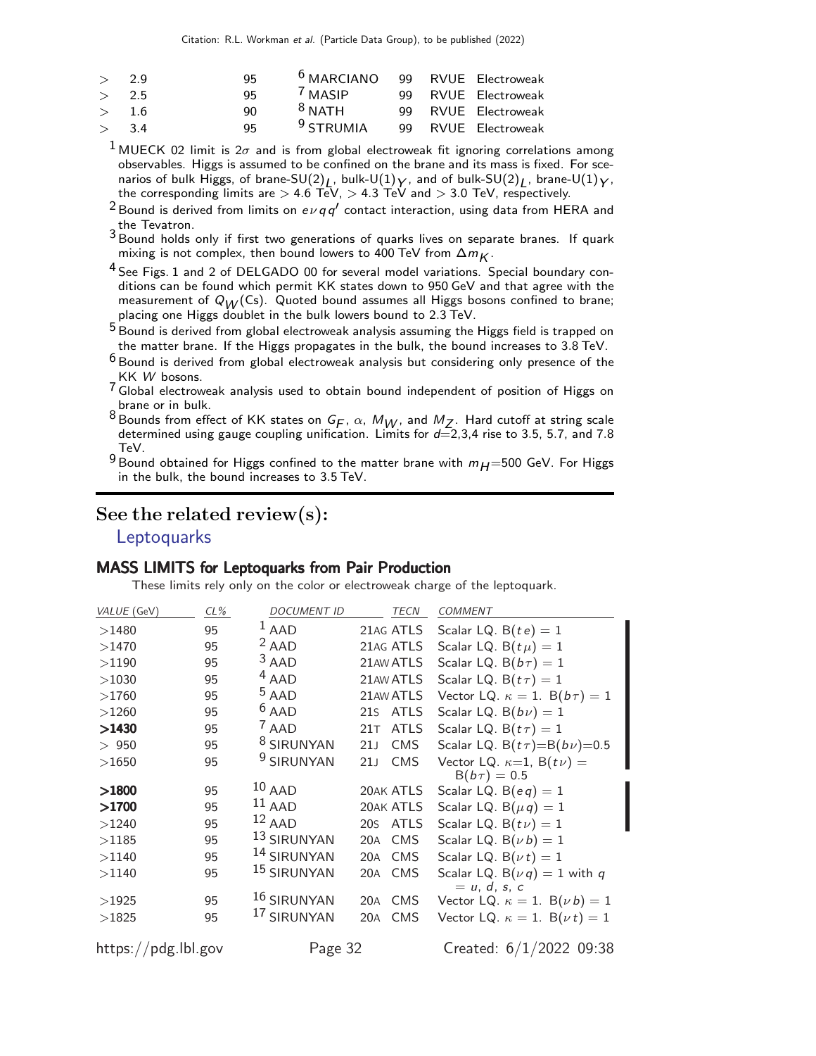| | | | | | |
|---|---|---|---|---|---|
| > 2.9 | 95 | [6] MARCIANO | 99 | RVUE | Electroweak |
| > 2.5 | 95 | [7] MASIP | 99 | RVUE | Electroweak |
| > 1.6 | 90 | [8] NATH | 99 | RVUE | Electroweak |
| > 3.4 | 95 | [9] STRUMIA | 99 | RVUE | Electroweak |

[1] MUECK 02 limit is $2\sigma$ and is from global electroweak fit ignoring correlations among observables. Higgs is assumed to be confined on the brane and its mass is fixed. For scenarios of bulk Higgs, of brane-$SU(2)_L$, bulk-$U(1)_Y$, and of bulk-$SU(2)_L$, brane-$U(1)_Y$, the corresponding limits are > 4.6 TeV, > 4.3 TeV and > 3.0 TeV, respectively.

[2] Bound is derived from limits on $e\nu q q'$ contact interaction, using data from HERA and the Tevatron.

[3] Bound holds only if first two generations of quarks lives on separate branes. If quark mixing is not complex, then bound lowers to 400 TeV from $\Delta m_K$.

[4] See Figs. 1 and 2 of DELGADO 00 for several model variations. Special boundary conditions can be found which permit KK states down to 950 GeV and that agree with the measurement of $Q_W$(Cs). Quoted bound assumes all Higgs bosons confined to brane; placing one Higgs doublet in the bulk lowers bound to 2.3 TeV.

[5] Bound is derived from global electroweak analysis assuming the Higgs field is trapped on the matter brane. If the Higgs propagates in the bulk, the bound increases to 3.8 TeV.

[6] Bound is derived from global electroweak analysis but considering only presence of the KK $W$ bosons.

[7] Global electroweak analysis used to obtain bound independent of position of Higgs on brane or in bulk.

[8] Bounds from effect of KK states on $G_F$, $\alpha$, $M_W$, and $M_Z$. Hard cutoff at string scale determined using gauge coupling unification. Limits for $d$=2,3,4 rise to 3.5, 5.7, and 7.8 TeV.

[9] Bound obtained for Higgs confined to the matter brane with $m_H$=500 GeV. For Higgs in the bulk, the bound increases to 3.5 TeV.

## See the related review(s):

Leptoquarks

### MASS LIMITS for Leptoquarks from Pair Production

These limits rely only on the color or electroweak charge of the leptoquark.

| *VALUE* (GeV) | *CL%* | *DOCUMENT ID* | | *TECN* | *COMMENT* |
|---|---|---|---|---|---|
| >1480 | 95 | [1] AAD | 21AG | ATLS | Scalar LQ. $B(te) = 1$ |
| >1470 | 95 | [2] AAD | 21AG | ATLS | Scalar LQ. $B(t\mu) = 1$ |
| >1190 | 95 | [3] AAD | 21AW | ATLS | Scalar LQ. $B(b\tau) = 1$ |
| >1030 | 95 | [4] AAD | 21AW | ATLS | Scalar LQ. $B(t\tau) = 1$ |
| >1760 | 95 | [5] AAD | 21AW | ATLS | Vector LQ. $\kappa = 1$. $B(b\tau) = 1$ |
| >1260 | 95 | [6] AAD | 21S | ATLS | Scalar LQ. $B(b\nu) = 1$ |
| **>1430** | 95 | [7] AAD | 21T | ATLS | Scalar LQ. $B(t\tau) = 1$ |
| > 950 | 95 | [8] SIRUNYAN | 21J | CMS | Scalar LQ. $B(t\tau)=B(b\nu)=0.5$ |
| >1650 | 95 | [9] SIRUNYAN | 21J | CMS | Vector LQ. $\kappa$=1, $B(t\nu) = B(b\tau) = 0.5$ |
| **>1800** | 95 | [10] AAD | 20AK | ATLS | Scalar LQ. $B(eq) = 1$ |
| **>1700** | 95 | [11] AAD | 20AK | ATLS | Scalar LQ. $B(\mu q) = 1$ |
| >1240 | 95 | [12] AAD | 20S | ATLS | Scalar LQ. $B(t\nu) = 1$ |
| >1185 | 95 | [13] SIRUNYAN | 20A | CMS | Scalar LQ. $B(\nu b) = 1$ |
| >1140 | 95 | [14] SIRUNYAN | 20A | CMS | Scalar LQ. $B(\nu t) = 1$ |
| >1140 | 95 | [15] SIRUNYAN | 20A | CMS | Scalar LQ. $B(\nu q) = 1$ with $q = u, d, s, c$ |
| >1925 | 95 | [16] SIRUNYAN | 20A | CMS | Vector LQ. $\kappa = 1$. $B(\nu b) = 1$ |
| >1825 | 95 | [17] SIRUNYAN | 20A | CMS | Vector LQ. $\kappa = 1$. $B(\nu t) = 1$ |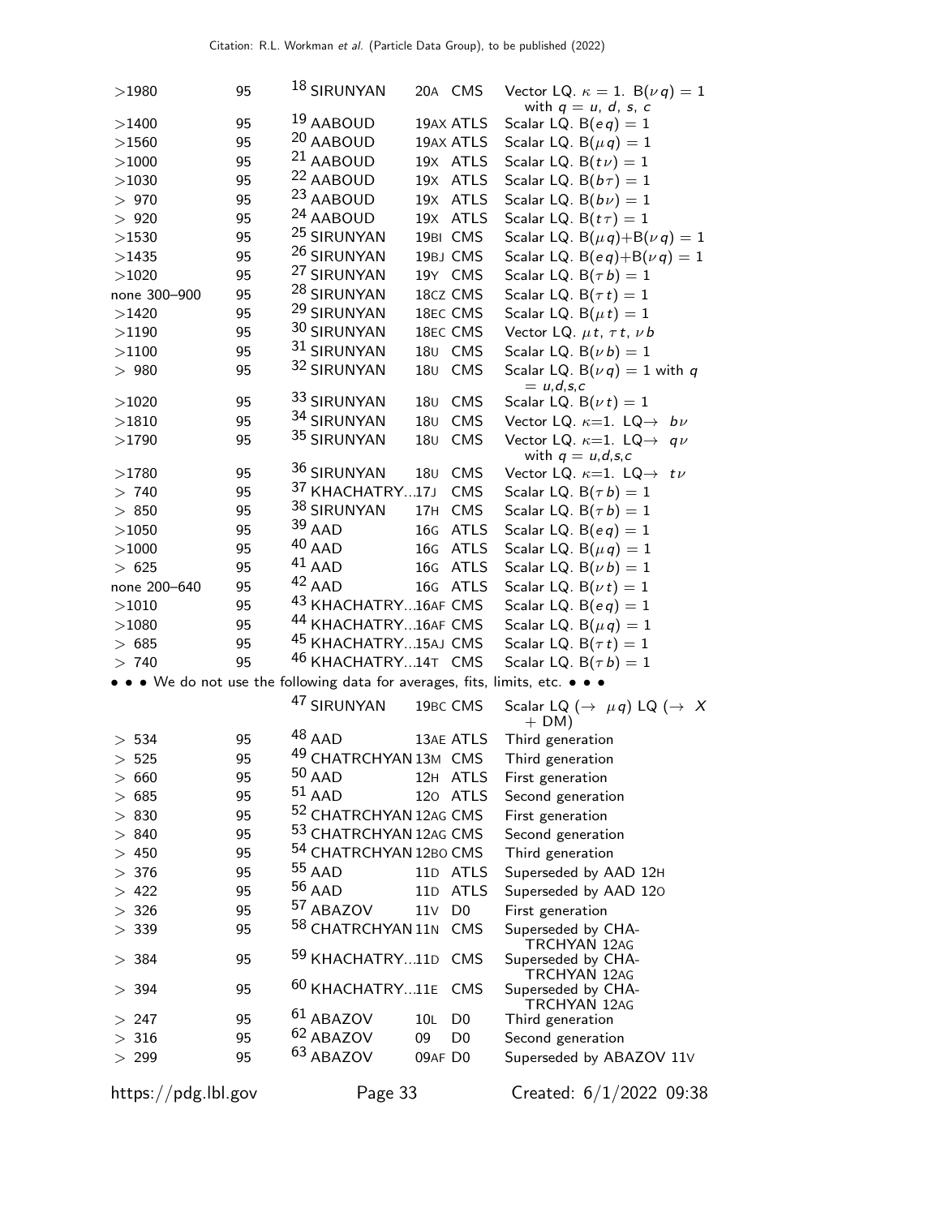| VALUE (GeV) | CL% | DOCUMENT ID | | TECN | COMMENT |
|---|---|---|---|---|---|
| >1980 | 95 | [18] SIRUNYAN | 20A | CMS | Vector LQ. $\kappa = 1$. $B(\nu q) = 1$ with $q = u, d, s, c$ |
| >1400 | 95 | [19] AABOUD | 19AX | ATLS | Scalar LQ. $B(eq) = 1$ |
| >1560 | 95 | [20] AABOUD | 19AX | ATLS | Scalar LQ. $B(\mu q) = 1$ |
| >1000 | 95 | [21] AABOUD | 19X | ATLS | Scalar LQ. $B(t\nu) = 1$ |
| >1030 | 95 | [22] AABOUD | 19X | ATLS | Scalar LQ. $B(b\tau) = 1$ |
| > 970 | 95 | [23] AABOUD | 19X | ATLS | Scalar LQ. $B(b\nu) = 1$ |
| > 920 | 95 | [24] AABOUD | 19X | ATLS | Scalar LQ. $B(t\tau) = 1$ |
| >1530 | 95 | [25] SIRUNYAN | 19BI | CMS | Scalar LQ. $B(\mu q)+B(\nu q) = 1$ |
| >1435 | 95 | [26] SIRUNYAN | 19BJ | CMS | Scalar LQ. $B(eq)+B(\nu q) = 1$ |
| >1020 | 95 | [27] SIRUNYAN | 19Y | CMS | Scalar LQ. $B(\tau b) = 1$ |
| none 300–900 | 95 | [28] SIRUNYAN | 18CZ | CMS | Scalar LQ. $B(\tau t) = 1$ |
| >1420 | 95 | [29] SIRUNYAN | 18EC | CMS | Scalar LQ. $B(\mu t) = 1$ |
| >1190 | 95 | [30] SIRUNYAN | 18EC | CMS | Vector LQ. $\mu t$, $\tau t$, $\nu b$ |
| >1100 | 95 | [31] SIRUNYAN | 18U | CMS | Scalar LQ. $B(\nu b) = 1$ |
| > 980 | 95 | [32] SIRUNYAN | 18U | CMS | Scalar LQ. $B(\nu q) = 1$ with $q = u,d,s,c$ |
| >1020 | 95 | [33] SIRUNYAN | 18U | CMS | Scalar LQ. $B(\nu t) = 1$ |
| >1810 | 95 | [34] SIRUNYAN | 18U | CMS | Vector LQ. $\kappa$=1. LQ$\rightarrow$ $b\nu$ |
| >1790 | 95 | [35] SIRUNYAN | 18U | CMS | Vector LQ. $\kappa$=1. LQ$\rightarrow$ $q\nu$ with $q = u,d,s,c$ |
| >1780 | 95 | [36] SIRUNYAN | 18U | CMS | Vector LQ. $\kappa$=1. LQ$\rightarrow$ $t\nu$ |
| > 740 | 95 | [37] KHACHATRY... | 17J | CMS | Scalar LQ. $B(\tau b) = 1$ |
| > 850 | 95 | [38] SIRUNYAN | 17H | CMS | Scalar LQ. $B(\tau b) = 1$ |
| >1050 | 95 | [39] AAD | 16G | ATLS | Scalar LQ. $B(eq) = 1$ |
| >1000 | 95 | [40] AAD | 16G | ATLS | Scalar LQ. $B(\mu q) = 1$ |
| > 625 | 95 | [41] AAD | 16G | ATLS | Scalar LQ. $B(\nu b) = 1$ |
| none 200–640 | 95 | [42] AAD | 16G | ATLS | Scalar LQ. $B(\nu t) = 1$ |
| >1010 | 95 | [43] KHACHATRY... | 16AF | CMS | Scalar LQ. $B(eq) = 1$ |
| >1080 | 95 | [44] KHACHATRY... | 16AF | CMS | Scalar LQ. $B(\mu q) = 1$ |
| > 685 | 95 | [45] KHACHATRY... | 15AJ | CMS | Scalar LQ. $B(\tau t) = 1$ |
| > 740 | 95 | [46] KHACHATRY... | 14T | CMS | Scalar LQ. $B(\tau b) = 1$ |

• • • We do not use the following data for averages, fits, limits, etc. • • •

| VALUE (GeV) | CL% | DOCUMENT ID | | TECN | COMMENT |
|---|---|---|---|---|---|
| | | [47] SIRUNYAN | 19BC | CMS | Scalar LQ ($\rightarrow$ $\mu q$) LQ ($\rightarrow$ $X$ + DM) |
| > 534 | 95 | [48] AAD | 13AE | ATLS | Third generation |
| > 525 | 95 | [49] CHATRCHYAN | 13M | CMS | Third generation |
| > 660 | 95 | [50] AAD | 12H | ATLS | First generation |
| > 685 | 95 | [51] AAD | 12O | ATLS | Second generation |
| > 830 | 95 | [52] CHATRCHYAN | 12AG | CMS | First generation |
| > 840 | 95 | [53] CHATRCHYAN | 12AG | CMS | Second generation |
| > 450 | 95 | [54] CHATRCHYAN | 12BO | CMS | Third generation |
| > 376 | 95 | [55] AAD | 11D | ATLS | Superseded by AAD 12H |
| > 422 | 95 | [56] AAD | 11D | ATLS | Superseded by AAD 12O |
| > 326 | 95 | [57] ABAZOV | 11V | D0 | First generation |
| > 339 | 95 | [58] CHATRCHYAN | 11N | CMS | Superseded by CHATRCHYAN 12AG |
| > 384 | 95 | [59] KHACHATRY... | 11D | CMS | Superseded by CHATRCHYAN 12AG |
| > 394 | 95 | [60] KHACHATRY... | 11E | CMS | Superseded by CHATRCHYAN 12AG |
| > 247 | 95 | [61] ABAZOV | 10L | D0 | Third generation |
| > 316 | 95 | [62] ABAZOV | 09 | D0 | Second generation |
| > 299 | 95 | [63] ABAZOV | 09AF | D0 | Superseded by ABAZOV 11V |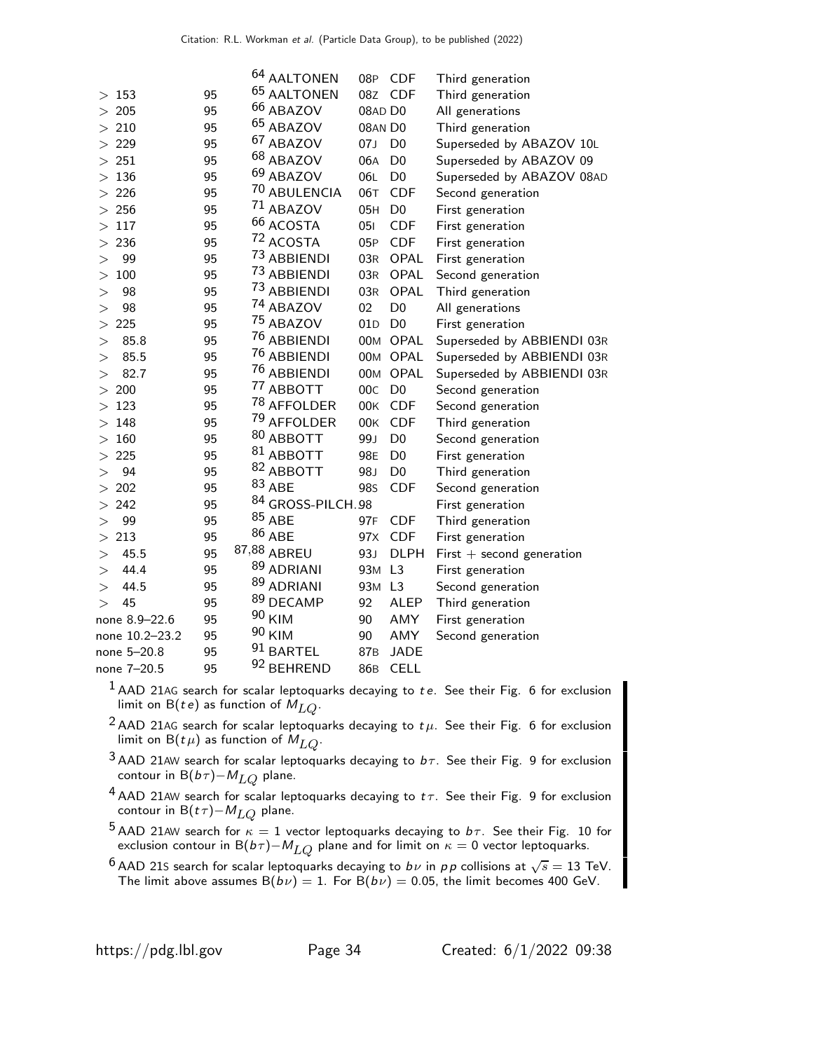| VALUE (GeV) | CL% | DOCUMENT ID | | TECN | COMMENT |
|---|---|---|---|---|---|
| | | [64] AALTONEN | 08P | CDF | Third generation |
| > 153 | 95 | [65] AALTONEN | 08Z | CDF | Third generation |
| > 205 | 95 | [66] ABAZOV | 08AD | D0 | All generations |
| > 210 | 95 | [65] ABAZOV | 08AN | D0 | Third generation |
| > 229 | 95 | [67] ABAZOV | 07J | D0 | Superseded by ABAZOV 10L |
| > 251 | 95 | [68] ABAZOV | 06A | D0 | Superseded by ABAZOV 09 |
| > 136 | 95 | [69] ABAZOV | 06L | D0 | Superseded by ABAZOV 08AD |
| > 226 | 95 | [70] ABULENCIA | 06T | CDF | Second generation |
| > 256 | 95 | [71] ABAZOV | 05H | D0 | First generation |
| > 117 | 95 | [66] ACOSTA | 05I | CDF | First generation |
| > 236 | 95 | [72] ACOSTA | 05P | CDF | First generation |
| > 99 | 95 | [73] ABBIENDI | 03R | OPAL | First generation |
| > 100 | 95 | [73] ABBIENDI | 03R | OPAL | Second generation |
| > 98 | 95 | [73] ABBIENDI | 03R | OPAL | Third generation |
| > 98 | 95 | [74] ABAZOV | 02 | D0 | All generations |
| > 225 | 95 | [75] ABAZOV | 01D | D0 | First generation |
| > 85.8 | 95 | [76] ABBIENDI | 00M | OPAL | Superseded by ABBIENDI 03R |
| > 85.5 | 95 | [76] ABBIENDI | 00M | OPAL | Superseded by ABBIENDI 03R |
| > 82.7 | 95 | [76] ABBIENDI | 00M | OPAL | Superseded by ABBIENDI 03R |
| > 200 | 95 | [77] ABBOTT | 00C | D0 | Second generation |
| > 123 | 95 | [78] AFFOLDER | 00K | CDF | Second generation |
| > 148 | 95 | [79] AFFOLDER | 00K | CDF | Third generation |
| > 160 | 95 | [80] ABBOTT | 99J | D0 | Second generation |
| > 225 | 95 | [81] ABBOTT | 98E | D0 | First generation |
| > 94 | 95 | [82] ABBOTT | 98J | D0 | Third generation |
| > 202 | 95 | [83] ABE | 98S | CDF | Second generation |
| > 242 | 95 | [84] GROSS-PILCH... | 98 | | First generation |
| > 99 | 95 | [85] ABE | 97F | CDF | Third generation |
| > 213 | 95 | [86] ABE | 97X | CDF | First generation |
| > 45.5 | 95 | [87,88] ABREU | 93J | DLPH | First + second generation |
| > 44.4 | 95 | [89] ADRIANI | 93M | L3 | First generation |
| > 44.5 | 95 | [89] ADRIANI | 93M | L3 | Second generation |
| > 45 | 95 | [89] DECAMP | 92 | ALEP | Third generation |
| none 8.9–22.6 | 95 | [90] KIM | 90 | AMY | First generation |
| none 10.2–23.2 | 95 | [90] KIM | 90 | AMY | Second generation |
| none 5–20.8 | 95 | [91] BARTEL | 87B | JADE | |
| none 7–20.5 | 95 | [92] BEHREND | 86B | CELL | |

[1] AAD 21AG search for scalar leptoquarks decaying to $te$. See their Fig. 6 for exclusion limit on B($te$) as function of $M_{LQ}$.

[2] AAD 21AG search for scalar leptoquarks decaying to $t\mu$. See their Fig. 6 for exclusion limit on B($t\mu$) as function of $M_{LQ}$.

[3] AAD 21AW search for scalar leptoquarks decaying to $b\tau$. See their Fig. 9 for exclusion contour in B($b\tau$)$-M_{LQ}$ plane.

[4] AAD 21AW search for scalar leptoquarks decaying to $t\tau$. See their Fig. 9 for exclusion contour in B($t\tau$)$-M_{LQ}$ plane.

[5] AAD 21AW search for $\kappa = 1$ vector leptoquarks decaying to $b\tau$. See their Fig. 10 for exclusion contour in B($b\tau$)$-M_{LQ}$ plane and for limit on $\kappa = 0$ vector leptoquarks.

[6] AAD 21S search for scalar leptoquarks decaying to $b\nu$ in $pp$ collisions at $\sqrt{s} = 13$ TeV. The limit above assumes B($b\nu$) = 1. For B($b\nu$) = 0.05, the limit becomes 400 GeV.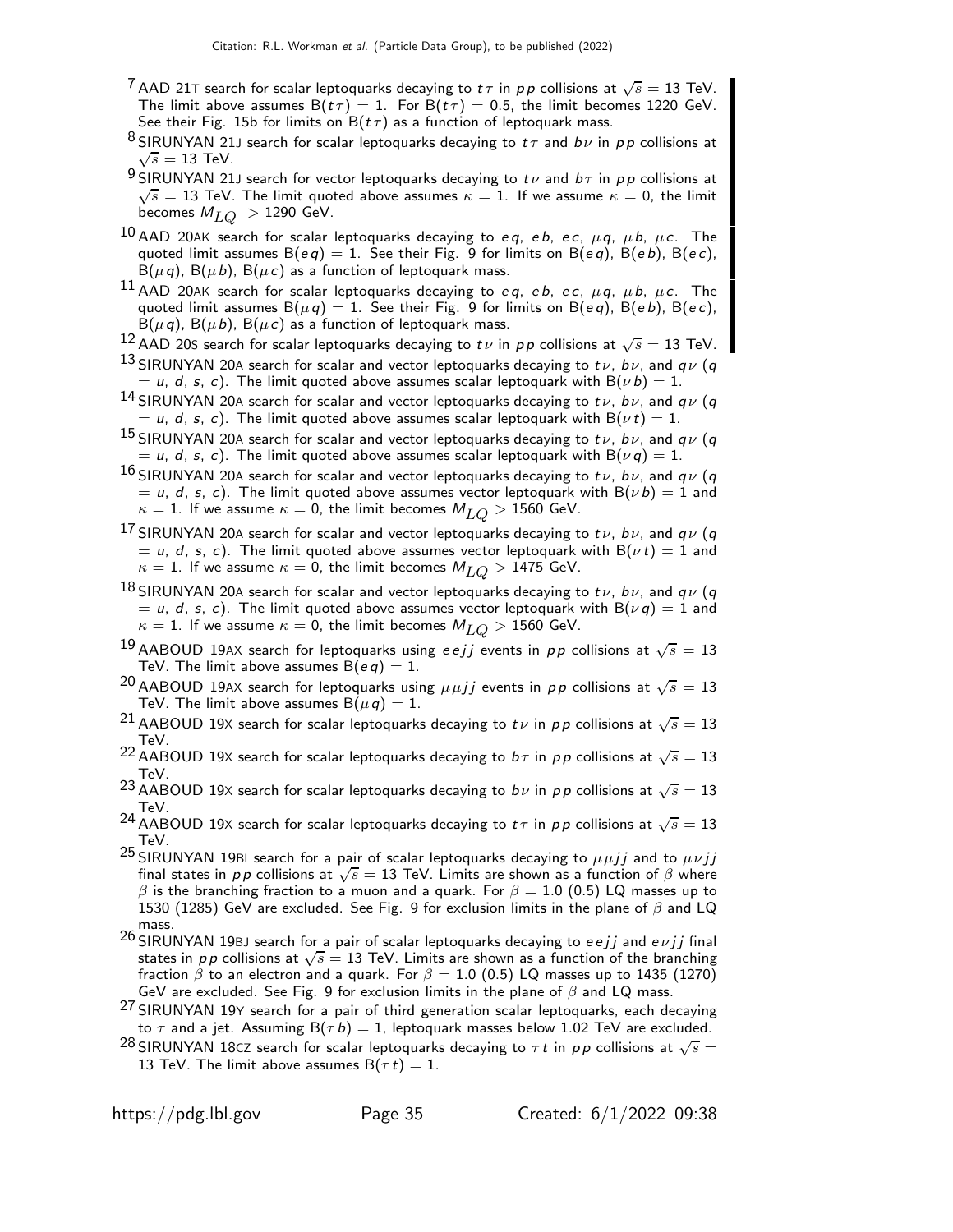[7] AAD 21T search for scalar leptoquarks decaying to $t\tau$ in $pp$ collisions at $\sqrt{s} = 13$ TeV. The limit above assumes $B(t\tau) = 1$. For $B(t\tau) = 0.5$, the limit becomes 1220 GeV. See their Fig. 15b for limits on $B(t\tau)$ as a function of leptoquark mass.

[8] SIRUNYAN 21J search for scalar leptoquarks decaying to $t\tau$ and $b\nu$ in $pp$ collisions at $\sqrt{s} = 13$ TeV.

[9] SIRUNYAN 21J search for vector leptoquarks decaying to $t\nu$ and $b\tau$ in $pp$ collisions at $\sqrt{s} = 13$ TeV. The limit quoted above assumes $\kappa = 1$. If we assume $\kappa = 0$, the limit becomes $M_{LQ} > 1290$ GeV.

[10] AAD 20AK search for scalar leptoquarks decaying to $eq$, $eb$, $ec$, $\mu q$, $\mu b$, $\mu c$. The quoted limit assumes $B(eq) = 1$. See their Fig. 9 for limits on $B(eq)$, $B(eb)$, $B(ec)$, $B(\mu q)$, $B(\mu b)$, $B(\mu c)$ as a function of leptoquark mass.

[11] AAD 20AK search for scalar leptoquarks decaying to $eq$, $eb$, $ec$, $\mu q$, $\mu b$, $\mu c$. The quoted limit assumes $B(\mu q) = 1$. See their Fig. 9 for limits on $B(eq)$, $B(eb)$, $B(ec)$, $B(\mu q)$, $B(\mu b)$, $B(\mu c)$ as a function of leptoquark mass.

[12] AAD 20S search for scalar leptoquarks decaying to $t\nu$ in $pp$ collisions at $\sqrt{s} = 13$ TeV.

[13] SIRUNYAN 20A search for scalar and vector leptoquarks decaying to $t\nu$, $b\nu$, and $q\nu$ ($q = u, d, s, c$). The limit quoted above assumes scalar leptoquark with $B(\nu b) = 1$.

[14] SIRUNYAN 20A search for scalar and vector leptoquarks decaying to $t\nu$, $b\nu$, and $q\nu$ ($q = u, d, s, c$). The limit quoted above assumes scalar leptoquark with $B(\nu t) = 1$.

[15] SIRUNYAN 20A search for scalar and vector leptoquarks decaying to $t\nu$, $b\nu$, and $q\nu$ ($q = u, d, s, c$). The limit quoted above assumes scalar leptoquark with $B(\nu q) = 1$.

[16] SIRUNYAN 20A search for scalar and vector leptoquarks decaying to $t\nu$, $b\nu$, and $q\nu$ ($q = u, d, s, c$). The limit quoted above assumes vector leptoquark with $B(\nu b) = 1$ and $\kappa = 1$. If we assume $\kappa = 0$, the limit becomes $M_{LQ} > 1560$ GeV.

[17] SIRUNYAN 20A search for scalar and vector leptoquarks decaying to $t\nu$, $b\nu$, and $q\nu$ ($q = u, d, s, c$). The limit quoted above assumes vector leptoquark with $B(\nu t) = 1$ and $\kappa = 1$. If we assume $\kappa = 0$, the limit becomes $M_{LQ} > 1475$ GeV.

[18] SIRUNYAN 20A search for scalar and vector leptoquarks decaying to $t\nu$, $b\nu$, and $q\nu$ ($q = u, d, s, c$). The limit quoted above assumes vector leptoquark with $B(\nu q) = 1$ and $\kappa = 1$. If we assume $\kappa = 0$, the limit becomes $M_{LQ} > 1560$ GeV.

[19] AABOUD 19AX search for leptoquarks using $eejj$ events in $pp$ collisions at $\sqrt{s} = 13$ TeV. The limit above assumes $B(eq) = 1$.

[20] AABOUD 19AX search for leptoquarks using $\mu\mu jj$ events in $pp$ collisions at $\sqrt{s} = 13$ TeV. The limit above assumes $B(\mu q) = 1$.

[21] AABOUD 19X search for scalar leptoquarks decaying to $t\nu$ in $pp$ collisions at $\sqrt{s} = 13$ TeV.

[22] AABOUD 19X search for scalar leptoquarks decaying to $b\tau$ in $pp$ collisions at $\sqrt{s} = 13$ TeV.

[23] AABOUD 19X search for scalar leptoquarks decaying to $b\nu$ in $pp$ collisions at $\sqrt{s} = 13$ TeV.

[24] AABOUD 19X search for scalar leptoquarks decaying to $t\tau$ in $pp$ collisions at $\sqrt{s} = 13$ TeV.

[25] SIRUNYAN 19BI search for a pair of scalar leptoquarks decaying to $\mu\mu jj$ and to $\mu\nu jj$ final states in $pp$ collisions at $\sqrt{s} = 13$ TeV. Limits are shown as a function of $\beta$ where $\beta$ is the branching fraction to a muon and a quark. For $\beta = 1.0$ (0.5) LQ masses up to 1530 (1285) GeV are excluded. See Fig. 9 for exclusion limits in the plane of $\beta$ and LQ mass.

[26] SIRUNYAN 19BJ search for a pair of scalar leptoquarks decaying to $eejj$ and $e\nu jj$ final states in $pp$ collisions at $\sqrt{s} = 13$ TeV. Limits are shown as a function of the branching fraction $\beta$ to an electron and a quark. For $\beta = 1.0$ (0.5) LQ masses up to 1435 (1270) GeV are excluded. See Fig. 9 for exclusion limits in the plane of $\beta$ and LQ mass.

[27] SIRUNYAN 19Y search for a pair of third generation scalar leptoquarks, each decaying to $\tau$ and a jet. Assuming $B(\tau b) = 1$, leptoquark masses below 1.02 TeV are excluded.

[28] SIRUNYAN 18CZ search for scalar leptoquarks decaying to $\tau t$ in $pp$ collisions at $\sqrt{s} = 13$ TeV. The limit above assumes $B(\tau t) = 1$.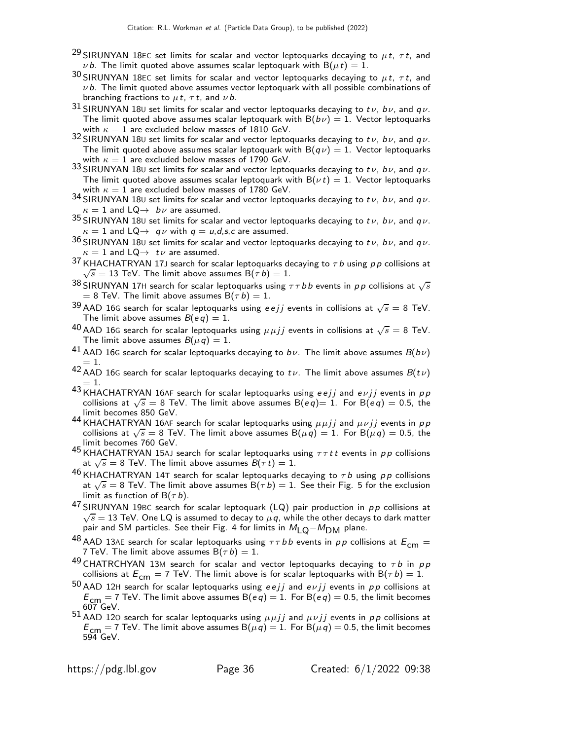[29] SIRUNYAN 18EC set limits for scalar and vector leptoquarks decaying to $\mu t$, $\tau t$, and $\nu b$. The limit quoted above assumes scalar leptoquark with $B(\mu t) = 1$.

[30] SIRUNYAN 18EC set limits for scalar and vector leptoquarks decaying to $\mu t$, $\tau t$, and $\nu b$. The limit quoted above assumes vector leptoquark with all possible combinations of branching fractions to $\mu t$, $\tau t$, and $\nu b$.

[31] SIRUNYAN 18U set limits for scalar and vector leptoquarks decaying to $t\nu$, $b\nu$, and $q\nu$. The limit quoted above assumes scalar leptoquark with $B(b\nu) = 1$. Vector leptoquarks with $\kappa = 1$ are excluded below masses of 1810 GeV.

[32] SIRUNYAN 18U set limits for scalar and vector leptoquarks decaying to $t\nu$, $b\nu$, and $q\nu$. The limit quoted above assumes scalar leptoquark with $B(q\nu) = 1$. Vector leptoquarks with $\kappa = 1$ are excluded below masses of 1790 GeV.

[33] SIRUNYAN 18U set limits for scalar and vector leptoquarks decaying to $t\nu$, $b\nu$, and $q\nu$. The limit quoted above assumes scalar leptoquark with $B(\nu t) = 1$. Vector leptoquarks with $\kappa = 1$ are excluded below masses of 1780 GeV.

[34] SIRUNYAN 18U set limits for scalar and vector leptoquarks decaying to $t\nu$, $b\nu$, and $q\nu$. $\kappa = 1$ and LQ$\rightarrow$ $b\nu$ are assumed.

[35] SIRUNYAN 18U set limits for scalar and vector leptoquarks decaying to $t\nu$, $b\nu$, and $q\nu$. $\kappa = 1$ and LQ$\rightarrow$ $q\nu$ with $q = u,d,s,c$ are assumed.

[36] SIRUNYAN 18U set limits for scalar and vector leptoquarks decaying to $t\nu$, $b\nu$, and $q\nu$. $\kappa = 1$ and LQ$\rightarrow$ $t\nu$ are assumed.

[37] KHACHATRYAN 17J search for scalar leptoquarks decaying to $\tau b$ using $pp$ collisions at $\sqrt{s} = 13$ TeV. The limit above assumes $B(\tau b) = 1$.

[38] SIRUNYAN 17H search for scalar leptoquarks using $\tau\tau bb$ events in $pp$ collisions at $\sqrt{s} = 8$ TeV. The limit above assumes $B(\tau b) = 1$.

[39] AAD 16G search for scalar leptoquarks using $eejj$ events in collisions at $\sqrt{s} = 8$ TeV. The limit above assumes $B(eq) = 1$.

[40] AAD 16G search for scalar leptoquarks using $\mu\mu jj$ events in collisions at $\sqrt{s} = 8$ TeV. The limit above assumes $B(\mu q) = 1$.

[41] AAD 16G search for scalar leptoquarks decaying to $b\nu$. The limit above assumes $B(b\nu) = 1$.

[42] AAD 16G search for scalar leptoquarks decaying to $t\nu$. The limit above assumes $B(t\nu) = 1$.

[43] KHACHATRYAN 16AF search for scalar leptoquarks using $eejj$ and $e\nu jj$ events in $pp$ collisions at $\sqrt{s} = 8$ TeV. The limit above assumes $B(eq) = 1$. For $B(eq) = 0.5$, the limit becomes 850 GeV.

[44] KHACHATRYAN 16AF search for scalar leptoquarks using $\mu\mu jj$ and $\mu\nu jj$ events in $pp$ collisions at $\sqrt{s} = 8$ TeV. The limit above assumes $B(\mu q) = 1$. For $B(\mu q) = 0.5$, the limit becomes 760 GeV.

[45] KHACHATRYAN 15AJ search for scalar leptoquarks using $\tau\tau tt$ events in $pp$ collisions at $\sqrt{s} = 8$ TeV. The limit above assumes $B(\tau t) = 1$.

[46] KHACHATRYAN 14T search for scalar leptoquarks decaying to $\tau b$ using $pp$ collisions at $\sqrt{s} = 8$ TeV. The limit above assumes $B(\tau b) = 1$. See their Fig. 5 for the exclusion limit as function of $B(\tau b)$.

[47] SIRUNYAN 19BC search for scalar leptoquark (LQ) pair production in $pp$ collisions at $\sqrt{s} = 13$ TeV. One LQ is assumed to decay to $\mu q$, while the other decays to dark matter pair and SM particles. See their Fig. 4 for limits in $M_{\text{LQ}}-M_{\text{DM}}$ plane.

[48] AAD 13AE search for scalar leptoquarks using $\tau\tau bb$ events in $pp$ collisions at $E_{\text{cm}} = 7$ TeV. The limit above assumes $B(\tau b) = 1$.

[49] CHATRCHYAN 13M search for scalar and vector leptoquarks decaying to $\tau b$ in $pp$ collisions at $E_{\text{cm}} = 7$ TeV. The limit above is for scalar leptoquarks with $B(\tau b) = 1$.

[50] AAD 12H search for scalar leptoquarks using $eejj$ and $e\nu jj$ events in $pp$ collisions at $E_{\text{cm}} = 7$ TeV. The limit above assumes $B(eq) = 1$. For $B(eq) = 0.5$, the limit becomes 607 GeV.

[51] AAD 12O search for scalar leptoquarks using $\mu\mu jj$ and $\mu\nu jj$ events in $pp$ collisions at $E_{\text{cm}} = 7$ TeV. The limit above assumes $B(\mu q) = 1$. For $B(\mu q) = 0.5$, the limit becomes 594 GeV.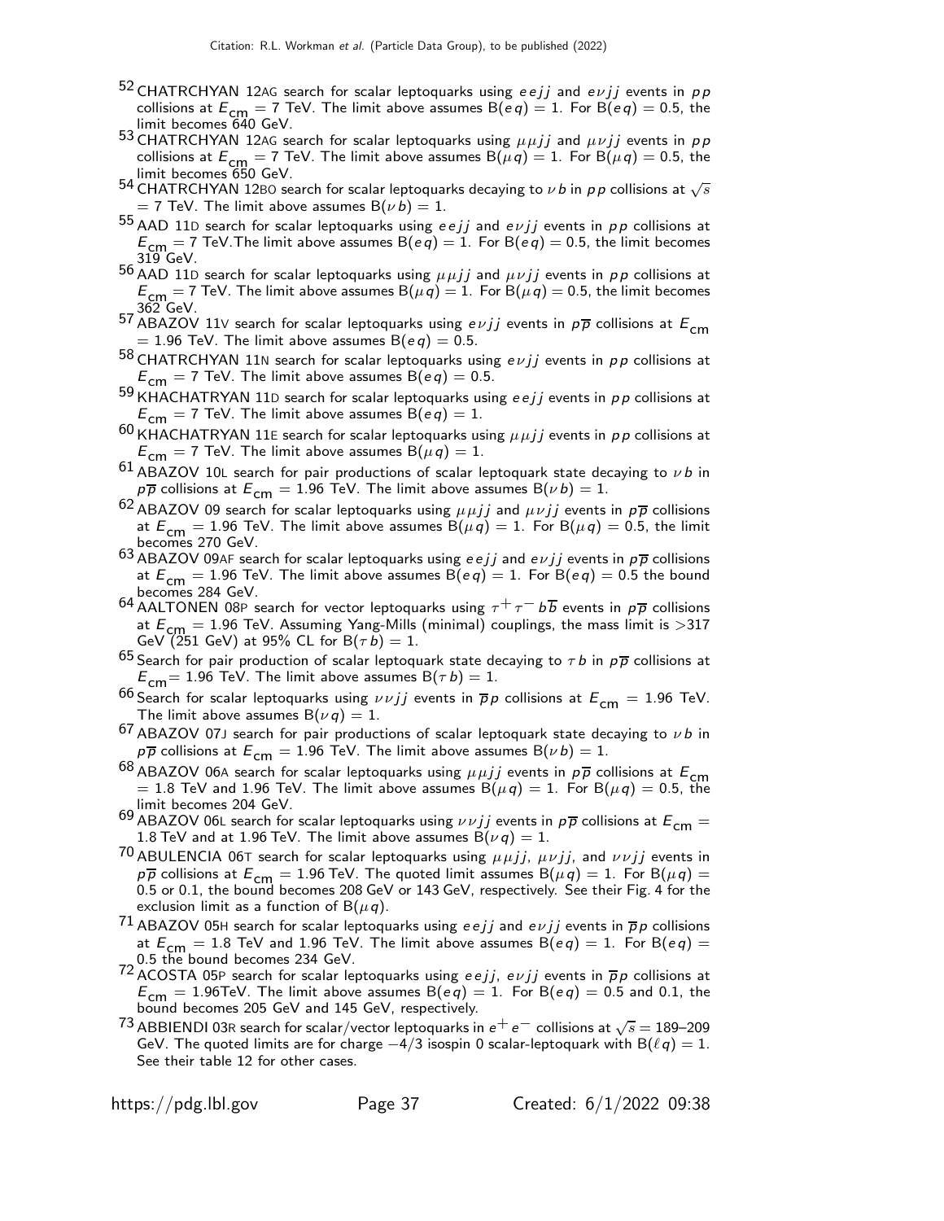[52] CHATRCHYAN 12AG search for scalar leptoquarks using $eejj$ and $e\nu jj$ events in $pp$ collisions at $E_{\rm cm}$ = 7 TeV. The limit above assumes $B(eq) = 1$. For $B(eq) = 0.5$, the limit becomes 640 GeV.

[53] CHATRCHYAN 12AG search for scalar leptoquarks using $\mu\mu jj$ and $\mu\nu jj$ events in $pp$ collisions at $E_{\rm cm}$ = 7 TeV. The limit above assumes $B(\mu q) = 1$. For $B(\mu q) = 0.5$, the limit becomes 650 GeV.

[54] CHATRCHYAN 12BO search for scalar leptoquarks decaying to $\nu b$ in $pp$ collisions at $\sqrt{s}$ = 7 TeV. The limit above assumes $B(\nu b) = 1$.

[55] AAD 11D search for scalar leptoquarks using $eejj$ and $e\nu jj$ events in $pp$ collisions at $E_{\rm cm}$ = 7 TeV.The limit above assumes $B(eq) = 1$. For $B(eq) = 0.5$, the limit becomes 319 GeV.

[56] AAD 11D search for scalar leptoquarks using $\mu\mu jj$ and $\mu\nu jj$ events in $pp$ collisions at $E_{\rm cm}$ = 7 TeV. The limit above assumes $B(\mu q) = 1$. For $B(\mu q) = 0.5$, the limit becomes 362 GeV.

[57] ABAZOV 11V search for scalar leptoquarks using $e\nu jj$ events in $p\overline{p}$ collisions at $E_{\rm cm}$ = 1.96 TeV. The limit above assumes $B(eq) = 0.5$.

[58] CHATRCHYAN 11N search for scalar leptoquarks using $e\nu jj$ events in $pp$ collisions at $E_{\rm cm}$ = 7 TeV. The limit above assumes $B(eq) = 0.5$.

[59] KHACHATRYAN 11D search for scalar leptoquarks using $eejj$ events in $pp$ collisions at $E_{\rm cm}$ = 7 TeV. The limit above assumes $B(eq) = 1$.

[60] KHACHATRYAN 11E search for scalar leptoquarks using $\mu\mu jj$ events in $pp$ collisions at $E_{\rm cm}$ = 7 TeV. The limit above assumes $B(\mu q) = 1$.

[61] ABAZOV 10L search for pair productions of scalar leptoquark state decaying to $\nu b$ in $p\overline{p}$ collisions at $E_{\rm cm}$ = 1.96 TeV. The limit above assumes $B(\nu b) = 1$.

[62] ABAZOV 09 search for scalar leptoquarks using $\mu\mu jj$ and $\mu\nu jj$ events in $p\overline{p}$ collisions at $E_{\rm cm}$ = 1.96 TeV. The limit above assumes $B(\mu q) = 1$. For $B(\mu q) = 0.5$, the limit becomes 270 GeV.

[63] ABAZOV 09AF search for scalar leptoquarks using $eejj$ and $e\nu jj$ events in $p\overline{p}$ collisions at $E_{\rm cm}$ = 1.96 TeV. The limit above assumes $B(eq) = 1$. For $B(eq) = 0.5$ the bound becomes 284 GeV.

[64] AALTONEN 08P search for vector leptoquarks using $\tau^+\tau^- b\overline{b}$ events in $p\overline{p}$ collisions at $E_{\rm cm}$ = 1.96 TeV. Assuming Yang-Mills (minimal) couplings, the mass limit is >317 GeV (251 GeV) at 95% CL for $B(\tau b) = 1$.

[65] Search for pair production of scalar leptoquark state decaying to $\tau b$ in $p\overline{p}$ collisions at $E_{\rm cm}$= 1.96 TeV. The limit above assumes $B(\tau b) = 1$.

[66] Search for scalar leptoquarks using $\nu\nu jj$ events in $\overline{p}p$ collisions at $E_{\rm cm}$ = 1.96 TeV. The limit above assumes $B(\nu q) = 1$.

[67] ABAZOV 07J search for pair productions of scalar leptoquark state decaying to $\nu b$ in $p\overline{p}$ collisions at $E_{\rm cm}$ = 1.96 TeV. The limit above assumes $B(\nu b) = 1$.

[68] ABAZOV 06A search for scalar leptoquarks using $\mu\mu jj$ events in $p\overline{p}$ collisions at $E_{\rm cm}$ = 1.8 TeV and 1.96 TeV. The limit above assumes $B(\mu q) = 1$. For $B(\mu q) = 0.5$, the limit becomes 204 GeV.

[69] ABAZOV 06L search for scalar leptoquarks using $\nu\nu jj$ events in $p\overline{p}$ collisions at $E_{\rm cm}$ = 1.8 TeV and at 1.96 TeV. The limit above assumes $B(\nu q) = 1$.

[70] ABULENCIA 06T search for scalar leptoquarks using $\mu\mu jj$, $\mu\nu jj$, and $\nu\nu jj$ events in $p\overline{p}$ collisions at $E_{\rm cm}$ = 1.96 TeV. The quoted limit assumes $B(\mu q) = 1$. For $B(\mu q) = 0.5$ or 0.1, the bound becomes 208 GeV or 143 GeV, respectively. See their Fig. 4 for the exclusion limit as a function of $B(\mu q)$.

[71] ABAZOV 05H search for scalar leptoquarks using $eejj$ and $e\nu jj$ events in $\overline{p}p$ collisions at $E_{\rm cm}$ = 1.8 TeV and 1.96 TeV. The limit above assumes $B(eq) = 1$. For $B(eq) = 0.5$ the bound becomes 234 GeV.

[72] ACOSTA 05P search for scalar leptoquarks using $eejj$, $e\nu jj$ events in $\overline{p}p$ collisions at $E_{\rm cm}$ = 1.96TeV. The limit above assumes $B(eq) = 1$. For $B(eq) = 0.5$ and 0.1, the bound becomes 205 GeV and 145 GeV, respectively.

[73] ABBIENDI 03R search for scalar/vector leptoquarks in $e^+e^-$ collisions at $\sqrt{s}$ = 189–209 GeV. The quoted limits are for charge $-4/3$ isospin 0 scalar-leptoquark with $B(\ell q) = 1$. See their table 12 for other cases.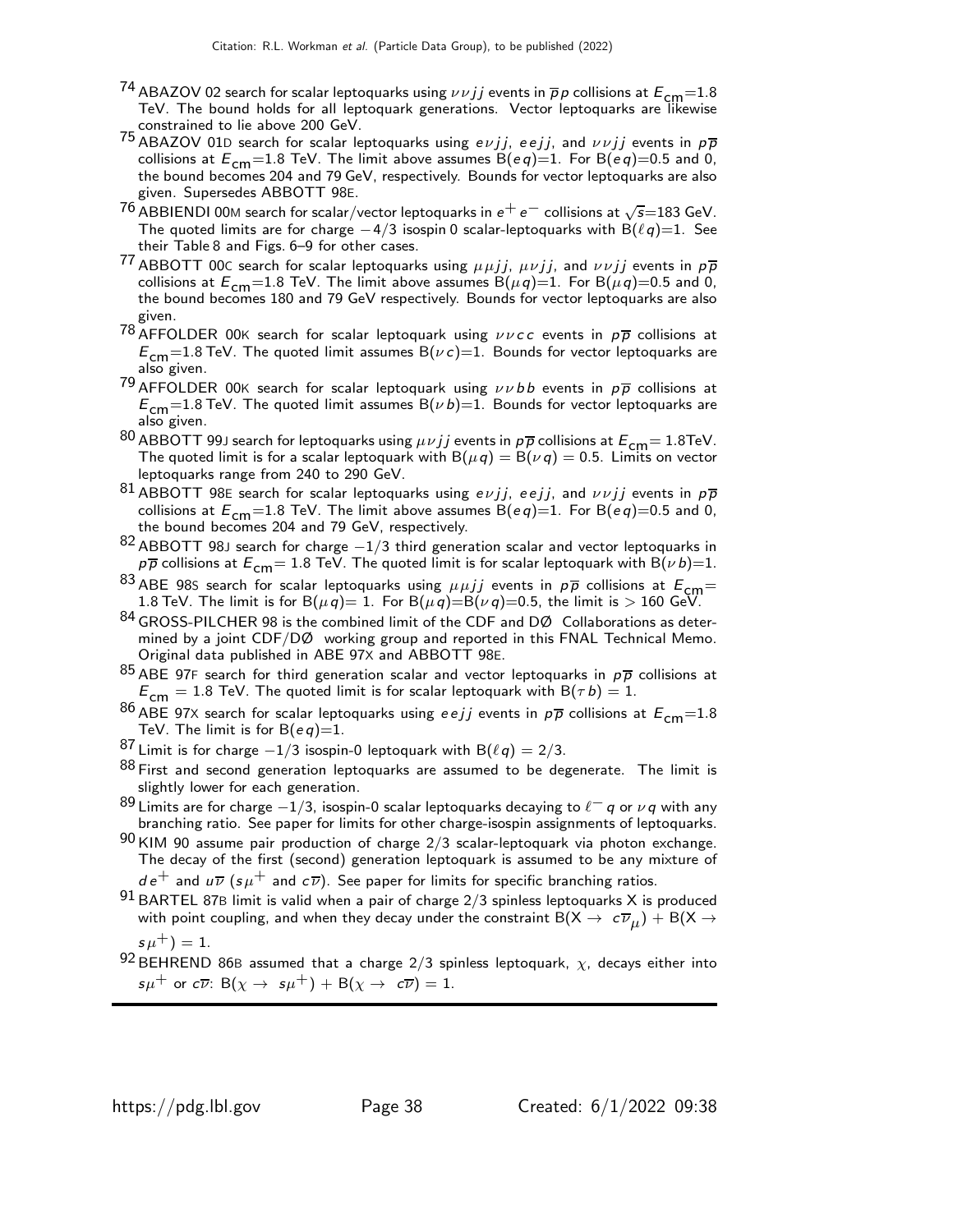[74] ABAZOV 02 search for scalar leptoquarks using $\nu \nu j j$ events in $\overline{p} p$ collisions at $E_{cm}$=1.8 TeV. The bound holds for all leptoquark generations. Vector leptoquarks are likewise constrained to lie above 200 GeV.

[75] ABAZOV 01D search for scalar leptoquarks using $e \nu j j$, $e e j j$, and $\nu \nu j j$ events in $p \overline{p}$ collisions at $E_{cm}$=1.8 TeV. The limit above assumes B($e q$)=1. For B($e q$)=0.5 and 0, the bound becomes 204 and 79 GeV, respectively. Bounds for vector leptoquarks are also given. Supersedes ABBOTT 98E.

[76] ABBIENDI 00M search for scalar/vector leptoquarks in $e^+ e^-$ collisions at $\sqrt{s}$=183 GeV. The quoted limits are for charge $-4/3$ isospin 0 scalar-leptoquarks with B($\ell q$)=1. See their Table 8 and Figs. 6–9 for other cases.

[77] ABBOTT 00C search for scalar leptoquarks using $\mu \mu j j$, $\mu \nu j j$, and $\nu \nu j j$ events in $p \overline{p}$ collisions at $E_{cm}$=1.8 TeV. The limit above assumes B($\mu q$)=1. For B($\mu q$)=0.5 and 0, the bound becomes 180 and 79 GeV respectively. Bounds for vector leptoquarks are also given.

[78] AFFOLDER 00K search for scalar leptoquark using $\nu \nu c c$ events in $p \overline{p}$ collisions at $E_{cm}$=1.8 TeV. The quoted limit assumes B($\nu c$)=1. Bounds for vector leptoquarks are also given.

[79] AFFOLDER 00K search for scalar leptoquark using $\nu \nu b b$ events in $p \overline{p}$ collisions at $E_{cm}$=1.8 TeV. The quoted limit assumes B($\nu b$)=1. Bounds for vector leptoquarks are also given.

[80] ABBOTT 99J search for leptoquarks using $\mu \nu j j$ events in $p \overline{p}$ collisions at $E_{cm}$= 1.8TeV. The quoted limit is for a scalar leptoquark with B($\mu q$) = B($\nu q$) = 0.5. Limits on vector leptoquarks range from 240 to 290 GeV.

[81] ABBOTT 98E search for scalar leptoquarks using $e \nu j j$, $e e j j$, and $\nu \nu j j$ events in $p \overline{p}$ collisions at $E_{cm}$=1.8 TeV. The limit above assumes B($e q$)=1. For B($e q$)=0.5 and 0, the bound becomes 204 and 79 GeV, respectively.

[82] ABBOTT 98J search for charge $-1/3$ third generation scalar and vector leptoquarks in $p \overline{p}$ collisions at $E_{cm}$= 1.8 TeV. The quoted limit is for scalar leptoquark with B($\nu b$)=1.

[83] ABE 98S search for scalar leptoquarks using $\mu \mu j j$ events in $p \overline{p}$ collisions at $E_{cm}$= 1.8 TeV. The limit is for B($\mu q$)= 1. For B($\mu q$)=B($\nu q$)=0.5, the limit is > 160 GeV.

[84] GROSS-PILCHER 98 is the combined limit of the CDF and DØ Collaborations as determined by a joint CDF/DØ working group and reported in this FNAL Technical Memo. Original data published in ABE 97X and ABBOTT 98E.

[85] ABE 97F search for third generation scalar and vector leptoquarks in $p \overline{p}$ collisions at $E_{cm}$ = 1.8 TeV. The quoted limit is for scalar leptoquark with B($\tau b$) = 1.

[86] ABE 97X search for scalar leptoquarks using $e e j j$ events in $p \overline{p}$ collisions at $E_{cm}$=1.8 TeV. The limit is for B($e q$)=1.

[87] Limit is for charge $-1/3$ isospin-0 leptoquark with B($\ell q$) = 2/3.

[88] First and second generation leptoquarks are assumed to be degenerate. The limit is slightly lower for each generation.

[89] Limits are for charge $-1/3$, isospin-0 scalar leptoquarks decaying to $\ell^- q$ or $\nu q$ with any branching ratio. See paper for limits for other charge-isospin assignments of leptoquarks.

[90] KIM 90 assume pair production of charge 2/3 scalar-leptoquark via photon exchange. The decay of the first (second) generation leptoquark is assumed to be any mixture of $d e^+$ and $u \overline{\nu}$ ($s \mu^+$ and $c \overline{\nu}$). See paper for limits for specific branching ratios.

[91] BARTEL 87B limit is valid when a pair of charge 2/3 spinless leptoquarks X is produced with point coupling, and when they decay under the constraint B(X $\rightarrow$ $c \overline{\nu}_{\mu}$) + B(X $\rightarrow$ $s \mu^+$) = 1.

[92] BEHREND 86B assumed that a charge 2/3 spinless leptoquark, $\chi$, decays either into $s \mu^+$ or $c \overline{\nu}$: B($\chi \rightarrow$ $s \mu^+$) + B($\chi \rightarrow$ $c \overline{\nu}$) = 1.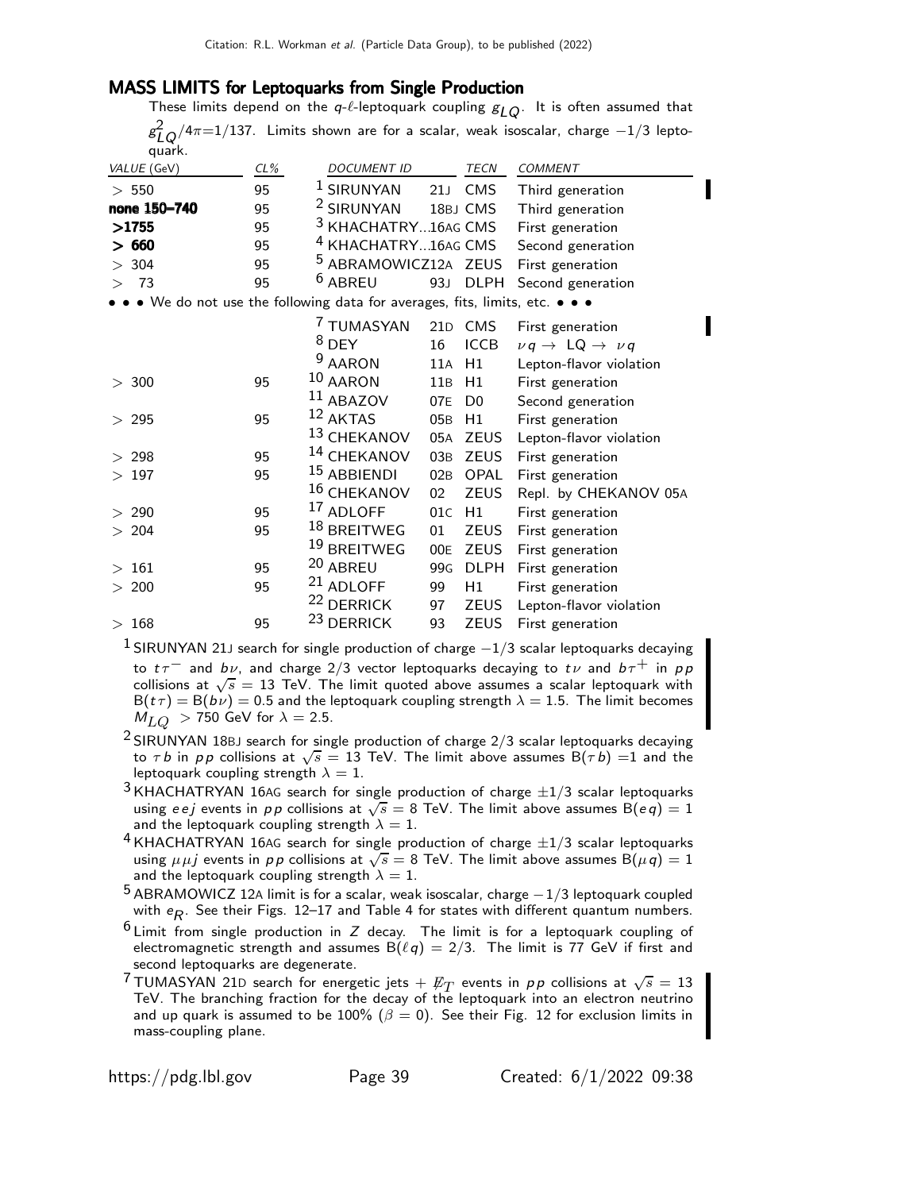## MASS LIMITS for Leptoquarks from Single Production

These limits depend on the $q$-$\ell$-leptoquark coupling $g_{LQ}$. It is often assumed that $g_{LQ}^2/4\pi$=1/137. Limits shown are for a scalar, weak isoscalar, charge −1/3 leptoquark.

| VALUE (GeV) | CL% | DOCUMENT ID | | TECN | COMMENT |
|---|---|---|---|---|---|
| > 550 | 95 | [1] SIRUNYAN | 21J | CMS | Third generation |
| **none 150–740** | 95 | [2] SIRUNYAN | 18BJ | CMS | Third generation |
| **>1755** | 95 | [3] KHACHATRY... | 16AG | CMS | First generation |
| **> 660** | 95 | [4] KHACHATRY... | 16AG | CMS | Second generation |
| > 304 | 95 | [5] ABRAMOWICZ | 12A | ZEUS | First generation |
| > 73 | 95 | [6] ABREU | 93J | DLPH | Second generation |
| • • • We do not use the following data for averages, fits, limits, etc. • • • | | | | | |
| | | [7] TUMASYAN | 21D | CMS | First generation |
| | | [8] DEY | 16 | ICCB | $\nu q \rightarrow$ LQ $\rightarrow \nu q$ |
| | | [9] AARON | 11A | H1 | Lepton-flavor violation |
| > 300 | 95 | [10] AARON | 11B | H1 | First generation |
| | | [11] ABAZOV | 07E | D0 | Second generation |
| > 295 | 95 | [12] AKTAS | 05B | H1 | First generation |
| | | [13] CHEKANOV | 05A | ZEUS | Lepton-flavor violation |
| > 298 | 95 | [14] CHEKANOV | 03B | ZEUS | First generation |
| > 197 | 95 | [15] ABBIENDI | 02B | OPAL | First generation |
| | | [16] CHEKANOV | 02 | ZEUS | Repl. by CHEKANOV 05A |
| > 290 | 95 | [17] ADLOFF | 01C | H1 | First generation |
| > 204 | 95 | [18] BREITWEG | 01 | ZEUS | First generation |
| | | [19] BREITWEG | 00E | ZEUS | First generation |
| > 161 | 95 | [20] ABREU | 99G | DLPH | First generation |
| > 200 | 95 | [21] ADLOFF | 99 | H1 | First generation |
| | | [22] DERRICK | 97 | ZEUS | Lepton-flavor violation |
| > 168 | 95 | [23] DERRICK | 93 | ZEUS | First generation |

[1] SIRUNYAN 21J search for single production of charge −1/3 scalar leptoquarks decaying to $t\tau^-$ and $b\nu$, and charge 2/3 vector leptoquarks decaying to $t\nu$ and $b\tau^+$ in $pp$ collisions at $\sqrt{s}$ = 13 TeV. The limit quoted above assumes a scalar leptoquark with $B(t\tau) = B(b\nu) = 0.5$ and the leptoquark coupling strength $\lambda = 1.5$. The limit becomes $M_{LQ}$ > 750 GeV for $\lambda = 2.5$.

[2] SIRUNYAN 18BJ search for single production of charge 2/3 scalar leptoquarks decaying to $\tau b$ in $pp$ collisions at $\sqrt{s}$ = 13 TeV. The limit above assumes $B(\tau b)$ =1 and the leptoquark coupling strength $\lambda = 1$.

[3] KHACHATRYAN 16AG search for single production of charge ±1/3 scalar leptoquarks using $eej$ events in $pp$ collisions at $\sqrt{s}$ = 8 TeV. The limit above assumes $B(eq) = 1$ and the leptoquark coupling strength $\lambda = 1$.

[4] KHACHATRYAN 16AG search for single production of charge ±1/3 scalar leptoquarks using $\mu\mu j$ events in $pp$ collisions at $\sqrt{s}$ = 8 TeV. The limit above assumes $B(\mu q) = 1$ and the leptoquark coupling strength $\lambda = 1$.

[5] ABRAMOWICZ 12A limit is for a scalar, weak isoscalar, charge −1/3 leptoquark coupled with $e_R$. See their Figs. 12–17 and Table 4 for states with different quantum numbers.

[6] Limit from single production in $Z$ decay. The limit is for a leptoquark coupling of electromagnetic strength and assumes $B(\ell q) = 2/3$. The limit is 77 GeV if first and second leptoquarks are degenerate.

[7] TUMASYAN 21D search for energetic jets + $\not{E}_T$ events in $pp$ collisions at $\sqrt{s}$ = 13 TeV. The branching fraction for the decay of the leptoquark into an electron neutrino and up quark is assumed to be 100% ($\beta = 0$). See their Fig. 12 for exclusion limits in mass-coupling plane.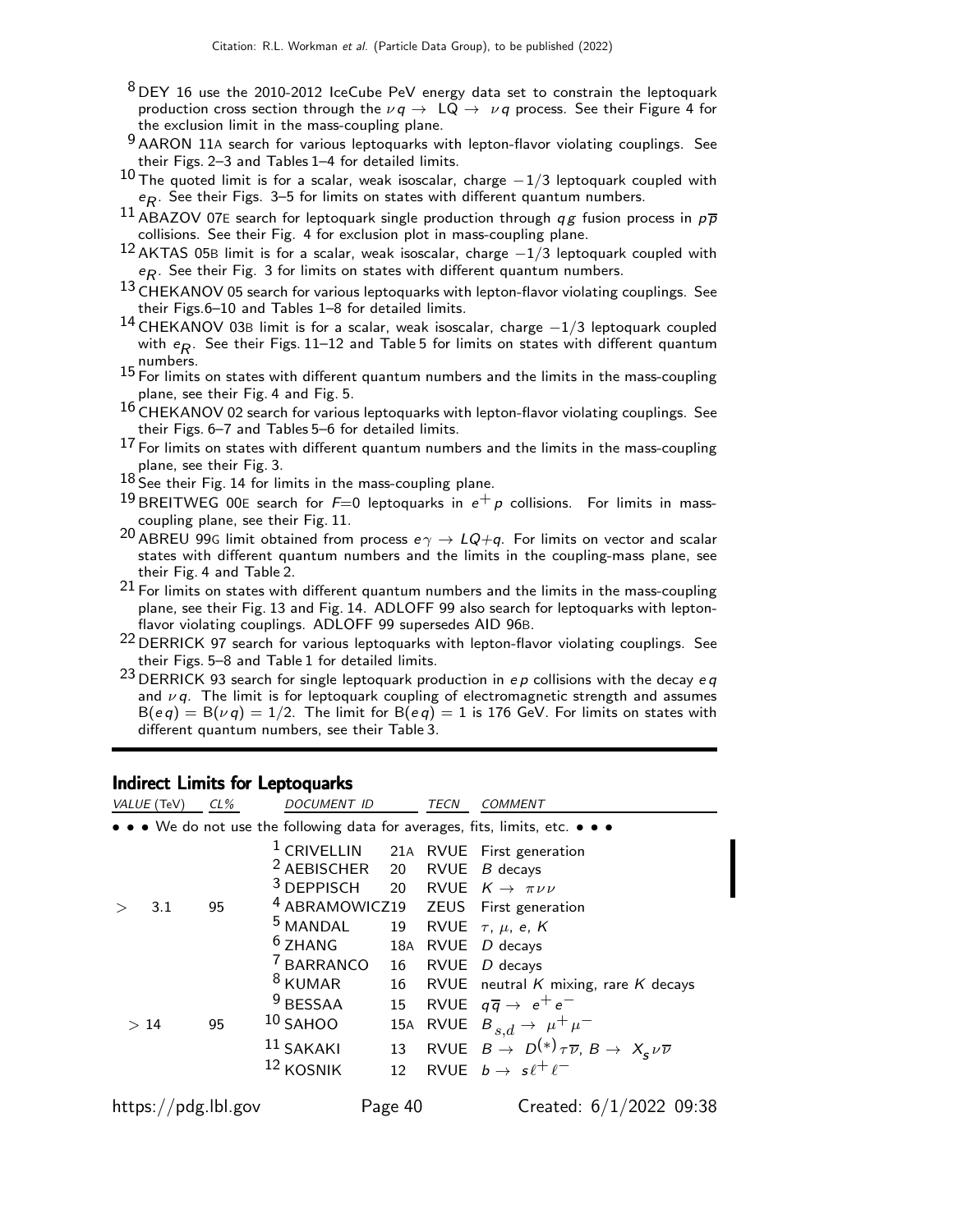[8] DEY 16 use the 2010-2012 IceCube PeV energy data set to constrain the leptoquark production cross section through the $\nu q \to$ LQ $\to$ $\nu q$ process. See their Figure 4 for the exclusion limit in the mass-coupling plane.

[9] AARON 11A search for various leptoquarks with lepton-flavor violating couplings. See their Figs. 2–3 and Tables 1–4 for detailed limits.

[10] The quoted limit is for a scalar, weak isoscalar, charge $-1/3$ leptoquark coupled with $e_R$. See their Figs. 3–5 for limits on states with different quantum numbers.

[11] ABAZOV 07E search for leptoquark single production through $qg$ fusion process in $p\overline{p}$ collisions. See their Fig. 4 for exclusion plot in mass-coupling plane.

[12] AKTAS 05B limit is for a scalar, weak isoscalar, charge $-1/3$ leptoquark coupled with $e_R$. See their Fig. 3 for limits on states with different quantum numbers.

[13] CHEKANOV 05 search for various leptoquarks with lepton-flavor violating couplings. See their Figs.6–10 and Tables 1–8 for detailed limits.

[14] CHEKANOV 03B limit is for a scalar, weak isoscalar, charge $-1/3$ leptoquark coupled with $e_R$. See their Figs. 11–12 and Table 5 for limits on states with different quantum numbers.

[15] For limits on states with different quantum numbers and the limits in the mass-coupling plane, see their Fig. 4 and Fig. 5.

[16] CHEKANOV 02 search for various leptoquarks with lepton-flavor violating couplings. See their Figs. 6–7 and Tables 5–6 for detailed limits.

[17] For limits on states with different quantum numbers and the limits in the mass-coupling plane, see their Fig. 3.

[18] See their Fig. 14 for limits in the mass-coupling plane.

[19] BREITWEG 00E search for $F$=0 leptoquarks in $e^+ p$ collisions. For limits in mass-coupling plane, see their Fig. 11.

[20] ABREU 99G limit obtained from process $e\gamma \to LQ$+$q$. For limits on vector and scalar states with different quantum numbers and the limits in the coupling-mass plane, see their Fig. 4 and Table 2.

[21] For limits on states with different quantum numbers and the limits in the mass-coupling plane, see their Fig. 13 and Fig. 14. ADLOFF 99 also search for leptoquarks with lepton-flavor violating couplings. ADLOFF 99 supersedes AID 96B.

[22] DERRICK 97 search for various leptoquarks with lepton-flavor violating couplings. See their Figs. 5–8 and Table 1 for detailed limits.

[23] DERRICK 93 search for single leptoquark production in $ep$ collisions with the decay $eq$ and $\nu q$. The limit is for leptoquark coupling of electromagnetic strength and assumes $B(eq) = B(\nu q) = 1/2$. The limit for $B(eq) = 1$ is 176 GeV. For limits on states with different quantum numbers, see their Table 3.

## Indirect Limits for Leptoquarks

| *VALUE* (TeV) | *CL%* | *DOCUMENT ID* | | *TECN* | *COMMENT* |
|---|---|---|---|---|---|
| • • • We do not use the following data for averages, fits, limits, etc. • • • | | | | | |
| | | [1] CRIVELLIN | 21A | RVUE | First generation |
| | | [2] AEBISCHER | 20 | RVUE | $B$ decays |
| | | [3] DEPPISCH | 20 | RVUE | $K \to \pi\nu\nu$ |
| > 3.1 | 95 | [4] ABRAMOWICZ | 19 | ZEUS | First generation |
| | | [5] MANDAL | 19 | RVUE | $\tau$, $\mu$, $e$, $K$ |
| | | [6] ZHANG | 18A | RVUE | $D$ decays |
| | | [7] BARRANCO | 16 | RVUE | $D$ decays |
| | | [8] KUMAR | 16 | RVUE | neutral $K$ mixing, rare $K$ decays |
| | | [9] BESSAA | 15 | RVUE | $q\overline{q} \to e^+e^-$ |
| > 14 | 95 | [10] SAHOO | 15A | RVUE | $B_{s,d} \to \mu^+\mu^-$ |
| | | [11] SAKAKI | 13 | RVUE | $B \to D^{(*)}\tau\overline{\nu}$, $B \to X_s\nu\overline{\nu}$ |
| | | [12] KOSNIK | 12 | RVUE | $b \to s\ell^+\ell^-$ |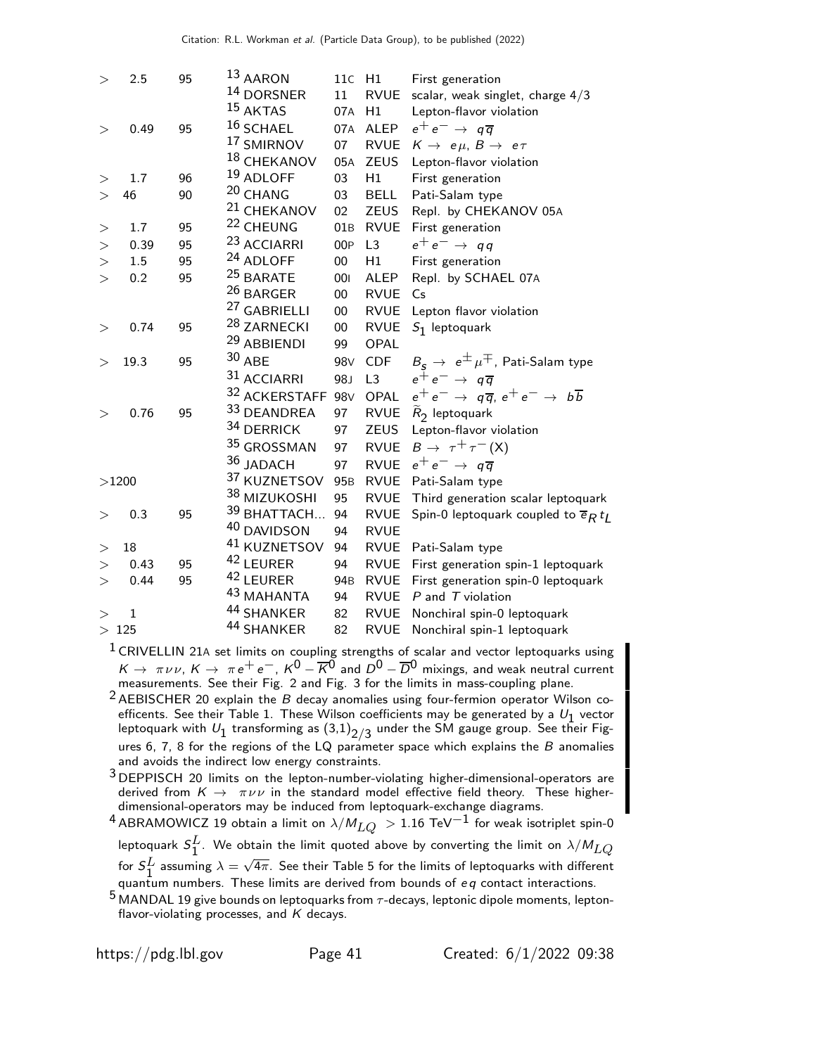| | | | | | |
|---|---|---|---|---|---|
| > 2.5 | 95 | [13] AARON | 11C | H1 | First generation |
| | | [14] DORSNER | 11 | RVUE | scalar, weak singlet, charge 4/3 |
| | | [15] AKTAS | 07A | H1 | Lepton-flavor violation |
| > 0.49 | 95 | [16] SCHAEL | 07A | ALEP | $e^+e^- \rightarrow q\overline{q}$ |
| | | [17] SMIRNOV | 07 | RVUE | $K \rightarrow e\mu$, $B \rightarrow e\tau$ |
| | | [18] CHEKANOV | 05A | ZEUS | Lepton-flavor violation |
| > 1.7 | 96 | [19] ADLOFF | 03 | H1 | First generation |
| > 46 | 90 | [20] CHANG | 03 | BELL | Pati-Salam type |
| | | [21] CHEKANOV | 02 | ZEUS | Repl. by CHEKANOV 05A |
| > 1.7 | 95 | [22] CHEUNG | 01B | RVUE | First generation |
| > 0.39 | 95 | [23] ACCIARRI | 00P | L3 | $e^+e^- \rightarrow qq$ |
| > 1.5 | 95 | [24] ADLOFF | 00 | H1 | First generation |
| > 0.2 | 95 | [25] BARATE | 00I | ALEP | Repl. by SCHAEL 07A |
| | | [26] BARGER | 00 | RVUE | Cs |
| | | [27] GABRIELLI | 00 | RVUE | Lepton flavor violation |
| > 0.74 | 95 | [28] ZARNECKI | 00 | RVUE | $S_1$ leptoquark |
| | | [29] ABBIENDI | 99 | OPAL | |
| > 19.3 | 95 | [30] ABE | 98V | CDF | $B_s \rightarrow e^{\pm}\mu^{\mp}$, Pati-Salam type |
| | | [31] ACCIARRI | 98J | L3 | $e^+e^- \rightarrow q\overline{q}$ |
| | | [32] ACKERSTAFF | 98V | OPAL | $e^+e^- \rightarrow q\overline{q}$, $e^+e^- \rightarrow b\overline{b}$ |
| > 0.76 | 95 | [33] DEANDREA | 97 | RVUE | $\widetilde{R}_2$ leptoquark |
| | | [34] DERRICK | 97 | ZEUS | Lepton-flavor violation |
| | | [35] GROSSMAN | 97 | RVUE | $B \rightarrow \tau^+\tau^-(X)$ |
| | | [36] JADACH | 97 | RVUE | $e^+e^- \rightarrow q\overline{q}$ |
| >1200 | | [37] KUZNETSOV | 95B | RVUE | Pati-Salam type |
| | | [38] MIZUKOSHI | 95 | RVUE | Third generation scalar leptoquark |
| > 0.3 | 95 | [39] BHATTACH... | 94 | RVUE | Spin-0 leptoquark coupled to $\overline{e}_R t_L$ |
| | | [40] DAVIDSON | 94 | RVUE | |
| > 18 | | [41] KUZNETSOV | 94 | RVUE | Pati-Salam type |
| > 0.43 | 95 | [42] LEURER | 94 | RVUE | First generation spin-1 leptoquark |
| > 0.44 | 95 | [42] LEURER | 94B | RVUE | First generation spin-0 leptoquark |
| | | [43] MAHANTA | 94 | RVUE | $P$ and $T$ violation |
| > 1 | | [44] SHANKER | 82 | RVUE | Nonchiral spin-0 leptoquark |
| > 125 | | [44] SHANKER | 82 | RVUE | Nonchiral spin-1 leptoquark |

[1] CRIVELLIN 21A set limits on coupling strengths of scalar and vector leptoquarks using $K \rightarrow \pi\nu\nu$, $K \rightarrow \pi e^+e^-$, $K^0-\overline{K}^0$ and $D^0-\overline{D}^0$ mixings, and weak neutral current measurements. See their Fig. 2 and Fig. 3 for the limits in mass-coupling plane.

[2] AEBISCHER 20 explain the $B$ decay anomalies using four-fermion operator Wilson coefficents. See their Table 1. These Wilson coefficients may be generated by a $U_1$ vector leptoquark with $U_1$ transforming as $(3,1)_{2/3}$ under the SM gauge group. See their Figures 6, 7, 8 for the regions of the LQ parameter space which explains the $B$ anomalies and avoids the indirect low energy constraints.

[3] DEPPISCH 20 limits on the lepton-number-violating higher-dimensional-operators are derived from $K \rightarrow \pi\nu\nu$ in the standard model effective field theory. These higher-dimensional-operators may be induced from leptoquark-exchange diagrams.

[4] ABRAMOWICZ 19 obtain a limit on $\lambda/M_{LQ} > 1.16$ TeV$^{-1}$ for weak isotriplet spin-0 leptoquark $S_1^L$. We obtain the limit quoted above by converting the limit on $\lambda/M_{LQ}$ for $S_1^L$ assuming $\lambda = \sqrt{4\pi}$. See their Table 5 for the limits of leptoquarks with different quantum numbers. These limits are derived from bounds of $eq$ contact interactions.

[5] MANDAL 19 give bounds on leptoquarks from $\tau$-decays, leptonic dipole moments, lepton-flavor-violating processes, and $K$ decays.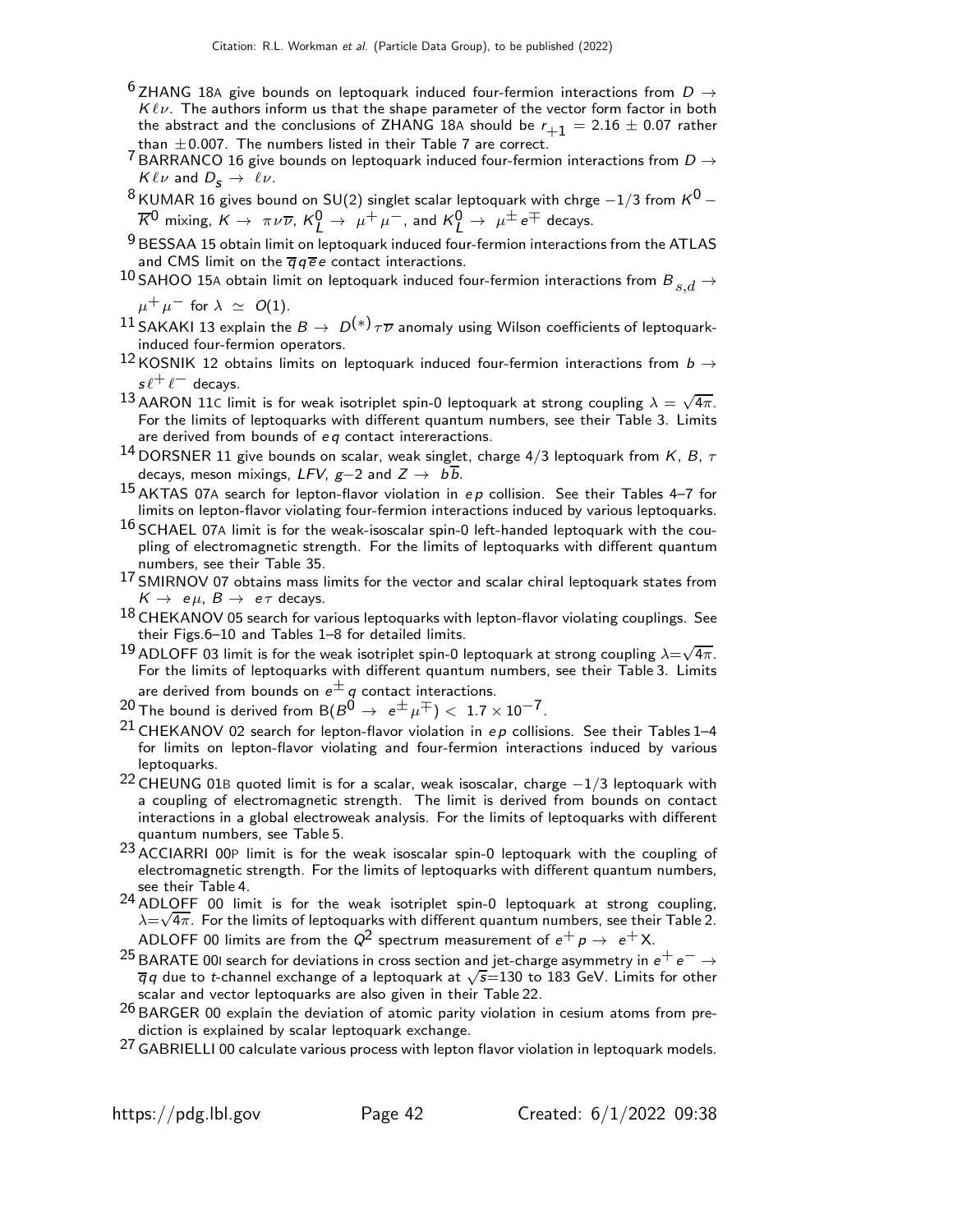[6] ZHANG 18A give bounds on leptoquark induced four-fermion interactions from $D \to K \ell \nu$. The authors inform us that the shape parameter of the vector form factor in both the abstract and the conclusions of ZHANG 18A should be $r_{+1} = 2.16 \pm 0.07$ rather than $\pm 0.007$. The numbers listed in their Table 7 are correct.

[7] BARRANCO 16 give bounds on leptoquark induced four-fermion interactions from $D \to K \ell \nu$ and $D_s \to \ell \nu$.

[8] KUMAR 16 gives bound on SU(2) singlet scalar leptoquark with chrge $-1/3$ from $K^0 - \overline{K}^0$ mixing, $K \to \pi \nu \overline{\nu}$, $K^0_L \to \mu^+ \mu^-$, and $K^0_L \to \mu^\pm e^\mp$ decays.

[9] BESSAA 15 obtain limit on leptoquark induced four-fermion interactions from the ATLAS and CMS limit on the $\overline{q} q \overline{e} e$ contact interactions.

[10] SAHOO 15A obtain limit on leptoquark induced four-fermion interactions from $B_{s,d} \to \mu^+ \mu^-$ for $\lambda \simeq O(1)$.

[11] SAKAKI 13 explain the $B \to D^{(*)} \tau \overline{\nu}$ anomaly using Wilson coefficients of leptoquark-induced four-fermion operators.

[12] KOSNIK 12 obtains limits on leptoquark induced four-fermion interactions from $b \to s \ell^+ \ell^-$ decays.

[13] AARON 11C limit is for weak isotriplet spin-0 leptoquark at strong coupling $\lambda = \sqrt{4\pi}$. For the limits of leptoquarks with different quantum numbers, see their Table 3. Limits are derived from bounds of $eq$ contact intereractions.

[14] DORSNER 11 give bounds on scalar, weak singlet, charge 4/3 leptoquark from $K$, $B$, $\tau$ decays, meson mixings, $LFV$, $g{-}2$ and $Z \to b\overline{b}$.

[15] AKTAS 07A search for lepton-flavor violation in $ep$ collision. See their Tables 4–7 for limits on lepton-flavor violating four-fermion interactions induced by various leptoquarks.

[16] SCHAEL 07A limit is for the weak-isoscalar spin-0 left-handed leptoquark with the coupling of electromagnetic strength. For the limits of leptoquarks with different quantum numbers, see their Table 35.

[17] SMIRNOV 07 obtains mass limits for the vector and scalar chiral leptoquark states from $K \to e\mu$, $B \to e\tau$ decays.

[18] CHEKANOV 05 search for various leptoquarks with lepton-flavor violating couplings. See their Figs.6–10 and Tables 1–8 for detailed limits.

[19] ADLOFF 03 limit is for the weak isotriplet spin-0 leptoquark at strong coupling $\lambda = \sqrt{4\pi}$. For the limits of leptoquarks with different quantum numbers, see their Table 3. Limits are derived from bounds on $e^\pm q$ contact interactions.

[20] The bound is derived from $B(B^0 \to e^\pm \mu^\mp) < 1.7 \times 10^{-7}$.

[21] CHEKANOV 02 search for lepton-flavor violation in $ep$ collisions. See their Tables 1–4 for limits on lepton-flavor violating and four-fermion interactions induced by various leptoquarks.

[22] CHEUNG 01B quoted limit is for a scalar, weak isoscalar, charge $-1/3$ leptoquark with a coupling of electromagnetic strength. The limit is derived from bounds on contact interactions in a global electroweak analysis. For the limits of leptoquarks with different quantum numbers, see Table 5.

[23] ACCIARRI 00P limit is for the weak isoscalar spin-0 leptoquark with the coupling of electromagnetic strength. For the limits of leptoquarks with different quantum numbers, see their Table 4.

[24] ADLOFF 00 limit is for the weak isotriplet spin-0 leptoquark at strong coupling, $\lambda = \sqrt{4\pi}$. For the limits of leptoquarks with different quantum numbers, see their Table 2. ADLOFF 00 limits are from the $Q^2$ spectrum measurement of $e^+ p \to e^+ X$.

[25] BARATE 00I search for deviations in cross section and jet-charge asymmetry in $e^+ e^- \to \overline{q} q$ due to $t$-channel exchange of a leptoquark at $\sqrt{s}$=130 to 183 GeV. Limits for other scalar and vector leptoquarks are also given in their Table 22.

[26] BARGER 00 explain the deviation of atomic parity violation in cesium atoms from prediction is explained by scalar leptoquark exchange.

[27] GABRIELLI 00 calculate various process with lepton flavor violation in leptoquark models.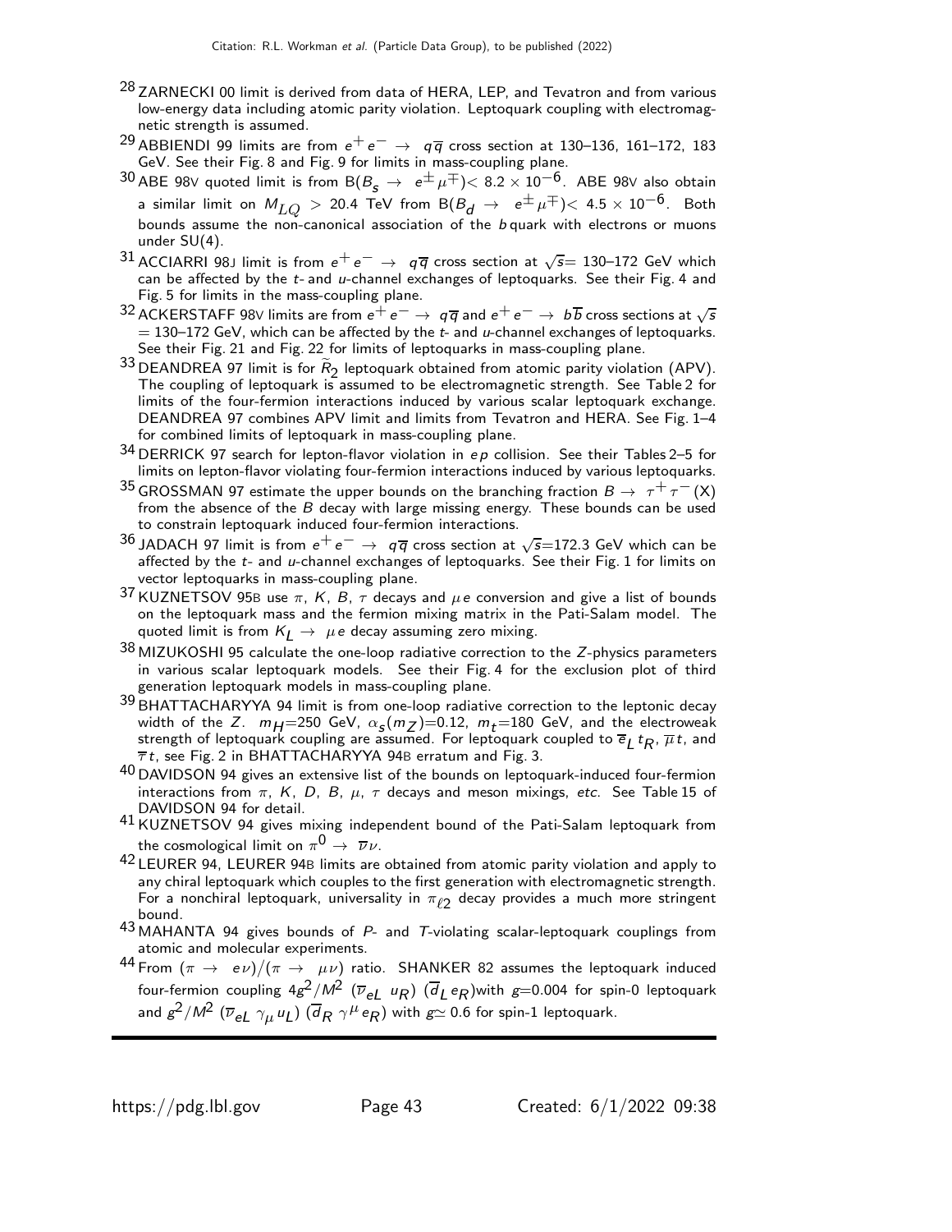[28] ZARNECKI 00 limit is derived from data of HERA, LEP, and Tevatron and from various low-energy data including atomic parity violation. Leptoquark coupling with electromagnetic strength is assumed.

[29] ABBIENDI 99 limits are from $e^+ e^- \rightarrow q\overline{q}$ cross section at 130–136, 161–172, 183 GeV. See their Fig. 8 and Fig. 9 for limits in mass-coupling plane.

[30] ABE 98V quoted limit is from B($B_s \rightarrow e^\pm \mu^\mp$)< $8.2 \times 10^{-6}$. ABE 98V also obtain a similar limit on $M_{LQ}$ > 20.4 TeV from B($B_d \rightarrow e^\pm \mu^\mp$)< $4.5 \times 10^{-6}$. Both bounds assume the non-canonical association of the $b$ quark with electrons or muons under SU(4).

[31] ACCIARRI 98J limit is from $e^+ e^- \rightarrow q\overline{q}$ cross section at $\sqrt{s}$= 130–172 GeV which can be affected by the $t$- and $u$-channel exchanges of leptoquarks. See their Fig. 4 and Fig. 5 for limits in the mass-coupling plane.

[32] ACKERSTAFF 98V limits are from $e^+ e^- \rightarrow q\overline{q}$ and $e^+ e^- \rightarrow b\overline{b}$ cross sections at $\sqrt{s}$ = 130–172 GeV, which can be affected by the $t$- and $u$-channel exchanges of leptoquarks. See their Fig. 21 and Fig. 22 for limits of leptoquarks in mass-coupling plane.

[33] DEANDREA 97 limit is for $\widetilde{R}_2$ leptoquark obtained from atomic parity violation (APV). The coupling of leptoquark is assumed to be electromagnetic strength. See Table 2 for limits of the four-fermion interactions induced by various scalar leptoquark exchange. DEANDREA 97 combines APV limit and limits from Tevatron and HERA. See Fig. 1–4 for combined limits of leptoquark in mass-coupling plane.

[34] DERRICK 97 search for lepton-flavor violation in $ep$ collision. See their Tables 2–5 for limits on lepton-flavor violating four-fermion interactions induced by various leptoquarks.

[35] GROSSMAN 97 estimate the upper bounds on the branching fraction $B \rightarrow \tau^+ \tau^- (X)$ from the absence of the $B$ decay with large missing energy. These bounds can be used to constrain leptoquark induced four-fermion interactions.

[36] JADACH 97 limit is from $e^+ e^- \rightarrow q\overline{q}$ cross section at $\sqrt{s}$=172.3 GeV which can be affected by the $t$- and $u$-channel exchanges of leptoquarks. See their Fig. 1 for limits on vector leptoquarks in mass-coupling plane.

[37] KUZNETSOV 95B use $\pi$, $K$, $B$, $\tau$ decays and $\mu e$ conversion and give a list of bounds on the leptoquark mass and the fermion mixing matrix in the Pati-Salam model. The quoted limit is from $K_L \rightarrow \mu e$ decay assuming zero mixing.

[38] MIZUKOSHI 95 calculate the one-loop radiative correction to the $Z$-physics parameters in various scalar leptoquark models. See their Fig. 4 for the exclusion plot of third generation leptoquark models in mass-coupling plane.

[39] BHATTACHARYYA 94 limit is from one-loop radiative correction to the leptonic decay width of the $Z$. $m_H$=250 GeV, $\alpha_s(m_Z)$=0.12, $m_t$=180 GeV, and the electroweak strength of leptoquark coupling are assumed. For leptoquark coupled to $\overline{e}_L t_R$, $\overline{\mu} t$, and $\overline{\tau} t$, see Fig. 2 in BHATTACHARYYA 94B erratum and Fig. 3.

[40] DAVIDSON 94 gives an extensive list of the bounds on leptoquark-induced four-fermion interactions from $\pi$, $K$, $D$, $B$, $\mu$, $\tau$ decays and meson mixings, *etc.* See Table 15 of DAVIDSON 94 for detail.

[41] KUZNETSOV 94 gives mixing independent bound of the Pati-Salam leptoquark from the cosmological limit on $\pi^0 \rightarrow \overline{\nu}\nu$.

[42] LEURER 94, LEURER 94B limits are obtained from atomic parity violation and apply to any chiral leptoquark which couples to the first generation with electromagnetic strength. For a nonchiral leptoquark, universality in $\pi_{\ell 2}$ decay provides a much more stringent bound.

[43] MAHANTA 94 gives bounds of $P$- and $T$-violating scalar-leptoquark couplings from atomic and molecular experiments.

[44] From $(\pi \rightarrow e\nu)/(\pi \rightarrow \mu\nu)$ ratio. SHANKER 82 assumes the leptoquark induced four-fermion coupling $4g^2/M^2$ $(\overline{\nu}_{eL}\, u_R)$ $(\overline{d}_L\, e_R)$with $g$=0.004 for spin-0 leptoquark and $g^2/M^2$ $(\overline{\nu}_{eL}\, \gamma_\mu u_L)$ $(\overline{d}_R\, \gamma^\mu e_R)$ with $g \simeq 0.6$ for spin-1 leptoquark.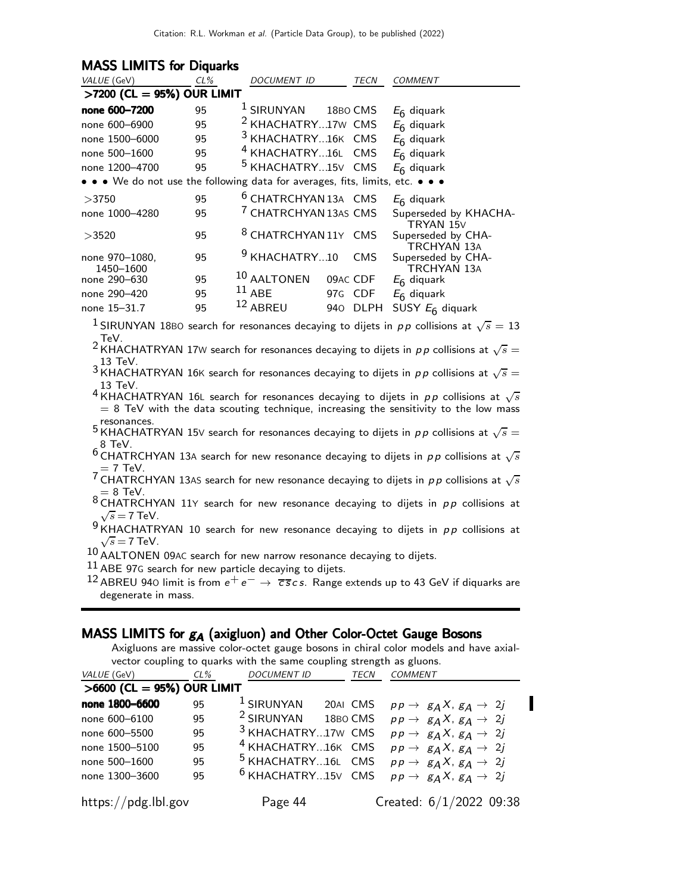## MASS LIMITS for Diquarks

| VALUE (GeV) | CL% | DOCUMENT ID | | TECN | COMMENT |
|---|---|---|---|---|---|
| **>7200 (CL = 95%) OUR LIMIT** | | | | | |
| **none 600–7200** | 95 | [1] SIRUNYAN | 18BO | CMS | $E_6$ diquark |
| none 600–6900 | 95 | [2] KHACHATRY... | 17W | CMS | $E_6$ diquark |
| none 1500–6000 | 95 | [3] KHACHATRY... | 16K | CMS | $E_6$ diquark |
| none 500–1600 | 95 | [4] KHACHATRY... | 16L | CMS | $E_6$ diquark |
| none 1200–4700 | 95 | [5] KHACHATRY... | 15V | CMS | $E_6$ diquark |
| • • • We do not use the following data for averages, fits, limits, etc. • • • | | | | | |
| >3750 | 95 | [6] CHATRCHYAN | 13A | CMS | $E_6$ diquark |
| none 1000–4280 | 95 | [7] CHATRCHYAN | 13AS | CMS | Superseded by KHACHATRYAN 15V |
| >3520 | 95 | [8] CHATRCHYAN | 11Y | CMS | Superseded by CHATRCHYAN 13A |
| none 970–1080, 1450–1600 | 95 | [9] KHACHATRY... | 10 | CMS | Superseded by CHATRCHYAN 13A |
| none 290–630 | 95 | [10] AALTONEN | 09AC | CDF | $E_6$ diquark |
| none 290–420 | 95 | [11] ABE | 97G | CDF | $E_6$ diquark |
| none 15–31.7 | 95 | [12] ABREU | 94O | DLPH | SUSY $E_6$ diquark |

[1] SIRUNYAN 18BO search for resonances decaying to dijets in $pp$ collisions at $\sqrt{s} = 13$ TeV.

[2] KHACHATRYAN 17W search for resonances decaying to dijets in $pp$ collisions at $\sqrt{s} =$ 13 TeV.

[3] KHACHATRYAN 16K search for resonances decaying to dijets in $pp$ collisions at $\sqrt{s} =$ 13 TeV.

[4] KHACHATRYAN 16L search for resonances decaying to dijets in $pp$ collisions at $\sqrt{s}$ $= 8$ TeV with the data scouting technique, increasing the sensitivity to the low mass resonances.

[5] KHACHATRYAN 15V search for resonances decaying to dijets in $pp$ collisions at $\sqrt{s} =$ 8 TeV.

[6] CHATRCHYAN 13A search for new resonance decaying to dijets in $pp$ collisions at $\sqrt{s}$ $= 7$ TeV.

[7] CHATRCHYAN 13AS search for new resonance decaying to dijets in $pp$ collisions at $\sqrt{s}$ $= 8$ TeV.

[8] CHATRCHYAN 11Y search for new resonance decaying to dijets in $pp$ collisions at $\sqrt{s} = 7$ TeV.

[9] KHACHATRYAN 10 search for new resonance decaying to dijets in $pp$ collisions at $\sqrt{s} = 7$ TeV.

[10] AALTONEN 09AC search for new narrow resonance decaying to dijets.

[11] ABE 97G search for new particle decaying to dijets.

[12] ABREU 94O limit is from $e^+ e^- \rightarrow \overline{c}\overline{s} c s$. Range extends up to 43 GeV if diquarks are degenerate in mass.

## MASS LIMITS for $g_A$ (axigluon) and Other Color-Octet Gauge Bosons

Axigluons are massive color-octet gauge bosons in chiral color models and have axial-vector coupling to quarks with the same coupling strength as gluons.

| VALUE (GeV) | CL% | DOCUMENT ID | | TECN | COMMENT |
|---|---|---|---|---|---|
| **>6600 (CL = 95%) OUR LIMIT** | | | | | |
| **none 1800–6600** | 95 | [1] SIRUNYAN | 20AI | CMS | $pp \rightarrow g_A X$, $g_A \rightarrow 2j$ |
| none 600–6100 | 95 | [2] SIRUNYAN | 18BO | CMS | $pp \rightarrow g_A X$, $g_A \rightarrow 2j$ |
| none 600–5500 | 95 | [3] KHACHATRY... | 17W | CMS | $pp \rightarrow g_A X$, $g_A \rightarrow 2j$ |
| none 1500–5100 | 95 | [4] KHACHATRY... | 16K | CMS | $pp \rightarrow g_A X$, $g_A \rightarrow 2j$ |
| none 500–1600 | 95 | [5] KHACHATRY... | 16L | CMS | $pp \rightarrow g_A X$, $g_A \rightarrow 2j$ |
| none 1300–3600 | 95 | [6] KHACHATRY... | 15V | CMS | $pp \rightarrow g_A X$, $g_A \rightarrow 2j$ |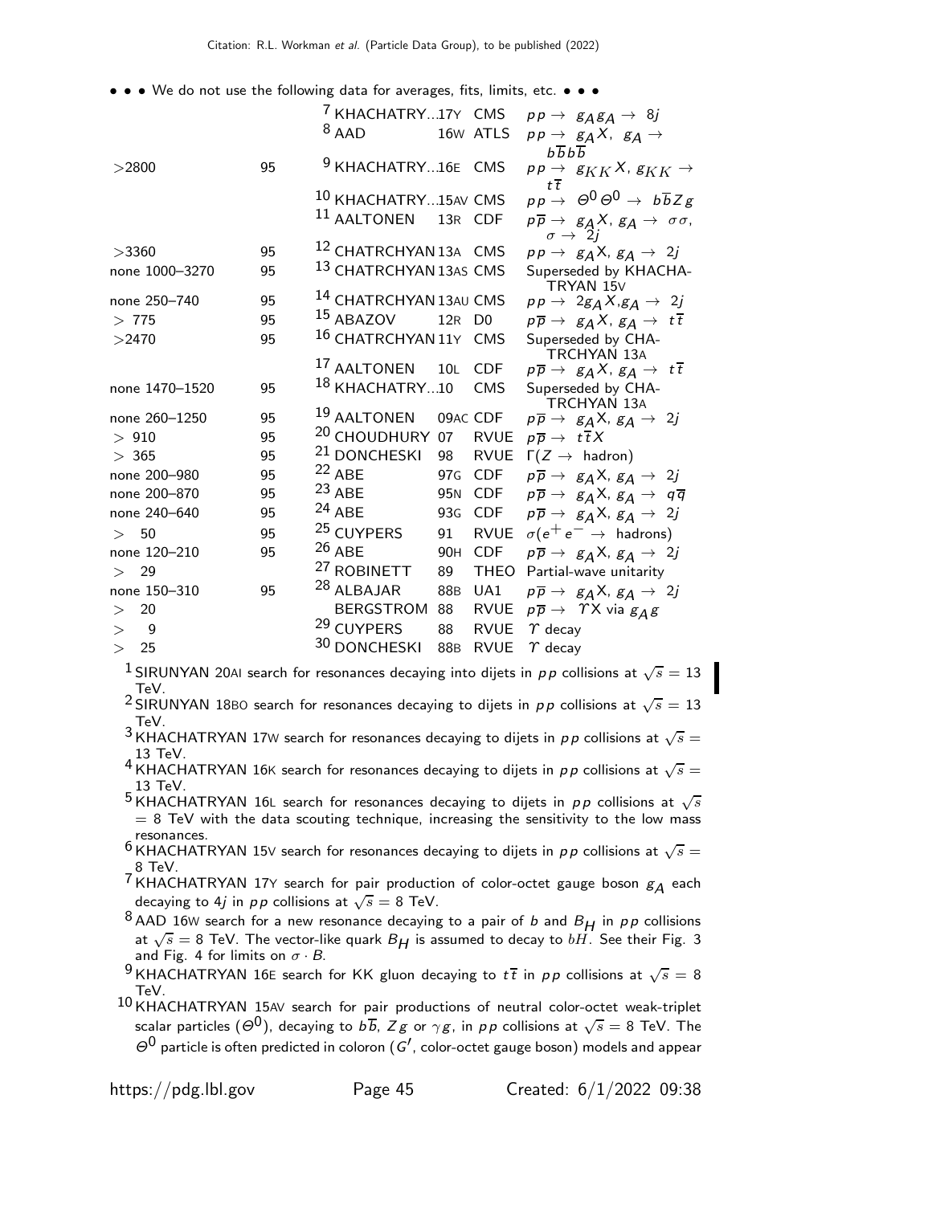• • • We do not use the following data for averages, fits, limits, etc. • • •

| VALUE | CL% | DOCUMENT ID | | TECN | COMMENT |
|---|---|---|---|---|---|
| | | [7] KHACHATRY...17Y | | CMS | $pp \rightarrow g_A g_A \rightarrow 8j$ |
| | | [8] AAD | 16W | ATLS | $pp \rightarrow g_A X,\ g_A \rightarrow b\overline{b}b\overline{b}$ |
| >2800 | 95 | [9] KHACHATRY...16E | | CMS | $pp \rightarrow g_{KK} X,\ g_{KK} \rightarrow t\overline{t}$ |
| | | [10] KHACHATRY...15AV | | CMS | $pp \rightarrow \Theta^0 \Theta^0 \rightarrow b\overline{b}Zg$ |
| | | [11] AALTONEN | 13R | CDF | $p\overline{p} \rightarrow g_A X,\ g_A \rightarrow \sigma\sigma,\ \sigma \rightarrow 2j$ |
| >3360 | 95 | [12] CHATRCHYAN | 13A | CMS | $pp \rightarrow g_A X,\ g_A \rightarrow 2j$ |
| none 1000–3270 | 95 | [13] CHATRCHYAN | 13AS | CMS | Superseded by KHACHATRYAN 15V |
| none 250–740 | 95 | [14] CHATRCHYAN | 13AU | CMS | $pp \rightarrow 2g_A X, g_A \rightarrow 2j$ |
| > 775 | 95 | [15] ABAZOV | 12R | D0 | $p\overline{p} \rightarrow g_A X,\ g_A \rightarrow t\overline{t}$ |
| >2470 | 95 | [16] CHATRCHYAN | 11Y | CMS | Superseded by CHATRCHYAN 13A |
| | | [17] AALTONEN | 10L | CDF | $p\overline{p} \rightarrow g_A X,\ g_A \rightarrow t\overline{t}$ |
| none 1470–1520 | 95 | [18] KHACHATRY...10 | | CMS | Superseded by CHATRCHYAN 13A |
| none 260–1250 | 95 | [19] AALTONEN | 09AC | CDF | $p\overline{p} \rightarrow g_A X,\ g_A \rightarrow 2j$ |
| > 910 | 95 | [20] CHOUDHURY | 07 | RVUE | $p\overline{p} \rightarrow t\overline{t}X$ |
| > 365 | 95 | [21] DONCHESKI | 98 | RVUE | $\Gamma(Z \rightarrow \text{hadron})$ |
| none 200–980 | 95 | [22] ABE | 97G | CDF | $p\overline{p} \rightarrow g_A X,\ g_A \rightarrow 2j$ |
| none 200–870 | 95 | [23] ABE | 95N | CDF | $p\overline{p} \rightarrow g_A X,\ g_A \rightarrow q\overline{q}$ |
| none 240–640 | 95 | [24] ABE | 93G | CDF | $p\overline{p} \rightarrow g_A X,\ g_A \rightarrow 2j$ |
| > 50 | 95 | [25] CUYPERS | 91 | RVUE | $\sigma(e^+e^- \rightarrow \text{hadrons})$ |
| none 120–210 | 95 | [26] ABE | 90H | CDF | $p\overline{p} \rightarrow g_A X,\ g_A \rightarrow 2j$ |
| > 29 | | [27] ROBINETT | 89 | THEO | Partial-wave unitarity |
| none 150–310 | 95 | [28] ALBAJAR | 88B | UA1 | $p\overline{p} \rightarrow g_A X,\ g_A \rightarrow 2j$ |
| > 20 | | BERGSTROM | 88 | RVUE | $p\overline{p} \rightarrow \Upsilon X$ via $g_A g$ |
| > 9 | | [29] CUYPERS | 88 | RVUE | $\Upsilon$ decay |
| > 25 | | [30] DONCHESKI | 88B | RVUE | $\Upsilon$ decay |

[1] SIRUNYAN 20AI search for resonances decaying into dijets in $pp$ collisions at $\sqrt{s} = 13$ TeV.

[2] SIRUNYAN 18BO search for resonances decaying to dijets in $pp$ collisions at $\sqrt{s} = 13$ TeV.

[3] KHACHATRYAN 17W search for resonances decaying to dijets in $pp$ collisions at $\sqrt{s} = 13$ TeV.

[4] KHACHATRYAN 16K search for resonances decaying to dijets in $pp$ collisions at $\sqrt{s} = 13$ TeV.

[5] KHACHATRYAN 16L search for resonances decaying to dijets in $pp$ collisions at $\sqrt{s} = 8$ TeV with the data scouting technique, increasing the sensitivity to the low mass resonances.

[6] KHACHATRYAN 15V search for resonances decaying to dijets in $pp$ collisions at $\sqrt{s} = 8$ TeV.

[7] KHACHATRYAN 17Y search for pair production of color-octet gauge boson $g_A$ each decaying to $4j$ in $pp$ collisions at $\sqrt{s} = 8$ TeV.

[8] AAD 16W search for a new resonance decaying to a pair of $b$ and $B_H$ in $pp$ collisions at $\sqrt{s} = 8$ TeV. The vector-like quark $B_H$ is assumed to decay to $bH$. See their Fig. 3 and Fig. 4 for limits on $\sigma \cdot B$.

[9] KHACHATRYAN 16E search for KK gluon decaying to $t\overline{t}$ in $pp$ collisions at $\sqrt{s} = 8$ TeV.

[10] KHACHATRYAN 15AV search for pair productions of neutral color-octet weak-triplet scalar particles ($\Theta^0$), decaying to $b\overline{b}$, $Zg$ or $\gamma g$, in $pp$ collisions at $\sqrt{s} = 8$ TeV. The $\Theta^0$ particle is often predicted in coloron ($G'$, color-octet gauge boson) models and appear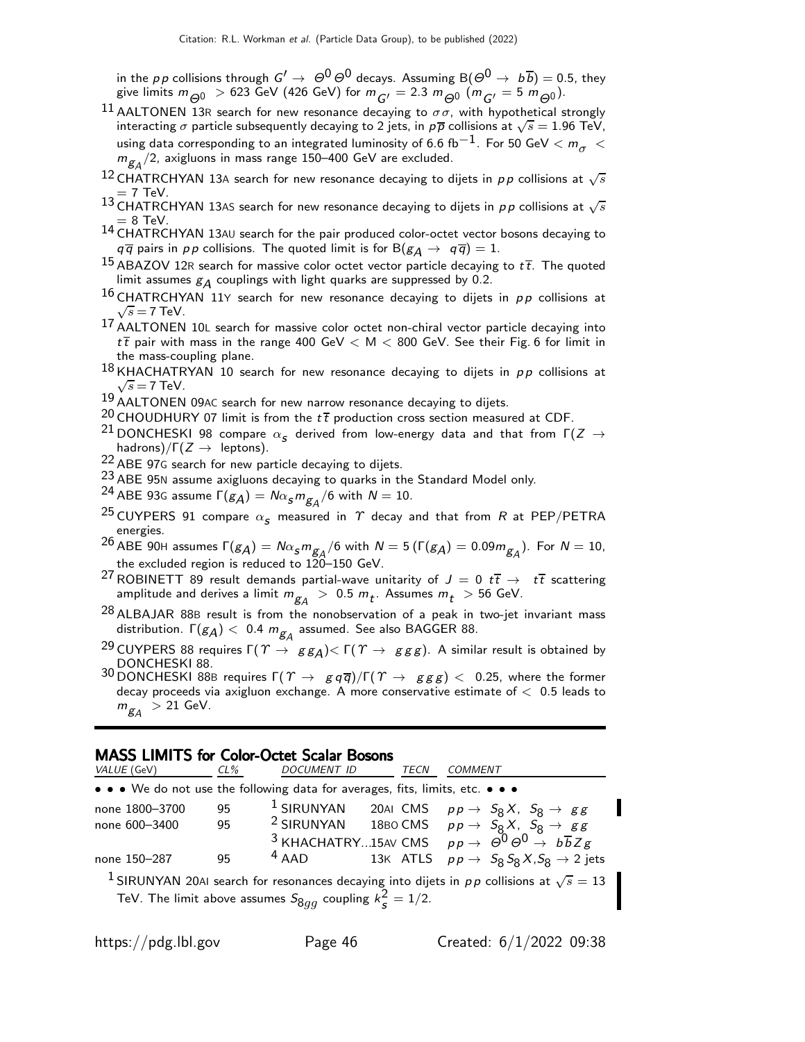in the $pp$ collisions through $G' \to \Theta^0 \Theta^0$ decays. Assuming $B(\Theta^0 \to b\overline{b}) = 0.5$, they give limits $m_{\Theta^0} > 623$ GeV (426 GeV) for $m_{G'} = 2.3\ m_{\Theta^0}$ ($m_{G'} = 5\ m_{\Theta^0}$).

[11] AALTONEN 13R search for new resonance decaying to $\sigma\sigma$, with hypothetical strongly interacting $\sigma$ particle subsequently decaying to 2 jets, in $p\overline{p}$ collisions at $\sqrt{s} = 1.96$ TeV, using data corresponding to an integrated luminosity of 6.6 fb$^{-1}$. For 50 GeV $< m_\sigma < m_{g_A}/2$, axigluons in mass range 150–400 GeV are excluded.

[12] CHATRCHYAN 13A search for new resonance decaying to dijets in $pp$ collisions at $\sqrt{s} = 7$ TeV.

[13] CHATRCHYAN 13AS search for new resonance decaying to dijets in $pp$ collisions at $\sqrt{s} = 8$ TeV.

[14] CHATRCHYAN 13AU search for the pair produced color-octet vector bosons decaying to $q\overline{q}$ pairs in $pp$ collisions. The quoted limit is for $B(g_A \to q\overline{q}) = 1$.

[15] ABAZOV 12R search for massive color octet vector particle decaying to $t\overline{t}$. The quoted limit assumes $g_A$ couplings with light quarks are suppressed by 0.2.

[16] CHATRCHYAN 11Y search for new resonance decaying to dijets in $pp$ collisions at $\sqrt{s} = 7$ TeV.

[17] AALTONEN 10L search for massive color octet non-chiral vector particle decaying into $t\overline{t}$ pair with mass in the range 400 GeV $<$ M $<$ 800 GeV. See their Fig. 6 for limit in the mass-coupling plane.

[18] KHACHATRYAN 10 search for new resonance decaying to dijets in $pp$ collisions at $\sqrt{s} = 7$ TeV.

[19] AALTONEN 09AC search for new narrow resonance decaying to dijets.

[20] CHOUDHURY 07 limit is from the $t\overline{t}$ production cross section measured at CDF.

[21] DONCHESKI 98 compare $\alpha_s$ derived from low-energy data and that from $\Gamma(Z \to \text{hadrons})/\Gamma(Z \to \text{leptons})$.

[22] ABE 97G search for new particle decaying to dijets.

[23] ABE 95N assume axigluons decaying to quarks in the Standard Model only.

[24] ABE 93G assume $\Gamma(g_A) = N\alpha_s m_{g_A}/6$ with $N = 10$.

[25] CUYPERS 91 compare $\alpha_s$ measured in $\Upsilon$ decay and that from $R$ at PEP/PETRA energies.

[26] ABE 90H assumes $\Gamma(g_A) = N\alpha_s m_{g_A}/6$ with $N = 5$ ($\Gamma(g_A) = 0.09 m_{g_A}$). For $N = 10$, the excluded region is reduced to 120–150 GeV.

[27] ROBINETT 89 result demands partial-wave unitarity of $J = 0$ $t\overline{t} \to t\overline{t}$ scattering amplitude and derives a limit $m_{g_A} > 0.5\ m_t$. Assumes $m_t > 56$ GeV.

[28] ALBAJAR 88B result is from the nonobservation of a peak in two-jet invariant mass distribution. $\Gamma(g_A) < 0.4\ m_{g_A}$ assumed. See also BAGGER 88.

[29] CUYPERS 88 requires $\Gamma(\Upsilon \to g g_A) < \Gamma(\Upsilon \to ggg)$. A similar result is obtained by DONCHESKI 88.

[30] DONCHESKI 88B requires $\Gamma(\Upsilon \to g q\overline{q})/\Gamma(\Upsilon \to ggg) < 0.25$, where the former decay proceeds via axigluon exchange. A more conservative estimate of $< 0.5$ leads to $m_{g_A} > 21$ GeV.

## MASS LIMITS for Color-Octet Scalar Bosons

| VALUE (GeV) | CL% | DOCUMENT ID | | TECN | COMMENT |
|---|---|---|---|---|---|
| • • • We do not use the following data for averages, fits, limits, etc. • • • | | | | | |
| none 1800–3700 | 95 | [1] SIRUNYAN | 20AI | CMS | $pp \to S_8 X$, $S_8 \to gg$ |
| none 600–3400 | 95 | [2] SIRUNYAN | 18BO | CMS | $pp \to S_8 X$, $S_8 \to gg$ |
| | | [3] KHACHATRY... | 15AV | CMS | $pp \to \Theta^0 \Theta^0 \to b\overline{b}Zg$ |
| none 150–287 | 95 | [4] AAD | 13K | ATLS | $pp \to S_8 S_8 X$, $S_8 \to$ 2 jets |

[1] SIRUNYAN 20AI search for resonances decaying into dijets in $pp$ collisions at $\sqrt{s} = 13$ TeV. The limit above assumes $S_{8gg}$ coupling $k_s^2 = 1/2$.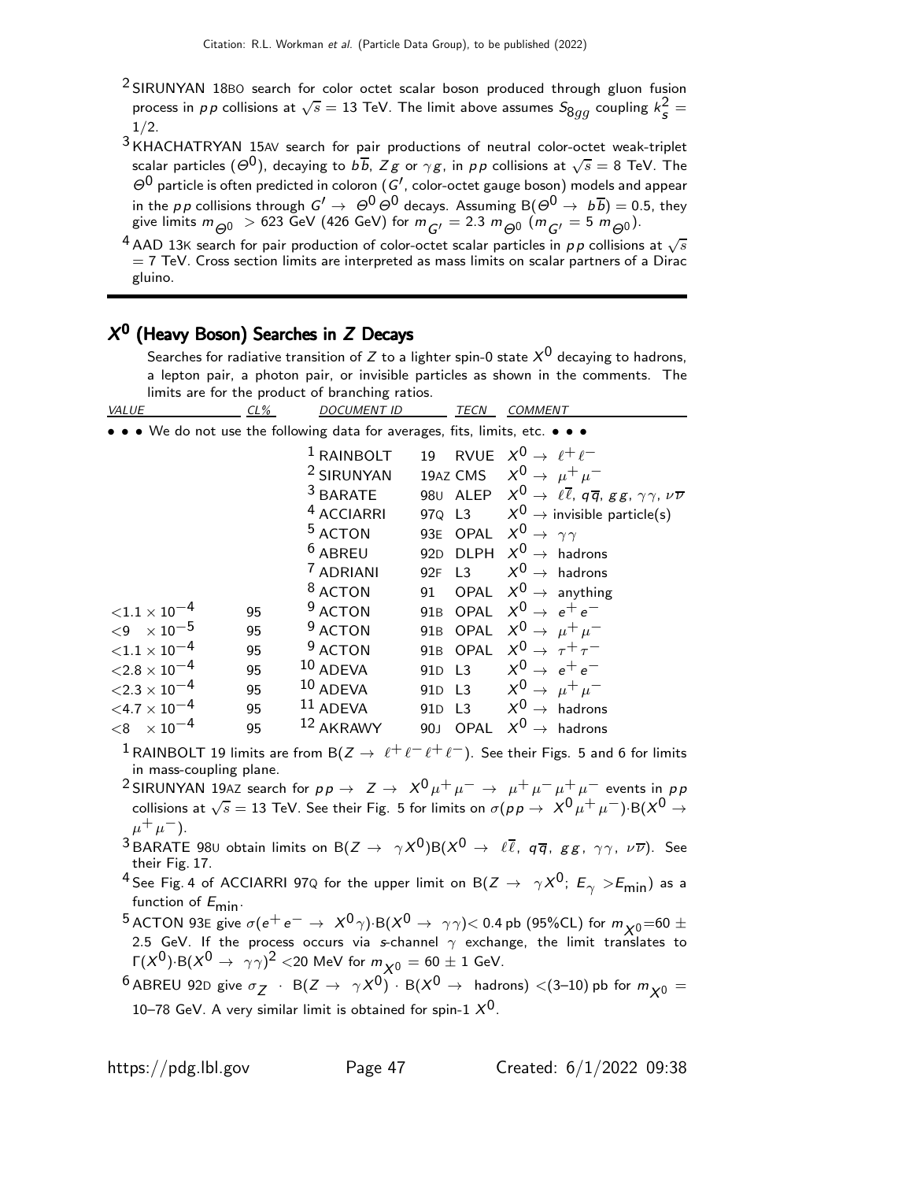[2] SIRUNYAN 18BO search for color octet scalar boson produced through gluon fusion process in $pp$ collisions at $\sqrt{s} = 13$ TeV. The limit above assumes $S_{8gg}$ coupling $k_s^2 = 1/2$.

[3] KHACHATRYAN 15AV search for pair productions of neutral color-octet weak-triplet scalar particles ($\Theta^0$), decaying to $b\overline{b}$, $Zg$ or $\gamma g$, in $pp$ collisions at $\sqrt{s} = 8$ TeV. The $\Theta^0$ particle is often predicted in coloron ($G'$, color-octet gauge boson) models and appear in the $pp$ collisions through $G' \to \Theta^0 \Theta^0$ decays. Assuming $B(\Theta^0 \to b\overline{b}) = 0.5$, they give limits $m_{\Theta^0} > 623$ GeV (426 GeV) for $m_{G'} = 2.3\, m_{\Theta^0}$ ($m_{G'} = 5\, m_{\Theta^0}$).

[4] AAD 13K search for pair production of color-octet scalar particles in $pp$ collisions at $\sqrt{s} = 7$ TeV. Cross section limits are interpreted as mass limits on scalar partners of a Dirac gluino.

## $X^0$ (Heavy Boson) Searches in $Z$ Decays

Searches for radiative transition of $Z$ to a lighter spin-0 state $X^0$ decaying to hadrons, a lepton pair, a photon pair, or invisible particles as shown in the comments. The limits are for the product of branching ratios.

| VALUE | CL% | DOCUMENT ID | | TECN | COMMENT |
|---|---|---|---|---|---|
| • • • We do not use the following data for averages, fits, limits, etc. • • • | | | | | |
| | | [1] RAINBOLT | 19 | RVUE | $X^0 \to \ell^+\ell^-$ |
| | | [2] SIRUNYAN | 19AZ | CMS | $X^0 \to \mu^+\mu^-$ |
| | | [3] BARATE | 98U | ALEP | $X^0 \to \ell\overline{\ell}, q\overline{q}, gg, \gamma\gamma, \nu\overline{\nu}$ |
| | | [4] ACCIARRI | 97Q | L3 | $X^0 \to$ invisible particle(s) |
| | | [5] ACTON | 93E | OPAL | $X^0 \to \gamma\gamma$ |
| | | [6] ABREU | 92D | DLPH | $X^0 \to$ hadrons |
| | | [7] ADRIANI | 92F | L3 | $X^0 \to$ hadrons |
| | | [8] ACTON | 91 | OPAL | $X^0 \to$ anything |
| $<1.1 \times 10^{-4}$ | 95 | [9] ACTON | 91B | OPAL | $X^0 \to e^+e^-$ |
| $<9 \times 10^{-5}$ | 95 | [9] ACTON | 91B | OPAL | $X^0 \to \mu^+\mu^-$ |
| $<1.1 \times 10^{-4}$ | 95 | [9] ACTON | 91B | OPAL | $X^0 \to \tau^+\tau^-$ |
| $<2.8 \times 10^{-4}$ | 95 | [10] ADEVA | 91D | L3 | $X^0 \to e^+e^-$ |
| $<2.3 \times 10^{-4}$ | 95 | [10] ADEVA | 91D | L3 | $X^0 \to \mu^+\mu^-$ |
| $<4.7 \times 10^{-4}$ | 95 | [11] ADEVA | 91D | L3 | $X^0 \to$ hadrons |
| $<8 \times 10^{-4}$ | 95 | [12] AKRAWY | 90J | OPAL | $X^0 \to$ hadrons |

[1] RAINBOLT 19 limits are from $B(Z \to \ell^+\ell^-\ell^+\ell^-)$. See their Figs. 5 and 6 for limits in mass-coupling plane.

[2] SIRUNYAN 19AZ search for $pp \to Z \to X^0\mu^+\mu^- \to \mu^+\mu^-\mu^+\mu^-$ events in $pp$ collisions at $\sqrt{s} = 13$ TeV. See their Fig. 5 for limits on $\sigma(pp \to X^0\mu^+\mu^-)\cdot B(X^0 \to \mu^+\mu^-)$.

[3] BARATE 98U obtain limits on $B(Z \to \gamma X^0)B(X^0 \to \ell\overline{\ell}, q\overline{q}, gg, \gamma\gamma, \nu\overline{\nu})$. See their Fig. 17.

[4] See Fig. 4 of ACCIARRI 97Q for the upper limit on $B(Z \to \gamma X^0;\, E_\gamma > E_{\rm min})$ as a function of $E_{\rm min}$.

[5] ACTON 93E give $\sigma(e^+e^- \to X^0\gamma)\cdot B(X^0 \to \gamma\gamma) < 0.4$ pb (95%CL) for $m_{X^0} = 60 \pm 2.5$ GeV. If the process occurs via $s$-channel $\gamma$ exchange, the limit translates to $\Gamma(X^0)\cdot B(X^0 \to \gamma\gamma)^2 < 20$ MeV for $m_{X^0} = 60 \pm 1$ GeV.

[6] ABREU 92D give $\sigma_Z \cdot B(Z \to \gamma X^0) \cdot B(X^0 \to \text{hadrons}) < (3\text{–}10)$ pb for $m_{X^0} = 10\text{–}78$ GeV. A very similar limit is obtained for spin-1 $X^0$.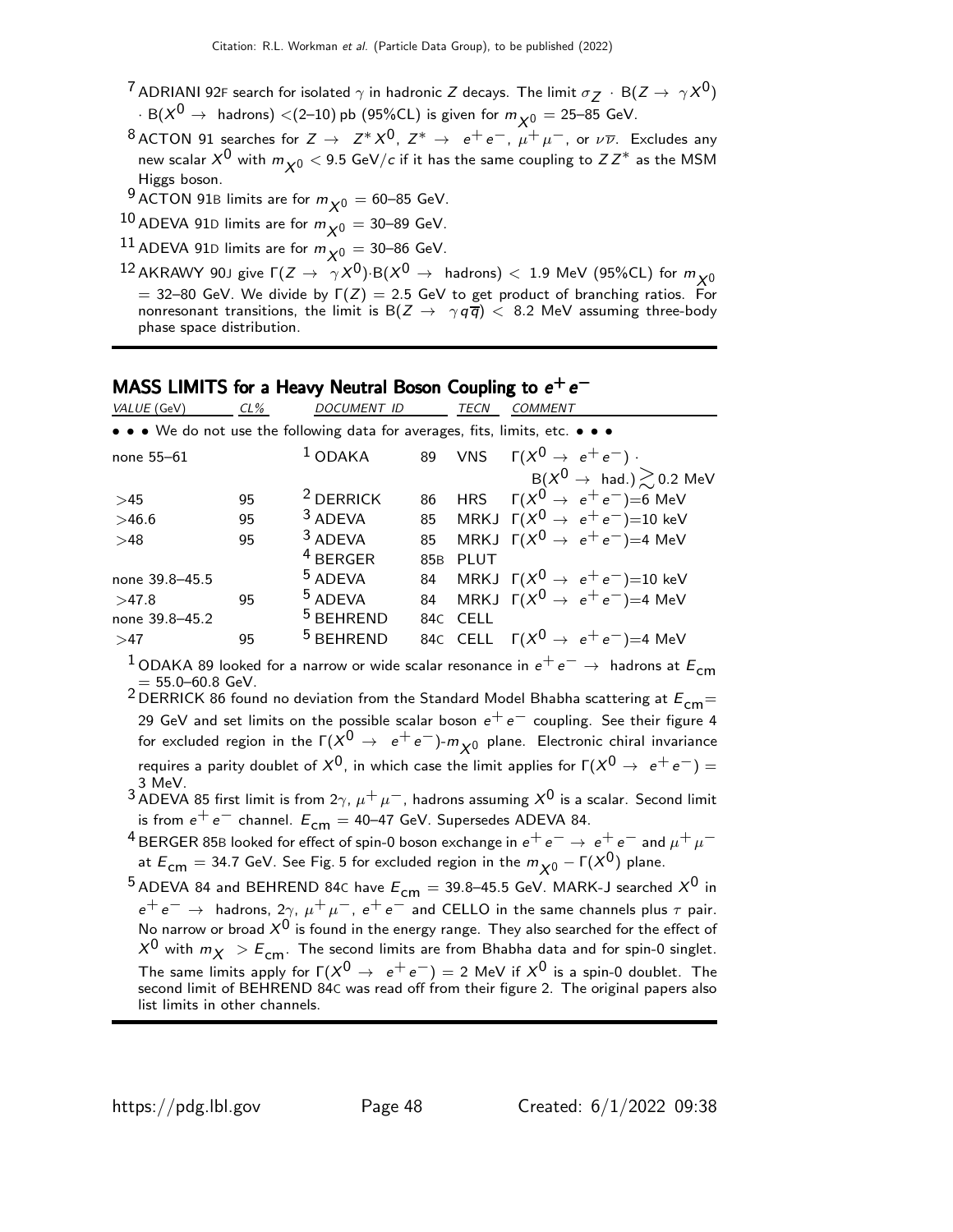[7] ADRIANI 92F search for isolated $\gamma$ in hadronic $Z$ decays. The limit $\sigma_Z \cdot B(Z \to \gamma X^0) \cdot B(X^0 \to \text{hadrons}) <$(2–10) pb (95%CL) is given for $m_{X^0}$ = 25–85 GeV.

[8] ACTON 91 searches for $Z \to Z^* X^0$, $Z^* \to e^+e^-$, $\mu^+\mu^-$, or $\nu\overline{\nu}$. Excludes any new scalar $X^0$ with $m_{X^0} <$ 9.5 GeV/$c$ if it has the same coupling to $ZZ^*$ as the MSM Higgs boson.

[9] ACTON 91B limits are for $m_{X^0}$ = 60–85 GeV.

[10] ADEVA 91D limits are for $m_{X^0}$ = 30–89 GeV.

[11] ADEVA 91D limits are for $m_{X^0}$ = 30–86 GeV.

[12] AKRAWY 90J give $\Gamma(Z \to \gamma X^0) \cdot B(X^0 \to \text{hadrons}) <$ 1.9 MeV (95%CL) for $m_{X^0}$ = 32–80 GeV. We divide by $\Gamma(Z)$ = 2.5 GeV to get product of branching ratios. For nonresonant transitions, the limit is $B(Z \to \gamma q\overline{q}) <$ 8.2 MeV assuming three-body phase space distribution.

## MASS LIMITS for a Heavy Neutral Boson Coupling to $e^+e^-$

| *VALUE* (GeV) | *CL%* | *DOCUMENT ID* | | *TECN* | *COMMENT* |
|---|---|---|---|---|---|
| • • • We do not use the following data for averages, fits, limits, etc. • • • | | | | | |
| none 55–61 | | [1] ODAKA | 89 | VNS | $\Gamma(X^0 \to e^+e^-) \cdot B(X^0 \to \text{had.}) \gtrsim$ 0.2 MeV |
| >45 | 95 | [2] DERRICK | 86 | HRS | $\Gamma(X^0 \to e^+e^-)$=6 MeV |
| >46.6 | 95 | [3] ADEVA | 85 | MRKJ | $\Gamma(X^0 \to e^+e^-)$=10 keV |
| >48 | 95 | [3] ADEVA | 85 | MRKJ | $\Gamma(X^0 \to e^+e^-)$=4 MeV |
| | | [4] BERGER | 85B | PLUT | |
| none 39.8–45.5 | | [5] ADEVA | 84 | MRKJ | $\Gamma(X^0 \to e^+e^-)$=10 keV |
| >47.8 | 95 | [5] ADEVA | 84 | MRKJ | $\Gamma(X^0 \to e^+e^-)$=4 MeV |
| none 39.8–45.2 | | [5] BEHREND | 84C | CELL | |
| >47 | 95 | [5] BEHREND | 84C | CELL | $\Gamma(X^0 \to e^+e^-)$=4 MeV |

[1] ODAKA 89 looked for a narrow or wide scalar resonance in $e^+e^- \to$ hadrons at $E_{\text{cm}}$ = 55.0–60.8 GeV.

[2] DERRICK 86 found no deviation from the Standard Model Bhabha scattering at $E_{\text{cm}}$= 29 GeV and set limits on the possible scalar boson $e^+e^-$ coupling. See their figure 4 for excluded region in the $\Gamma(X^0 \to e^+e^-)$-$m_{X^0}$ plane. Electronic chiral invariance requires a parity doublet of $X^0$, in which case the limit applies for $\Gamma(X^0 \to e^+e^-)$ = 3 MeV.

[3] ADEVA 85 first limit is from $2\gamma$, $\mu^+\mu^-$, hadrons assuming $X^0$ is a scalar. Second limit is from $e^+e^-$ channel. $E_{\text{cm}}$ = 40–47 GeV. Supersedes ADEVA 84.

[4] BERGER 85B looked for effect of spin-0 boson exchange in $e^+e^- \to e^+e^-$ and $\mu^+\mu^-$ at $E_{\text{cm}}$ = 34.7 GeV. See Fig. 5 for excluded region in the $m_{X^0} - \Gamma(X^0)$ plane.

[5] ADEVA 84 and BEHREND 84C have $E_{\text{cm}}$ = 39.8–45.5 GeV. MARK-J searched $X^0$ in $e^+e^- \to$ hadrons, $2\gamma$, $\mu^+\mu^-$, $e^+e^-$ and CELLO in the same channels plus $\tau$ pair. No narrow or broad $X^0$ is found in the energy range. They also searched for the effect of $X^0$ with $m_X > E_{\text{cm}}$. The second limits are from Bhabha data and for spin-0 singlet. The same limits apply for $\Gamma(X^0 \to e^+e^-)$ = 2 MeV if $X^0$ is a spin-0 doublet. The second limit of BEHREND 84C was read off from their figure 2. The original papers also list limits in other channels.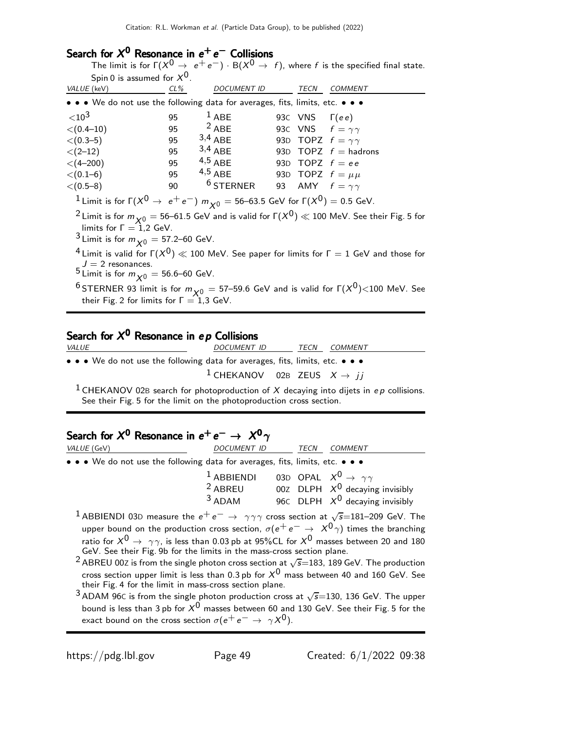## Search for $X^0$ Resonance in $e^+e^-$ Collisions

The limit is for $\Gamma(X^0 \to e^+e^-) \cdot B(X^0 \to f)$, where $f$ is the specified final state. Spin 0 is assumed for $X^0$.

| VALUE (keV) | CL% | DOCUMENT ID | | TECN | COMMENT |
|---|---|---|---|---|---|
| • • • We do not use the following data for averages, fits, limits, etc. • • • | | | | | |
| $<10^3$ | 95 | [1] ABE | 93C | VNS | $\Gamma(ee)$ |
| $<(0.4–10)$ | 95 | [2] ABE | 93C | VNS | $f = \gamma\gamma$ |
| $<(0.3–5)$ | 95 | [3,4] ABE | 93D | TOPZ | $f = \gamma\gamma$ |
| $<(2–12)$ | 95 | [3,4] ABE | 93D | TOPZ | $f =$ hadrons |
| $<(4–200)$ | 95 | [4,5] ABE | 93D | TOPZ | $f = ee$ |
| $<(0.1–6)$ | 95 | [4,5] ABE | 93D | TOPZ | $f = \mu\mu$ |
| $<(0.5–8)$ | 90 | [6] STERNER | 93 | AMY | $f = \gamma\gamma$ |

[1] Limit is for $\Gamma(X^0 \to e^+e^-)$ $m_{X^0} =$ 56–63.5 GeV for $\Gamma(X^0) = 0.5$ GeV.

[2] Limit is for $m_{X^0} =$ 56–61.5 GeV and is valid for $\Gamma(X^0) \ll 100$ MeV. See their Fig. 5 for limits for $\Gamma = 1,2$ GeV.

[3] Limit is for $m_{X^0} =$ 57.2–60 GeV.

[4] Limit is valid for $\Gamma(X^0) \ll 100$ MeV. See paper for limits for $\Gamma = 1$ GeV and those for $J = 2$ resonances.

[5] Limit is for $m_{X^0} =$ 56.6–60 GeV.

[6] STERNER 93 limit is for $m_{X^0} =$ 57–59.6 GeV and is valid for $\Gamma(X^0) < 100$ MeV. See their Fig. 2 for limits for $\Gamma = 1,3$ GeV.

## Search for $X^0$ Resonance in $ep$ Collisions

| VALUE | DOCUMENT ID | | TECN | COMMENT |
|---|---|---|---|---|
| • • • We do not use the following data for averages, fits, limits, etc. • • • | | | | |
| | [1] CHEKANOV | 02B | ZEUS | $X \to jj$ |

[1] CHEKANOV 02B search for photoproduction of $X$ decaying into dijets in $ep$ collisions. See their Fig. 5 for the limit on the photoproduction cross section.

## Search for $X^0$ Resonance in $e^+e^- \to X^0\gamma$

| VALUE (GeV) | DOCUMENT ID | | TECN | COMMENT |
|---|---|---|---|---|
| • • • We do not use the following data for averages, fits, limits, etc. • • • | | | | |
| | [1] ABBIENDI | 03D | OPAL | $X^0 \to \gamma\gamma$ |
| | [2] ABREU | 00Z | DLPH | $X^0$ decaying invisibly |
| | [3] ADAM | 96C | DLPH | $X^0$ decaying invisibly |

[1] ABBIENDI 03D measure the $e^+e^- \to \gamma\gamma\gamma$ cross section at $\sqrt{s}$=181–209 GeV. The upper bound on the production cross section, $\sigma(e^+e^- \to X^0\gamma)$ times the branching ratio for $X^0 \to \gamma\gamma$, is less than 0.03 pb at 95%CL for $X^0$ masses between 20 and 180 GeV. See their Fig. 9b for the limits in the mass-cross section plane.

[2] ABREU 00Z is from the single photon cross section at $\sqrt{s}$=183, 189 GeV. The production cross section upper limit is less than 0.3 pb for $X^0$ mass between 40 and 160 GeV. See their Fig. 4 for the limit in mass-cross section plane.

[3] ADAM 96C is from the single photon production cross at $\sqrt{s}$=130, 136 GeV. The upper bound is less than 3 pb for $X^0$ masses between 60 and 130 GeV. See their Fig. 5 for the exact bound on the cross section $\sigma(e^+e^- \to \gamma X^0)$.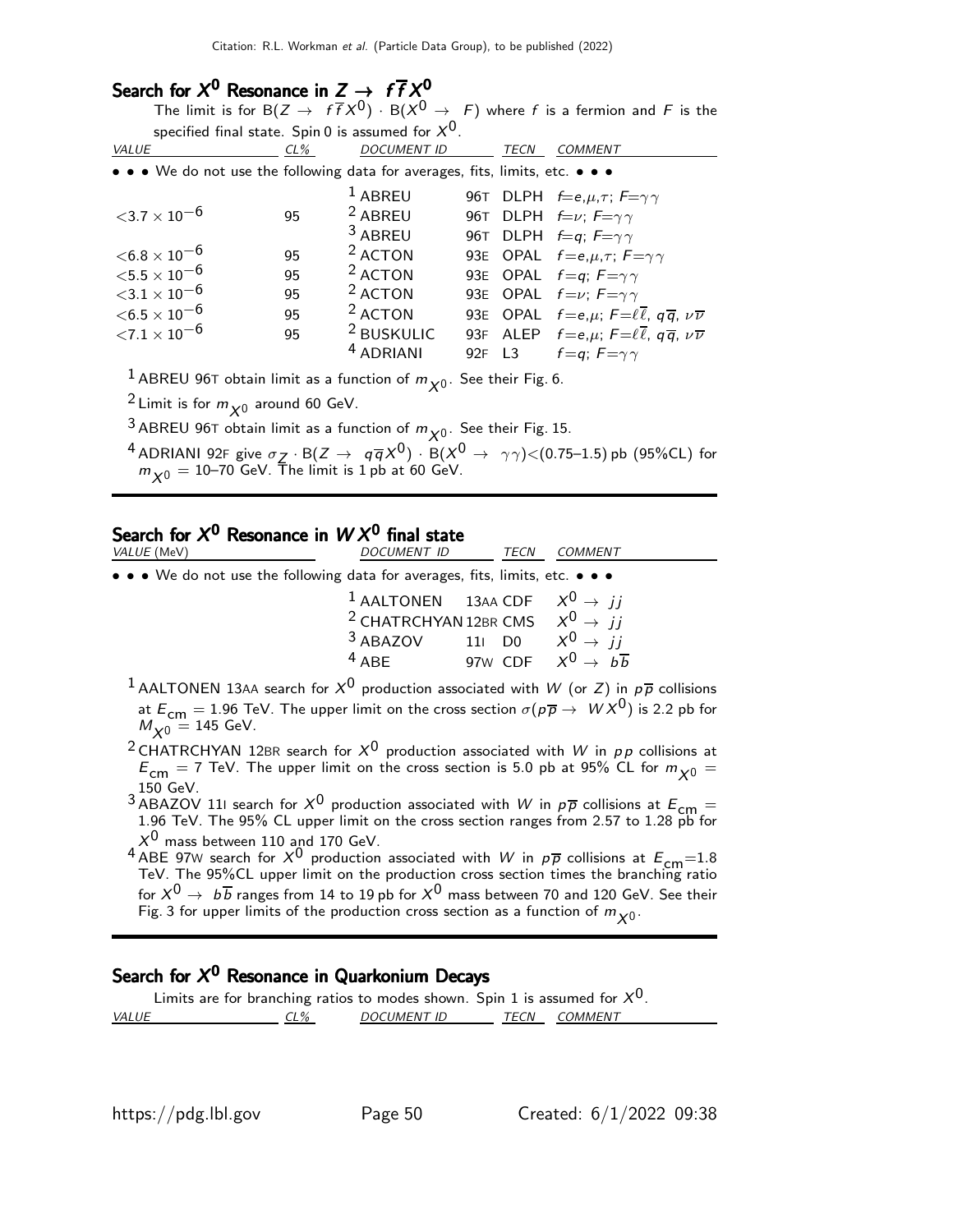## Search for $X^0$ Resonance in $Z \to f\overline{f}X^0$

The limit is for $B(Z \to f\overline{f}X^0) \cdot B(X^0 \to F)$ where $f$ is a fermion and $F$ is the specified final state. Spin 0 is assumed for $X^0$.

| VALUE | CL% | DOCUMENT ID | | TECN | COMMENT |
|---|---|---|---|---|---|
| • • • We do not use the following data for averages, fits, limits, etc. • • • | | | | | |
| | | [1] ABREU | 96T | DLPH | $f=e,\mu,\tau$; $F=\gamma\gamma$ |
| $<3.7 \times 10^{-6}$ | 95 | [2] ABREU | 96T | DLPH | $f=\nu$; $F=\gamma\gamma$ |
| | | [3] ABREU | 96T | DLPH | $f=q$; $F=\gamma\gamma$ |
| $<6.8 \times 10^{-6}$ | 95 | [2] ACTON | 93E | OPAL | $f=e,\mu,\tau$; $F=\gamma\gamma$ |
| $<5.5 \times 10^{-6}$ | 95 | [2] ACTON | 93E | OPAL | $f=q$; $F=\gamma\gamma$ |
| $<3.1 \times 10^{-6}$ | 95 | [2] ACTON | 93E | OPAL | $f=\nu$; $F=\gamma\gamma$ |
| $<6.5 \times 10^{-6}$ | 95 | [2] ACTON | 93E | OPAL | $f=e,\mu$; $F=\ell\overline{\ell}$, $q\overline{q}$, $\nu\overline{\nu}$ |
| $<7.1 \times 10^{-6}$ | 95 | [2] BUSKULIC | 93F | ALEP | $f=e,\mu$; $F=\ell\overline{\ell}$, $q\overline{q}$, $\nu\overline{\nu}$ |
| | | [4] ADRIANI | 92F | L3 | $f=q$; $F=\gamma\gamma$ |

[1] ABREU 96T obtain limit as a function of $m_{X^0}$. See their Fig. 6.

[2] Limit is for $m_{X^0}$ around 60 GeV.

[3] ABREU 96T obtain limit as a function of $m_{X^0}$. See their Fig. 15.

[4] ADRIANI 92F give $\sigma_Z \cdot B(Z \to q\overline{q}X^0) \cdot B(X^0 \to \gamma\gamma) < (0.75\text{–}1.5)$ pb (95%CL) for $m_{X^0} = 10\text{–}70$ GeV. The limit is 1 pb at 60 GeV.

## Search for $X^0$ Resonance in $WX^0$ final state

| VALUE (MeV) | DOCUMENT ID | | TECN | COMMENT |
|---|---|---|---|---|
| • • • We do not use the following data for averages, fits, limits, etc. • • • | | | | |
| | [1] AALTONEN | 13AA | CDF | $X^0 \to jj$ |
| | [2] CHATRCHYAN | 12BR | CMS | $X^0 \to jj$ |
| | [3] ABAZOV | 11I | D0 | $X^0 \to jj$ |
| | [4] ABE | 97W | CDF | $X^0 \to b\overline{b}$ |

[1] AALTONEN 13AA search for $X^0$ production associated with $W$ (or $Z$) in $p\overline{p}$ collisions at $E_{\rm cm} = 1.96$ TeV. The upper limit on the cross section $\sigma(p\overline{p} \to WX^0)$ is 2.2 pb for $M_{X^0} = 145$ GeV.

[2] CHATRCHYAN 12BR search for $X^0$ production associated with $W$ in $pp$ collisions at $E_{\rm cm} = 7$ TeV. The upper limit on the cross section is 5.0 pb at 95% CL for $m_{X^0} = 150$ GeV.

[3] ABAZOV 11I search for $X^0$ production associated with $W$ in $p\overline{p}$ collisions at $E_{\rm cm} = 1.96$ TeV. The 95% CL upper limit on the cross section ranges from 2.57 to 1.28 pb for $X^0$ mass between 110 and 170 GeV.

[4] ABE 97W search for $X^0$ production associated with $W$ in $p\overline{p}$ collisions at $E_{\rm cm}=1.8$ TeV. The 95%CL upper limit on the production cross section times the branching ratio for $X^0 \to b\overline{b}$ ranges from 14 to 19 pb for $X^0$ mass between 70 and 120 GeV. See their Fig. 3 for upper limits of the production cross section as a function of $m_{X^0}$.

## Search for $X^0$ Resonance in Quarkonium Decays

Limits are for branching ratios to modes shown. Spin 1 is assumed for $X^0$.

| VALUE | CL% | DOCUMENT ID | TECN | COMMENT |
|---|---|---|---|---|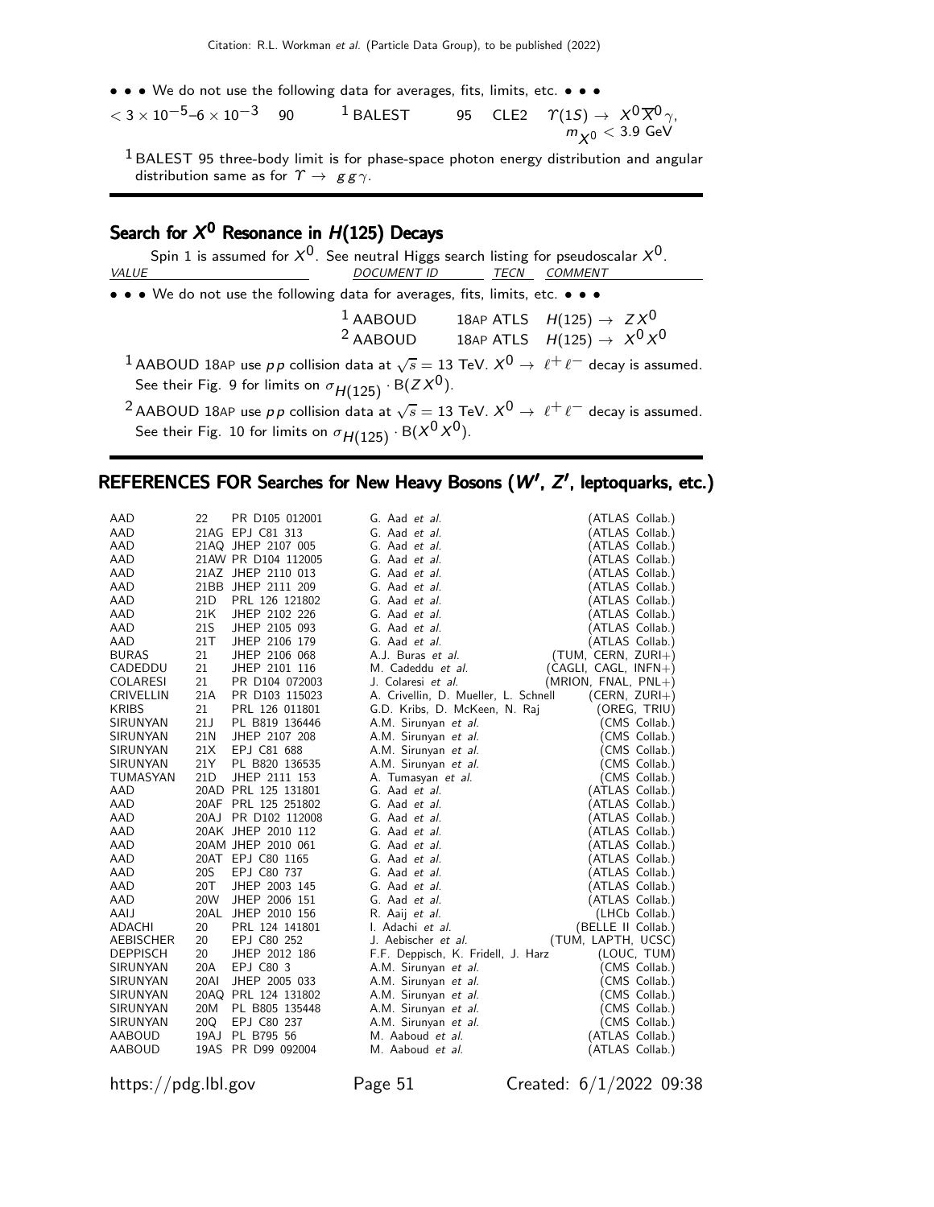• • • We do not use the following data for averages, fits, limits, etc. • • •

| | | | | | |
|---|---|---|---|---|---|
| $<3 \times 10^{-5}$–$6 \times 10^{-3}$ | 90 | [1] BALEST | 95 | CLE2 | $\Upsilon(1S) \rightarrow X^0 \overline{X}^0 \gamma$, $m_{X^0} < 3.9$ GeV |

[1] BALEST 95 three-body limit is for phase-space photon energy distribution and angular distribution same as for $\Upsilon \rightarrow g g \gamma$.

## Search for $X^0$ Resonance in $H(125)$ Decays

Spin 1 is assumed for $X^0$. See neutral Higgs search listing for pseudoscalar $X^0$.

| VALUE | DOCUMENT ID | | TECN | COMMENT |
|---|---|---|---|---|
| • • • We do not use the following data for averages, fits, limits, etc. • • • | | | | |
| | [1] AABOUD | 18AP | ATLS | $H(125) \rightarrow Z X^0$ |
| | [2] AABOUD | 18AP | ATLS | $H(125) \rightarrow X^0 X^0$ |

[1] AABOUD 18AP use $pp$ collision data at $\sqrt{s} = 13$ TeV. $X^0 \rightarrow \ell^+ \ell^-$ decay is assumed. See their Fig. 9 for limits on $\sigma_{H(125)} \cdot B(Z X^0)$.

[2] AABOUD 18AP use $pp$ collision data at $\sqrt{s} = 13$ TeV. $X^0 \rightarrow \ell^+ \ell^-$ decay is assumed. See their Fig. 10 for limits on $\sigma_{H(125)} \cdot B(X^0 X^0)$.

## REFERENCES FOR Searches for New Heavy Bosons ($W'$, $Z'$, leptoquarks, etc.)

| | | | | |
|---|---|---|---|---|
| AAD | 22 | PR D105 012001 | G. Aad *et al.* | (ATLAS Collab.) |
| AAD | 21AG | EPJ C81 313 | G. Aad *et al.* | (ATLAS Collab.) |
| AAD | 21AQ | JHEP 2107 005 | G. Aad *et al.* | (ATLAS Collab.) |
| AAD | 21AW | PR D104 112005 | G. Aad *et al.* | (ATLAS Collab.) |
| AAD | 21AZ | JHEP 2110 013 | G. Aad *et al.* | (ATLAS Collab.) |
| AAD | 21BB | JHEP 2111 209 | G. Aad *et al.* | (ATLAS Collab.) |
| AAD | 21D | PRL 126 121802 | G. Aad *et al.* | (ATLAS Collab.) |
| AAD | 21K | JHEP 2102 226 | G. Aad *et al.* | (ATLAS Collab.) |
| AAD | 21S | JHEP 2105 093 | G. Aad *et al.* | (ATLAS Collab.) |
| AAD | 21T | JHEP 2106 179 | G. Aad *et al.* | (ATLAS Collab.) |
| BURAS | 21 | JHEP 2106 068 | A.J. Buras *et al.* | (TUM, CERN, ZURI+) |
| CADEDDU | 21 | JHEP 2101 116 | M. Cadeddu *et al.* | (CAGLI, CAGL, INFN+) |
| COLARESI | 21 | PR D104 072003 | J. Colaresi *et al.* | (MRION, FNAL, PNL+) |
| CRIVELLIN | 21A | PR D103 115023 | A. Crivellin, D. Mueller, L. Schnell | (CERN, ZURI+) |
| KRIBS | 21 | PRL 126 011801 | G.D. Kribs, D. McKeen, N. Raj | (OREG, TRIU) |
| SIRUNYAN | 21J | PL B819 136446 | A.M. Sirunyan *et al.* | (CMS Collab.) |
| SIRUNYAN | 21N | JHEP 2107 208 | A.M. Sirunyan *et al.* | (CMS Collab.) |
| SIRUNYAN | 21X | EPJ C81 688 | A.M. Sirunyan *et al.* | (CMS Collab.) |
| SIRUNYAN | 21Y | PL B820 136535 | A.M. Sirunyan *et al.* | (CMS Collab.) |
| TUMASYAN | 21D | JHEP 2111 153 | A. Tumasyan *et al.* | (CMS Collab.) |
| AAD | 20AD | PRL 125 131801 | G. Aad *et al.* | (ATLAS Collab.) |
| AAD | 20AF | PRL 125 251802 | G. Aad *et al.* | (ATLAS Collab.) |
| AAD | 20AJ | PR D102 112008 | G. Aad *et al.* | (ATLAS Collab.) |
| AAD | 20AK | JHEP 2010 112 | G. Aad *et al.* | (ATLAS Collab.) |
| AAD | 20AM | JHEP 2010 061 | G. Aad *et al.* | (ATLAS Collab.) |
| AAD | 20AT | EPJ C80 1165 | G. Aad *et al.* | (ATLAS Collab.) |
| AAD | 20S | EPJ C80 737 | G. Aad *et al.* | (ATLAS Collab.) |
| AAD | 20T | JHEP 2003 145 | G. Aad *et al.* | (ATLAS Collab.) |
| AAD | 20W | JHEP 2006 151 | G. Aad *et al.* | (ATLAS Collab.) |
| AAIJ | 20AL | JHEP 2010 156 | R. Aaij *et al.* | (LHCb Collab.) |
| ADACHI | 20 | PRL 124 141801 | I. Adachi *et al.* | (BELLE II Collab.) |
| AEBISCHER | 20 | EPJ C80 252 | J. Aebischer *et al.* | (TUM, LAPTH, UCSC) |
| DEPPISCH | 20 | JHEP 2012 186 | F.F. Deppisch, K. Fridell, J. Harz | (LOUC, TUM) |
| SIRUNYAN | 20A | EPJ C80 3 | A.M. Sirunyan *et al.* | (CMS Collab.) |
| SIRUNYAN | 20AI | JHEP 2005 033 | A.M. Sirunyan *et al.* | (CMS Collab.) |
| SIRUNYAN | 20AQ | PRL 124 131802 | A.M. Sirunyan *et al.* | (CMS Collab.) |
| SIRUNYAN | 20M | PL B805 135448 | A.M. Sirunyan *et al.* | (CMS Collab.) |
| SIRUNYAN | 20Q | EPJ C80 237 | A.M. Sirunyan *et al.* | (CMS Collab.) |
| AABOUD | 19AJ | PL B795 56 | M. Aaboud *et al.* | (ATLAS Collab.) |
| AABOUD | 19AS | PR D99 092004 | M. Aaboud *et al.* | (ATLAS Collab.) |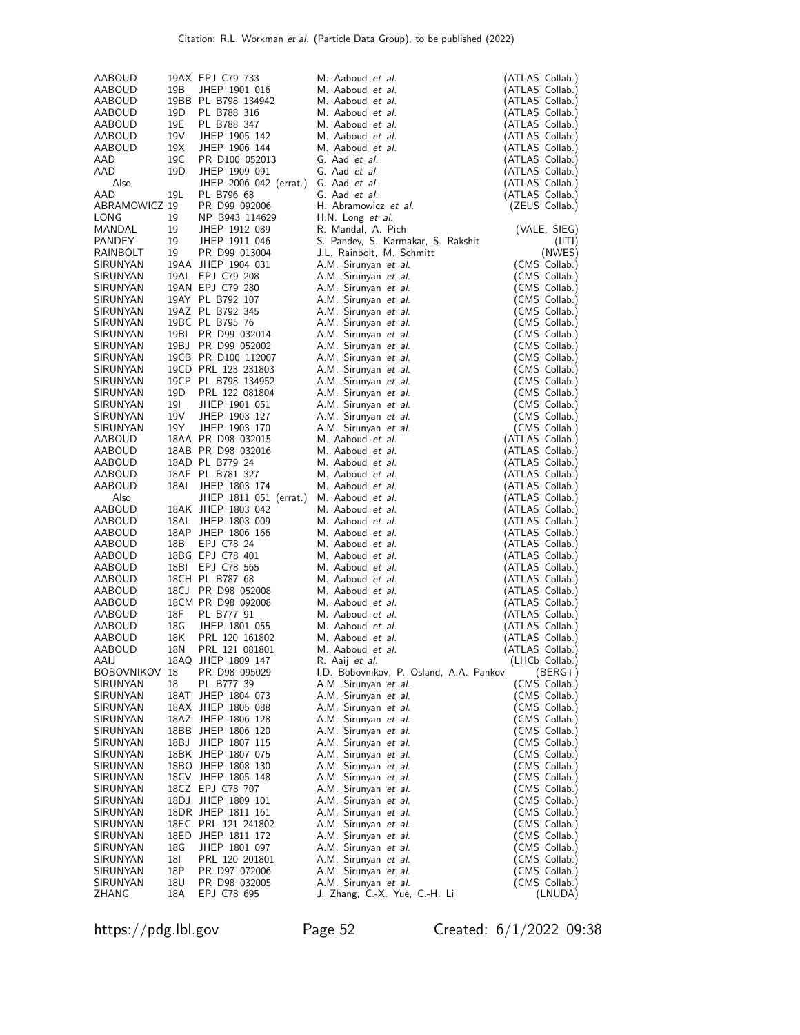| | | | | |
|---|---|---|---|---|
| AABOUD | 19AX | EPJ C79 733 | M. Aaboud *et al.* | (ATLAS Collab.) |
| AABOUD | 19B | JHEP 1901 016 | M. Aaboud *et al.* | (ATLAS Collab.) |
| AABOUD | 19BB | PL B798 134942 | M. Aaboud *et al.* | (ATLAS Collab.) |
| AABOUD | 19D | PL B788 316 | M. Aaboud *et al.* | (ATLAS Collab.) |
| AABOUD | 19E | PL B788 347 | M. Aaboud *et al.* | (ATLAS Collab.) |
| AABOUD | 19V | JHEP 1905 142 | M. Aaboud *et al.* | (ATLAS Collab.) |
| AABOUD | 19X | JHEP 1906 144 | M. Aaboud *et al.* | (ATLAS Collab.) |
| AAD | 19C | PR D100 052013 | G. Aad *et al.* | (ATLAS Collab.) |
| AAD | 19D | JHEP 1909 091 | G. Aad *et al.* | (ATLAS Collab.) |
| Also | | JHEP 2006 042 (errat.) | G. Aad *et al.* | (ATLAS Collab.) |
| AAD | 19L | PL B796 68 | G. Aad *et al.* | (ATLAS Collab.) |
| ABRAMOWICZ | 19 | PR D99 092006 | H. Abramowicz *et al.* | (ZEUS Collab.) |
| LONG | 19 | NP B943 114629 | H.N. Long *et al.* | |
| MANDAL | 19 | JHEP 1912 089 | R. Mandal, A. Pich | (VALE, SIEG) |
| PANDEY | 19 | JHEP 1911 046 | S. Pandey, S. Karmakar, S. Rakshit | (IITI) |
| RAINBOLT | 19 | PR D99 013004 | J.L. Rainbolt, M. Schmitt | (NWES) |
| SIRUNYAN | 19AA | JHEP 1904 031 | A.M. Sirunyan *et al.* | (CMS Collab.) |
| SIRUNYAN | 19AL | EPJ C79 208 | A.M. Sirunyan *et al.* | (CMS Collab.) |
| SIRUNYAN | 19AN | EPJ C79 280 | A.M. Sirunyan *et al.* | (CMS Collab.) |
| SIRUNYAN | 19AY | PL B792 107 | A.M. Sirunyan *et al.* | (CMS Collab.) |
| SIRUNYAN | 19AZ | PL B792 345 | A.M. Sirunyan *et al.* | (CMS Collab.) |
| SIRUNYAN | 19BC | PL B795 76 | A.M. Sirunyan *et al.* | (CMS Collab.) |
| SIRUNYAN | 19BI | PR D99 032014 | A.M. Sirunyan *et al.* | (CMS Collab.) |
| SIRUNYAN | 19BJ | PR D99 052002 | A.M. Sirunyan *et al.* | (CMS Collab.) |
| SIRUNYAN | 19CB | PR D100 112007 | A.M. Sirunyan *et al.* | (CMS Collab.) |
| SIRUNYAN | 19CD | PRL 123 231803 | A.M. Sirunyan *et al.* | (CMS Collab.) |
| SIRUNYAN | 19CP | PL B798 134952 | A.M. Sirunyan *et al.* | (CMS Collab.) |
| SIRUNYAN | 19D | PRL 122 081804 | A.M. Sirunyan *et al.* | (CMS Collab.) |
| SIRUNYAN | 19I | JHEP 1901 051 | A.M. Sirunyan *et al.* | (CMS Collab.) |
| SIRUNYAN | 19V | JHEP 1903 127 | A.M. Sirunyan *et al.* | (CMS Collab.) |
| SIRUNYAN | 19Y | JHEP 1903 170 | A.M. Sirunyan *et al.* | (CMS Collab.) |
| AABOUD | 18AA | PR D98 032015 | M. Aaboud *et al.* | (ATLAS Collab.) |
| AABOUD | 18AB | PR D98 032016 | M. Aaboud *et al.* | (ATLAS Collab.) |
| AABOUD | 18AD | PL B779 24 | M. Aaboud *et al.* | (ATLAS Collab.) |
| AABOUD | 18AF | PL B781 327 | M. Aaboud *et al.* | (ATLAS Collab.) |
| AABOUD | 18AI | JHEP 1803 174 | M. Aaboud *et al.* | (ATLAS Collab.) |
| Also | | JHEP 1811 051 (errat.) | M. Aaboud *et al.* | (ATLAS Collab.) |
| AABOUD | 18AK | JHEP 1803 042 | M. Aaboud *et al.* | (ATLAS Collab.) |
| AABOUD | 18AL | JHEP 1803 009 | M. Aaboud *et al.* | (ATLAS Collab.) |
| AABOUD | 18AP | JHEP 1806 166 | M. Aaboud *et al.* | (ATLAS Collab.) |
| AABOUD | 18B | EPJ C78 24 | M. Aaboud *et al.* | (ATLAS Collab.) |
| AABOUD | 18BG | EPJ C78 401 | M. Aaboud *et al.* | (ATLAS Collab.) |
| AABOUD | 18BI | EPJ C78 565 | M. Aaboud *et al.* | (ATLAS Collab.) |
| AABOUD | 18CH | PL B787 68 | M. Aaboud *et al.* | (ATLAS Collab.) |
| AABOUD | 18CJ | PR D98 052008 | M. Aaboud *et al.* | (ATLAS Collab.) |
| AABOUD | 18CM | PR D98 092008 | M. Aaboud *et al.* | (ATLAS Collab.) |
| AABOUD | 18F | PL B777 91 | M. Aaboud *et al.* | (ATLAS Collab.) |
| AABOUD | 18G | JHEP 1801 055 | M. Aaboud *et al.* | (ATLAS Collab.) |
| AABOUD | 18K | PRL 120 161802 | M. Aaboud *et al.* | (ATLAS Collab.) |
| AABOUD | 18N | PRL 121 081801 | M. Aaboud *et al.* | (ATLAS Collab.) |
| AAIJ | 18AQ | JHEP 1809 147 | R. Aaij *et al.* | (LHCb Collab.) |
| BOBOVNIKOV | 18 | PR D98 095029 | I.D. Bobovnikov, P. Osland, A.A. Pankov | (BERG+) |
| SIRUNYAN | 18 | PL B777 39 | A.M. Sirunyan *et al.* | (CMS Collab.) |
| SIRUNYAN | 18AT | JHEP 1804 073 | A.M. Sirunyan *et al.* | (CMS Collab.) |
| SIRUNYAN | 18AX | JHEP 1805 088 | A.M. Sirunyan *et al.* | (CMS Collab.) |
| SIRUNYAN | 18AZ | JHEP 1806 128 | A.M. Sirunyan *et al.* | (CMS Collab.) |
| SIRUNYAN | 18BB | JHEP 1806 120 | A.M. Sirunyan *et al.* | (CMS Collab.) |
| SIRUNYAN | 18BJ | JHEP 1807 115 | A.M. Sirunyan *et al.* | (CMS Collab.) |
| SIRUNYAN | 18BK | JHEP 1807 075 | A.M. Sirunyan *et al.* | (CMS Collab.) |
| SIRUNYAN | 18BO | JHEP 1808 130 | A.M. Sirunyan *et al.* | (CMS Collab.) |
| SIRUNYAN | 18CV | JHEP 1805 148 | A.M. Sirunyan *et al.* | (CMS Collab.) |
| SIRUNYAN | 18CZ | EPJ C78 707 | A.M. Sirunyan *et al.* | (CMS Collab.) |
| SIRUNYAN | 18DJ | JHEP 1809 101 | A.M. Sirunyan *et al.* | (CMS Collab.) |
| SIRUNYAN | 18DR | JHEP 1811 161 | A.M. Sirunyan *et al.* | (CMS Collab.) |
| SIRUNYAN | 18EC | PRL 121 241802 | A.M. Sirunyan *et al.* | (CMS Collab.) |
| SIRUNYAN | 18ED | JHEP 1811 172 | A.M. Sirunyan *et al.* | (CMS Collab.) |
| SIRUNYAN | 18G | JHEP 1801 097 | A.M. Sirunyan *et al.* | (CMS Collab.) |
| SIRUNYAN | 18I | PRL 120 201801 | A.M. Sirunyan *et al.* | (CMS Collab.) |
| SIRUNYAN | 18P | PR D97 072006 | A.M. Sirunyan *et al.* | (CMS Collab.) |
| SIRUNYAN | 18U | PR D98 032005 | A.M. Sirunyan *et al.* | (CMS Collab.) |
| ZHANG | 18A | EPJ C78 695 | J. Zhang, C.-X. Yue, C.-H. Li | (LNUDA) |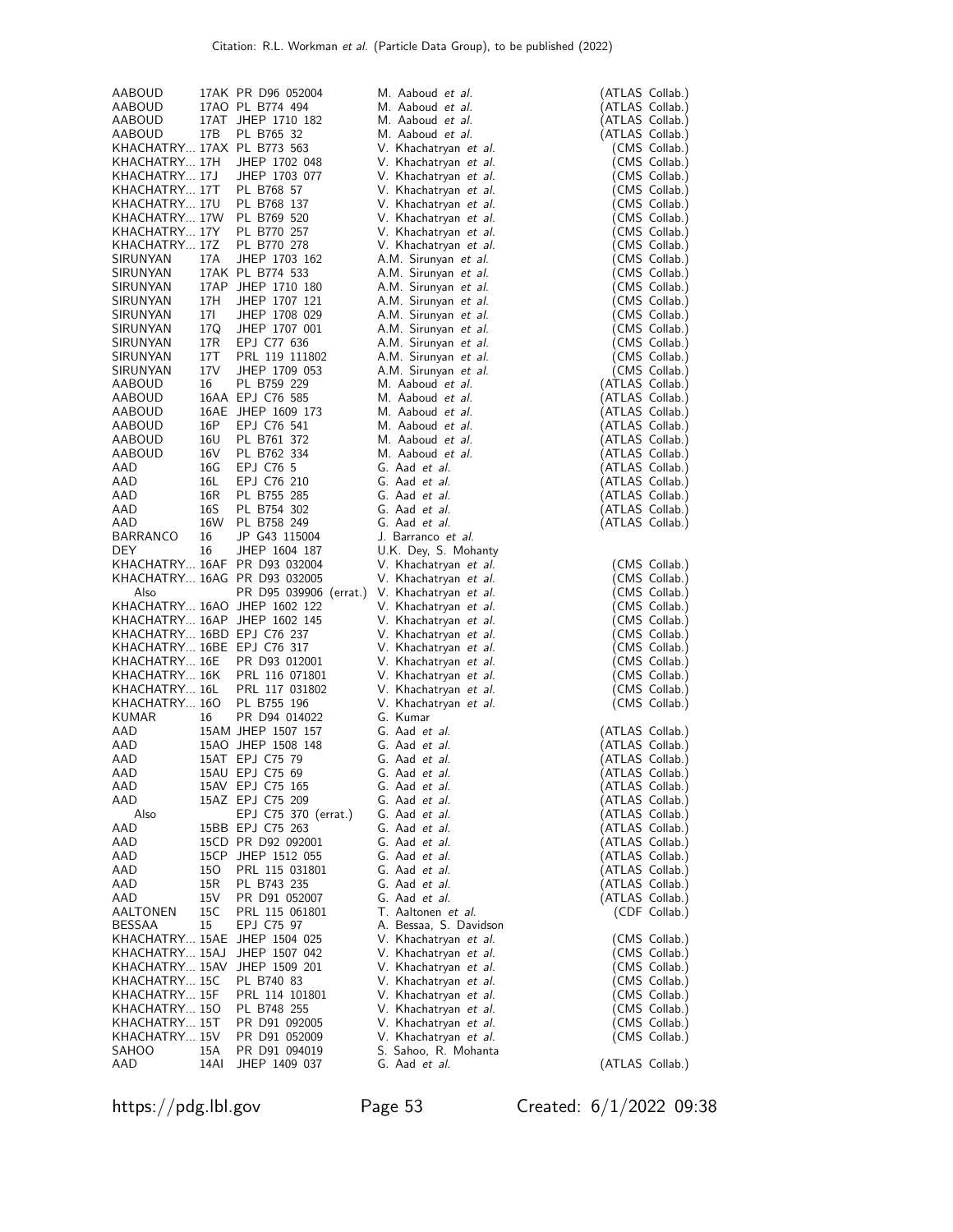| | | | | |
|---|---|---|---|---|
| AABOUD | 17AK | PR D96 052004 | M. Aaboud *et al.* | (ATLAS Collab.) |
| AABOUD | 17AO | PL B774 494 | M. Aaboud *et al.* | (ATLAS Collab.) |
| AABOUD | 17AT | JHEP 1710 182 | M. Aaboud *et al.* | (ATLAS Collab.) |
| AABOUD | 17B | PL B765 32 | M. Aaboud *et al.* | (ATLAS Collab.) |
| KHACHATRY... | 17AX | PL B773 563 | V. Khachatryan *et al.* | (CMS Collab.) |
| KHACHATRY... | 17H | JHEP 1702 048 | V. Khachatryan *et al.* | (CMS Collab.) |
| KHACHATRY... | 17J | JHEP 1703 077 | V. Khachatryan *et al.* | (CMS Collab.) |
| KHACHATRY... | 17T | PL B768 57 | V. Khachatryan *et al.* | (CMS Collab.) |
| KHACHATRY... | 17U | PL B768 137 | V. Khachatryan *et al.* | (CMS Collab.) |
| KHACHATRY... | 17W | PL B769 520 | V. Khachatryan *et al.* | (CMS Collab.) |
| KHACHATRY... | 17Y | PL B770 257 | V. Khachatryan *et al.* | (CMS Collab.) |
| KHACHATRY... | 17Z | PL B770 278 | V. Khachatryan *et al.* | (CMS Collab.) |
| SIRUNYAN | 17A | JHEP 1703 162 | A.M. Sirunyan *et al.* | (CMS Collab.) |
| SIRUNYAN | 17AK | PL B774 533 | A.M. Sirunyan *et al.* | (CMS Collab.) |
| SIRUNYAN | 17AP | JHEP 1710 180 | A.M. Sirunyan *et al.* | (CMS Collab.) |
| SIRUNYAN | 17H | JHEP 1707 121 | A.M. Sirunyan *et al.* | (CMS Collab.) |
| SIRUNYAN | 17I | JHEP 1708 029 | A.M. Sirunyan *et al.* | (CMS Collab.) |
| SIRUNYAN | 17Q | JHEP 1707 001 | A.M. Sirunyan *et al.* | (CMS Collab.) |
| SIRUNYAN | 17R | EPJ C77 636 | A.M. Sirunyan *et al.* | (CMS Collab.) |
| SIRUNYAN | 17T | PRL 119 111802 | A.M. Sirunyan *et al.* | (CMS Collab.) |
| SIRUNYAN | 17V | JHEP 1709 053 | A.M. Sirunyan *et al.* | (CMS Collab.) |
| AABOUD | 16 | PL B759 229 | M. Aaboud *et al.* | (ATLAS Collab.) |
| AABOUD | 16AA | EPJ C76 585 | M. Aaboud *et al.* | (ATLAS Collab.) |
| AABOUD | 16AE | JHEP 1609 173 | M. Aaboud *et al.* | (ATLAS Collab.) |
| AABOUD | 16P | EPJ C76 541 | M. Aaboud *et al.* | (ATLAS Collab.) |
| AABOUD | 16U | PL B761 372 | M. Aaboud *et al.* | (ATLAS Collab.) |
| AABOUD | 16V | PL B762 334 | M. Aaboud *et al.* | (ATLAS Collab.) |
| AAD | 16G | EPJ C76 5 | G. Aad *et al.* | (ATLAS Collab.) |
| AAD | 16L | EPJ C76 210 | G. Aad *et al.* | (ATLAS Collab.) |
| AAD | 16R | PL B755 285 | G. Aad *et al.* | (ATLAS Collab.) |
| AAD | 16S | PL B754 302 | G. Aad *et al.* | (ATLAS Collab.) |
| AAD | 16W | PL B758 249 | G. Aad *et al.* | (ATLAS Collab.) |
| BARRANCO | 16 | JP G43 115004 | J. Barranco *et al.* | |
| DEY | 16 | JHEP 1604 187 | U.K. Dey, S. Mohanty | |
| KHACHATRY... | 16AF | PR D93 032004 | V. Khachatryan *et al.* | (CMS Collab.) |
| KHACHATRY... | 16AG | PR D93 032005 | V. Khachatryan *et al.* | (CMS Collab.) |
| Also | | PR D95 039906 (errat.) | V. Khachatryan *et al.* | (CMS Collab.) |
| KHACHATRY... | 16AO | JHEP 1602 122 | V. Khachatryan *et al.* | (CMS Collab.) |
| KHACHATRY... | 16AP | JHEP 1602 145 | V. Khachatryan *et al.* | (CMS Collab.) |
| KHACHATRY... | 16BD | EPJ C76 237 | V. Khachatryan *et al.* | (CMS Collab.) |
| KHACHATRY... | 16BE | EPJ C76 317 | V. Khachatryan *et al.* | (CMS Collab.) |
| KHACHATRY... | 16E | PR D93 012001 | V. Khachatryan *et al.* | (CMS Collab.) |
| KHACHATRY... | 16K | PRL 116 071801 | V. Khachatryan *et al.* | (CMS Collab.) |
| KHACHATRY... | 16L | PRL 117 031802 | V. Khachatryan *et al.* | (CMS Collab.) |
| KHACHATRY... | 16O | PL B755 196 | V. Khachatryan *et al.* | (CMS Collab.) |
| KUMAR | 16 | PR D94 014022 | G. Kumar | |
| AAD | 15AM | JHEP 1507 157 | G. Aad *et al.* | (ATLAS Collab.) |
| AAD | 15AO | JHEP 1508 148 | G. Aad *et al.* | (ATLAS Collab.) |
| AAD | 15AT | EPJ C75 79 | G. Aad *et al.* | (ATLAS Collab.) |
| AAD | 15AU | EPJ C75 69 | G. Aad *et al.* | (ATLAS Collab.) |
| AAD | 15AV | EPJ C75 165 | G. Aad *et al.* | (ATLAS Collab.) |
| AAD | 15AZ | EPJ C75 209 | G. Aad *et al.* | (ATLAS Collab.) |
| Also | | EPJ C75 370 (errat.) | G. Aad *et al.* | (ATLAS Collab.) |
| AAD | 15BB | EPJ C75 263 | G. Aad *et al.* | (ATLAS Collab.) |
| AAD | 15CD | PR D92 092001 | G. Aad *et al.* | (ATLAS Collab.) |
| AAD | 15CP | JHEP 1512 055 | G. Aad *et al.* | (ATLAS Collab.) |
| AAD | 15O | PRL 115 031801 | G. Aad *et al.* | (ATLAS Collab.) |
| AAD | 15R | PL B743 235 | G. Aad *et al.* | (ATLAS Collab.) |
| AAD | 15V | PR D91 052007 | G. Aad *et al.* | (ATLAS Collab.) |
| AALTONEN | 15C | PRL 115 061801 | T. Aaltonen *et al.* | (CDF Collab.) |
| BESSAA | 15 | EPJ C75 97 | A. Bessaa, S. Davidson | |
| KHACHATRY... | 15AE | JHEP 1504 025 | V. Khachatryan *et al.* | (CMS Collab.) |
| KHACHATRY... | 15AJ | JHEP 1507 042 | V. Khachatryan *et al.* | (CMS Collab.) |
| KHACHATRY... | 15AV | JHEP 1509 201 | V. Khachatryan *et al.* | (CMS Collab.) |
| KHACHATRY... | 15C | PL B740 83 | V. Khachatryan *et al.* | (CMS Collab.) |
| KHACHATRY... | 15F | PRL 114 101801 | V. Khachatryan *et al.* | (CMS Collab.) |
| KHACHATRY... | 15O | PL B748 255 | V. Khachatryan *et al.* | (CMS Collab.) |
| KHACHATRY... | 15T | PR D91 092005 | V. Khachatryan *et al.* | (CMS Collab.) |
| KHACHATRY... | 15V | PR D91 052009 | V. Khachatryan *et al.* | (CMS Collab.) |
| SAHOO | 15A | PR D91 094019 | S. Sahoo, R. Mohanta | |
| AAD | 14AI | JHEP 1409 037 | G. Aad *et al.* | (ATLAS Collab.) |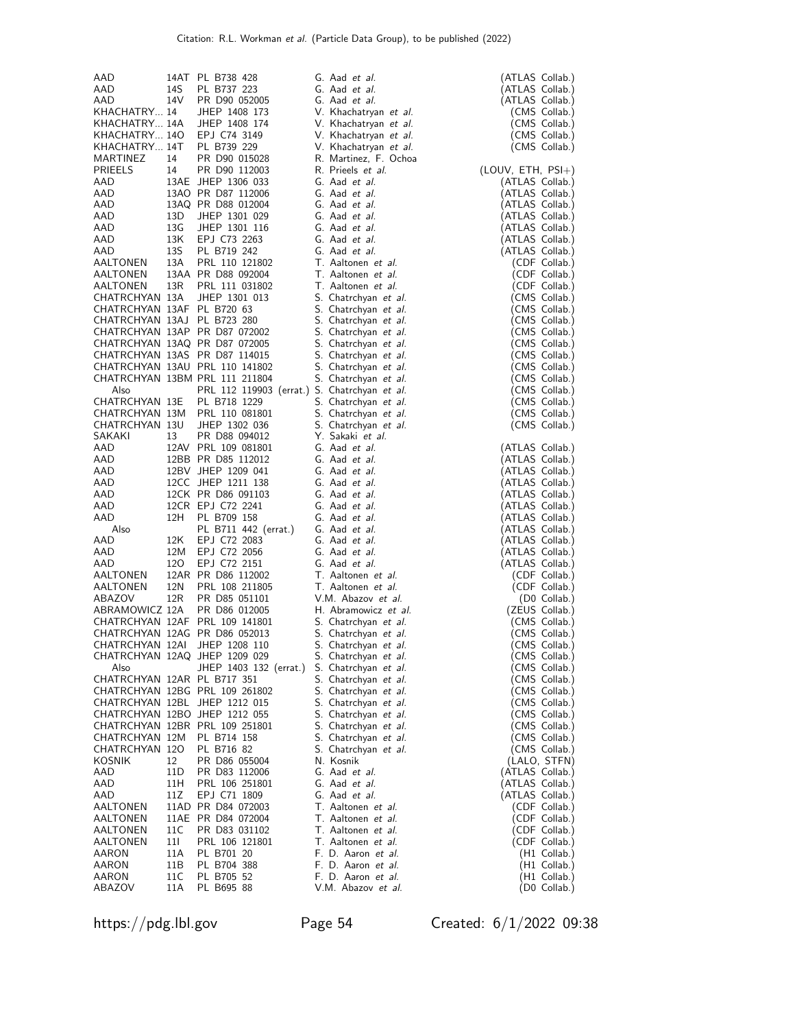| | | | | |
|---|---|---|---|---|
| AAD | 14AT | PL B738 428 | G. Aad *et al.* | (ATLAS Collab.) |
| AAD | 14S | PL B737 223 | G. Aad *et al.* | (ATLAS Collab.) |
| AAD | 14V | PR D90 052005 | G. Aad *et al.* | (ATLAS Collab.) |
| KHACHATRY... | 14 | JHEP 1408 173 | V. Khachatryan *et al.* | (CMS Collab.) |
| KHACHATRY... | 14A | JHEP 1408 174 | V. Khachatryan *et al.* | (CMS Collab.) |
| KHACHATRY... | 14O | EPJ C74 3149 | V. Khachatryan *et al.* | (CMS Collab.) |
| KHACHATRY... | 14T | PL B739 229 | V. Khachatryan *et al.* | (CMS Collab.) |
| MARTINEZ | 14 | PR D90 015028 | R. Martinez, F. Ochoa | |
| PRIEELS | 14 | PR D90 112003 | R. Prieels *et al.* | (LOUV, ETH, PSI+) |
| AAD | 13AE | JHEP 1306 033 | G. Aad *et al.* | (ATLAS Collab.) |
| AAD | 13AO | PR D87 112006 | G. Aad *et al.* | (ATLAS Collab.) |
| AAD | 13AQ | PR D88 012004 | G. Aad *et al.* | (ATLAS Collab.) |
| AAD | 13D | JHEP 1301 029 | G. Aad *et al.* | (ATLAS Collab.) |
| AAD | 13G | JHEP 1301 116 | G. Aad *et al.* | (ATLAS Collab.) |
| AAD | 13K | EPJ C73 2263 | G. Aad *et al.* | (ATLAS Collab.) |
| AAD | 13S | PL B719 242 | G. Aad *et al.* | (ATLAS Collab.) |
| AALTONEN | 13A | PRL 110 121802 | T. Aaltonen *et al.* | (CDF Collab.) |
| AALTONEN | 13AA | PR D88 092004 | T. Aaltonen *et al.* | (CDF Collab.) |
| AALTONEN | 13R | PRL 111 031802 | T. Aaltonen *et al.* | (CDF Collab.) |
| CHATRCHYAN | 13A | JHEP 1301 013 | S. Chatrchyan *et al.* | (CMS Collab.) |
| CHATRCHYAN | 13AF | PL B720 63 | S. Chatrchyan *et al.* | (CMS Collab.) |
| CHATRCHYAN | 13AJ | PL B723 280 | S. Chatrchyan *et al.* | (CMS Collab.) |
| CHATRCHYAN | 13AP | PR D87 072002 | S. Chatrchyan *et al.* | (CMS Collab.) |
| CHATRCHYAN | 13AQ | PR D87 072005 | S. Chatrchyan *et al.* | (CMS Collab.) |
| CHATRCHYAN | 13AS | PR D87 114015 | S. Chatrchyan *et al.* | (CMS Collab.) |
| CHATRCHYAN | 13AU | PRL 110 141802 | S. Chatrchyan *et al.* | (CMS Collab.) |
| CHATRCHYAN | 13BM | PRL 111 211804 | S. Chatrchyan *et al.* | (CMS Collab.) |
| Also | | PRL 112 119903 (errat.) | S. Chatrchyan *et al.* | (CMS Collab.) |
| CHATRCHYAN | 13E | PL B718 1229 | S. Chatrchyan *et al.* | (CMS Collab.) |
| CHATRCHYAN | 13M | PRL 110 081801 | S. Chatrchyan *et al.* | (CMS Collab.) |
| CHATRCHYAN | 13U | JHEP 1302 036 | S. Chatrchyan *et al.* | (CMS Collab.) |
| SAKAKI | 13 | PR D88 094012 | Y. Sakaki *et al.* | |
| AAD | 12AV | PRL 109 081801 | G. Aad *et al.* | (ATLAS Collab.) |
| AAD | 12BB | PR D85 112012 | G. Aad *et al.* | (ATLAS Collab.) |
| AAD | 12BV | JHEP 1209 041 | G. Aad *et al.* | (ATLAS Collab.) |
| AAD | 12CC | JHEP 1211 138 | G. Aad *et al.* | (ATLAS Collab.) |
| AAD | 12CK | PR D86 091103 | G. Aad *et al.* | (ATLAS Collab.) |
| AAD | 12CR | EPJ C72 2241 | G. Aad *et al.* | (ATLAS Collab.) |
| AAD | 12H | PL B709 158 | G. Aad *et al.* | (ATLAS Collab.) |
| Also | | PL B711 442 (errat.) | G. Aad *et al.* | (ATLAS Collab.) |
| AAD | 12K | EPJ C72 2083 | G. Aad *et al.* | (ATLAS Collab.) |
| AAD | 12M | EPJ C72 2056 | G. Aad *et al.* | (ATLAS Collab.) |
| AAD | 12O | EPJ C72 2151 | G. Aad *et al.* | (ATLAS Collab.) |
| AALTONEN | 12AR | PR D86 112002 | T. Aaltonen *et al.* | (CDF Collab.) |
| AALTONEN | 12N | PRL 108 211805 | T. Aaltonen *et al.* | (CDF Collab.) |
| ABAZOV | 12R | PR D85 051101 | V.M. Abazov *et al.* | (D0 Collab.) |
| ABRAMOWICZ | 12A | PR D86 012005 | H. Abramowicz *et al.* | (ZEUS Collab.) |
| CHATRCHYAN | 12AF | PRL 109 141801 | S. Chatrchyan *et al.* | (CMS Collab.) |
| CHATRCHYAN | 12AG | PR D86 052013 | S. Chatrchyan *et al.* | (CMS Collab.) |
| CHATRCHYAN | 12AI | JHEP 1208 110 | S. Chatrchyan *et al.* | (CMS Collab.) |
| CHATRCHYAN | 12AQ | JHEP 1209 029 | S. Chatrchyan *et al.* | (CMS Collab.) |
| Also | | JHEP 1403 132 (errat.) | S. Chatrchyan *et al.* | (CMS Collab.) |
| CHATRCHYAN | 12AR | PL B717 351 | S. Chatrchyan *et al.* | (CMS Collab.) |
| CHATRCHYAN | 12BG | PRL 109 261802 | S. Chatrchyan *et al.* | (CMS Collab.) |
| CHATRCHYAN | 12BL | JHEP 1212 015 | S. Chatrchyan *et al.* | (CMS Collab.) |
| CHATRCHYAN | 12BO | JHEP 1212 055 | S. Chatrchyan *et al.* | (CMS Collab.) |
| CHATRCHYAN | 12BR | PRL 109 251801 | S. Chatrchyan *et al.* | (CMS Collab.) |
| CHATRCHYAN | 12M | PL B714 158 | S. Chatrchyan *et al.* | (CMS Collab.) |
| CHATRCHYAN | 12O | PL B716 82 | S. Chatrchyan *et al.* | (CMS Collab.) |
| KOSNIK | 12 | PR D86 055004 | N. Kosnik | (LALO, STFN) |
| AAD | 11D | PR D83 112006 | G. Aad *et al.* | (ATLAS Collab.) |
| AAD | 11H | PRL 106 251801 | G. Aad *et al.* | (ATLAS Collab.) |
| AAD | 11Z | EPJ C71 1809 | G. Aad *et al.* | (ATLAS Collab.) |
| AALTONEN | 11AD | PR D84 072003 | T. Aaltonen *et al.* | (CDF Collab.) |
| AALTONEN | 11AE | PR D84 072004 | T. Aaltonen *et al.* | (CDF Collab.) |
| AALTONEN | 11C | PR D83 031102 | T. Aaltonen *et al.* | (CDF Collab.) |
| AALTONEN | 11I | PRL 106 121801 | T. Aaltonen *et al.* | (CDF Collab.) |
| AARON | 11A | PL B701 20 | F. D. Aaron *et al.* | (H1 Collab.) |
| AARON | 11B | PL B704 388 | F. D. Aaron *et al.* | (H1 Collab.) |
| AARON | 11C | PL B705 52 | F. D. Aaron *et al.* | (H1 Collab.) |
| ABAZOV | 11A | PL B695 88 | V.M. Abazov *et al.* | (D0 Collab.) |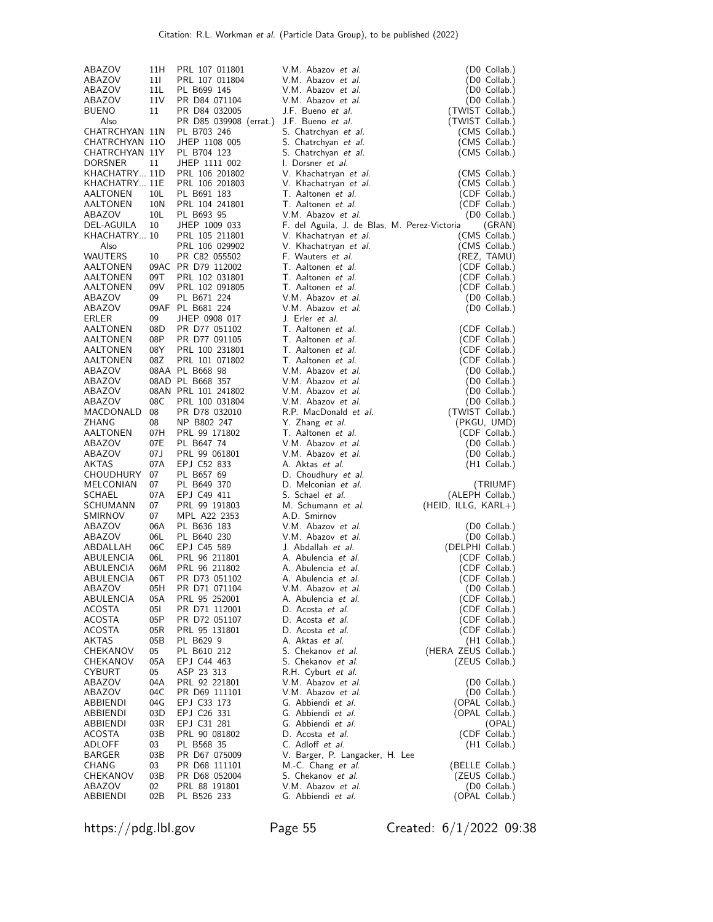| | | | | |
|---|---|---|---|---|
| ABAZOV | 11H | PRL 107 011801 | V.M. Abazov *et al.* | (D0 Collab.) |
| ABAZOV | 11I | PRL 107 011804 | V.M. Abazov *et al.* | (D0 Collab.) |
| ABAZOV | 11L | PL B699 145 | V.M. Abazov *et al.* | (D0 Collab.) |
| ABAZOV | 11V | PR D84 071104 | V.M. Abazov *et al.* | (D0 Collab.) |
| BUENO | 11 | PR D84 032005 | J.F. Bueno *et al.* | (TWIST Collab.) |
| Also | | PR D85 039908 (errat.) | J.F. Bueno *et al.* | (TWIST Collab.) |
| CHATRCHYAN | 11N | PL B703 246 | S. Chatrchyan *et al.* | (CMS Collab.) |
| CHATRCHYAN | 11O | JHEP 1108 005 | S. Chatrchyan *et al.* | (CMS Collab.) |
| CHATRCHYAN | 11Y | PL B704 123 | S. Chatrchyan *et al.* | (CMS Collab.) |
| DORSNER | 11 | JHEP 1111 002 | I. Dorsner *et al.* | |
| KHACHATRY... | 11D | PRL 106 201802 | V. Khachatryan *et al.* | (CMS Collab.) |
| KHACHATRY... | 11E | PRL 106 201803 | V. Khachatryan *et al.* | (CMS Collab.) |
| AALTONEN | 10L | PL B691 183 | T. Aaltonen *et al.* | (CDF Collab.) |
| AALTONEN | 10N | PRL 104 241801 | T. Aaltonen *et al.* | (CDF Collab.) |
| ABAZOV | 10L | PL B693 95 | V.M. Abazov *et al.* | (D0 Collab.) |
| DEL-AGUILA | 10 | JHEP 1009 033 | F. del Aguila, J. de Blas, M. Perez-Victoria | (GRAN) |
| KHACHATRY... | 10 | PRL 105 211801 | V. Khachatryan *et al.* | (CMS Collab.) |
| Also | | PRL 106 029902 | V. Khachatryan *et al.* | (CMS Collab.) |
| WAUTERS | 10 | PR C82 055502 | F. Wauters *et al.* | (REZ, TAMU) |
| AALTONEN | 09AC | PR D79 112002 | T. Aaltonen *et al.* | (CDF Collab.) |
| AALTONEN | 09T | PRL 102 031801 | T. Aaltonen *et al.* | (CDF Collab.) |
| AALTONEN | 09V | PRL 102 091805 | T. Aaltonen *et al.* | (CDF Collab.) |
| ABAZOV | 09 | PL B671 224 | V.M. Abazov *et al.* | (D0 Collab.) |
| ABAZOV | 09AF | PL B681 224 | V.M. Abazov *et al.* | (D0 Collab.) |
| ERLER | 09 | JHEP 0908 017 | J. Erler *et al.* | |
| AALTONEN | 08D | PR D77 051102 | T. Aaltonen *et al.* | (CDF Collab.) |
| AALTONEN | 08P | PR D77 091105 | T. Aaltonen *et al.* | (CDF Collab.) |
| AALTONEN | 08Y | PRL 100 231801 | T. Aaltonen *et al.* | (CDF Collab.) |
| AALTONEN | 08Z | PRL 101 071802 | T. Aaltonen *et al.* | (CDF Collab.) |
| ABAZOV | 08AA | PL B668 98 | V.M. Abazov *et al.* | (D0 Collab.) |
| ABAZOV | 08AD | PL B668 357 | V.M. Abazov *et al.* | (D0 Collab.) |
| ABAZOV | 08AN | PRL 101 241802 | V.M. Abazov *et al.* | (D0 Collab.) |
| ABAZOV | 08C | PRL 100 031804 | V.M. Abazov *et al.* | (D0 Collab.) |
| MACDONALD | 08 | PR D78 032010 | R.P. MacDonald *et al.* | (TWIST Collab.) |
| ZHANG | 08 | NP B802 247 | Y. Zhang *et al.* | (PKGU, UMD) |
| AALTONEN | 07H | PRL 99 171802 | T. Aaltonen *et al.* | (CDF Collab.) |
| ABAZOV | 07E | PL B647 74 | V.M. Abazov *et al.* | (D0 Collab.) |
| ABAZOV | 07J | PRL 99 061801 | V.M. Abazov *et al.* | (D0 Collab.) |
| AKTAS | 07A | EPJ C52 833 | A. Aktas *et al.* | (H1 Collab.) |
| CHOUDHURY | 07 | PL B657 69 | D. Choudhury *et al.* | |
| MELCONIAN | 07 | PL B649 370 | D. Melconian *et al.* | (TRIUMF) |
| SCHAEL | 07A | EPJ C49 411 | S. Schael *et al.* | (ALEPH Collab.) |
| SCHUMANN | 07 | PRL 99 191803 | M. Schumann *et al.* | (HEID, ILLG, KARL+) |
| SMIRNOV | 07 | MPL A22 2353 | A.D. Smirnov | |
| ABAZOV | 06A | PL B636 183 | V.M. Abazov *et al.* | (D0 Collab.) |
| ABAZOV | 06L | PL B640 230 | V.M. Abazov *et al.* | (D0 Collab.) |
| ABDALLAH | 06C | EPJ C45 589 | J. Abdallah *et al.* | (DELPHI Collab.) |
| ABULENCIA | 06L | PRL 96 211801 | A. Abulencia *et al.* | (CDF Collab.) |
| ABULENCIA | 06M | PRL 96 211802 | A. Abulencia *et al.* | (CDF Collab.) |
| ABULENCIA | 06T | PR D73 051102 | A. Abulencia *et al.* | (CDF Collab.) |
| ABAZOV | 05H | PR D71 071104 | V.M. Abazov *et al.* | (D0 Collab.) |
| ABULENCIA | 05A | PRL 95 252001 | A. Abulencia *et al.* | (CDF Collab.) |
| ACOSTA | 05I | PR D71 112001 | D. Acosta *et al.* | (CDF Collab.) |
| ACOSTA | 05P | PR D72 051107 | D. Acosta *et al.* | (CDF Collab.) |
| ACOSTA | 05R | PRL 95 131801 | D. Acosta *et al.* | (CDF Collab.) |
| AKTAS | 05B | PL B629 9 | A. Aktas *et al.* | (H1 Collab.) |
| CHEKANOV | 05 | PL B610 212 | S. Chekanov *et al.* | (HERA ZEUS Collab.) |
| CHEKANOV | 05A | EPJ C44 463 | S. Chekanov *et al.* | (ZEUS Collab.) |
| CYBURT | 05 | ASP 23 313 | R.H. Cyburt *et al.* | |
| ABAZOV | 04A | PRL 92 221801 | V.M. Abazov *et al.* | (D0 Collab.) |
| ABAZOV | 04C | PR D69 111101 | V.M. Abazov *et al.* | (D0 Collab.) |
| ABBIENDI | 04G | EPJ C33 173 | G. Abbiendi *et al.* | (OPAL Collab.) |
| ABBIENDI | 03D | EPJ C26 331 | G. Abbiendi *et al.* | (OPAL Collab.) |
| ABBIENDI | 03R | EPJ C31 281 | G. Abbiendi *et al.* | (OPAL) |
| ACOSTA | 03B | PRL 90 081802 | D. Acosta *et al.* | (CDF Collab.) |
| ADLOFF | 03 | PL B568 35 | C. Adloff *et al.* | (H1 Collab.) |
| BARGER | 03B | PR D67 075009 | V. Barger, P. Langacker, H. Lee | |
| CHANG | 03 | PR D68 111101 | M.-C. Chang *et al.* | (BELLE Collab.) |
| CHEKANOV | 03B | PR D68 052004 | S. Chekanov *et al.* | (ZEUS Collab.) |
| ABAZOV | 02 | PRL 88 191801 | V.M. Abazov *et al.* | (D0 Collab.) |
| ABBIENDI | 02B | PL B526 233 | G. Abbiendi *et al.* | (OPAL Collab.) |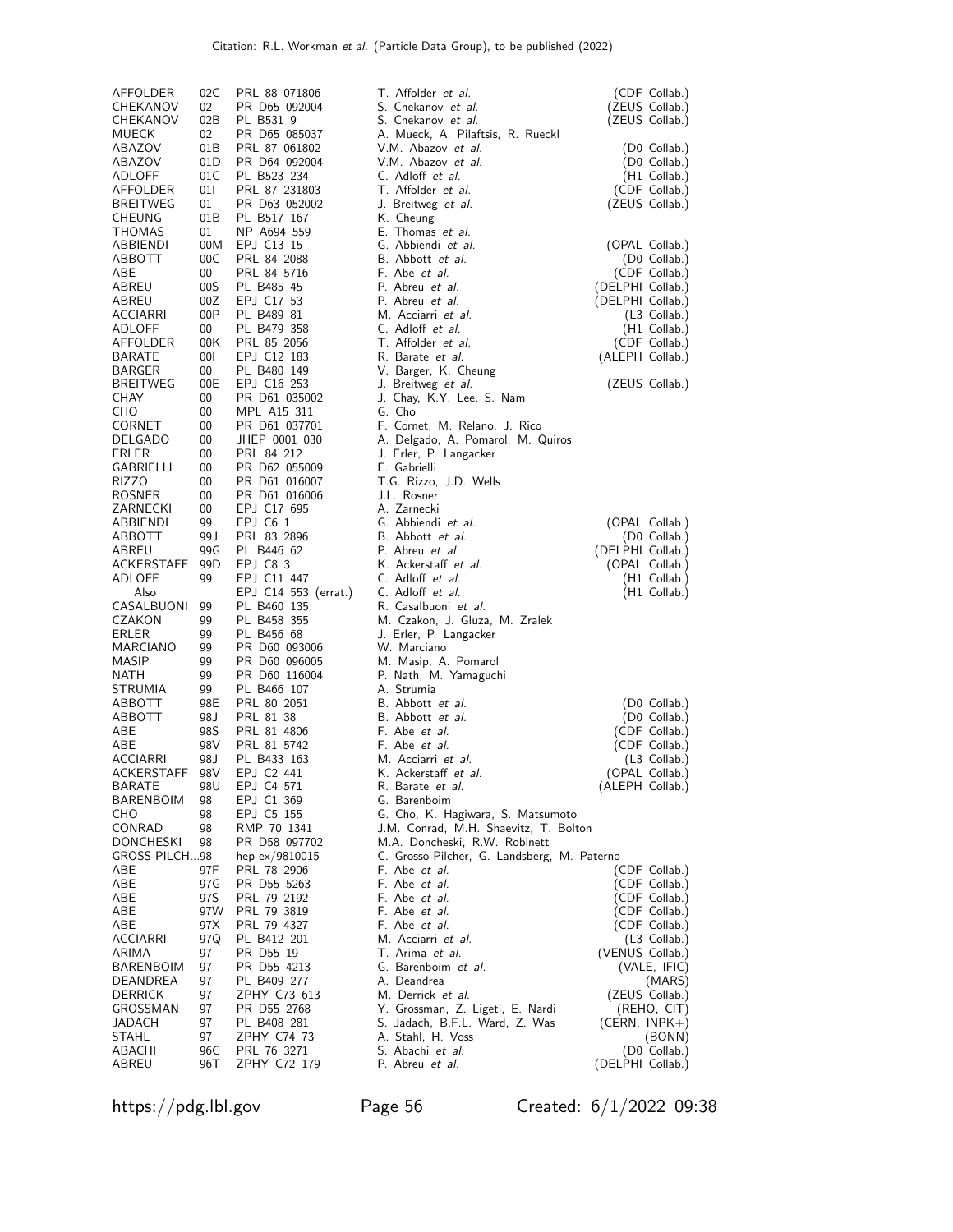| | | | | |
|---|---|---|---|---|
| AFFOLDER | 02C | PRL 88 071806 | T. Affolder *et al.* | (CDF Collab.) |
| CHEKANOV | 02 | PR D65 092004 | S. Chekanov *et al.* | (ZEUS Collab.) |
| CHEKANOV | 02B | PL B531 9 | S. Chekanov *et al.* | (ZEUS Collab.) |
| MUECK | 02 | PR D65 085037 | A. Mueck, A. Pilaftsis, R. Rueckl | |
| ABAZOV | 01B | PRL 87 061802 | V.M. Abazov *et al.* | (D0 Collab.) |
| ABAZOV | 01D | PR D64 092004 | V.M. Abazov *et al.* | (D0 Collab.) |
| ADLOFF | 01C | PL B523 234 | C. Adloff *et al.* | (H1 Collab.) |
| AFFOLDER | 01I | PRL 87 231803 | T. Affolder *et al.* | (CDF Collab.) |
| BREITWEG | 01 | PR D63 052002 | J. Breitweg *et al.* | (ZEUS Collab.) |
| CHEUNG | 01B | PL B517 167 | K. Cheung | |
| THOMAS | 01 | NP A694 559 | E. Thomas *et al.* | |
| ABBIENDI | 00M | EPJ C13 15 | G. Abbiendi *et al.* | (OPAL Collab.) |
| ABBOTT | 00C | PRL 84 2088 | B. Abbott *et al.* | (D0 Collab.) |
| ABE | 00 | PRL 84 5716 | F. Abe *et al.* | (CDF Collab.) |
| ABREU | 00S | PL B485 45 | P. Abreu *et al.* | (DELPHI Collab.) |
| ABREU | 00Z | EPJ C17 53 | P. Abreu *et al.* | (DELPHI Collab.) |
| ACCIARRI | 00P | PL B489 81 | M. Acciarri *et al.* | (L3 Collab.) |
| ADLOFF | 00 | PL B479 358 | C. Adloff *et al.* | (H1 Collab.) |
| AFFOLDER | 00K | PRL 85 2056 | T. Affolder *et al.* | (CDF Collab.) |
| BARATE | 00I | EPJ C12 183 | R. Barate *et al.* | (ALEPH Collab.) |
| BARGER | 00 | PL B480 149 | V. Barger, K. Cheung | |
| BREITWEG | 00E | EPJ C16 253 | J. Breitweg *et al.* | (ZEUS Collab.) |
| CHAY | 00 | PR D61 035002 | J. Chay, K.Y. Lee, S. Nam | |
| CHO | 00 | MPL A15 311 | G. Cho | |
| CORNET | 00 | PR D61 037701 | F. Cornet, M. Relano, J. Rico | |
| DELGADO | 00 | JHEP 0001 030 | A. Delgado, A. Pomarol, M. Quiros | |
| ERLER | 00 | PRL 84 212 | J. Erler, P. Langacker | |
| GABRIELLI | 00 | PR D62 055009 | E. Gabrielli | |
| RIZZO | 00 | PR D61 016007 | T.G. Rizzo, J.D. Wells | |
| ROSNER | 00 | PR D61 016006 | J.L. Rosner | |
| ZARNECKI | 00 | EPJ C17 695 | A. Zarnecki | |
| ABBIENDI | 99 | EPJ C6 1 | G. Abbiendi *et al.* | (OPAL Collab.) |
| ABBOTT | 99J | PRL 83 2896 | B. Abbott *et al.* | (D0 Collab.) |
| ABREU | 99G | PL B446 62 | P. Abreu *et al.* | (DELPHI Collab.) |
| ACKERSTAFF | 99D | EPJ C8 3 | K. Ackerstaff *et al.* | (OPAL Collab.) |
| ADLOFF | 99 | EPJ C11 447 | C. Adloff *et al.* | (H1 Collab.) |
| Also | | EPJ C14 553 (errat.) | C. Adloff *et al.* | (H1 Collab.) |
| CASALBUONI | 99 | PL B460 135 | R. Casalbuoni *et al.* | |
| CZAKON | 99 | PL B458 355 | M. Czakon, J. Gluza, M. Zralek | |
| ERLER | 99 | PL B456 68 | J. Erler, P. Langacker | |
| MARCIANO | 99 | PR D60 093006 | W. Marciano | |
| MASIP | 99 | PR D60 096005 | M. Masip, A. Pomarol | |
| NATH | 99 | PR D60 116004 | P. Nath, M. Yamaguchi | |
| STRUMIA | 99 | PL B466 107 | A. Strumia | |
| ABBOTT | 98E | PRL 80 2051 | B. Abbott *et al.* | (D0 Collab.) |
| ABBOTT | 98J | PRL 81 38 | B. Abbott *et al.* | (D0 Collab.) |
| ABE | 98S | PRL 81 4806 | F. Abe *et al.* | (CDF Collab.) |
| ABE | 98V | PRL 81 5742 | F. Abe *et al.* | (CDF Collab.) |
| ACCIARRI | 98J | PL B433 163 | M. Acciarri *et al.* | (L3 Collab.) |
| ACKERSTAFF | 98V | EPJ C2 441 | K. Ackerstaff *et al.* | (OPAL Collab.) |
| BARATE | 98U | EPJ C4 571 | R. Barate *et al.* | (ALEPH Collab.) |
| BARENBOIM | 98 | EPJ C1 369 | G. Barenboim | |
| CHO | 98 | EPJ C5 155 | G. Cho, K. Hagiwara, S. Matsumoto | |
| CONRAD | 98 | RMP 70 1341 | J.M. Conrad, M.H. Shaevitz, T. Bolton | |
| DONCHESKI | 98 | PR D58 097702 | M.A. Doncheski, R.W. Robinett | |
| GROSS-PILCH...98 | | hep-ex/9810015 | C. Grosso-Pilcher, G. Landsberg, M. Paterno | |
| ABE | 97F | PRL 78 2906 | F. Abe *et al.* | (CDF Collab.) |
| ABE | 97G | PR D55 5263 | F. Abe *et al.* | (CDF Collab.) |
| ABE | 97S | PRL 79 2192 | F. Abe *et al.* | (CDF Collab.) |
| ABE | 97W | PRL 79 3819 | F. Abe *et al.* | (CDF Collab.) |
| ABE | 97X | PRL 79 4327 | F. Abe *et al.* | (CDF Collab.) |
| ACCIARRI | 97Q | PL B412 201 | M. Acciarri *et al.* | (L3 Collab.) |
| ARIMA | 97 | PR D55 19 | T. Arima *et al.* | (VENUS Collab.) |
| BARENBOIM | 97 | PR D55 4213 | G. Barenboim *et al.* | (VALE, IFIC) |
| DEANDREA | 97 | PL B409 277 | A. Deandrea | (MARS) |
| DERRICK | 97 | ZPHY C73 613 | M. Derrick *et al.* | (ZEUS Collab.) |
| GROSSMAN | 97 | PR D55 2768 | Y. Grossman, Z. Ligeti, E. Nardi | (REHO, CIT) |
| JADACH | 97 | PL B408 281 | S. Jadach, B.F.L. Ward, Z. Was | (CERN, INPK+) |
| STAHL | 97 | ZPHY C74 73 | A. Stahl, H. Voss | (BONN) |
| ABACHI | 96C | PRL 76 3271 | S. Abachi *et al.* | (D0 Collab.) |
| ABREU | 96T | ZPHY C72 179 | P. Abreu *et al.* | (DELPHI Collab.) |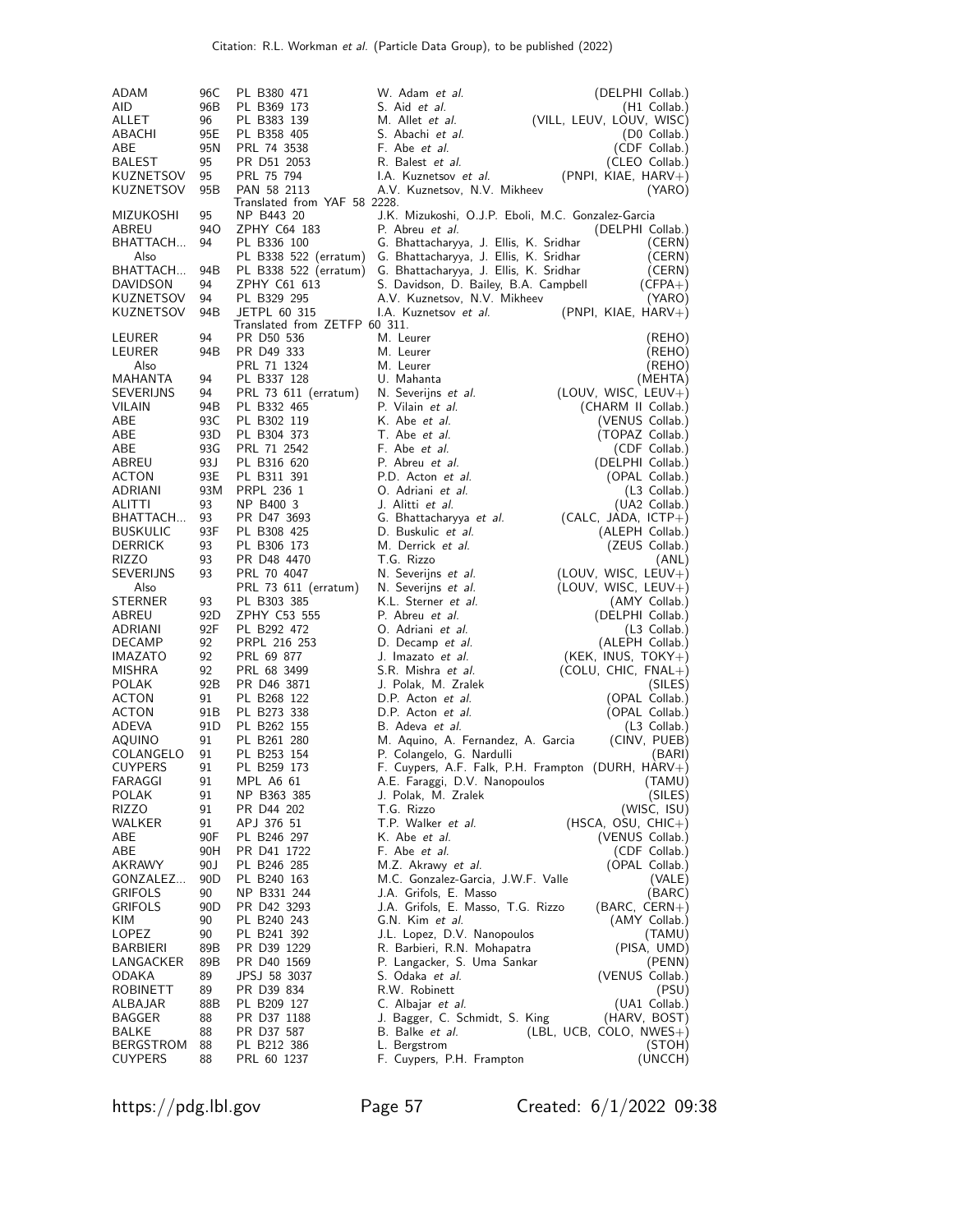| | | | | |
|---|---|---|---|---|
| ADAM | 96C | PL B380 471 | W. Adam *et al.* | (DELPHI Collab.) |
| AID | 96B | PL B369 173 | S. Aid *et al.* | (H1 Collab.) |
| ALLET | 96 | PL B383 139 | M. Allet *et al.* | (VILL, LEUV, LOUV, WISC) |
| ABACHI | 95E | PL B358 405 | S. Abachi *et al.* | (D0 Collab.) |
| ABE | 95N | PRL 74 3538 | F. Abe *et al.* | (CDF Collab.) |
| BALEST | 95 | PR D51 2053 | R. Balest *et al.* | (CLEO Collab.) |
| KUZNETSOV | 95 | PRL 75 794 | I.A. Kuznetsov *et al.* | (PNPI, KIAE, HARV+) |
| KUZNETSOV | 95B | PAN 58 2113 | A.V. Kuznetsov, N.V. Mikheev | (YARO) |
| | | Translated from YAF 58 2228. | | |
| MIZUKOSHI | 95 | NP B443 20 | J.K. Mizukoshi, O.J.P. Eboli, M.C. Gonzalez-Garcia | |
| ABREU | 94O | ZPHY C64 183 | P. Abreu *et al.* | (DELPHI Collab.) |
| BHATTACH... | 94 | PL B336 100 | G. Bhattacharyya, J. Ellis, K. Sridhar | (CERN) |
| Also | | PL B338 522 (erratum) | G. Bhattacharyya, J. Ellis, K. Sridhar | (CERN) |
| BHATTACH... | 94B | PL B338 522 (erratum) | G. Bhattacharyya, J. Ellis, K. Sridhar | (CERN) |
| DAVIDSON | 94 | ZPHY C61 613 | S. Davidson, D. Bailey, B.A. Campbell | (CFPA+) |
| KUZNETSOV | 94 | PL B329 295 | A.V. Kuznetsov, N.V. Mikheev | (YARO) |
| KUZNETSOV | 94B | JETPL 60 315 | I.A. Kuznetsov *et al.* | (PNPI, KIAE, HARV+) |
| | | Translated from ZETFP 60 311. | | |
| LEURER | 94 | PR D50 536 | M. Leurer | (REHO) |
| LEURER | 94B | PR D49 333 | M. Leurer | (REHO) |
| Also | | PRL 71 1324 | M. Leurer | (REHO) |
| MAHANTA | 94 | PL B337 128 | U. Mahanta | (MEHTA) |
| SEVERIJNS | 94 | PRL 73 611 (erratum) | N. Severijns *et al.* | (LOUV, WISC, LEUV+) |
| VILAIN | 94B | PL B332 465 | P. Vilain *et al.* | (CHARM II Collab.) |
| ABE | 93C | PL B302 119 | K. Abe *et al.* | (VENUS Collab.) |
| ABE | 93D | PL B304 373 | T. Abe *et al.* | (TOPAZ Collab.) |
| ABE | 93G | PRL 71 2542 | F. Abe *et al.* | (CDF Collab.) |
| ABREU | 93J | PL B316 620 | P. Abreu *et al.* | (DELPHI Collab.) |
| ACTON | 93E | PL B311 391 | P.D. Acton *et al.* | (OPAL Collab.) |
| ADRIANI | 93M | PRPL 236 1 | O. Adriani *et al.* | (L3 Collab.) |
| ALITTI | 93 | NP B400 3 | J. Alitti *et al.* | (UA2 Collab.) |
| BHATTACH... | 93 | PR D47 3693 | G. Bhattacharyya *et al.* | (CALC, JADA, ICTP+) |
| BUSKULIC | 93F | PL B308 425 | D. Buskulic *et al.* | (ALEPH Collab.) |
| DERRICK | 93 | PL B306 173 | M. Derrick *et al.* | (ZEUS Collab.) |
| RIZZO | 93 | PR D48 4470 | T.G. Rizzo | (ANL) |
| SEVERIJNS | 93 | PRL 70 4047 | N. Severijns *et al.* | (LOUV, WISC, LEUV+) |
| Also | | PRL 73 611 (erratum) | N. Severijns *et al.* | (LOUV, WISC, LEUV+) |
| STERNER | 93 | PL B303 385 | K.L. Sterner *et al.* | (AMY Collab.) |
| ABREU | 92D | ZPHY C53 555 | P. Abreu *et al.* | (DELPHI Collab.) |
| ADRIANI | 92F | PL B292 472 | O. Adriani *et al.* | (L3 Collab.) |
| DECAMP | 92 | PRPL 216 253 | D. Decamp *et al.* | (ALEPH Collab.) |
| IMAZATO | 92 | PRL 69 877 | J. Imazato *et al.* | (KEK, INUS, TOKY+) |
| MISHRA | 92 | PRL 68 3499 | S.R. Mishra *et al.* | (COLU, CHIC, FNAL+) |
| POLAK | 92B | PR D46 3871 | J. Polak, M. Zralek | (SILES) |
| ACTON | 91 | PL B268 122 | D.P. Acton *et al.* | (OPAL Collab.) |
| ACTON | 91B | PL B273 338 | D.P. Acton *et al.* | (OPAL Collab.) |
| ADEVA | 91D | PL B262 155 | B. Adeva *et al.* | (L3 Collab.) |
| AQUINO | 91 | PL B261 280 | M. Aquino, A. Fernandez, A. Garcia | (CINV, PUEB) |
| COLANGELO | 91 | PL B253 154 | P. Colangelo, G. Nardulli | (BARI) |
| CUYPERS | 91 | PL B259 173 | F. Cuypers, A.F. Falk, P.H. Frampton | (DURH, HARV+) |
| FARAGGI | 91 | MPL A6 61 | A.E. Faraggi, D.V. Nanopoulos | (TAMU) |
| POLAK | 91 | NP B363 385 | J. Polak, M. Zralek | (SILES) |
| RIZZO | 91 | PR D44 202 | T.G. Rizzo | (WISC, ISU) |
| WALKER | 91 | APJ 376 51 | T.P. Walker *et al.* | (HSCA, OSU, CHIC+) |
| ABE | 90F | PL B246 297 | K. Abe *et al.* | (VENUS Collab.) |
| ABE | 90H | PR D41 1722 | F. Abe *et al.* | (CDF Collab.) |
| AKRAWY | 90J | PL B246 285 | M.Z. Akrawy *et al.* | (OPAL Collab.) |
| GONZALEZ... | 90D | PL B240 163 | M.C. Gonzalez-Garcia, J.W.F. Valle | (VALE) |
| GRIFOLS | 90 | NP B331 244 | J.A. Grifols, E. Masso | (BARC) |
| GRIFOLS | 90D | PR D42 3293 | J.A. Grifols, E. Masso, T.G. Rizzo | (BARC, CERN+) |
| KIM | 90 | PL B240 243 | G.N. Kim *et al.* | (AMY Collab.) |
| LOPEZ | 90 | PL B241 392 | J.L. Lopez, D.V. Nanopoulos | (TAMU) |
| BARBIERI | 89B | PR D39 1229 | R. Barbieri, R.N. Mohapatra | (PISA, UMD) |
| LANGACKER | 89B | PR D40 1569 | P. Langacker, S. Uma Sankar | (PENN) |
| ODAKA | 89 | JPSJ 58 3037 | S. Odaka *et al.* | (VENUS Collab.) |
| ROBINETT | 89 | PR D39 834 | R.W. Robinett | (PSU) |
| ALBAJAR | 88B | PL B209 127 | C. Albajar *et al.* | (UA1 Collab.) |
| BAGGER | 88 | PR D37 1188 | J. Bagger, C. Schmidt, S. King | (HARV, BOST) |
| BALKE | 88 | PR D37 587 | B. Balke *et al.* | (LBL, UCB, COLO, NWES+) |
| BERGSTROM | 88 | PL B212 386 | L. Bergstrom | (STOH) |
| CUYPERS | 88 | PRL 60 1237 | F. Cuypers, P.H. Frampton | (UNCCH) |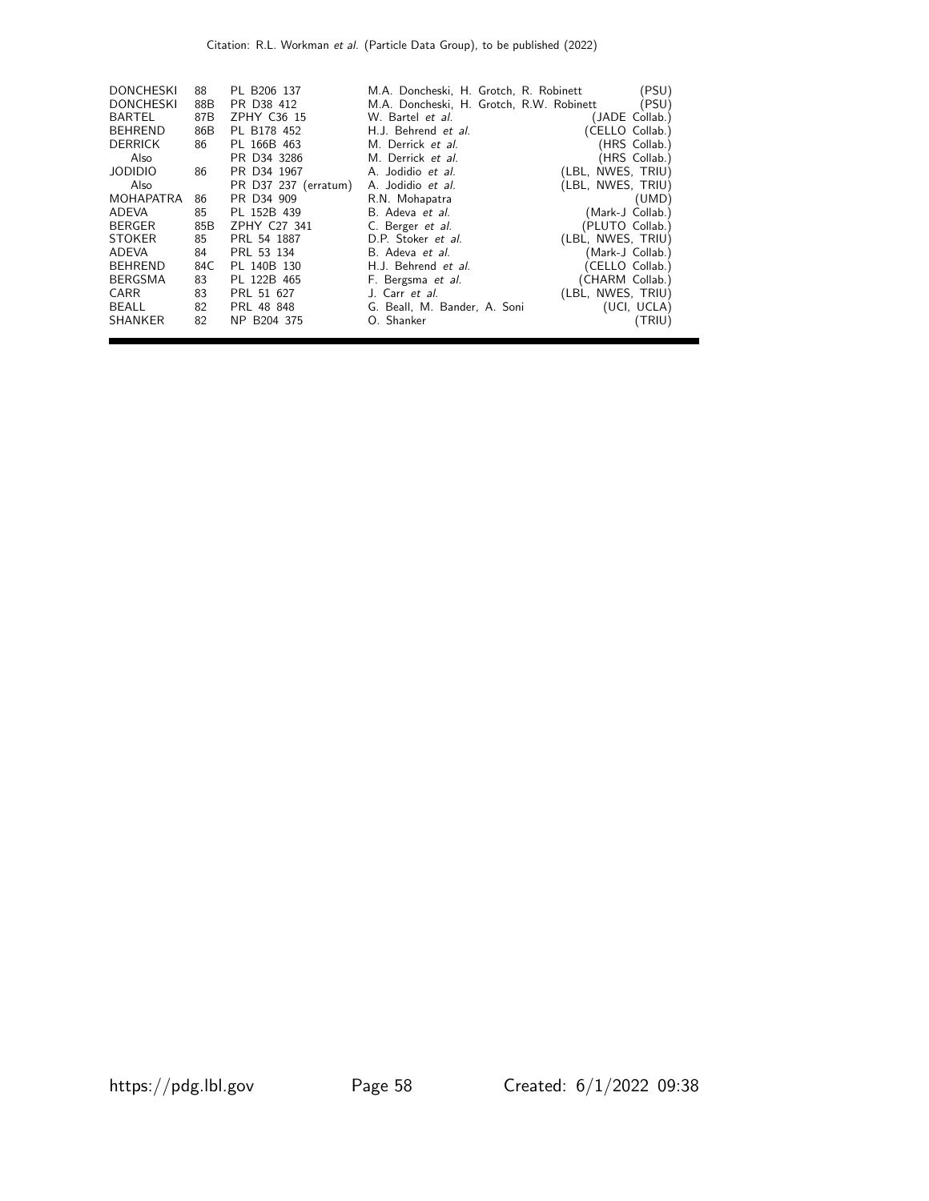| | | | | |
|---|---|---|---|---|
| DONCHESKI | 88 | PL B206 137 | M.A. Doncheski, H. Grotch, R. Robinett | (PSU) |
| DONCHESKI | 88B | PR D38 412 | M.A. Doncheski, H. Grotch, R.W. Robinett | (PSU) |
| BARTEL | 87B | ZPHY C36 15 | W. Bartel *et al.* | (JADE Collab.) |
| BEHREND | 86B | PL B178 452 | H.J. Behrend *et al.* | (CELLO Collab.) |
| DERRICK | 86 | PL 166B 463 | M. Derrick *et al.* | (HRS Collab.) |
| Also | | PR D34 3286 | M. Derrick *et al.* | (HRS Collab.) |
| JODIDIO | 86 | PR D34 1967 | A. Jodidio *et al.* | (LBL, NWES, TRIU) |
| Also | | PR D37 237 (erratum) | A. Jodidio *et al.* | (LBL, NWES, TRIU) |
| MOHAPATRA | 86 | PR D34 909 | R.N. Mohapatra | (UMD) |
| ADEVA | 85 | PL 152B 439 | B. Adeva *et al.* | (Mark-J Collab.) |
| BERGER | 85B | ZPHY C27 341 | C. Berger *et al.* | (PLUTO Collab.) |
| STOKER | 85 | PRL 54 1887 | D.P. Stoker *et al.* | (LBL, NWES, TRIU) |
| ADEVA | 84 | PRL 53 134 | B. Adeva *et al.* | (Mark-J Collab.) |
| BEHREND | 84C | PL 140B 130 | H.J. Behrend *et al.* | (CELLO Collab.) |
| BERGSMA | 83 | PL 122B 465 | F. Bergsma *et al.* | (CHARM Collab.) |
| CARR | 83 | PRL 51 627 | J. Carr *et al.* | (LBL, NWES, TRIU) |
| BEALL | 82 | PRL 48 848 | G. Beall, M. Bander, A. Soni | (UCI, UCLA) |
| SHANKER | 82 | NP B204 375 | O. Shanker | (TRIU) |